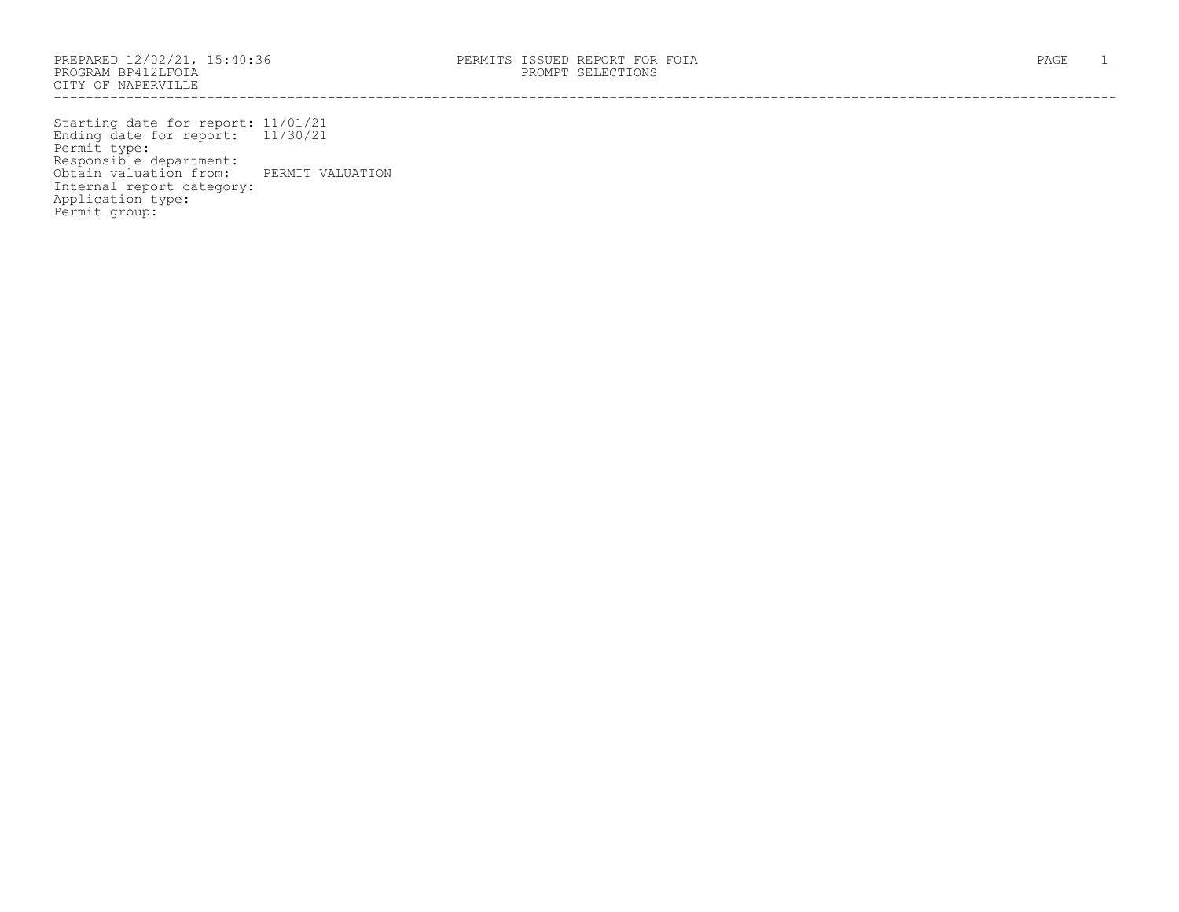PREPARED 12/02/21, 15:40:36
PROGRAM BP412LFOIA
CITY OF NAPERVILLE

PERMITS ISSUED REPORT FOR FOIA
PROMPT SELECTIONS

Starting date for report: 11/01/21
Ending date for report: 11/30/21
Permit type:
Responsible department:
Obtain valuation from: PERMIT VALUATION
Internal report category:
Application type:
Permit group: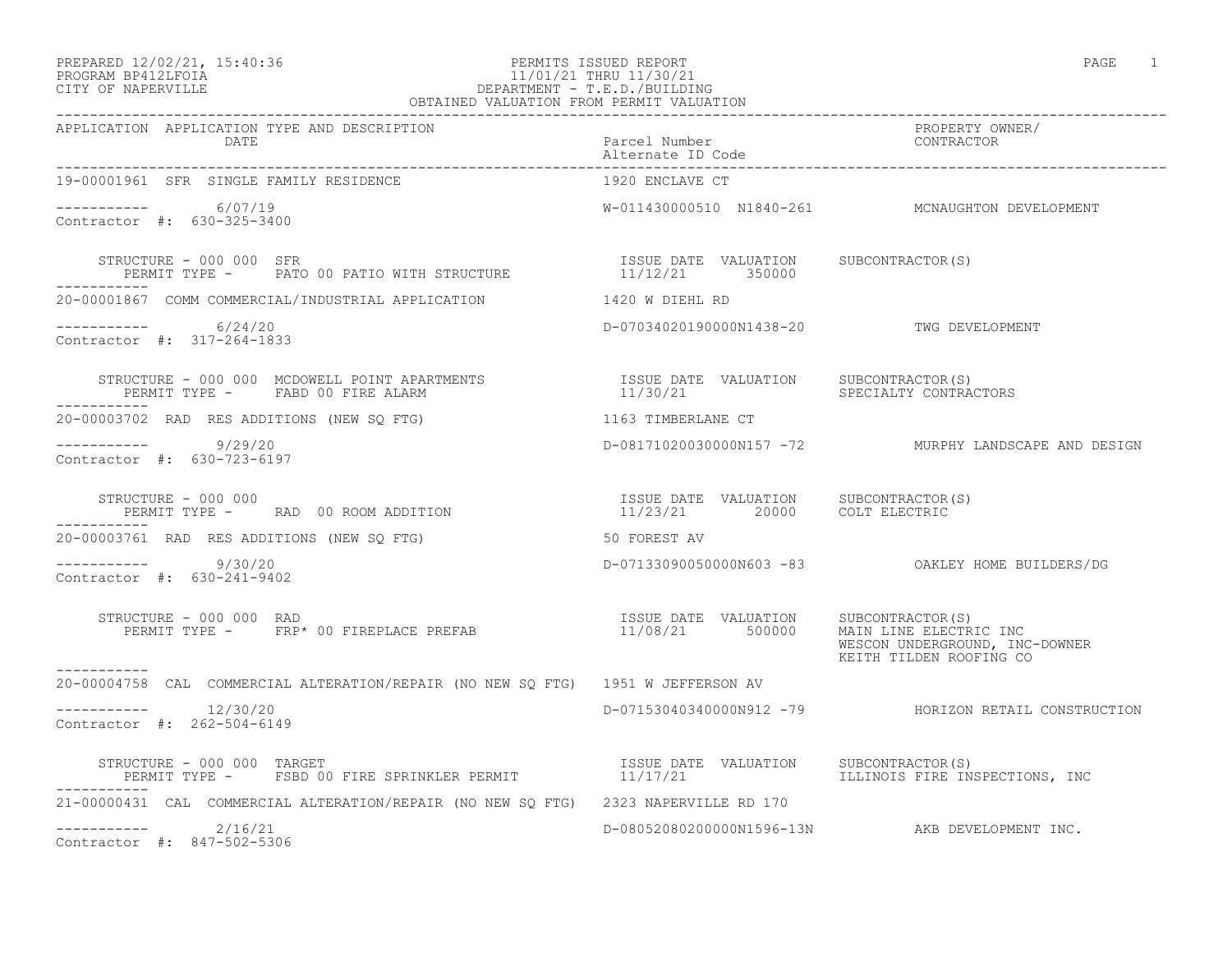PREPARED 12/02/21, 15:40:36
PROGRAM BP412LFOIA
CITY OF NAPERVILLE

PERMITS ISSUED REPORT
11/01/21 THRU 11/30/21
DEPARTMENT - T.E.D./BUILDING
OBTAINED VALUATION FROM PERMIT VALUATION

| APPLICATION | APPLICATION TYPE AND DESCRIPTION / DATE | Parcel Number / Alternate ID Code | PROPERTY OWNER/ CONTRACTOR |
|---|---|---|---|

---

**19-00001961** SFR SINGLE FAMILY RESIDENCE — 1920 ENCLAVE CT

----------- 6/07/19 — W-011430000510 N1840-261 — MCNAUGHTON DEVELOPMENT
Contractor #: 630-325-3400

STRUCTURE - 000 000 SFR
PERMIT TYPE - PATO 00 PATIO WITH STRUCTURE

| ISSUE DATE | VALUATION | SUBCONTRACTOR(S) |
|---|---|---|
| 11/12/21 | 350000 | |

---

**20-00001867** COMM COMMERCIAL/INDUSTRIAL APPLICATION — 1420 W DIEHL RD

----------- 6/24/20 — D-07034020190000N1438-20 — TWG DEVELOPMENT
Contractor #: 317-264-1833

STRUCTURE - 000 000 MCDOWELL POINT APARTMENTS
PERMIT TYPE - FABD 00 FIRE ALARM

| ISSUE DATE | VALUATION | SUBCONTRACTOR(S) |
|---|---|---|
| 11/30/21 | | SPECIALTY CONTRACTORS |

---

**20-00003702** RAD RES ADDITIONS (NEW SQ FTG) — 1163 TIMBERLANE CT

----------- 9/29/20 — D-08171020030000N157 -72 — MURPHY LANDSCAPE AND DESIGN
Contractor #: 630-723-6197

STRUCTURE - 000 000
PERMIT TYPE - RAD 00 ROOM ADDITION

| ISSUE DATE | VALUATION | SUBCONTRACTOR(S) |
|---|---|---|
| 11/23/21 | 20000 | COLT ELECTRIC |

---

**20-00003761** RAD RES ADDITIONS (NEW SQ FTG) — 50 FOREST AV

----------- 9/30/20 — D-07133090050000N603 -83 — OAKLEY HOME BUILDERS/DG
Contractor #: 630-241-9402

STRUCTURE - 000 000 RAD
PERMIT TYPE - FRP* 00 FIREPLACE PREFAB

| ISSUE DATE | VALUATION | SUBCONTRACTOR(S) |
|---|---|---|
| 11/08/21 | 500000 | MAIN LINE ELECTRIC INC<br>WESCON UNDERGROUND, INC-DOWNER<br>KEITH TILDEN ROOFING CO |

---

**20-00004758** CAL COMMERCIAL ALTERATION/REPAIR (NO NEW SQ FTG) — 1951 W JEFFERSON AV

----------- 12/30/20 — D-07153040340000N912 -79 — HORIZON RETAIL CONSTRUCTION
Contractor #: 262-504-6149

STRUCTURE - 000 000 TARGET
PERMIT TYPE - FSBD 00 FIRE SPRINKLER PERMIT

| ISSUE DATE | VALUATION | SUBCONTRACTOR(S) |
|---|---|---|
| 11/17/21 | | ILLINOIS FIRE INSPECTIONS, INC |

---

**21-00000431** CAL COMMERCIAL ALTERATION/REPAIR (NO NEW SQ FTG) — 2323 NAPERVILLE RD 170

----------- 2/16/21 — D-08052080200000N1596-13N — AKB DEVELOPMENT INC.
Contractor #: 847-502-5306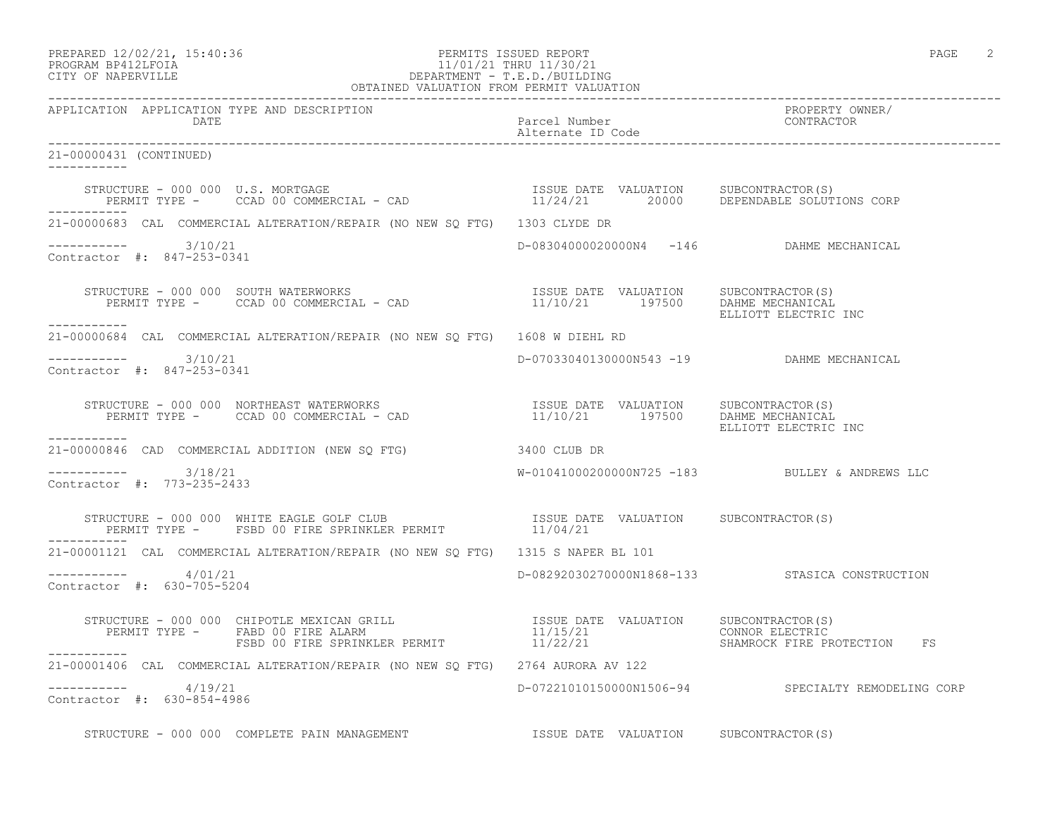PREPARED 12/02/21, 15:40:36
PROGRAM BP412LFOIA
CITY OF NAPERVILLE

PERMITS ISSUED REPORT
11/01/21 THRU 11/30/21
DEPARTMENT - T.E.D./BUILDING
OBTAINED VALUATION FROM PERMIT VALUATION

| APPLICATION | APPLICATION TYPE AND DESCRIPTION / DATE | Parcel Number / Alternate ID Code | PROPERTY OWNER/ CONTRACTOR |
|---|---|---|---|

**21-00000431 (CONTINUED)**

STRUCTURE - 000 000 U.S. MORTGAGE
PERMIT TYPE - CCAD 00 COMMERCIAL - CAD

| ISSUE DATE | VALUATION | SUBCONTRACTOR(S) |
|---|---|---|
| 11/24/21 | 20000 | DEPENDABLE SOLUTIONS CORP |

---

**21-00000683** CAL COMMERCIAL ALTERATION/REPAIR (NO NEW SQ FTG) 1303 CLYDE DR

3/10/21 D-08304000020000N4 -146 DAHME MECHANICAL
Contractor #: 847-253-0341

STRUCTURE - 000 000 SOUTH WATERWORKS
PERMIT TYPE - CCAD 00 COMMERCIAL - CAD

| ISSUE DATE | VALUATION | SUBCONTRACTOR(S) |
|---|---|---|
| 11/10/21 | 197500 | DAHME MECHANICAL |
| | | ELLIOTT ELECTRIC INC |

---

**21-00000684** CAL COMMERCIAL ALTERATION/REPAIR (NO NEW SQ FTG) 1608 W DIEHL RD

3/10/21 D-07033040130000N543 -19 DAHME MECHANICAL
Contractor #: 847-253-0341

STRUCTURE - 000 000 NORTHEAST WATERWORKS
PERMIT TYPE - CCAD 00 COMMERCIAL - CAD

| ISSUE DATE | VALUATION | SUBCONTRACTOR(S) |
|---|---|---|
| 11/10/21 | 197500 | DAHME MECHANICAL |
| | | ELLIOTT ELECTRIC INC |

---

**21-00000846** CAD COMMERCIAL ADDITION (NEW SQ FTG) 3400 CLUB DR

3/18/21 W-01041000200000N725 -183 BULLEY & ANDREWS LLC
Contractor #: 773-235-2433

STRUCTURE - 000 000 WHITE EAGLE GOLF CLUB
PERMIT TYPE - FSBD 00 FIRE SPRINKLER PERMIT

| ISSUE DATE | VALUATION | SUBCONTRACTOR(S) |
|---|---|---|
| 11/04/21 | | |

---

**21-00001121** CAL COMMERCIAL ALTERATION/REPAIR (NO NEW SQ FTG) 1315 S NAPER BL 101

4/01/21 D-08292030270000N1868-133 STASICA CONSTRUCTION
Contractor #: 630-705-5204

STRUCTURE - 000 000 CHIPOTLE MEXICAN GRILL

| PERMIT TYPE | ISSUE DATE | VALUATION | SUBCONTRACTOR(S) |
|---|---|---|---|
| FABD 00 FIRE ALARM | 11/15/21 | | CONNOR ELECTRIC |
| FSBD 00 FIRE SPRINKLER PERMIT | 11/22/21 | | SHAMROCK FIRE PROTECTION FS |

---

**21-00001406** CAL COMMERCIAL ALTERATION/REPAIR (NO NEW SQ FTG) 2764 AURORA AV 122

4/19/21 D-07221010150000N1506-94 SPECIALTY REMODELING CORP
Contractor #: 630-854-4986

STRUCTURE - 000 000 COMPLETE PAIN MANAGEMENT

| ISSUE DATE | VALUATION | SUBCONTRACTOR(S) |
|---|---|---|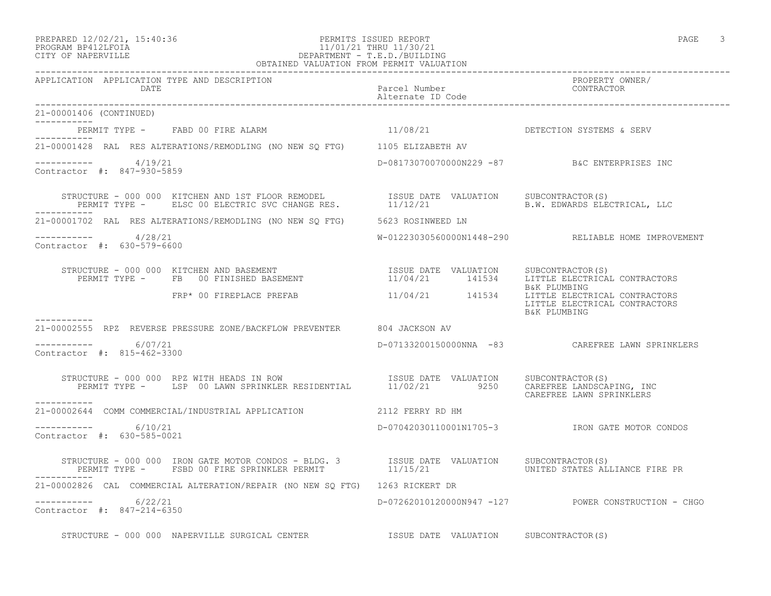PREPARED 12/02/21, 15:40:36
PROGRAM BP412LFOIA
CITY OF NAPERVILLE

PERMITS ISSUED REPORT
11/01/21 THRU 11/30/21
DEPARTMENT - T.E.D./BUILDING
OBTAINED VALUATION FROM PERMIT VALUATION

| APPLICATION | APPLICATION TYPE AND DESCRIPTION / DATE | Parcel Number / Alternate ID Code | PROPERTY OWNER/ CONTRACTOR |
|---|---|---|---|

21-00001406 (CONTINUED)

PERMIT TYPE - FABD 00 FIRE ALARM — 11/08/21 — DETECTION SYSTEMS & SERV

---

21-00001428 RAL RES ALTERATIONS/REMODLING (NO NEW SQ FTG) 1105 ELIZABETH AV

4/19/21 — D-08173070070000N229 -87 — B&C ENTERPRISES INC

Contractor #: 847-930-5859

STRUCTURE - 000 000 KITCHEN AND 1ST FLOOR REMODEL

| PERMIT TYPE | ISSUE DATE | VALUATION | SUBCONTRACTOR(S) |
|---|---|---|---|
| ELSC 00 ELECTRIC SVC CHANGE RES. | 11/12/21 | | B.W. EDWARDS ELECTRICAL, LLC |

---

21-00001702 RAL RES ALTERATIONS/REMODLING (NO NEW SQ FTG) 5623 ROSINWEED LN

4/28/21 — W-01223030560000N1448-290 — RELIABLE HOME IMPROVEMENT

Contractor #: 630-579-6600

STRUCTURE - 000 000 KITCHEN AND BASEMENT

| PERMIT TYPE | ISSUE DATE | VALUATION | SUBCONTRACTOR(S) |
|---|---|---|---|
| FB 00 FINISHED BASEMENT | 11/04/21 | 141534 | LITTLE ELECTRICAL CONTRACTORS<br>B&K PLUMBING |
| FRP* 00 FIREPLACE PREFAB | 11/04/21 | 141534 | LITTLE ELECTRICAL CONTRACTORS<br>LITTLE ELECTRICAL CONTRACTORS<br>B&K PLUMBING |

---

21-00002555 RPZ REVERSE PRESSURE ZONE/BACKFLOW PREVENTER 804 JACKSON AV

6/07/21 — D-07133200150000NNA -83 — CAREFREE LAWN SPRINKLERS

Contractor #: 815-462-3300

STRUCTURE - 000 000 RPZ WITH HEADS IN ROW

| PERMIT TYPE | ISSUE DATE | VALUATION | SUBCONTRACTOR(S) |
|---|---|---|---|
| LSP 00 LAWN SPRINKLER RESIDENTIAL | 11/02/21 | 9250 | CAREFREE LANDSCAPING, INC<br>CAREFREE LAWN SPRINKLERS |

---

21-00002644 COMM COMMERCIAL/INDUSTRIAL APPLICATION 2112 FERRY RD HM

6/10/21 — D-07042030110001N1705-3 — IRON GATE MOTOR CONDOS

Contractor #: 630-585-0021

STRUCTURE - 000 000 IRON GATE MOTOR CONDOS - BLDG. 3

| PERMIT TYPE | ISSUE DATE | VALUATION | SUBCONTRACTOR(S) |
|---|---|---|---|
| FSBD 00 FIRE SPRINKLER PERMIT | 11/15/21 | | UNITED STATES ALLIANCE FIRE PR |

---

21-00002826 CAL COMMERCIAL ALTERATION/REPAIR (NO NEW SQ FTG) 1263 RICKERT DR

6/22/21 — D-07262010120000N947 -127 — POWER CONSTRUCTION - CHGO

Contractor #: 847-214-6350

STRUCTURE - 000 000 NAPERVILLE SURGICAL CENTER — ISSUE DATE VALUATION SUBCONTRACTOR(S)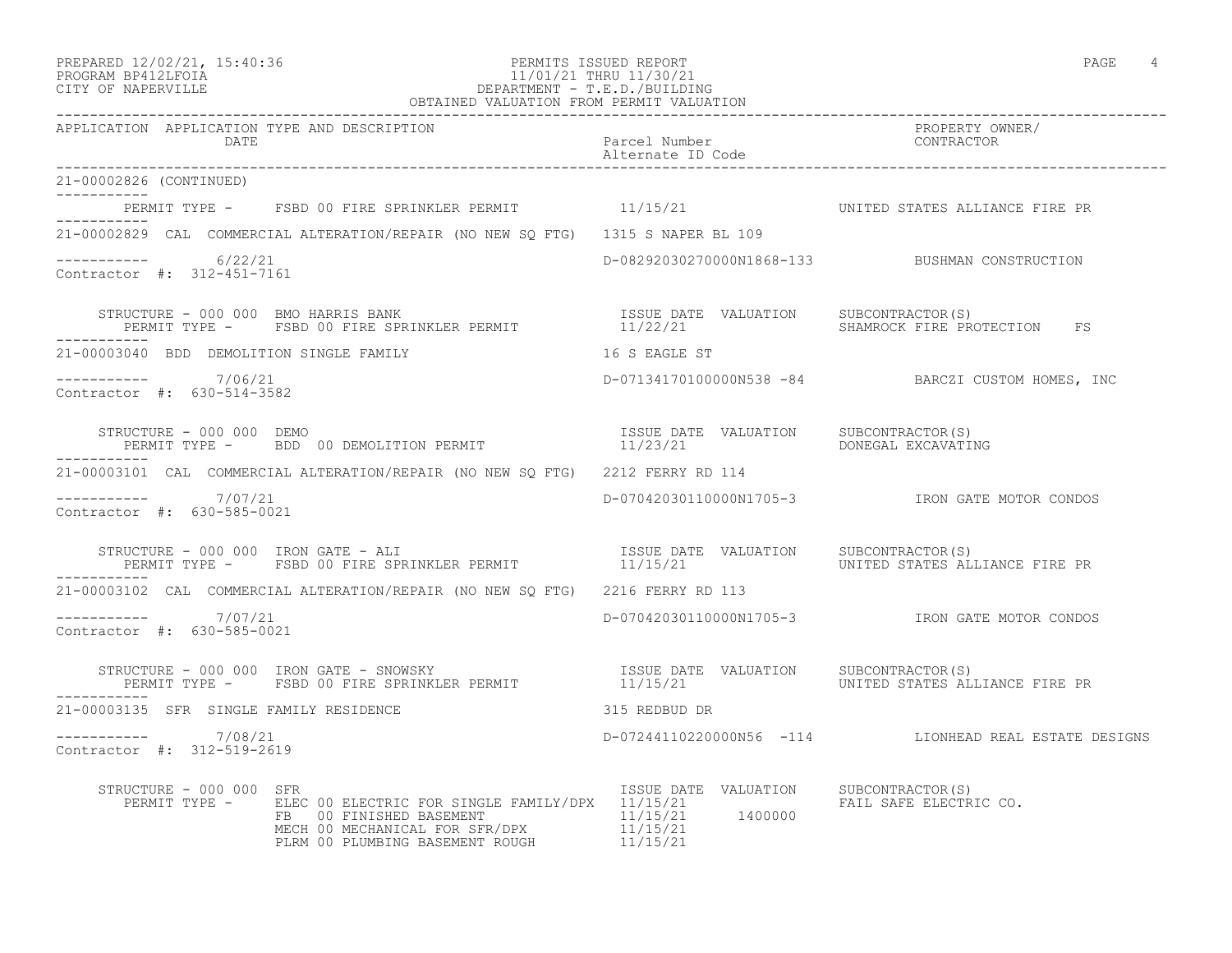PREPARED 12/02/21, 15:40:36 PERMITS ISSUED REPORT
PROGRAM BP412LFOIA 11/01/21 THRU 11/30/21
CITY OF NAPERVILLE DEPARTMENT - T.E.D./BUILDING
OBTAINED VALUATION FROM PERMIT VALUATION

| APPLICATION | APPLICATION TYPE AND DESCRIPTION / DATE | Parcel Number / Alternate ID Code | PROPERTY OWNER/ CONTRACTOR |
|---|---|---|---|

**21-00002826 (CONTINUED)**

PERMIT TYPE - FSBD 00 FIRE SPRINKLER PERMIT 11/15/21 UNITED STATES ALLIANCE FIRE PR

**21-00002829** CAL COMMERCIAL ALTERATION/REPAIR (NO NEW SQ FTG) 1315 S NAPER BL 109

6/22/21 D-08292030270000N1868-133 BUSHMAN CONSTRUCTION
Contractor #: 312-451-7161

STRUCTURE - 000 000 BMO HARRIS BANK

| PERMIT TYPE | ISSUE DATE | VALUATION | SUBCONTRACTOR(S) |
|---|---|---|---|
| FSBD 00 FIRE SPRINKLER PERMIT | 11/22/21 | | SHAMROCK FIRE PROTECTION FS |

**21-00003040** BDD DEMOLITION SINGLE FAMILY 16 S EAGLE ST

7/06/21 D-07134170100000N538 -84 BARCZI CUSTOM HOMES, INC
Contractor #: 630-514-3582

STRUCTURE - 000 000 DEMO

| PERMIT TYPE | ISSUE DATE | VALUATION | SUBCONTRACTOR(S) |
|---|---|---|---|
| BDD 00 DEMOLITION PERMIT | 11/23/21 | | DONEGAL EXCAVATING |

**21-00003101** CAL COMMERCIAL ALTERATION/REPAIR (NO NEW SQ FTG) 2212 FERRY RD 114

7/07/21 D-07042030110000N1705-3 IRON GATE MOTOR CONDOS
Contractor #: 630-585-0021

STRUCTURE - 000 000 IRON GATE - ALI

| PERMIT TYPE | ISSUE DATE | VALUATION | SUBCONTRACTOR(S) |
|---|---|---|---|
| FSBD 00 FIRE SPRINKLER PERMIT | 11/15/21 | | UNITED STATES ALLIANCE FIRE PR |

**21-00003102** CAL COMMERCIAL ALTERATION/REPAIR (NO NEW SQ FTG) 2216 FERRY RD 113

7/07/21 D-07042030110000N1705-3 IRON GATE MOTOR CONDOS
Contractor #: 630-585-0021

STRUCTURE - 000 000 IRON GATE - SNOWSKY

| PERMIT TYPE | ISSUE DATE | VALUATION | SUBCONTRACTOR(S) |
|---|---|---|---|
| FSBD 00 FIRE SPRINKLER PERMIT | 11/15/21 | | UNITED STATES ALLIANCE FIRE PR |

**21-00003135** SFR SINGLE FAMILY RESIDENCE 315 REDBUD DR

7/08/21 D-07244110220000N56 -114 LIONHEAD REAL ESTATE DESIGNS
Contractor #: 312-519-2619

STRUCTURE - 000 000 SFR

| PERMIT TYPE | ISSUE DATE | VALUATION | SUBCONTRACTOR(S) |
|---|---|---|---|
| ELEC 00 ELECTRIC FOR SINGLE FAMILY/DPX | 11/15/21 | | FAIL SAFE ELECTRIC CO. |
| FB 00 FINISHED BASEMENT | 11/15/21 | 1400000 | |
| MECH 00 MECHANICAL FOR SFR/DPX | 11/15/21 | | |
| PLRM 00 PLUMBING BASEMENT ROUGH | 11/15/21 | | |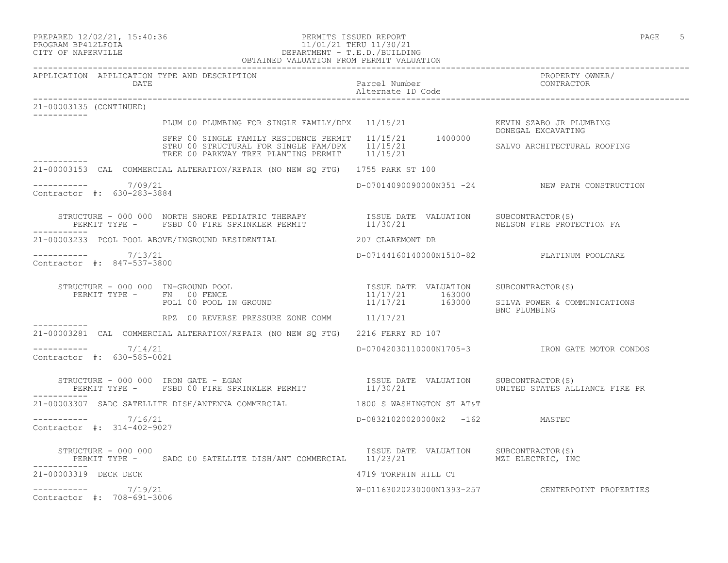PREPARED 12/02/21, 15:40:36
PROGRAM BP412LFOIA
CITY OF NAPERVILLE

PERMITS ISSUED REPORT
11/01/21 THRU 11/30/21
DEPARTMENT - T.E.D./BUILDING
OBTAINED VALUATION FROM PERMIT VALUATION

| APPLICATION | APPLICATION TYPE AND DESCRIPTION / DATE | Parcel Number / Alternate ID Code | PROPERTY OWNER / CONTRACTOR |
|---|---|---|---|

21-00003135 (CONTINUED)

| | | ISSUE DATE | VALUATION | SUBCONTRACTOR(S) |
|---|---|---|---|---|
| PLUM 00 | PLUMBING FOR SINGLE FAMILY/DPX | 11/15/21 | | KEVIN SZABO JR PLUMBING |
| | | | | DONEGAL EXCAVATING |
| SFRP 00 | SINGLE FAMILY RESIDENCE PERMIT | 11/15/21 | 1400000 | |
| STRU 00 | STRUCTURAL FOR SINGLE FAM/DPX | 11/15/21 | | SALVO ARCHITECTURAL ROOFING |
| TREE 00 | PARKWAY TREE PLANTING PERMIT | 11/15/21 | | |

---

21-00003153 CAL COMMERCIAL ALTERATION/REPAIR (NO NEW SQ FTG) 1755 PARK ST 100

7/09/21 — D-07014090090000N351 -24 — NEW PATH CONSTRUCTION
Contractor #: 630-283-3884

STRUCTURE - 000 000 NORTH SHORE PEDIATRIC THERAPY

| PERMIT TYPE | | ISSUE DATE | VALUATION | SUBCONTRACTOR(S) |
|---|---|---|---|---|
| FSBD 00 | FIRE SPRINKLER PERMIT | 11/30/21 | | NELSON FIRE PROTECTION FA |

---

21-00003233 POOL POOL ABOVE/INGROUND RESIDENTIAL 207 CLAREMONT DR

7/13/21 — D-07144160140000N1510-82 — PLATINUM POOLCARE
Contractor #: 847-537-3800

STRUCTURE - 000 000 IN-GROUND POOL

| PERMIT TYPE | | ISSUE DATE | VALUATION | SUBCONTRACTOR(S) |
|---|---|---|---|---|
| FN 00 | FENCE | 11/17/21 | 163000 | |
| POL1 00 | POOL IN GROUND | 11/17/21 | 163000 | SILVA POWER & COMMUNICATIONS |
| | | | | BNC PLUMBING |
| RPZ 00 | REVERSE PRESSURE ZONE COMM | 11/17/21 | | |

---

21-00003281 CAL COMMERCIAL ALTERATION/REPAIR (NO NEW SQ FTG) 2216 FERRY RD 107

7/14/21 — D-07042030110000N1705-3 — IRON GATE MOTOR CONDOS
Contractor #: 630-585-0021

STRUCTURE - 000 000 IRON GATE - EGAN

| PERMIT TYPE | | ISSUE DATE | VALUATION | SUBCONTRACTOR(S) |
|---|---|---|---|---|
| FSBD 00 | FIRE SPRINKLER PERMIT | 11/30/21 | | UNITED STATES ALLIANCE FIRE PR |

---

21-00003307 SADC SATELLITE DISH/ANTENNA COMMERCIAL 1800 S WASHINGTON ST AT&T

7/16/21 — D-08321020020000N2 -162 — MASTEC
Contractor #: 314-402-9027

STRUCTURE - 000 000

| PERMIT TYPE | | ISSUE DATE | VALUATION | SUBCONTRACTOR(S) |
|---|---|---|---|---|
| SADC 00 | SATELLITE DISH/ANT COMMERCIAL | 11/23/21 | | MZI ELECTRIC, INC |

---

21-00003319 DECK DECK 4719 TORPHIN HILL CT

7/19/21 — W-01163020230000N1393-257 — CENTERPOINT PROPERTIES
Contractor #: 708-691-3006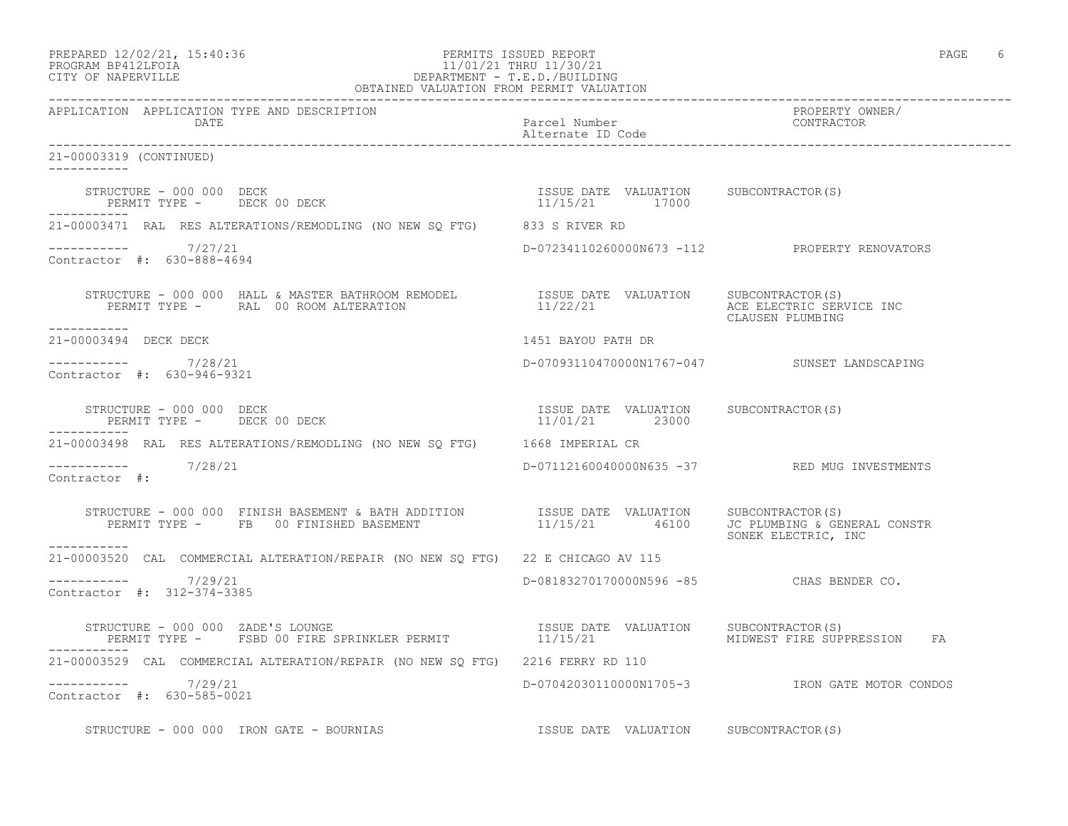PREPARED 12/02/21, 15:40:36 PERMITS ISSUED REPORT
PROGRAM BP412LFOIA 11/01/21 THRU 11/30/21
CITY OF NAPERVILLE DEPARTMENT - T.E.D./BUILDING
OBTAINED VALUATION FROM PERMIT VALUATION

| APPLICATION | APPLICATION TYPE AND DESCRIPTION DATE | Parcel Number Alternate ID Code | PROPERTY OWNER/ CONTRACTOR |
|---|---|---|---|

21-00003319 (CONTINUED)

STRUCTURE - 000 000 DECK | ISSUE DATE 11/15/21 | VALUATION 17000 | SUBCONTRACTOR(S)
PERMIT TYPE - DECK 00 DECK

21-00003471 RAL RES ALTERATIONS/REMODLING (NO NEW SQ FTG) 833 S RIVER RD
7/27/21 D-07234110260000N673 -112 PROPERTY RENOVATORS
Contractor #: 630-888-4694

STRUCTURE - 000 000 HALL & MASTER BATHROOM REMODEL | ISSUE DATE 11/22/21 | VALUATION | SUBCONTRACTOR(S) ACE ELECTRIC SERVICE INC, CLAUSEN PLUMBING
PERMIT TYPE - RAL 00 ROOM ALTERATION

21-00003494 DECK DECK 1451 BAYOU PATH DR
7/28/21 D-07093110470000N1767-047 SUNSET LANDSCAPING
Contractor #: 630-946-9321

STRUCTURE - 000 000 DECK | ISSUE DATE 11/01/21 | VALUATION 23000 | SUBCONTRACTOR(S)
PERMIT TYPE - DECK 00 DECK

21-00003498 RAL RES ALTERATIONS/REMODLING (NO NEW SQ FTG) 1668 IMPERIAL CR
7/28/21 D-07112160040000N635 -37 RED MUG INVESTMENTS
Contractor #:

STRUCTURE - 000 000 FINISH BASEMENT & BATH ADDITION | ISSUE DATE 11/15/21 | VALUATION 46100 | SUBCONTRACTOR(S) JC PLUMBING & GENERAL CONSTR, SONEK ELECTRIC, INC
PERMIT TYPE - FB 00 FINISHED BASEMENT

21-00003520 CAL COMMERCIAL ALTERATION/REPAIR (NO NEW SQ FTG) 22 E CHICAGO AV 115
7/29/21 D-08183270170000N596 -85 CHAS BENDER CO.
Contractor #: 312-374-3385

STRUCTURE - 000 000 ZADE'S LOUNGE | ISSUE DATE 11/15/21 | VALUATION | SUBCONTRACTOR(S) MIDWEST FIRE SUPPRESSION FA
PERMIT TYPE - FSBD 00 FIRE SPRINKLER PERMIT

21-00003529 CAL COMMERCIAL ALTERATION/REPAIR (NO NEW SQ FTG) 2216 FERRY RD 110
7/29/21 D-07042030110000N1705-3 IRON GATE MOTOR CONDOS
Contractor #: 630-585-0021

STRUCTURE - 000 000 IRON GATE - BOURNIAS | ISSUE DATE | VALUATION | SUBCONTRACTOR(S)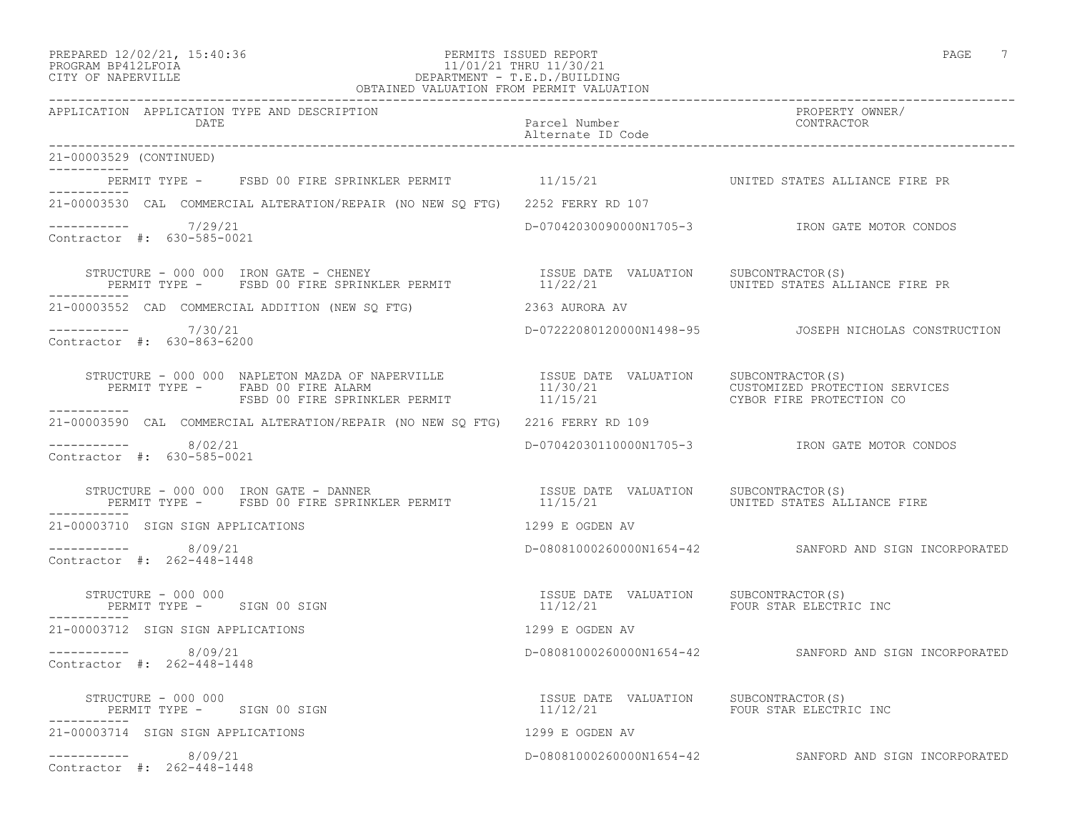PREPARED 12/02/21, 15:40:36
PROGRAM BP412LFOIA
CITY OF NAPERVILLE

PERMITS ISSUED REPORT
11/01/21 THRU 11/30/21
DEPARTMENT - T.E.D./BUILDING
OBTAINED VALUATION FROM PERMIT VALUATION

| APPLICATION | APPLICATION TYPE AND DESCRIPTION / DATE | Parcel Number / Alternate ID Code | PROPERTY OWNER/ CONTRACTOR |
|---|---|---|---|

21-00003529 (CONTINUED)

PERMIT TYPE - FSBD 00 FIRE SPRINKLER PERMIT 11/15/21 UNITED STATES ALLIANCE FIRE PR

21-00003530 CAL COMMERCIAL ALTERATION/REPAIR (NO NEW SQ FTG) 2252 FERRY RD 107

7/29/21 D-07042030090000N1705-3 IRON GATE MOTOR CONDOS
Contractor #: 630-585-0021

STRUCTURE - 000 000 IRON GATE - CHENEY ISSUE DATE VALUATION SUBCONTRACTOR(S)
PERMIT TYPE - FSBD 00 FIRE SPRINKLER PERMIT 11/22/21 UNITED STATES ALLIANCE FIRE PR

21-00003552 CAD COMMERCIAL ADDITION (NEW SQ FTG) 2363 AURORA AV

7/30/21 D-07222080120000N1498-95 JOSEPH NICHOLAS CONSTRUCTION
Contractor #: 630-863-6200

STRUCTURE - 000 000 NAPLETON MAZDA OF NAPERVILLE ISSUE DATE VALUATION SUBCONTRACTOR(S)
PERMIT TYPE - FABD 00 FIRE ALARM 11/30/21 CUSTOMIZED PROTECTION SERVICES
FSBD 00 FIRE SPRINKLER PERMIT 11/15/21 CYBOR FIRE PROTECTION CO

21-00003590 CAL COMMERCIAL ALTERATION/REPAIR (NO NEW SQ FTG) 2216 FERRY RD 109

8/02/21 D-07042030110000N1705-3 IRON GATE MOTOR CONDOS
Contractor #: 630-585-0021

STRUCTURE - 000 000 IRON GATE - DANNER ISSUE DATE VALUATION SUBCONTRACTOR(S)
PERMIT TYPE - FSBD 00 FIRE SPRINKLER PERMIT 11/15/21 UNITED STATES ALLIANCE FIRE

21-00003710 SIGN SIGN APPLICATIONS 1299 E OGDEN AV

8/09/21 D-08081000260000N1654-42 SANFORD AND SIGN INCORPORATED
Contractor #: 262-448-1448

STRUCTURE - 000 000 ISSUE DATE VALUATION SUBCONTRACTOR(S)
PERMIT TYPE - SIGN 00 SIGN 11/12/21 FOUR STAR ELECTRIC INC

21-00003712 SIGN SIGN APPLICATIONS 1299 E OGDEN AV

8/09/21 D-08081000260000N1654-42 SANFORD AND SIGN INCORPORATED
Contractor #: 262-448-1448

STRUCTURE - 000 000 ISSUE DATE VALUATION SUBCONTRACTOR(S)
PERMIT TYPE - SIGN 00 SIGN 11/12/21 FOUR STAR ELECTRIC INC

21-00003714 SIGN SIGN APPLICATIONS 1299 E OGDEN AV

8/09/21 D-08081000260000N1654-42 SANFORD AND SIGN INCORPORATED
Contractor #: 262-448-1448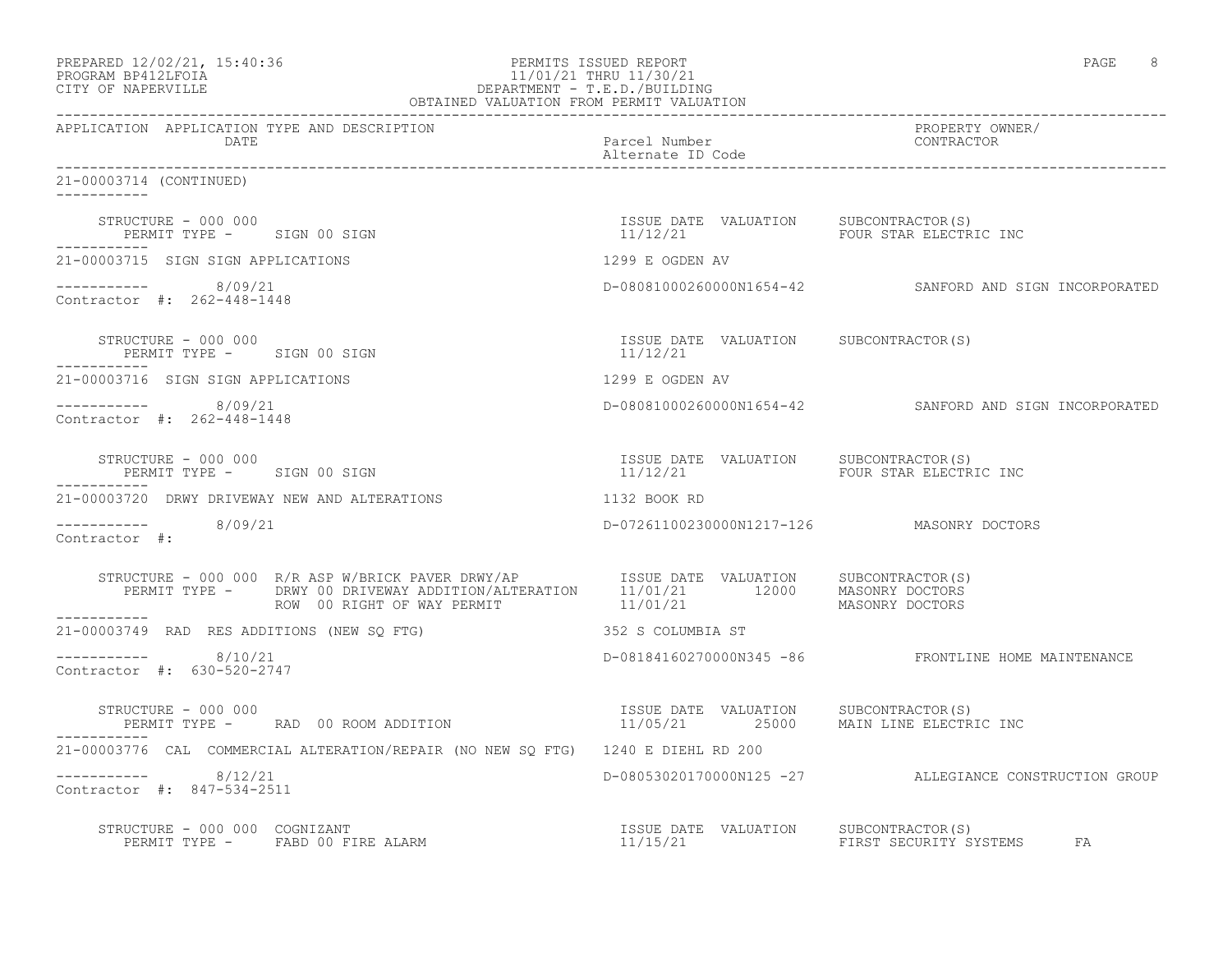PREPARED 12/02/21, 15:40:36
PROGRAM BP412LFOIA
CITY OF NAPERVILLE

PERMITS ISSUED REPORT
11/01/21 THRU 11/30/21
DEPARTMENT - T.E.D./BUILDING
OBTAINED VALUATION FROM PERMIT VALUATION

| APPLICATION | APPLICATION TYPE AND DESCRIPTION / DATE | Parcel Number / Alternate ID Code | PROPERTY OWNER/ CONTRACTOR |
|---|---|---|---|

**21-00003714 (CONTINUED)**

STRUCTURE - 000 000
PERMIT TYPE - SIGN 00 SIGN

| ISSUE DATE | VALUATION | SUBCONTRACTOR(S) |
|---|---|---|
| 11/12/21 | | FOUR STAR ELECTRIC INC |

---

**21-00003715 SIGN SIGN APPLICATIONS** — 1299 E OGDEN AV

8/09/21 — D-08081000260000N1654-42 — SANFORD AND SIGN INCORPORATED
Contractor #: 262-448-1448

STRUCTURE - 000 000
PERMIT TYPE - SIGN 00 SIGN

| ISSUE DATE | VALUATION | SUBCONTRACTOR(S) |
|---|---|---|
| 11/12/21 | | |

---

**21-00003716 SIGN SIGN APPLICATIONS** — 1299 E OGDEN AV

8/09/21 — D-08081000260000N1654-42 — SANFORD AND SIGN INCORPORATED
Contractor #: 262-448-1448

STRUCTURE - 000 000
PERMIT TYPE - SIGN 00 SIGN

| ISSUE DATE | VALUATION | SUBCONTRACTOR(S) |
|---|---|---|
| 11/12/21 | | FOUR STAR ELECTRIC INC |

---

**21-00003720 DRWY DRIVEWAY NEW AND ALTERATIONS** — 1132 BOOK RD

8/09/21 — D-07261100230000N1217-126 — MASONRY DOCTORS
Contractor #:

STRUCTURE - 000 000 R/R ASP W/BRICK PAVER DRWY/AP

| PERMIT TYPE | ISSUE DATE | VALUATION | SUBCONTRACTOR(S) |
|---|---|---|---|
| DRWY 00 DRIVEWAY ADDITION/ALTERATION | 11/01/21 | 12000 | MASONRY DOCTORS |
| ROW 00 RIGHT OF WAY PERMIT | 11/01/21 | | MASONRY DOCTORS |

---

**21-00003749 RAD RES ADDITIONS (NEW SQ FTG)** — 352 S COLUMBIA ST

8/10/21 — D-08184160270000N345 -86 — FRONTLINE HOME MAINTENANCE
Contractor #: 630-520-2747

STRUCTURE - 000 000
PERMIT TYPE - RAD 00 ROOM ADDITION

| ISSUE DATE | VALUATION | SUBCONTRACTOR(S) |
|---|---|---|
| 11/05/21 | 25000 | MAIN LINE ELECTRIC INC |

---

**21-00003776 CAL COMMERCIAL ALTERATION/REPAIR (NO NEW SQ FTG)** — 1240 E DIEHL RD 200

8/12/21 — D-08053020170000N125 -27 — ALLEGIANCE CONSTRUCTION GROUP
Contractor #: 847-534-2511

STRUCTURE - 000 000 COGNIZANT
PERMIT TYPE - FABD 00 FIRE ALARM

| ISSUE DATE | VALUATION | SUBCONTRACTOR(S) |
|---|---|---|
| 11/15/21 | | FIRST SECURITY SYSTEMS FA |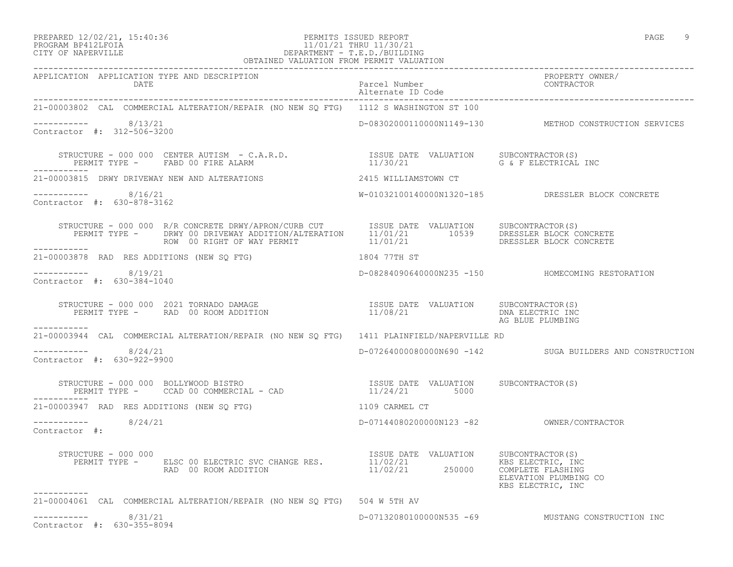PREPARED 12/02/21, 15:40:36
PROGRAM BP412LFOIA
CITY OF NAPERVILLE

PERMITS ISSUED REPORT
11/01/21 THRU 11/30/21
DEPARTMENT - T.E.D./BUILDING
OBTAINED VALUATION FROM PERMIT VALUATION

| APPLICATION | APPLICATION TYPE AND DESCRIPTION / DATE | Parcel Number / Alternate ID Code | PROPERTY OWNER/ CONTRACTOR |
|---|---|---|---|

**21-00003802** CAL COMMERCIAL ALTERATION/REPAIR (NO NEW SQ FTG) — 1112 S WASHINGTON ST 100

8/13/21 — D-08302000110000N1149-130 — METHOD CONSTRUCTION SERVICES
Contractor #: 312-506-3200

| STRUCTURE / PERMIT TYPE | ISSUE DATE | VALUATION | SUBCONTRACTOR(S) |
|---|---|---|---|
| STRUCTURE - 000 000 CENTER AUTISM - C.A.R.D. | | | |
| PERMIT TYPE - FABD 00 FIRE ALARM | 11/30/21 | | G & F ELECTRICAL INC |

**21-00003815** DRWY DRIVEWAY NEW AND ALTERATIONS — 2415 WILLIAMSTOWN CT

8/16/21 — W-01032100140000N1320-185 — DRESSLER BLOCK CONCRETE
Contractor #: 630-878-3162

| STRUCTURE / PERMIT TYPE | ISSUE DATE | VALUATION | SUBCONTRACTOR(S) |
|---|---|---|---|
| STRUCTURE - 000 000 R/R CONCRETE DRWY/APRON/CURB CUT | | | |
| PERMIT TYPE - DRWY 00 DRIVEWAY ADDITION/ALTERATION | 11/01/21 | 10539 | DRESSLER BLOCK CONCRETE |
| ROW 00 RIGHT OF WAY PERMIT | 11/01/21 | | DRESSLER BLOCK CONCRETE |

**21-00003878** RAD RES ADDITIONS (NEW SQ FTG) — 1804 77TH ST

8/19/21 — D-08284090640000N235 -150 — HOMECOMING RESTORATION
Contractor #: 630-384-1040

| STRUCTURE / PERMIT TYPE | ISSUE DATE | VALUATION | SUBCONTRACTOR(S) |
|---|---|---|---|
| STRUCTURE - 000 000 2021 TORNADO DAMAGE | | | |
| PERMIT TYPE - RAD 00 ROOM ADDITION | 11/08/21 | | DNA ELECTRIC INC |
| | | | AG BLUE PLUMBING |

**21-00003944** CAL COMMERCIAL ALTERATION/REPAIR (NO NEW SQ FTG) — 1411 PLAINFIELD/NAPERVILLE RD

8/24/21 — D-07264000080000N690 -142 — SUGA BUILDERS AND CONSTRUCTION
Contractor #: 630-922-9900

| STRUCTURE / PERMIT TYPE | ISSUE DATE | VALUATION | SUBCONTRACTOR(S) |
|---|---|---|---|
| STRUCTURE - 000 000 BOLLYWOOD BISTRO | | | |
| PERMIT TYPE - CCAD 00 COMMERCIAL - CAD | 11/24/21 | 5000 | |

**21-00003947** RAD RES ADDITIONS (NEW SQ FTG) — 1109 CARMEL CT

8/24/21 — D-07144080200000N123 -82 — OWNER/CONTRACTOR
Contractor #:

| STRUCTURE / PERMIT TYPE | ISSUE DATE | VALUATION | SUBCONTRACTOR(S) |
|---|---|---|---|
| STRUCTURE - 000 000 | | | |
| PERMIT TYPE - ELSC 00 ELECTRIC SVC CHANGE RES. | 11/02/21 | | KBS ELECTRIC, INC |
| RAD 00 ROOM ADDITION | 11/02/21 | 250000 | COMPLETE FLASHING |
| | | | ELEVATION PLUMBING CO |
| | | | KBS ELECTRIC, INC |

**21-00004061** CAL COMMERCIAL ALTERATION/REPAIR (NO NEW SQ FTG) — 504 W 5TH AV

8/31/21 — D-07132080100000N535 -69 — MUSTANG CONSTRUCTION INC
Contractor #: 630-355-8094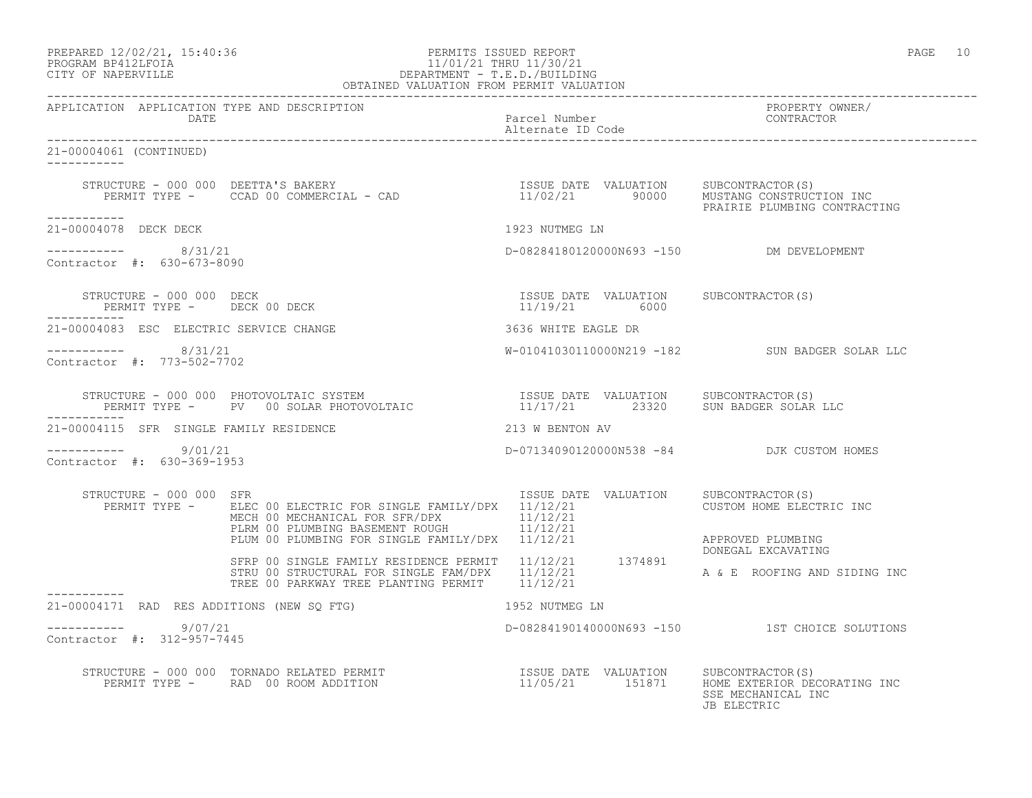PREPARED 12/02/21, 15:40:36
PROGRAM BP412LFOIA
CITY OF NAPERVILLE

PERMITS ISSUED REPORT
11/01/21 THRU 11/30/21
DEPARTMENT - T.E.D./BUILDING
OBTAINED VALUATION FROM PERMIT VALUATION

| APPLICATION | APPLICATION TYPE AND DESCRIPTION / DATE | Parcel Number / Alternate ID Code | PROPERTY OWNER/ CONTRACTOR |
|---|---|---|---|

**21-00004061 (CONTINUED)**

STRUCTURE - 000 000 DEETTA'S BAKERY
PERMIT TYPE - CCAD 00 COMMERCIAL - CAD

| ISSUE DATE | VALUATION | SUBCONTRACTOR(S) |
|---|---|---|
| 11/02/21 | 90000 | MUSTANG CONSTRUCTION INC |
| | | PRAIRIE PLUMBING CONTRACTING |

**21-00004078 DECK DECK** — 1923 NUTMEG LN

8/31/21 — D-08284180120000N693 -150 — DM DEVELOPMENT
Contractor #: 630-673-8090

STRUCTURE - 000 000 DECK
PERMIT TYPE - DECK 00 DECK

| ISSUE DATE | VALUATION | SUBCONTRACTOR(S) |
|---|---|---|
| 11/19/21 | 6000 | |

**21-00004083 ESC ELECTRIC SERVICE CHANGE** — 3636 WHITE EAGLE DR

8/31/21 — W-01041030110000N219 -182 — SUN BADGER SOLAR LLC
Contractor #: 773-502-7702

STRUCTURE - 000 000 PHOTOVOLTAIC SYSTEM
PERMIT TYPE - PV 00 SOLAR PHOTOVOLTAIC

| ISSUE DATE | VALUATION | SUBCONTRACTOR(S) |
|---|---|---|
| 11/17/21 | 23320 | SUN BADGER SOLAR LLC |

**21-00004115 SFR SINGLE FAMILY RESIDENCE** — 213 W BENTON AV

9/01/21 — D-07134090120000N538 -84 — DJK CUSTOM HOMES
Contractor #: 630-369-1953

STRUCTURE - 000 000 SFR

| PERMIT TYPE | ISSUE DATE | VALUATION | SUBCONTRACTOR(S) |
|---|---|---|---|
| ELEC 00 ELECTRIC FOR SINGLE FAMILY/DPX | 11/12/21 | | CUSTOM HOME ELECTRIC INC |
| MECH 00 MECHANICAL FOR SFR/DPX | 11/12/21 | | |
| PLRM 00 PLUMBING BASEMENT ROUGH | 11/12/21 | | |
| PLUM 00 PLUMBING FOR SINGLE FAMILY/DPX | 11/12/21 | | APPROVED PLUMBING |
| | | | DONEGAL EXCAVATING |
| SFRP 00 SINGLE FAMILY RESIDENCE PERMIT | 11/12/21 | 1374891 | |
| STRU 00 STRUCTURAL FOR SINGLE FAM/DPX | 11/12/21 | | A & E ROOFING AND SIDING INC |
| TREE 00 PARKWAY TREE PLANTING PERMIT | 11/12/21 | | |

**21-00004171 RAD RES ADDITIONS (NEW SQ FTG)** — 1952 NUTMEG LN

9/07/21 — D-08284190140000N693 -150 — 1ST CHOICE SOLUTIONS
Contractor #: 312-957-7445

STRUCTURE - 000 000 TORNADO RELATED PERMIT
PERMIT TYPE - RAD 00 ROOM ADDITION

| ISSUE DATE | VALUATION | SUBCONTRACTOR(S) |
|---|---|---|
| 11/05/21 | 151871 | HOME EXTERIOR DECORATING INC |
| | | SSE MECHANICAL INC |
| | | JB ELECTRIC |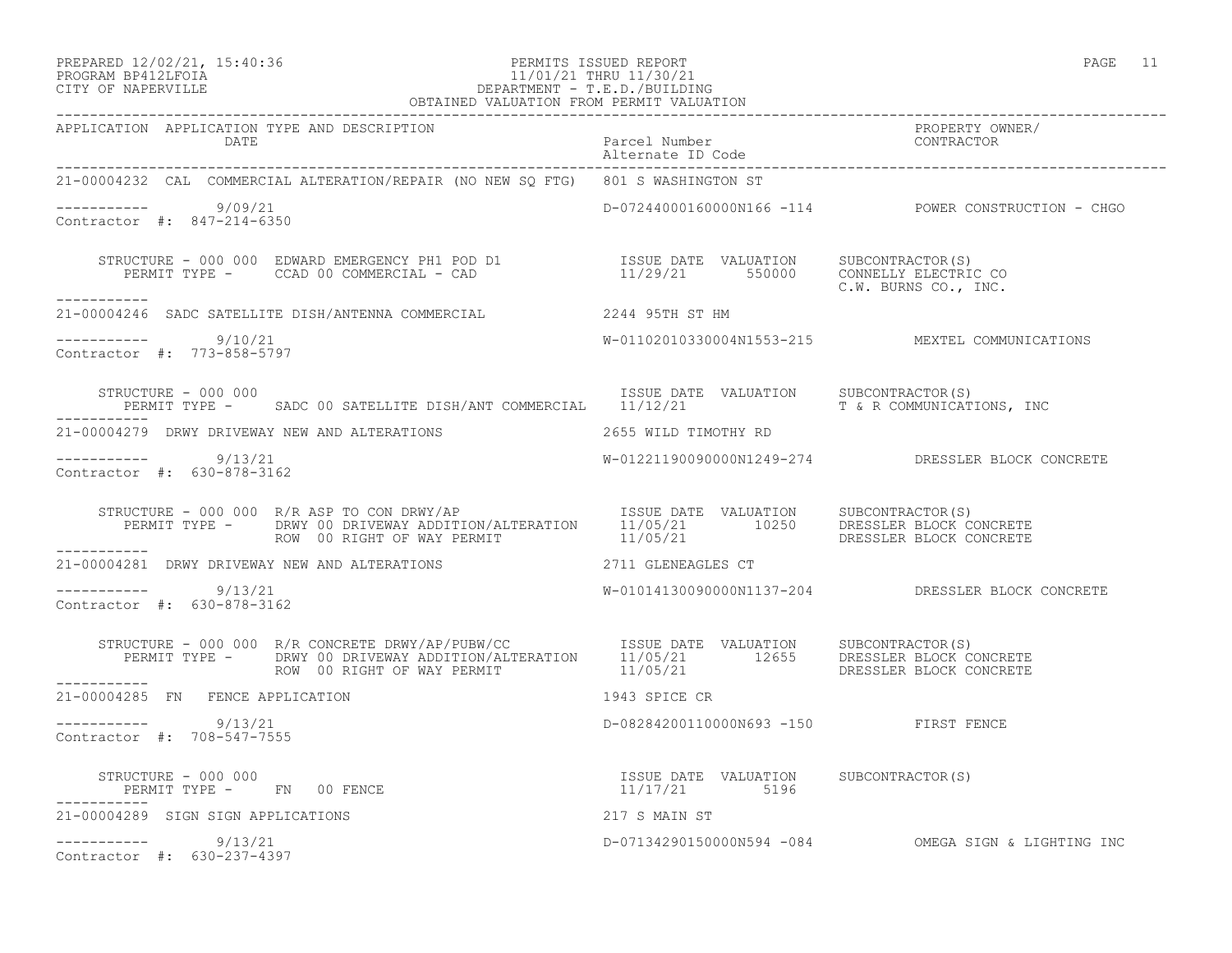PREPARED 12/02/21, 15:40:36 PERMITS ISSUED REPORT
PROGRAM BP412LFOIA 11/01/21 THRU 11/30/21
CITY OF NAPERVILLE DEPARTMENT - T.E.D./BUILDING
OBTAINED VALUATION FROM PERMIT VALUATION

| APPLICATION | APPLICATION TYPE AND DESCRIPTION / DATE | Parcel Number / Alternate ID Code | PROPERTY OWNER/ CONTRACTOR |
|---|---|---|---|

**21-00004232** CAL COMMERCIAL ALTERATION/REPAIR (NO NEW SQ FTG) — 801 S WASHINGTON ST
----------- 9/09/21 — D-07244000160000N166 -114 — POWER CONSTRUCTION - CHGO
Contractor #: 847-214-6350

| STRUCTURE - 000 000 EDWARD EMERGENCY PH1 POD D1 | ISSUE DATE | VALUATION | SUBCONTRACTOR(S) |
|---|---|---|---|
| PERMIT TYPE - CCAD 00 COMMERCIAL - CAD | 11/29/21 | 550000 | CONNELLY ELECTRIC CO |
| | | | C.W. BURNS CO., INC. |

**21-00004246** SADC SATELLITE DISH/ANTENNA COMMERCIAL — 2244 95TH ST HM
----------- 9/10/21 — W-01102010330004N1553-215 — MEXTEL COMMUNICATIONS
Contractor #: 773-858-5797

| STRUCTURE - 000 000 | ISSUE DATE | VALUATION | SUBCONTRACTOR(S) |
|---|---|---|---|
| PERMIT TYPE - SADC 00 SATELLITE DISH/ANT COMMERCIAL | 11/12/21 | | T & R COMMUNICATIONS, INC |

**21-00004279** DRWY DRIVEWAY NEW AND ALTERATIONS — 2655 WILD TIMOTHY RD
----------- 9/13/21 — W-01221190090000N1249-274 — DRESSLER BLOCK CONCRETE
Contractor #: 630-878-3162

| STRUCTURE - 000 000 R/R ASP TO CON DRWY/AP | ISSUE DATE | VALUATION | SUBCONTRACTOR(S) |
|---|---|---|---|
| PERMIT TYPE - DRWY 00 DRIVEWAY ADDITION/ALTERATION | 11/05/21 | 10250 | DRESSLER BLOCK CONCRETE |
| ROW 00 RIGHT OF WAY PERMIT | 11/05/21 | | DRESSLER BLOCK CONCRETE |

**21-00004281** DRWY DRIVEWAY NEW AND ALTERATIONS — 2711 GLENEAGLES CT
----------- 9/13/21 — W-01014130090000N1137-204 — DRESSLER BLOCK CONCRETE
Contractor #: 630-878-3162

| STRUCTURE - 000 000 R/R CONCRETE DRWY/AP/PUBW/CC | ISSUE DATE | VALUATION | SUBCONTRACTOR(S) |
|---|---|---|---|
| PERMIT TYPE - DRWY 00 DRIVEWAY ADDITION/ALTERATION | 11/05/21 | 12655 | DRESSLER BLOCK CONCRETE |
| ROW 00 RIGHT OF WAY PERMIT | 11/05/21 | | DRESSLER BLOCK CONCRETE |

**21-00004285** FN FENCE APPLICATION — 1943 SPICE CR
----------- 9/13/21 — D-08284200110000N693 -150 — FIRST FENCE
Contractor #: 708-547-7555

| STRUCTURE - 000 000 | ISSUE DATE | VALUATION | SUBCONTRACTOR(S) |
|---|---|---|---|
| PERMIT TYPE - FN 00 FENCE | 11/17/21 | 5196 | |

**21-00004289** SIGN SIGN APPLICATIONS — 217 S MAIN ST
----------- 9/13/21 — D-07134290150000N594 -084 — OMEGA SIGN & LIGHTING INC
Contractor #: 630-237-4397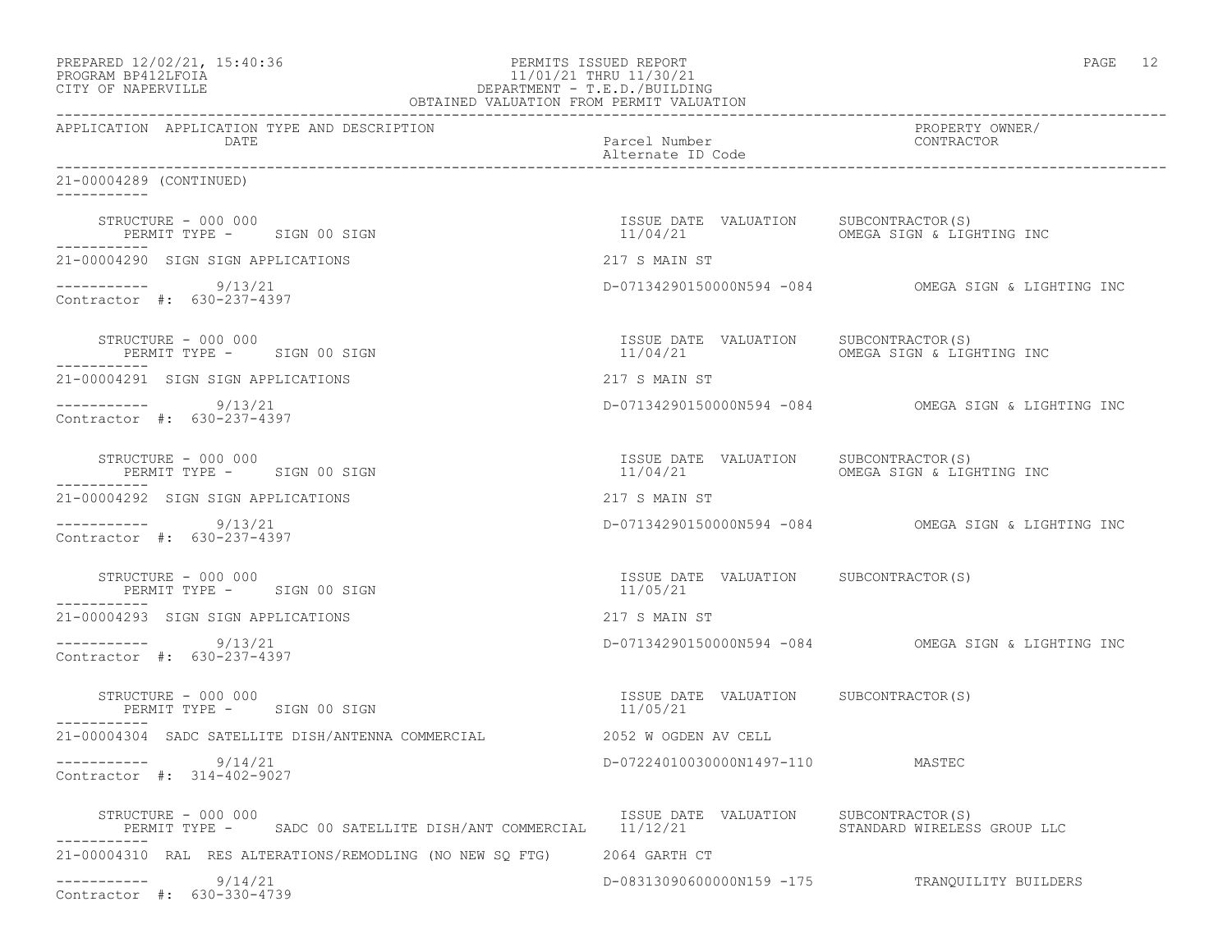PREPARED 12/02/21, 15:40:36
PROGRAM BP412LFOIA
CITY OF NAPERVILLE

PERMITS ISSUED REPORT
11/01/21 THRU 11/30/21
DEPARTMENT - T.E.D./BUILDING
OBTAINED VALUATION FROM PERMIT VALUATION

| APPLICATION | APPLICATION TYPE AND DESCRIPTION / DATE | Parcel Number / Alternate ID Code | PROPERTY OWNER/ CONTRACTOR |
|---|---|---|---|

21-00004289 (CONTINUED)

STRUCTURE - 000 000
PERMIT TYPE - SIGN 00 SIGN
ISSUE DATE 11/04/21 VALUATION
SUBCONTRACTOR(S): OMEGA SIGN & LIGHTING INC

21-00004290 SIGN SIGN APPLICATIONS — 217 S MAIN ST
9/13/21 — D-07134290150000N594 -084 — OMEGA SIGN & LIGHTING INC
Contractor #: 630-237-4397

STRUCTURE - 000 000
PERMIT TYPE - SIGN 00 SIGN
ISSUE DATE 11/04/21 VALUATION
SUBCONTRACTOR(S): OMEGA SIGN & LIGHTING INC

21-00004291 SIGN SIGN APPLICATIONS — 217 S MAIN ST
9/13/21 — D-07134290150000N594 -084 — OMEGA SIGN & LIGHTING INC
Contractor #: 630-237-4397

STRUCTURE - 000 000
PERMIT TYPE - SIGN 00 SIGN
ISSUE DATE 11/04/21 VALUATION
SUBCONTRACTOR(S): OMEGA SIGN & LIGHTING INC

21-00004292 SIGN SIGN APPLICATIONS — 217 S MAIN ST
9/13/21 — D-07134290150000N594 -084 — OMEGA SIGN & LIGHTING INC
Contractor #: 630-237-4397

STRUCTURE - 000 000
PERMIT TYPE - SIGN 00 SIGN
ISSUE DATE 11/05/21 VALUATION
SUBCONTRACTOR(S)

21-00004293 SIGN SIGN APPLICATIONS — 217 S MAIN ST
9/13/21 — D-07134290150000N594 -084 — OMEGA SIGN & LIGHTING INC
Contractor #: 630-237-4397

STRUCTURE - 000 000
PERMIT TYPE - SIGN 00 SIGN
ISSUE DATE 11/05/21 VALUATION
SUBCONTRACTOR(S)

21-00004304 SADC SATELLITE DISH/ANTENNA COMMERCIAL — 2052 W OGDEN AV CELL
9/14/21 — D-07224010030000N1497-110 — MASTEC
Contractor #: 314-402-9027

STRUCTURE - 000 000
PERMIT TYPE - SADC 00 SATELLITE DISH/ANT COMMERCIAL
ISSUE DATE 11/12/21 VALUATION
SUBCONTRACTOR(S): STANDARD WIRELESS GROUP LLC

21-00004310 RAL RES ALTERATIONS/REMODLING (NO NEW SQ FTG) — 2064 GARTH CT
9/14/21 — D-08313090600000N159 -175 — TRANQUILITY BUILDERS
Contractor #: 630-330-4739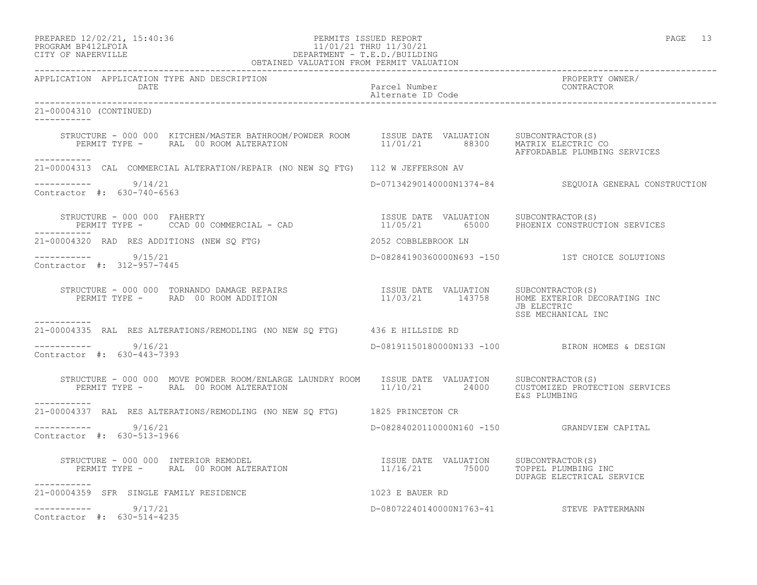PREPARED 12/02/21, 15:40:36
PROGRAM BP412LFOIA
CITY OF NAPERVILLE

PERMITS ISSUED REPORT
11/01/21 THRU 11/30/21
DEPARTMENT - T.E.D./BUILDING
OBTAINED VALUATION FROM PERMIT VALUATION

| APPLICATION | APPLICATION TYPE AND DESCRIPTION / DATE | Parcel Number / Alternate ID Code | PROPERTY OWNER/ CONTRACTOR |
|---|---|---|---|

21-00004310 (CONTINUED)

STRUCTURE - 000 000 KITCHEN/MASTER BATHROOM/POWDER ROOM — ISSUE DATE 11/01/21 — VALUATION 88300
PERMIT TYPE - RAL 00 ROOM ALTERATION
SUBCONTRACTOR(S): MATRIX ELECTRIC CO; AFFORDABLE PLUMBING SERVICES

---

21-00004313 CAL COMMERCIAL ALTERATION/REPAIR (NO NEW SQ FTG) — 112 W JEFFERSON AV
9/14/21 — D-07134290140000N1374-84 — SEQUOIA GENERAL CONSTRUCTION
Contractor #: 630-740-6563

STRUCTURE - 000 000 FAHERTY — ISSUE DATE 11/05/21 — VALUATION 65000
PERMIT TYPE - CCAD 00 COMMERCIAL - CAD
SUBCONTRACTOR(S): PHOENIX CONSTRUCTION SERVICES

---

21-00004320 RAD RES ADDITIONS (NEW SQ FTG) — 2052 COBBLEBROOK LN
9/15/21 — D-08284190360000N693 -150 — 1ST CHOICE SOLUTIONS
Contractor #: 312-957-7445

STRUCTURE - 000 000 TORNANDO DAMAGE REPAIRS — ISSUE DATE 11/03/21 — VALUATION 143758
PERMIT TYPE - RAD 00 ROOM ADDITION
SUBCONTRACTOR(S): HOME EXTERIOR DECORATING INC; JB ELECTRIC; SSE MECHANICAL INC

---

21-00004335 RAL RES ALTERATIONS/REMODLING (NO NEW SQ FTG) — 436 E HILLSIDE RD
9/16/21 — D-08191150180000N133 -100 — BIRON HOMES & DESIGN
Contractor #: 630-443-7393

STRUCTURE - 000 000 MOVE POWDER ROOM/ENLARGE LAUNDRY ROOM — ISSUE DATE 11/10/21 — VALUATION 24000
PERMIT TYPE - RAL 00 ROOM ALTERATION
SUBCONTRACTOR(S): CUSTOMIZED PROTECTION SERVICES; E&S PLUMBING

---

21-00004337 RAL RES ALTERATIONS/REMODLING (NO NEW SQ FTG) — 1825 PRINCETON CR
9/16/21 — D-08284020110000N160 -150 — GRANDVIEW CAPITAL
Contractor #: 630-513-1966

STRUCTURE - 000 000 INTERIOR REMODEL — ISSUE DATE 11/16/21 — VALUATION 75000
PERMIT TYPE - RAL 00 ROOM ALTERATION
SUBCONTRACTOR(S): TOPPEL PLUMBING INC; DUPAGE ELECTRICAL SERVICE

---

21-00004359 SFR SINGLE FAMILY RESIDENCE — 1023 E BAUER RD
9/17/21 — D-08072240140000N1763-41 — STEVE PATTERMANN
Contractor #: 630-514-4235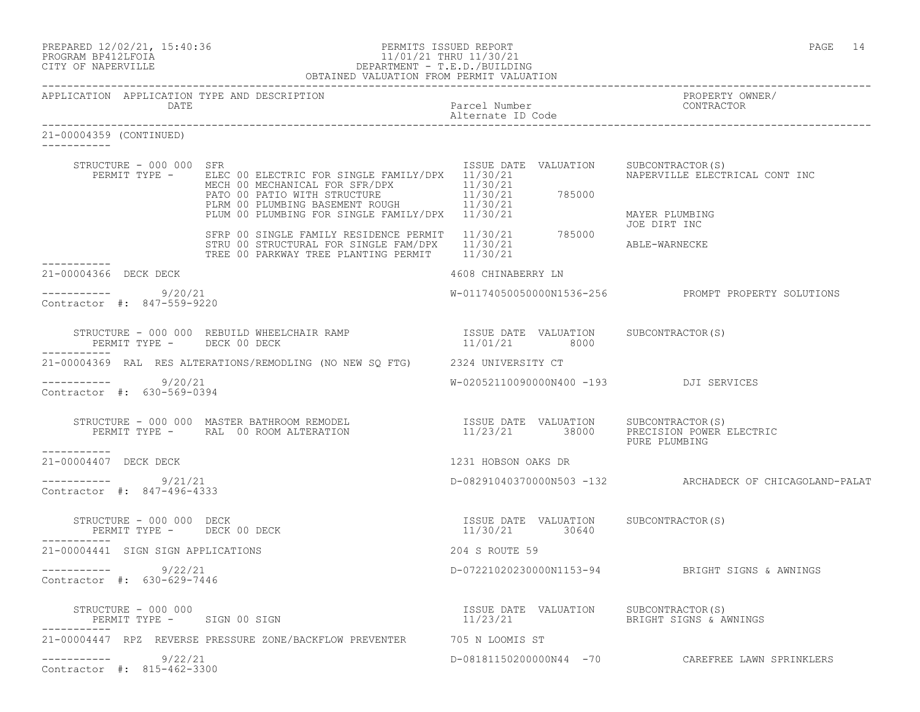PREPARED 12/02/21, 15:40:36
PROGRAM BP412LFOIA
CITY OF NAPERVILLE

PERMITS ISSUED REPORT
11/01/21 THRU 11/30/21
DEPARTMENT - T.E.D./BUILDING
OBTAINED VALUATION FROM PERMIT VALUATION

| APPLICATION | APPLICATION TYPE AND DESCRIPTION / DATE | Parcel Number / Alternate ID Code | PROPERTY OWNER/ CONTRACTOR |
|---|---|---|---|

**21-00004359 (CONTINUED)**

STRUCTURE - 000 000 SFR

| PERMIT TYPE | ISSUE DATE | VALUATION | SUBCONTRACTOR(S) |
|---|---|---|---|
| ELEC 00 ELECTRIC FOR SINGLE FAMILY/DPX | 11/30/21 | | NAPERVILLE ELECTRICAL CONT INC |
| MECH 00 MECHANICAL FOR SFR/DPX | 11/30/21 | | |
| PATO 00 PATIO WITH STRUCTURE | 11/30/21 | 785000 | |
| PLRM 00 PLUMBING BASEMENT ROUGH | 11/30/21 | | |
| PLUM 00 PLUMBING FOR SINGLE FAMILY/DPX | 11/30/21 | | MAYER PLUMBING<br>JOE DIRT INC |
| SFRP 00 SINGLE FAMILY RESIDENCE PERMIT | 11/30/21 | 785000 | |
| STRU 00 STRUCTURAL FOR SINGLE FAM/DPX | 11/30/21 | | ABLE-WARNECKE |
| TREE 00 PARKWAY TREE PLANTING PERMIT | 11/30/21 | | |

---

**21-00004366 DECK DECK** — 4608 CHINABERRY LN

9/20/21 — W-01174050050000N1536-256 — PROMPT PROPERTY SOLUTIONS

Contractor #: 847-559-9220

STRUCTURE - 000 000 REBUILD WHEELCHAIR RAMP

| PERMIT TYPE | ISSUE DATE | VALUATION | SUBCONTRACTOR(S) |
|---|---|---|---|
| DECK 00 DECK | 11/01/21 | 8000 | |

---

**21-00004369 RAL RES ALTERATIONS/REMODLING (NO NEW SQ FTG)** — 2324 UNIVERSITY CT

9/20/21 — W-02052110090000N400 -193 — DJI SERVICES

Contractor #: 630-569-0394

STRUCTURE - 000 000 MASTER BATHROOM REMODEL

| PERMIT TYPE | ISSUE DATE | VALUATION | SUBCONTRACTOR(S) |
|---|---|---|---|
| RAL 00 ROOM ALTERATION | 11/23/21 | 38000 | PRECISION POWER ELECTRIC<br>PURE PLUMBING |

---

**21-00004407 DECK DECK** — 1231 HOBSON OAKS DR

9/21/21 — D-08291040370000N503 -132 — ARCHADECK OF CHICAGOLAND-PALAT

Contractor #: 847-496-4333

STRUCTURE - 000 000 DECK

| PERMIT TYPE | ISSUE DATE | VALUATION | SUBCONTRACTOR(S) |
|---|---|---|---|
| DECK 00 DECK | 11/30/21 | 30640 | |

---

**21-00004441 SIGN SIGN APPLICATIONS** — 204 S ROUTE 59

9/22/21 — D-07221020230000N1153-94 — BRIGHT SIGNS & AWNINGS

Contractor #: 630-629-7446

STRUCTURE - 000 000

| PERMIT TYPE | ISSUE DATE | VALUATION | SUBCONTRACTOR(S) |
|---|---|---|---|
| SIGN 00 SIGN | 11/23/21 | | BRIGHT SIGNS & AWNINGS |

---

**21-00004447 RPZ REVERSE PRESSURE ZONE/BACKFLOW PREVENTER** — 705 N LOOMIS ST

9/22/21 — D-08181150200000N44 -70 — CAREFREE LAWN SPRINKLERS

Contractor #: 815-462-3300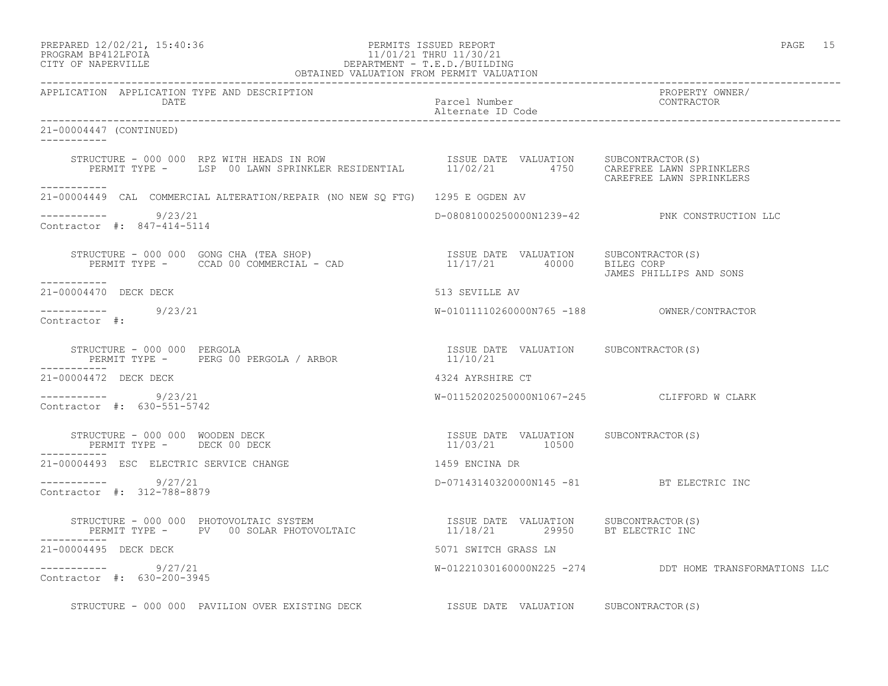PREPARED 12/02/21, 15:40:36
PROGRAM BP412LFOIA
CITY OF NAPERVILLE

PERMITS ISSUED REPORT
11/01/21 THRU 11/30/21
DEPARTMENT - T.E.D./BUILDING
OBTAINED VALUATION FROM PERMIT VALUATION

| APPLICATION | APPLICATION TYPE AND DESCRIPTION / DATE | Parcel Number / Alternate ID Code | PROPERTY OWNER/ CONTRACTOR |
|---|---|---|---|

**21-00004447 (CONTINUED)**

STRUCTURE - 000 000 RPZ WITH HEADS IN ROW
PERMIT TYPE - LSP 00 LAWN SPRINKLER RESIDENTIAL
ISSUE DATE: 11/02/21 VALUATION: 4750
SUBCONTRACTOR(S): CAREFREE LAWN SPRINKLERS, CAREFREE LAWN SPRINKLERS

---

**21-00004449** CAL COMMERCIAL ALTERATION/REPAIR (NO NEW SQ FTG) — 1295 E OGDEN AV
9/23/21 — D-08081000250000N1239-42 — PNK CONSTRUCTION LLC
Contractor #: 847-414-5114

STRUCTURE - 000 000 GONG CHA (TEA SHOP)
PERMIT TYPE - CCAD 00 COMMERCIAL - CAD
ISSUE DATE: 11/17/21 VALUATION: 40000
SUBCONTRACTOR(S): BILEG CORP, JAMES PHILLIPS AND SONS

---

**21-00004470** DECK DECK — 513 SEVILLE AV
9/23/21 — W-01011110260000N765 -188 — OWNER/CONTRACTOR
Contractor #:

STRUCTURE - 000 000 PERGOLA
PERMIT TYPE - PERG 00 PERGOLA / ARBOR
ISSUE DATE: 11/10/21 VALUATION:
SUBCONTRACTOR(S):

---

**21-00004472** DECK DECK — 4324 AYRSHIRE CT
9/23/21 — W-01152020250000N1067-245 — CLIFFORD W CLARK
Contractor #: 630-551-5742

STRUCTURE - 000 000 WOODEN DECK
PERMIT TYPE - DECK 00 DECK
ISSUE DATE: 11/03/21 VALUATION: 10500
SUBCONTRACTOR(S):

---

**21-00004493** ESC ELECTRIC SERVICE CHANGE — 1459 ENCINA DR
9/27/21 — D-07143140320000N145 -81 — BT ELECTRIC INC
Contractor #: 312-788-8879

STRUCTURE - 000 000 PHOTOVOLTAIC SYSTEM
PERMIT TYPE - PV 00 SOLAR PHOTOVOLTAIC
ISSUE DATE: 11/18/21 VALUATION: 29950
SUBCONTRACTOR(S): BT ELECTRIC INC

---

**21-00004495** DECK DECK — 5071 SWITCH GRASS LN
9/27/21 — W-01221030160000N225 -274 — DDT HOME TRANSFORMATIONS LLC
Contractor #: 630-200-3945

STRUCTURE - 000 000 PAVILION OVER EXISTING DECK
ISSUE DATE VALUATION SUBCONTRACTOR(S)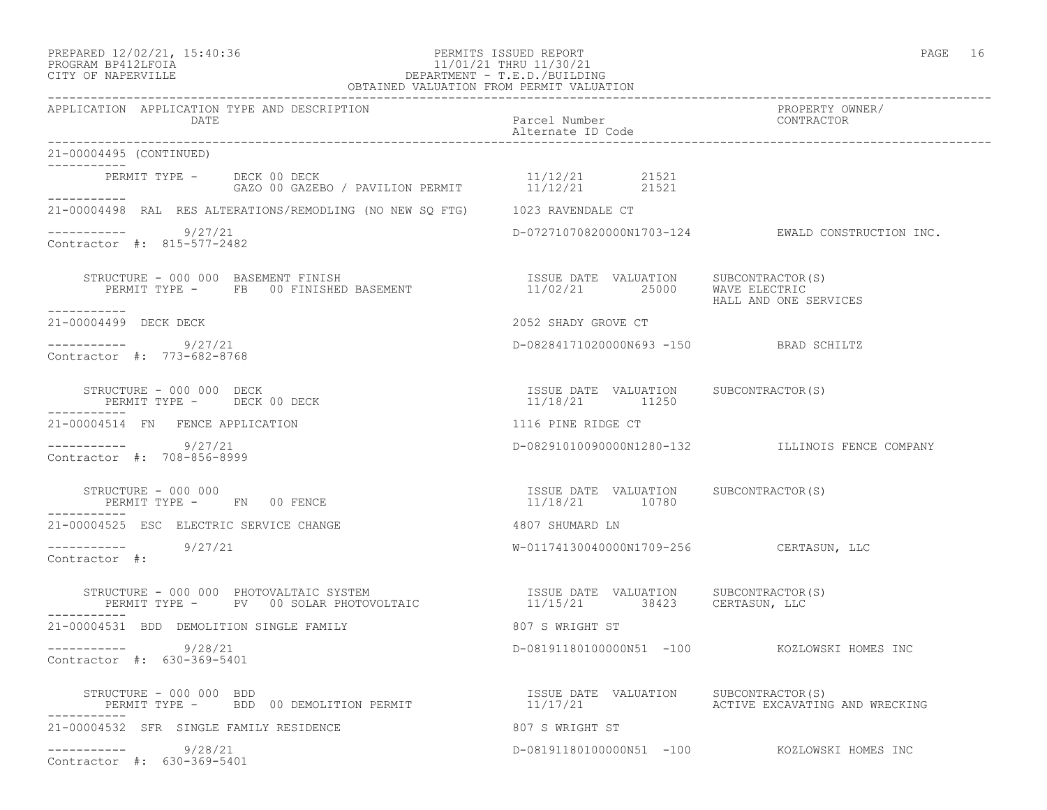APPLICATION APPLICATION TYPE AND DESCRIPTION | Parcel Number / Alternate ID Code | PROPERTY OWNER/ CONTRACTOR
DATE

21-00004495 (CONTINUED)

PERMIT TYPE - DECK 00 DECK 11/12/21 21521
GAZO 00 GAZEBO / PAVILION PERMIT 11/12/21 21521

---

21-00004498 RAL RES ALTERATIONS/REMODLING (NO NEW SQ FTG) 1023 RAVENDALE CT

9/27/21 D-07271070820000N1703-124 EWALD CONSTRUCTION INC.
Contractor #: 815-577-2482

| STRUCTURE - 000 000 BASEMENT FINISH | ISSUE DATE | VALUATION | SUBCONTRACTOR(S) |
|---|---|---|---|
| PERMIT TYPE - FB 00 FINISHED BASEMENT | 11/02/21 | 25000 | WAVE ELECTRIC |
| | | | HALL AND ONE SERVICES |

---

21-00004499 DECK DECK 2052 SHADY GROVE CT

9/27/21 D-08284171020000N693 -150 BRAD SCHILTZ
Contractor #: 773-682-8768

| STRUCTURE - 000 000 DECK | ISSUE DATE | VALUATION | SUBCONTRACTOR(S) |
|---|---|---|---|
| PERMIT TYPE - DECK 00 DECK | 11/18/21 | 11250 | |

---

21-00004514 FN FENCE APPLICATION 1116 PINE RIDGE CT

9/27/21 D-08291010090000N1280-132 ILLINOIS FENCE COMPANY
Contractor #: 708-856-8999

| STRUCTURE - 000 000 | ISSUE DATE | VALUATION | SUBCONTRACTOR(S) |
|---|---|---|---|
| PERMIT TYPE - FN 00 FENCE | 11/18/21 | 10780 | |

---

21-00004525 ESC ELECTRIC SERVICE CHANGE 4807 SHUMARD LN

9/27/21 W-01174130040000N1709-256 CERTASUN, LLC
Contractor #:

| STRUCTURE - 000 000 PHOTOVALTAIC SYSTEM | ISSUE DATE | VALUATION | SUBCONTRACTOR(S) |
|---|---|---|---|
| PERMIT TYPE - PV 00 SOLAR PHOTOVOLTAIC | 11/15/21 | 38423 | CERTASUN, LLC |

---

21-00004531 BDD DEMOLITION SINGLE FAMILY 807 S WRIGHT ST

9/28/21 D-08191180100000N51 -100 KOZLOWSKI HOMES INC
Contractor #: 630-369-5401

| STRUCTURE - 000 000 BDD | ISSUE DATE | VALUATION | SUBCONTRACTOR(S) |
|---|---|---|---|
| PERMIT TYPE - BDD 00 DEMOLITION PERMIT | 11/17/21 | | ACTIVE EXCAVATING AND WRECKING |

---

21-00004532 SFR SINGLE FAMILY RESIDENCE 807 S WRIGHT ST

9/28/21 D-08191180100000N51 -100 KOZLOWSKI HOMES INC
Contractor #: 630-369-5401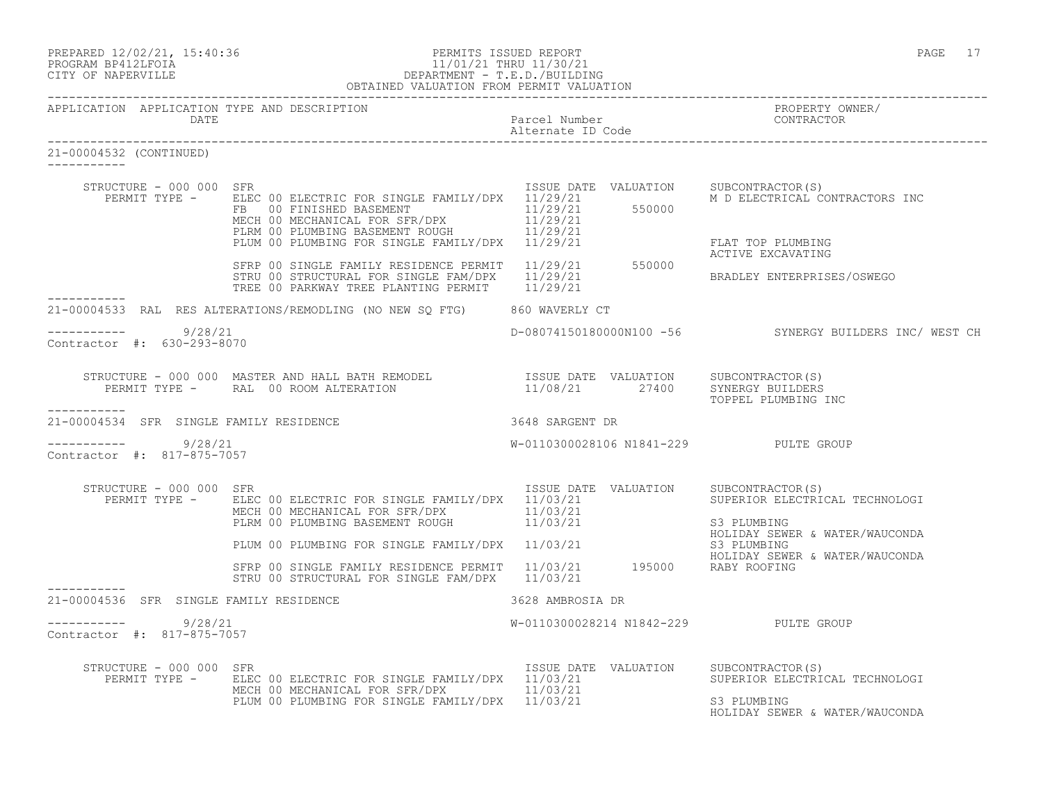APPLICATION APPLICATION TYPE AND DESCRIPTION | DATE | Parcel Number / Alternate ID Code | PROPERTY OWNER/ CONTRACTOR

21-00004532 (CONTINUED)

STRUCTURE - 000 000 SFR

| PERMIT TYPE | ISSUE DATE | VALUATION | SUBCONTRACTOR(S) |
|---|---|---|---|
| ELEC 00 ELECTRIC FOR SINGLE FAMILY/DPX | 11/29/21 | | M D ELECTRICAL CONTRACTORS INC |
| FB 00 FINISHED BASEMENT | 11/29/21 | 550000 | |
| MECH 00 MECHANICAL FOR SFR/DPX | 11/29/21 | | |
| PLRM 00 PLUMBING BASEMENT ROUGH | 11/29/21 | | |
| PLUM 00 PLUMBING FOR SINGLE FAMILY/DPX | 11/29/21 | | FLAT TOP PLUMBING<br>ACTIVE EXCAVATING |
| SFRP 00 SINGLE FAMILY RESIDENCE PERMIT | 11/29/21 | 550000 | |
| STRU 00 STRUCTURAL FOR SINGLE FAM/DPX | 11/29/21 | | BRADLEY ENTERPRISES/OSWEGO |
| TREE 00 PARKWAY TREE PLANTING PERMIT | 11/29/21 | | |

21-00004533 RAL RES ALTERATIONS/REMODLING (NO NEW SQ FTG) — 860 WAVERLY CT

9/28/21 — D-08074150180000N100 -56 — SYNERGY BUILDERS INC/ WEST CH

Contractor #: 630-293-8070

STRUCTURE - 000 000 MASTER AND HALL BATH REMODEL

| PERMIT TYPE | ISSUE DATE | VALUATION | SUBCONTRACTOR(S) |
|---|---|---|---|
| RAL 00 ROOM ALTERATION | 11/08/21 | 27400 | SYNERGY BUILDERS<br>TOPPEL PLUMBING INC |

21-00004534 SFR SINGLE FAMILY RESIDENCE — 3648 SARGENT DR

9/28/21 — W-0110300028106 N1841-229 — PULTE GROUP

Contractor #: 817-875-7057

STRUCTURE - 000 000 SFR

| PERMIT TYPE | ISSUE DATE | VALUATION | SUBCONTRACTOR(S) |
|---|---|---|---|
| ELEC 00 ELECTRIC FOR SINGLE FAMILY/DPX | 11/03/21 | | SUPERIOR ELECTRICAL TECHNOLOGI |
| MECH 00 MECHANICAL FOR SFR/DPX | 11/03/21 | | |
| PLRM 00 PLUMBING BASEMENT ROUGH | 11/03/21 | | S3 PLUMBING<br>HOLIDAY SEWER & WATER/WAUCONDA |
| PLUM 00 PLUMBING FOR SINGLE FAMILY/DPX | 11/03/21 | | S3 PLUMBING<br>HOLIDAY SEWER & WATER/WAUCONDA |
| SFRP 00 SINGLE FAMILY RESIDENCE PERMIT | 11/03/21 | 195000 | RABY ROOFING |
| STRU 00 STRUCTURAL FOR SINGLE FAM/DPX | 11/03/21 | | |

21-00004536 SFR SINGLE FAMILY RESIDENCE — 3628 AMBROSIA DR

9/28/21 — W-0110300028214 N1842-229 — PULTE GROUP

Contractor #: 817-875-7057

STRUCTURE - 000 000 SFR

| PERMIT TYPE | ISSUE DATE | VALUATION | SUBCONTRACTOR(S) |
|---|---|---|---|
| ELEC 00 ELECTRIC FOR SINGLE FAMILY/DPX | 11/03/21 | | SUPERIOR ELECTRICAL TECHNOLOGI |
| MECH 00 MECHANICAL FOR SFR/DPX | 11/03/21 | | |
| PLUM 00 PLUMBING FOR SINGLE FAMILY/DPX | 11/03/21 | | S3 PLUMBING<br>HOLIDAY SEWER & WATER/WAUCONDA |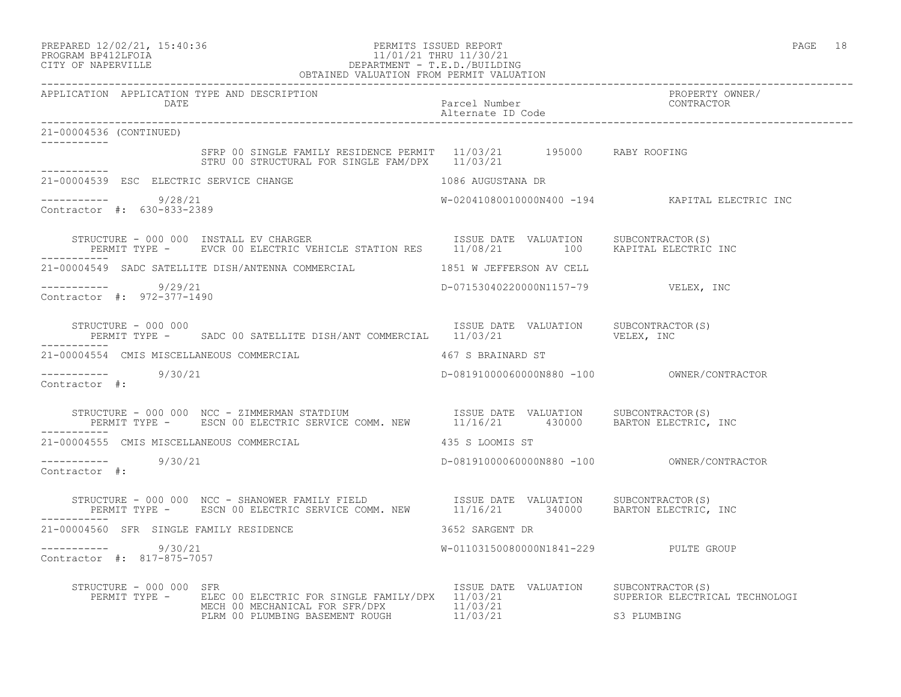PREPARED 12/02/21, 15:40:36 PERMITS ISSUED REPORT
PROGRAM BP412LFOIA 11/01/21 THRU 11/30/21
CITY OF NAPERVILLE DEPARTMENT - T.E.D./BUILDING
OBTAINED VALUATION FROM PERMIT VALUATION

```
APPLICATION  APPLICATION TYPE AND DESCRIPTION                                                        PROPERTY OWNER/
             DATE                                                 Parcel Number                      CONTRACTOR
                                                                  Alternate ID Code
------------------------------------------------------------------------------------------------------------------------
21-00004536 (CONTINUED)
-----------
                  SFRP 00 SINGLE FAMILY RESIDENCE PERMIT  11/03/21      195000    RABY ROOFING
                  STRU 00 STRUCTURAL FOR SINGLE FAM/DPX   11/03/21
-----------
21-00004539  ESC  ELECTRIC SERVICE CHANGE                         1086 AUGUSTANA DR

-----------       9/28/21                                         W-02041080010000N400 -194          KAPITAL ELECTRIC INC
Contractor #:  630-833-2389

     STRUCTURE - 000 000  INSTALL EV CHARGER                       ISSUE DATE  VALUATION    SUBCONTRACTOR(S)
       PERMIT TYPE -     EVCR 00 ELECTRIC VEHICLE STATION RES     11/08/21         100     KAPITAL ELECTRIC INC
-----------
21-00004549  SADC SATELLITE DISH/ANTENNA COMMERCIAL               1851 W JEFFERSON AV CELL

-----------       9/29/21                                         D-07153040220000N1157-79           VELEX, INC
Contractor #:  972-377-1490

     STRUCTURE - 000 000                                           ISSUE DATE  VALUATION    SUBCONTRACTOR(S)
       PERMIT TYPE -     SADC 00 SATELLITE DISH/ANT COMMERCIAL    11/03/21                 VELEX, INC
-----------
21-00004554  CMIS MISCELLANEOUS COMMERCIAL                        467 S BRAINARD ST

-----------       9/30/21                                         D-08191000060000N880 -100          OWNER/CONTRACTOR
Contractor #:

     STRUCTURE - 000 000  NCC - ZIMMERMAN STATDIUM                 ISSUE DATE  VALUATION    SUBCONTRACTOR(S)
       PERMIT TYPE -     ESCN 00 ELECTRIC SERVICE COMM. NEW       11/16/21      430000     BARTON ELECTRIC, INC
-----------
21-00004555  CMIS MISCELLANEOUS COMMERCIAL                        435 S LOOMIS ST

-----------       9/30/21                                         D-08191000060000N880 -100          OWNER/CONTRACTOR
Contractor #:

     STRUCTURE - 000 000  NCC - SHANOWER FAMILY FIELD              ISSUE DATE  VALUATION    SUBCONTRACTOR(S)
       PERMIT TYPE -     ESCN 00 ELECTRIC SERVICE COMM. NEW       11/16/21      340000     BARTON ELECTRIC, INC
-----------
21-00004560  SFR  SINGLE FAMILY RESIDENCE                         3652 SARGENT DR

-----------       9/30/21                                         W-01103150080000N1841-229          PULTE GROUP
Contractor #:  817-875-7057

     STRUCTURE - 000 000  SFR                                      ISSUE DATE  VALUATION    SUBCONTRACTOR(S)
       PERMIT TYPE -     ELEC 00 ELECTRIC FOR SINGLE FAMILY/DPX   11/03/21                 SUPERIOR ELECTRICAL TECHNOLOGI
                         MECH 00 MECHANICAL FOR SFR/DPX           11/03/21
                         PLRM 00 PLUMBING BASEMENT ROUGH          11/03/21                 S3 PLUMBING
```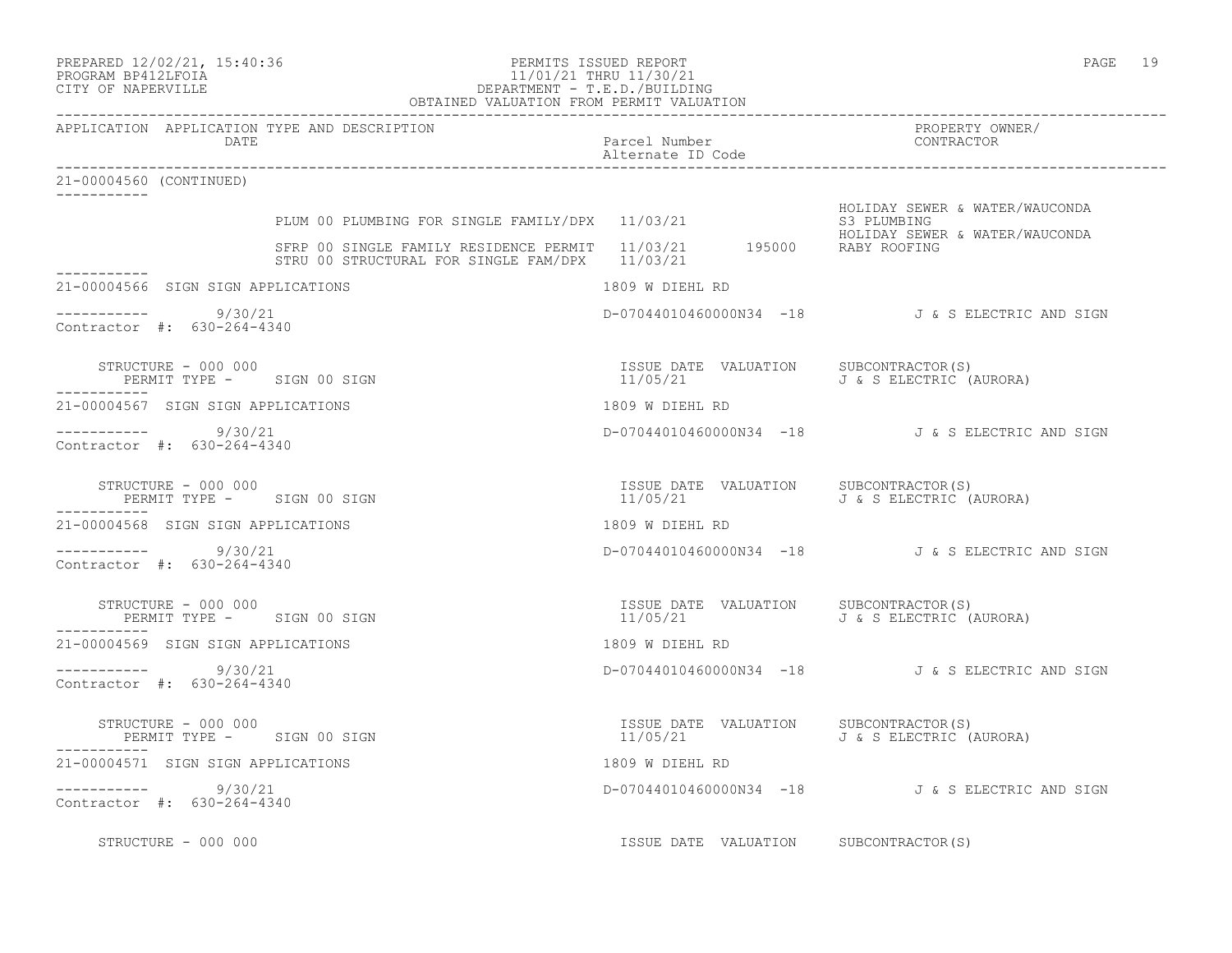PREPARED 12/02/21, 15:40:36
PROGRAM BP412LFOIA
CITY OF NAPERVILLE

PERMITS ISSUED REPORT
11/01/21 THRU 11/30/21
DEPARTMENT - T.E.D./BUILDING
OBTAINED VALUATION FROM PERMIT VALUATION

| APPLICATION | APPLICATION TYPE AND DESCRIPTION DATE | Parcel Number Alternate ID Code | PROPERTY OWNER/ CONTRACTOR |
|---|---|---|---|

21-00004560 (CONTINUED)

| | | | |
|---|---|---|---|
| PLUM 00 PLUMBING FOR SINGLE FAMILY/DPX | 11/03/21 | | HOLIDAY SEWER & WATER/WAUCONDA<br>S3 PLUMBING<br>HOLIDAY SEWER & WATER/WAUCONDA |
| SFRP 00 SINGLE FAMILY RESIDENCE PERMIT | 11/03/21 | 195000 | RABY ROOFING |
| STRU 00 STRUCTURAL FOR SINGLE FAM/DPX | 11/03/21 | | |

21-00004566 SIGN SIGN APPLICATIONS — 1809 W DIEHL RD

9/30/21 — D-07044010460000N34 -18 — J & S ELECTRIC AND SIGN

Contractor #: 630-264-4340

STRUCTURE - 000 000
PERMIT TYPE - SIGN 00 SIGN — ISSUE DATE 11/05/21 — VALUATION — SUBCONTRACTOR(S) J & S ELECTRIC (AURORA)

21-00004567 SIGN SIGN APPLICATIONS — 1809 W DIEHL RD

9/30/21 — D-07044010460000N34 -18 — J & S ELECTRIC AND SIGN

Contractor #: 630-264-4340

STRUCTURE - 000 000
PERMIT TYPE - SIGN 00 SIGN — ISSUE DATE 11/05/21 — VALUATION — SUBCONTRACTOR(S) J & S ELECTRIC (AURORA)

21-00004568 SIGN SIGN APPLICATIONS — 1809 W DIEHL RD

9/30/21 — D-07044010460000N34 -18 — J & S ELECTRIC AND SIGN

Contractor #: 630-264-4340

STRUCTURE - 000 000
PERMIT TYPE - SIGN 00 SIGN — ISSUE DATE 11/05/21 — VALUATION — SUBCONTRACTOR(S) J & S ELECTRIC (AURORA)

21-00004569 SIGN SIGN APPLICATIONS — 1809 W DIEHL RD

9/30/21 — D-07044010460000N34 -18 — J & S ELECTRIC AND SIGN

Contractor #: 630-264-4340

STRUCTURE - 000 000
PERMIT TYPE - SIGN 00 SIGN — ISSUE DATE 11/05/21 — VALUATION — SUBCONTRACTOR(S) J & S ELECTRIC (AURORA)

21-00004571 SIGN SIGN APPLICATIONS — 1809 W DIEHL RD

9/30/21 — D-07044010460000N34 -18 — J & S ELECTRIC AND SIGN

Contractor #: 630-264-4340

STRUCTURE - 000 000 — ISSUE DATE — VALUATION — SUBCONTRACTOR(S)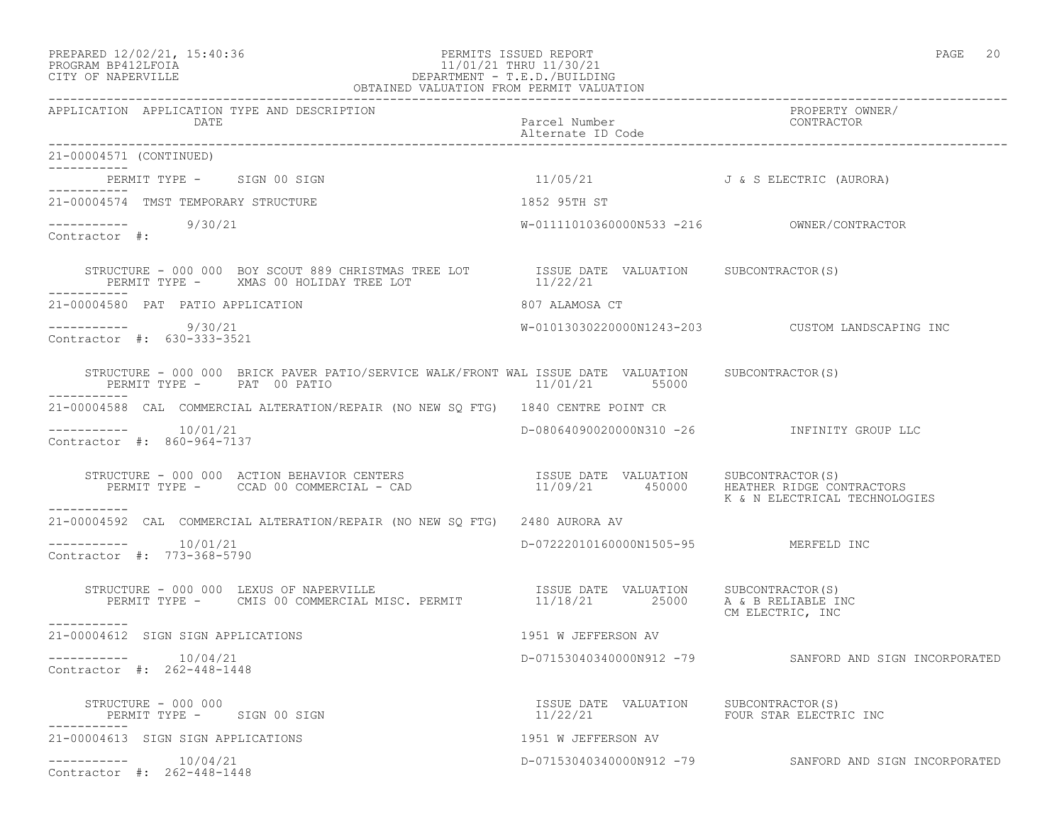PREPARED 12/02/21, 15:40:36
PROGRAM BP412LFOIA
CITY OF NAPERVILLE

PERMITS ISSUED REPORT
11/01/21 THRU 11/30/21
DEPARTMENT - T.E.D./BUILDING
OBTAINED VALUATION FROM PERMIT VALUATION

| APPLICATION | APPLICATION TYPE AND DESCRIPTION / DATE | Parcel Number / Alternate ID Code | PROPERTY OWNER/ CONTRACTOR |
|---|---|---|---|

**21-00004571 (CONTINUED)**

PERMIT TYPE - SIGN 00 SIGN — 11/05/21 — J & S ELECTRIC (AURORA)

---

**21-00004574** TMST TEMPORARY STRUCTURE — 1852 95TH ST

9/30/21 — W-01111010360000N533 -216 — OWNER/CONTRACTOR

Contractor #:

STRUCTURE - 000 000 BOY SCOUT 889 CHRISTMAS TREE LOT
PERMIT TYPE - XMAS 00 HOLIDAY TREE LOT

| ISSUE DATE | VALUATION | SUBCONTRACTOR(S) |
|---|---|---|
| 11/22/21 | | |

---

**21-00004580** PAT PATIO APPLICATION — 807 ALAMOSA CT

9/30/21 — W-01013030220000N1243-203 — CUSTOM LANDSCAPING INC

Contractor #: 630-333-3521

STRUCTURE - 000 000 BRICK PAVER PATIO/SERVICE WALK/FRONT WAL
PERMIT TYPE - PAT 00 PATIO

| ISSUE DATE | VALUATION | SUBCONTRACTOR(S) |
|---|---|---|
| 11/01/21 | 55000 | |

---

**21-00004588** CAL COMMERCIAL ALTERATION/REPAIR (NO NEW SQ FTG) — 1840 CENTRE POINT CR

10/01/21 — D-08064090020000N310 -26 — INFINITY GROUP LLC

Contractor #: 860-964-7137

STRUCTURE - 000 000 ACTION BEHAVIOR CENTERS
PERMIT TYPE - CCAD 00 COMMERCIAL - CAD

| ISSUE DATE | VALUATION | SUBCONTRACTOR(S) |
|---|---|---|
| 11/09/21 | 450000 | HEATHER RIDGE CONTRACTORS<br>K & N ELECTRICAL TECHNOLOGIES |

---

**21-00004592** CAL COMMERCIAL ALTERATION/REPAIR (NO NEW SQ FTG) — 2480 AURORA AV

10/01/21 — D-07222010160000N1505-95 — MERFELD INC

Contractor #: 773-368-5790

STRUCTURE - 000 000 LEXUS OF NAPERVILLE
PERMIT TYPE - CMIS 00 COMMERCIAL MISC. PERMIT

| ISSUE DATE | VALUATION | SUBCONTRACTOR(S) |
|---|---|---|
| 11/18/21 | 25000 | A & B RELIABLE INC<br>CM ELECTRIC, INC |

---

**21-00004612** SIGN SIGN APPLICATIONS — 1951 W JEFFERSON AV

10/04/21 — D-07153040340000N912 -79 — SANFORD AND SIGN INCORPORATED

Contractor #: 262-448-1448

STRUCTURE - 000 000
PERMIT TYPE - SIGN 00 SIGN

| ISSUE DATE | VALUATION | SUBCONTRACTOR(S) |
|---|---|---|
| 11/22/21 | | FOUR STAR ELECTRIC INC |

---

**21-00004613** SIGN SIGN APPLICATIONS — 1951 W JEFFERSON AV

10/04/21 — D-07153040340000N912 -79 — SANFORD AND SIGN INCORPORATED

Contractor #: 262-448-1448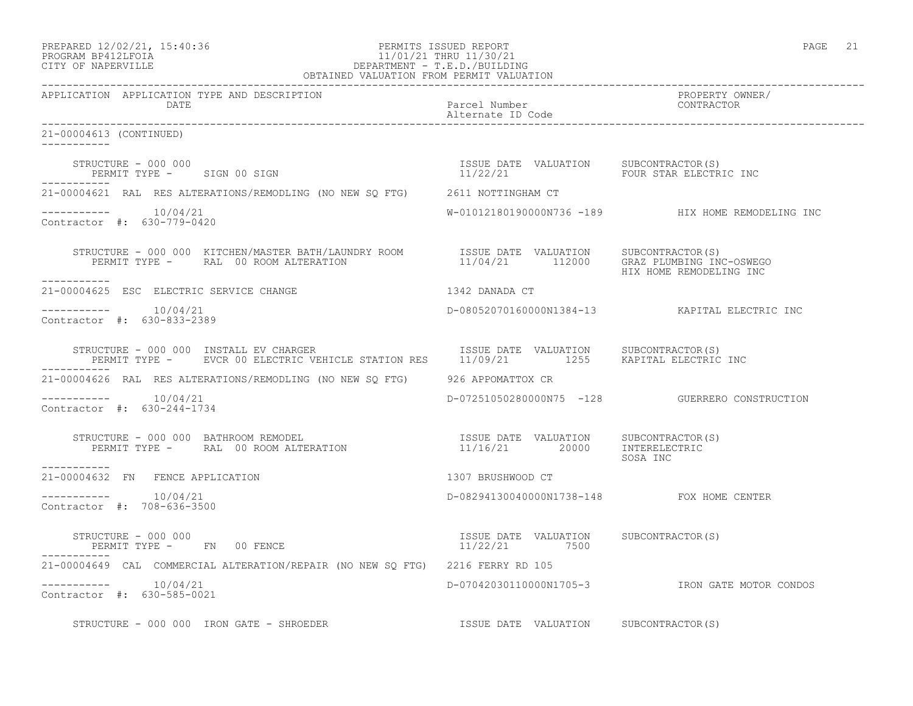PREPARED 12/02/21, 15:40:36
PROGRAM BP412LFOIA
CITY OF NAPERVILLE

PERMITS ISSUED REPORT
11/01/21 THRU 11/30/21
DEPARTMENT - T.E.D./BUILDING
OBTAINED VALUATION FROM PERMIT VALUATION

| APPLICATION | APPLICATION TYPE AND DESCRIPTION / DATE | Parcel Number / Alternate ID Code | PROPERTY OWNER/ CONTRACTOR |
|---|---|---|---|

**21-00004613 (CONTINUED)**

STRUCTURE - 000 000
PERMIT TYPE - SIGN 00 SIGN

| ISSUE DATE | VALUATION | SUBCONTRACTOR(S) |
|---|---|---|
| 11/22/21 | | FOUR STAR ELECTRIC INC |

---

**21-00004621 RAL RES ALTERATIONS/REMODLING (NO NEW SQ FTG)** — 2611 NOTTINGHAM CT

10/04/21 — W-01012180190000N736 -189 — HIX HOME REMODELING INC
Contractor #: 630-779-0420

STRUCTURE - 000 000 KITCHEN/MASTER BATH/LAUNDRY ROOM
PERMIT TYPE - RAL 00 ROOM ALTERATION

| ISSUE DATE | VALUATION | SUBCONTRACTOR(S) |
|---|---|---|
| 11/04/21 | 112000 | GRAZ PLUMBING INC-OSWEGO<br>HIX HOME REMODELING INC |

---

**21-00004625 ESC ELECTRIC SERVICE CHANGE** — 1342 DANADA CT

10/04/21 — D-08052070160000N1384-13 — KAPITAL ELECTRIC INC
Contractor #: 630-833-2389

STRUCTURE - 000 000 INSTALL EV CHARGER
PERMIT TYPE - EVCR 00 ELECTRIC VEHICLE STATION RES

| ISSUE DATE | VALUATION | SUBCONTRACTOR(S) |
|---|---|---|
| 11/09/21 | 1255 | KAPITAL ELECTRIC INC |

---

**21-00004626 RAL RES ALTERATIONS/REMODLING (NO NEW SQ FTG)** — 926 APPOMATTOX CR

10/04/21 — D-07251050280000N75 -128 — GUERRERO CONSTRUCTION
Contractor #: 630-244-1734

STRUCTURE - 000 000 BATHROOM REMODEL
PERMIT TYPE - RAL 00 ROOM ALTERATION

| ISSUE DATE | VALUATION | SUBCONTRACTOR(S) |
|---|---|---|
| 11/16/21 | 20000 | INTERELECTRIC<br>SOSA INC |

---

**21-00004632 FN FENCE APPLICATION** — 1307 BRUSHWOOD CT

10/04/21 — D-08294130040000N1738-148 — FOX HOME CENTER
Contractor #: 708-636-3500

STRUCTURE - 000 000
PERMIT TYPE - FN 00 FENCE

| ISSUE DATE | VALUATION | SUBCONTRACTOR(S) |
|---|---|---|
| 11/22/21 | 7500 | |

---

**21-00004649 CAL COMMERCIAL ALTERATION/REPAIR (NO NEW SQ FTG)** — 2216 FERRY RD 105

10/04/21 — D-07042030110000N1705-3 — IRON GATE MOTOR CONDOS
Contractor #: 630-585-0021

STRUCTURE - 000 000 IRON GATE - SHROEDER

| ISSUE DATE | VALUATION | SUBCONTRACTOR(S) |
|---|---|---|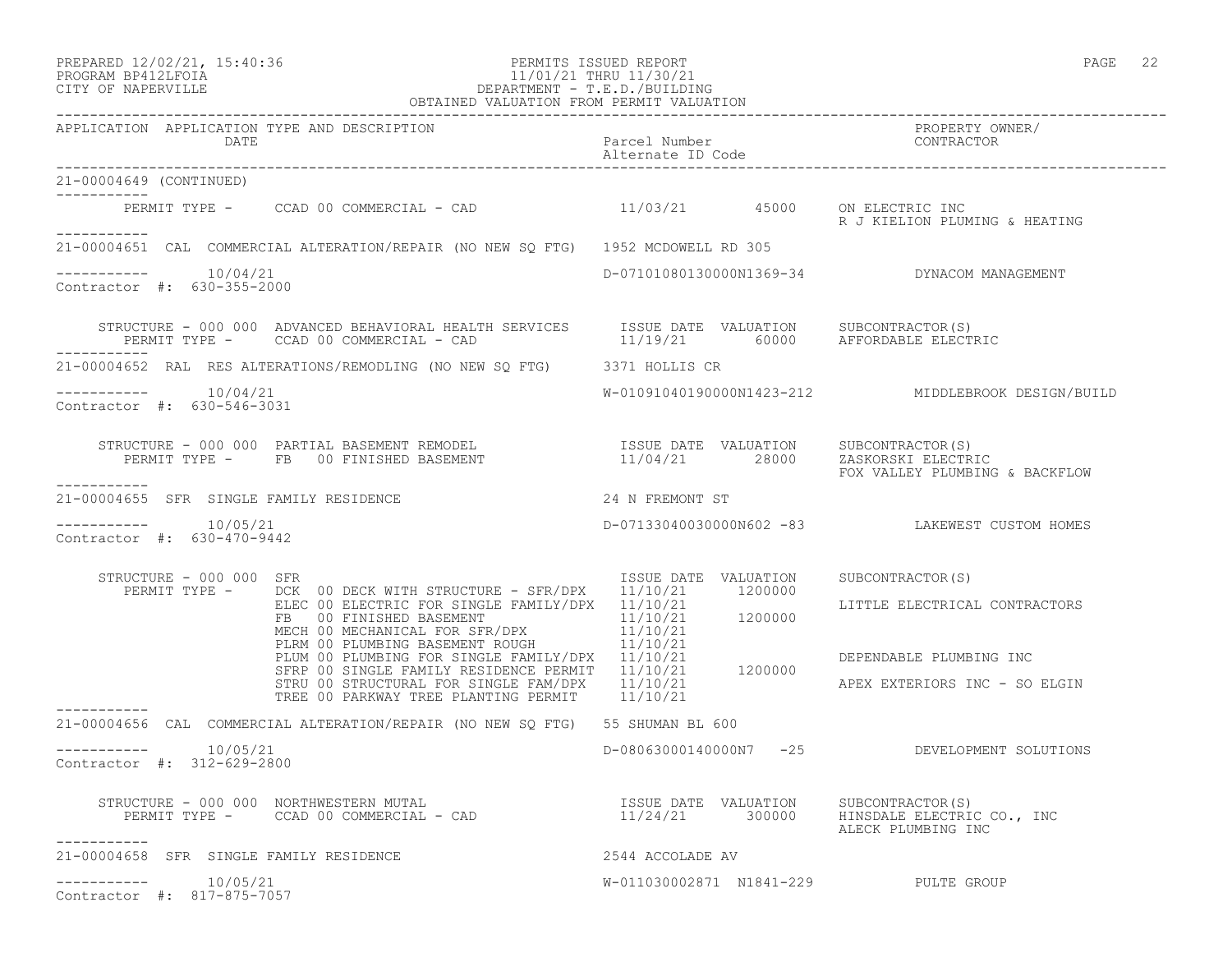PREPARED 12/02/21, 15:40:36
PROGRAM BP412LFOIA
CITY OF NAPERVILLE

PERMITS ISSUED REPORT
11/01/21 THRU 11/30/21
DEPARTMENT - T.E.D./BUILDING
OBTAINED VALUATION FROM PERMIT VALUATION

| APPLICATION | APPLICATION TYPE AND DESCRIPTION / DATE | Parcel Number / Alternate ID Code | PROPERTY OWNER/ CONTRACTOR |
|---|---|---|---|

21-00004649 (CONTINUED)

PERMIT TYPE - CCAD 00 COMMERCIAL - CAD — 11/03/21 — 45000 — ON ELECTRIC INC; R J KIELION PLUMING & HEATING

---

**21-00004651** CAL COMMERCIAL ALTERATION/REPAIR (NO NEW SQ FTG) — 1952 MCDOWELL RD 305

10/04/21 — D-07101080130000N1369-34 — DYNACOM MANAGEMENT

Contractor #: 630-355-2000

| STRUCTURE | PERMIT TYPE | ISSUE DATE | VALUATION | SUBCONTRACTOR(S) |
|---|---|---|---|---|
| 000 000 ADVANCED BEHAVIORAL HEALTH SERVICES | CCAD 00 COMMERCIAL - CAD | 11/19/21 | 60000 | AFFORDABLE ELECTRIC |

---

**21-00004652** RAL RES ALTERATIONS/REMODLING (NO NEW SQ FTG) — 3371 HOLLIS CR

10/04/21 — W-01091040190000N1423-212 — MIDDLEBROOK DESIGN/BUILD

Contractor #: 630-546-3031

| STRUCTURE | PERMIT TYPE | ISSUE DATE | VALUATION | SUBCONTRACTOR(S) |
|---|---|---|---|---|
| 000 000 PARTIAL BASEMENT REMODEL | FB 00 FINISHED BASEMENT | 11/04/21 | 28000 | ZASKORSKI ELECTRIC; FOX VALLEY PLUMBING & BACKFLOW |

---

**21-00004655** SFR SINGLE FAMILY RESIDENCE — 24 N FREMONT ST

10/05/21 — D-07133040030000N602 -83 — LAKEWEST CUSTOM HOMES

Contractor #: 630-470-9442

| STRUCTURE | PERMIT TYPE | ISSUE DATE | VALUATION | SUBCONTRACTOR(S) |
|---|---|---|---|---|
| 000 000 SFR | DCK 00 DECK WITH STRUCTURE - SFR/DPX | 11/10/21 | 1200000 | |
| | ELEC 00 ELECTRIC FOR SINGLE FAMILY/DPX | 11/10/21 | | LITTLE ELECTRICAL CONTRACTORS |
| | FB 00 FINISHED BASEMENT | 11/10/21 | 1200000 | |
| | MECH 00 MECHANICAL FOR SFR/DPX | 11/10/21 | | |
| | PLRM 00 PLUMBING BASEMENT ROUGH | 11/10/21 | | |
| | PLUM 00 PLUMBING FOR SINGLE FAMILY/DPX | 11/10/21 | | DEPENDABLE PLUMBING INC |
| | SFRP 00 SINGLE FAMILY RESIDENCE PERMIT | 11/10/21 | 1200000 | |
| | STRU 00 STRUCTURAL FOR SINGLE FAM/DPX | 11/10/21 | | APEX EXTERIORS INC - SO ELGIN |
| | TREE 00 PARKWAY TREE PLANTING PERMIT | 11/10/21 | | |

---

**21-00004656** CAL COMMERCIAL ALTERATION/REPAIR (NO NEW SQ FTG) — 55 SHUMAN BL 600

10/05/21 — D-08063000140000N7 -25 — DEVELOPMENT SOLUTIONS

Contractor #: 312-629-2800

| STRUCTURE | PERMIT TYPE | ISSUE DATE | VALUATION | SUBCONTRACTOR(S) |
|---|---|---|---|---|
| 000 000 NORTHWESTERN MUTAL | CCAD 00 COMMERCIAL - CAD | 11/24/21 | 300000 | HINSDALE ELECTRIC CO., INC; ALECK PLUMBING INC |

---

**21-00004658** SFR SINGLE FAMILY RESIDENCE — 2544 ACCOLADE AV

10/05/21 — W-011030002871 N1841-229 — PULTE GROUP

Contractor #: 817-875-7057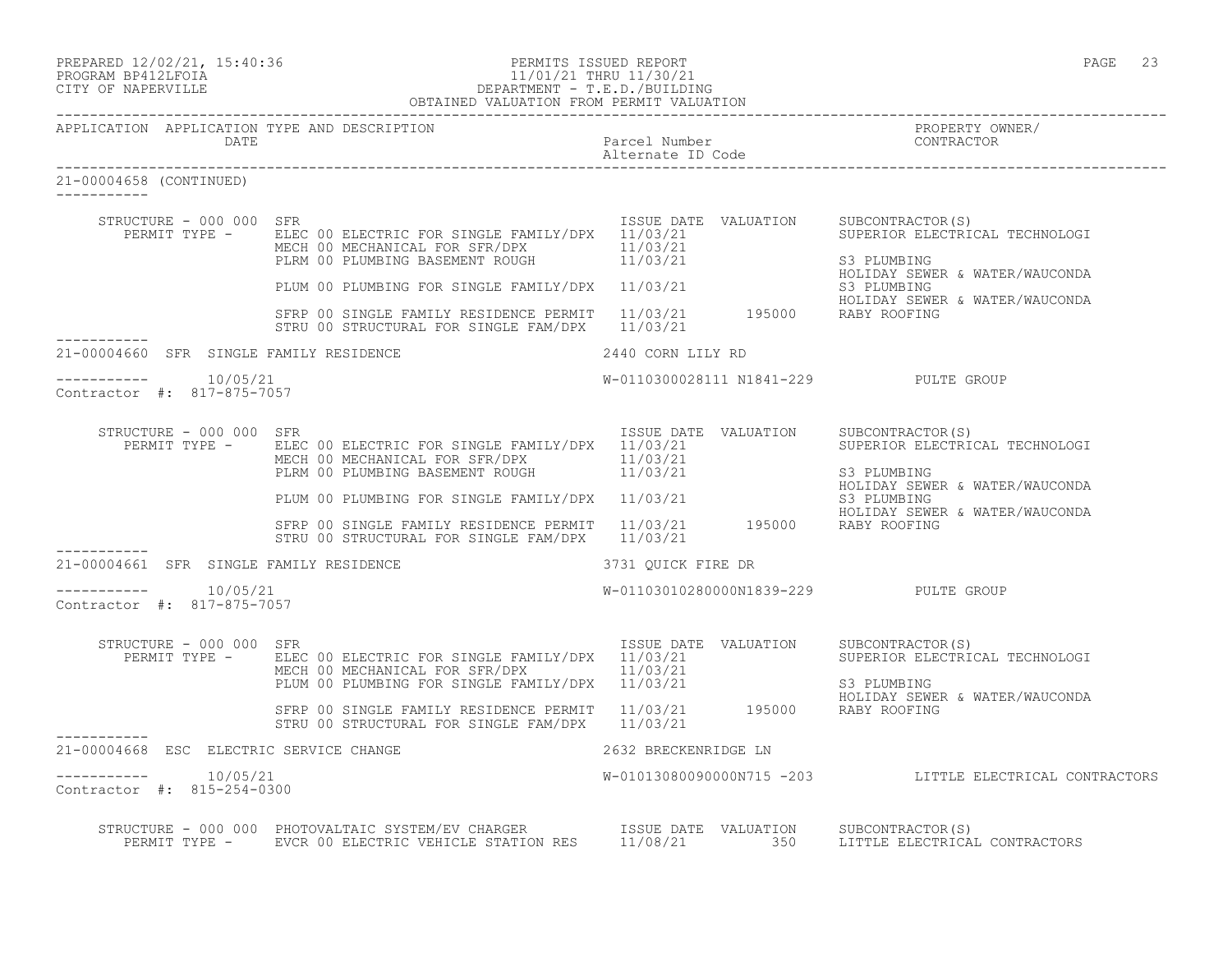PREPARED 12/02/21, 15:40:36
PROGRAM BP412LFOIA
CITY OF NAPERVILLE

PERMITS ISSUED REPORT
11/01/21 THRU 11/30/21
DEPARTMENT - T.E.D./BUILDING
OBTAINED VALUATION FROM PERMIT VALUATION

| APPLICATION | APPLICATION TYPE AND DESCRIPTION / DATE | Parcel Number / Alternate ID Code | PROPERTY OWNER/ CONTRACTOR |
|---|---|---|---|

## 21-00004658 (CONTINUED)

STRUCTURE - 000 000 SFR

| PERMIT TYPE | ISSUE DATE | VALUATION | SUBCONTRACTOR(S) |
|---|---|---|---|
| ELEC 00 ELECTRIC FOR SINGLE FAMILY/DPX | 11/03/21 | | SUPERIOR ELECTRICAL TECHNOLOGI |
| MECH 00 MECHANICAL FOR SFR/DPX | 11/03/21 | | |
| PLRM 00 PLUMBING BASEMENT ROUGH | 11/03/21 | | S3 PLUMBING; HOLIDAY SEWER & WATER/WAUCONDA |
| PLUM 00 PLUMBING FOR SINGLE FAMILY/DPX | 11/03/21 | | S3 PLUMBING; HOLIDAY SEWER & WATER/WAUCONDA |
| SFRP 00 SINGLE FAMILY RESIDENCE PERMIT | 11/03/21 | 195000 | RABY ROOFING |
| STRU 00 STRUCTURAL FOR SINGLE FAM/DPX | 11/03/21 | | |

## 21-00004660 SFR SINGLE FAMILY RESIDENCE — 2440 CORN LILY RD

Date: 10/05/21 — W-0110300028111 N1841-229 — PULTE GROUP
Contractor #: 817-875-7057

STRUCTURE - 000 000 SFR

| PERMIT TYPE | ISSUE DATE | VALUATION | SUBCONTRACTOR(S) |
|---|---|---|---|
| ELEC 00 ELECTRIC FOR SINGLE FAMILY/DPX | 11/03/21 | | SUPERIOR ELECTRICAL TECHNOLOGI |
| MECH 00 MECHANICAL FOR SFR/DPX | 11/03/21 | | |
| PLRM 00 PLUMBING BASEMENT ROUGH | 11/03/21 | | S3 PLUMBING; HOLIDAY SEWER & WATER/WAUCONDA |
| PLUM 00 PLUMBING FOR SINGLE FAMILY/DPX | 11/03/21 | | S3 PLUMBING; HOLIDAY SEWER & WATER/WAUCONDA |
| SFRP 00 SINGLE FAMILY RESIDENCE PERMIT | 11/03/21 | 195000 | RABY ROOFING |
| STRU 00 STRUCTURAL FOR SINGLE FAM/DPX | 11/03/21 | | |

## 21-00004661 SFR SINGLE FAMILY RESIDENCE — 3731 QUICK FIRE DR

Date: 10/05/21 — W-01103010280000N1839-229 — PULTE GROUP
Contractor #: 817-875-7057

STRUCTURE - 000 000 SFR

| PERMIT TYPE | ISSUE DATE | VALUATION | SUBCONTRACTOR(S) |
|---|---|---|---|
| ELEC 00 ELECTRIC FOR SINGLE FAMILY/DPX | 11/03/21 | | SUPERIOR ELECTRICAL TECHNOLOGI |
| MECH 00 MECHANICAL FOR SFR/DPX | 11/03/21 | | |
| PLUM 00 PLUMBING FOR SINGLE FAMILY/DPX | 11/03/21 | | S3 PLUMBING; HOLIDAY SEWER & WATER/WAUCONDA |
| SFRP 00 SINGLE FAMILY RESIDENCE PERMIT | 11/03/21 | 195000 | RABY ROOFING |
| STRU 00 STRUCTURAL FOR SINGLE FAM/DPX | 11/03/21 | | |

## 21-00004668 ESC ELECTRIC SERVICE CHANGE — 2632 BRECKENRIDGE LN

Date: 10/05/21 — W-01013080090000N715 -203 — LITTLE ELECTRICAL CONTRACTORS
Contractor #: 815-254-0300

STRUCTURE - 000 000 PHOTOVALTAIC SYSTEM/EV CHARGER

| PERMIT TYPE | ISSUE DATE | VALUATION | SUBCONTRACTOR(S) |
|---|---|---|---|
| EVCR 00 ELECTRIC VEHICLE STATION RES | 11/08/21 | 350 | LITTLE ELECTRICAL CONTRACTORS |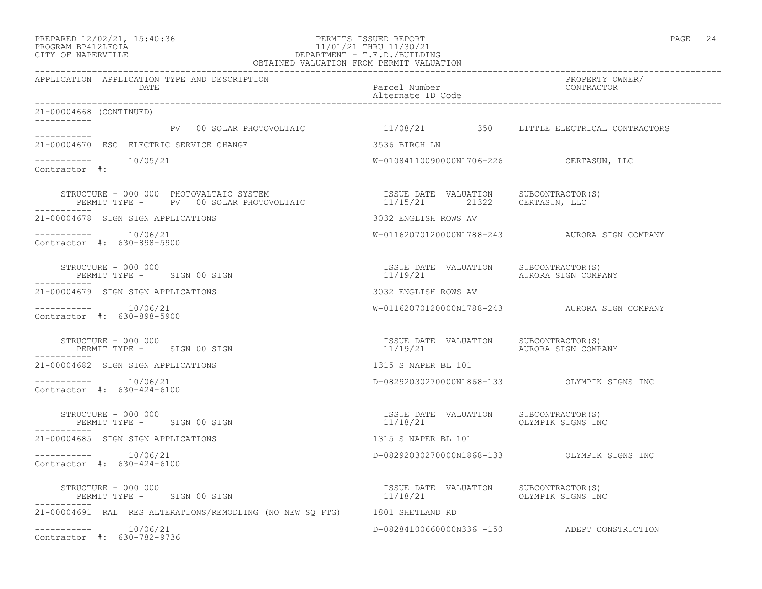PREPARED 12/02/21, 15:40:36
PROGRAM BP412LFOIA
CITY OF NAPERVILLE

PERMITS ISSUED REPORT
11/01/21 THRU 11/30/21
DEPARTMENT - T.E.D./BUILDING
OBTAINED VALUATION FROM PERMIT VALUATION

| APPLICATION | APPLICATION TYPE AND DESCRIPTION / DATE | Parcel Number / Alternate ID Code | PROPERTY OWNER/ CONTRACTOR |
|---|---|---|---|

21-00004668 (CONTINUED)

PV 00 SOLAR PHOTOVOLTAIC — 11/08/21 — 350 — LITTLE ELECTRICAL CONTRACTORS

---

21-00004670 ESC ELECTRIC SERVICE CHANGE — 3536 BIRCH LN

10/05/21 — W-01084110090000N1706-226 — CERTASUN, LLC

Contractor #:

STRUCTURE - 000 000 PHOTOVALTAIC SYSTEM
PERMIT TYPE - PV 00 SOLAR PHOTOVOLTAIC

| ISSUE DATE | VALUATION | SUBCONTRACTOR(S) |
|---|---|---|
| 11/15/21 | 21322 | CERTASUN, LLC |

---

21-00004678 SIGN SIGN APPLICATIONS — 3032 ENGLISH ROWS AV

10/06/21 — W-01162070120000N1788-243 — AURORA SIGN COMPANY

Contractor #: 630-898-5900

STRUCTURE - 000 000
PERMIT TYPE - SIGN 00 SIGN

| ISSUE DATE | VALUATION | SUBCONTRACTOR(S) |
|---|---|---|
| 11/19/21 | | AURORA SIGN COMPANY |

---

21-00004679 SIGN SIGN APPLICATIONS — 3032 ENGLISH ROWS AV

10/06/21 — W-01162070120000N1788-243 — AURORA SIGN COMPANY

Contractor #: 630-898-5900

STRUCTURE - 000 000
PERMIT TYPE - SIGN 00 SIGN

| ISSUE DATE | VALUATION | SUBCONTRACTOR(S) |
|---|---|---|
| 11/19/21 | | AURORA SIGN COMPANY |

---

21-00004682 SIGN SIGN APPLICATIONS — 1315 S NAPER BL 101

10/06/21 — D-08292030270000N1868-133 — OLYMPIK SIGNS INC

Contractor #: 630-424-6100

STRUCTURE - 000 000
PERMIT TYPE - SIGN 00 SIGN

| ISSUE DATE | VALUATION | SUBCONTRACTOR(S) |
|---|---|---|
| 11/18/21 | | OLYMPIK SIGNS INC |

---

21-00004685 SIGN SIGN APPLICATIONS — 1315 S NAPER BL 101

10/06/21 — D-08292030270000N1868-133 — OLYMPIK SIGNS INC

Contractor #: 630-424-6100

STRUCTURE - 000 000
PERMIT TYPE - SIGN 00 SIGN

| ISSUE DATE | VALUATION | SUBCONTRACTOR(S) |
|---|---|---|
| 11/18/21 | | OLYMPIK SIGNS INC |

---

21-00004691 RAL RES ALTERATIONS/REMODLING (NO NEW SQ FTG) — 1801 SHETLAND RD

10/06/21 — D-08284100660000N336 -150 — ADEPT CONSTRUCTION

Contractor #: 630-782-9736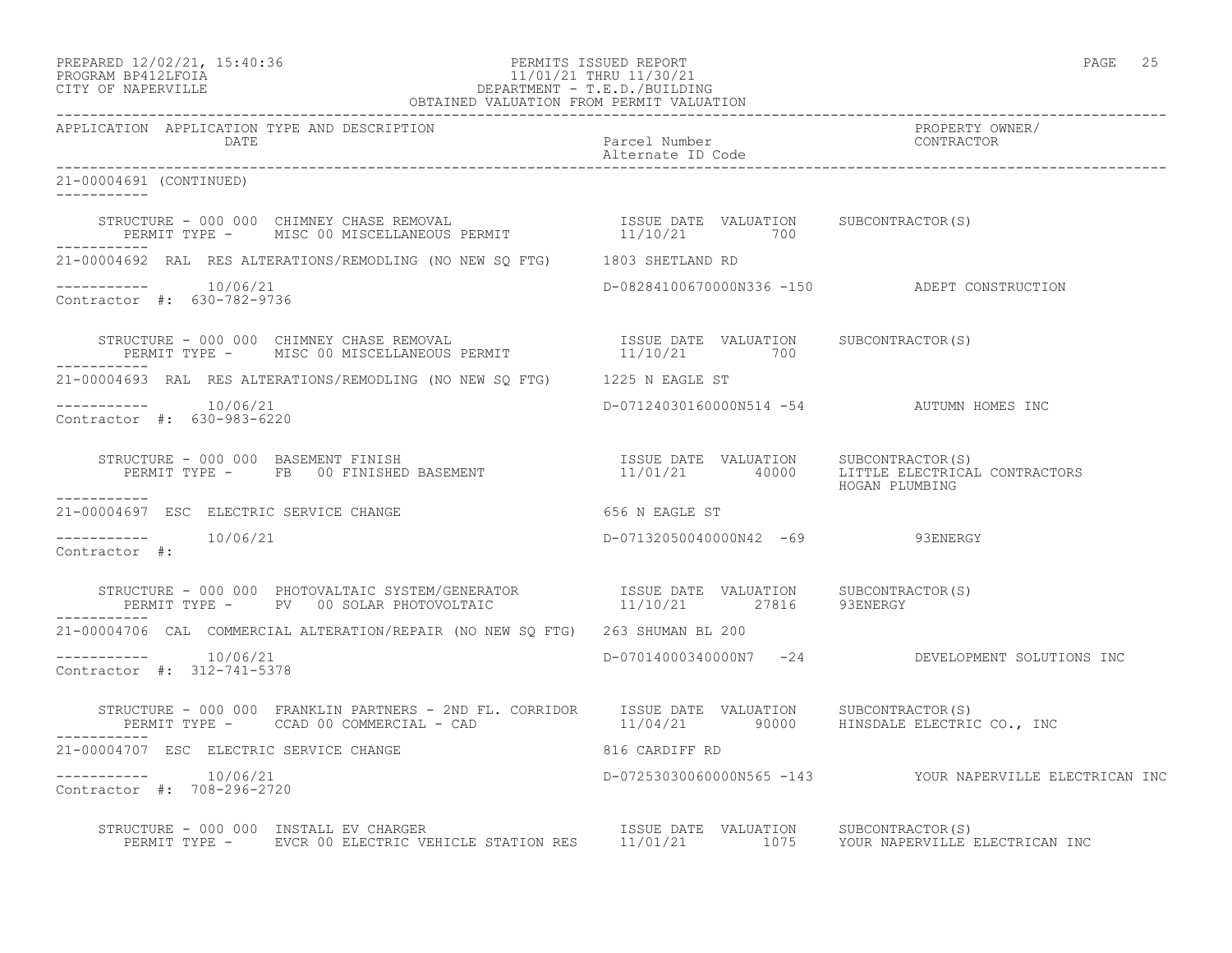PREPARED 12/02/21, 15:40:36 PERMITS ISSUED REPORT
PROGRAM BP412LFOIA 11/01/21 THRU 11/30/21
CITY OF NAPERVILLE DEPARTMENT - T.E.D./BUILDING
OBTAINED VALUATION FROM PERMIT VALUATION

| APPLICATION | APPLICATION TYPE AND DESCRIPTION / DATE | Parcel Number / Alternate ID Code | PROPERTY OWNER/ CONTRACTOR |
|---|---|---|---|

21-00004691 (CONTINUED)

STRUCTURE - 000 000 CHIMNEY CHASE REMOVAL — ISSUE DATE 11/10/21, VALUATION 700, SUBCONTRACTOR(S):
PERMIT TYPE - MISC 00 MISCELLANEOUS PERMIT

21-00004692 RAL RES ALTERATIONS/REMODLING (NO NEW SQ FTG) 1803 SHETLAND RD
10/06/21 — D-08284100670000N336 -150 — ADEPT CONSTRUCTION
Contractor #: 630-782-9736

STRUCTURE - 000 000 CHIMNEY CHASE REMOVAL — ISSUE DATE 11/10/21, VALUATION 700, SUBCONTRACTOR(S):
PERMIT TYPE - MISC 00 MISCELLANEOUS PERMIT

21-00004693 RAL RES ALTERATIONS/REMODLING (NO NEW SQ FTG) 1225 N EAGLE ST
10/06/21 — D-07124030160000N514 -54 — AUTUMN HOMES INC
Contractor #: 630-983-6220

STRUCTURE - 000 000 BASEMENT FINISH — ISSUE DATE 11/01/21, VALUATION 40000, SUBCONTRACTOR(S): LITTLE ELECTRICAL CONTRACTORS, HOGAN PLUMBING
PERMIT TYPE - FB 00 FINISHED BASEMENT

21-00004697 ESC ELECTRIC SERVICE CHANGE 656 N EAGLE ST
10/06/21 — D-07132050040000N42 -69 — 93ENERGY
Contractor #:

STRUCTURE - 000 000 PHOTOVALTAIC SYSTEM/GENERATOR — ISSUE DATE 11/10/21, VALUATION 27816, SUBCONTRACTOR(S): 93ENERGY
PERMIT TYPE - PV 00 SOLAR PHOTOVOLTAIC

21-00004706 CAL COMMERCIAL ALTERATION/REPAIR (NO NEW SQ FTG) 263 SHUMAN BL 200
10/06/21 — D-07014000340000N7 -24 — DEVELOPMENT SOLUTIONS INC
Contractor #: 312-741-5378

STRUCTURE - 000 000 FRANKLIN PARTNERS - 2ND FL. CORRIDOR — ISSUE DATE 11/04/21, VALUATION 90000, SUBCONTRACTOR(S): HINSDALE ELECTRIC CO., INC
PERMIT TYPE - CCAD 00 COMMERCIAL - CAD

21-00004707 ESC ELECTRIC SERVICE CHANGE 816 CARDIFF RD
10/06/21 — D-07253030060000N565 -143 — YOUR NAPERVILLE ELECTRICAN INC
Contractor #: 708-296-2720

STRUCTURE - 000 000 INSTALL EV CHARGER — ISSUE DATE 11/01/21, VALUATION 1075, SUBCONTRACTOR(S): YOUR NAPERVILLE ELECTRICAN INC
PERMIT TYPE - EVCR 00 ELECTRIC VEHICLE STATION RES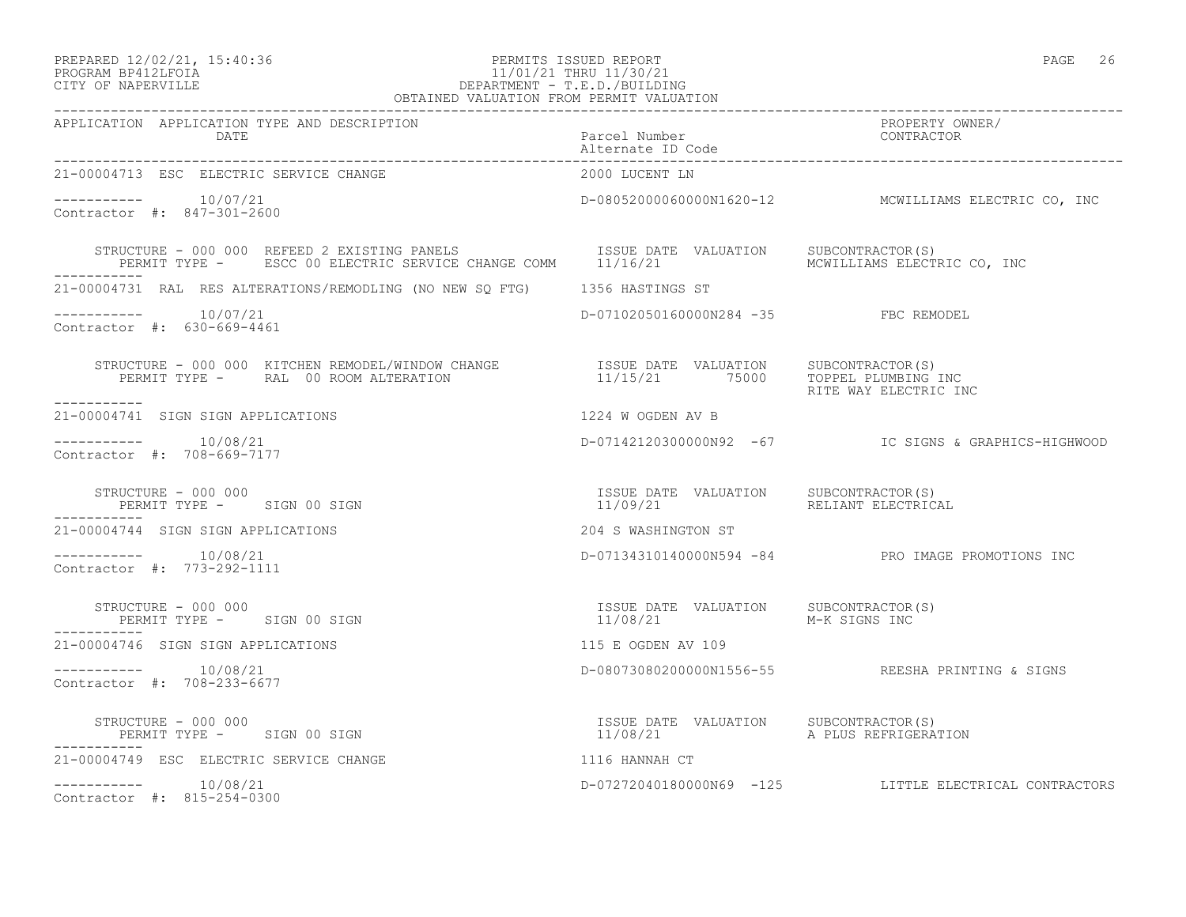PERMITS ISSUED REPORT
11/01/21 THRU 11/30/21
DEPARTMENT - T.E.D./BUILDING
OBTAINED VALUATION FROM PERMIT VALUATION

PREPARED 12/02/21, 15:40:36
PROGRAM BP412LFOIA
CITY OF NAPERVILLE

| APPLICATION | APPLICATION TYPE AND DESCRIPTION / DATE | Parcel Number / Alternate ID Code | PROPERTY OWNER/ CONTRACTOR |
|---|---|---|---|
| 21-00004713 | ESC ELECTRIC SERVICE CHANGE | 2000 LUCENT LN | |
| ----------- | 10/07/21 | D-08052000060000N1620-12 | MCWILLIAMS ELECTRIC CO, INC |
| Contractor #: 847-301-2600 | | | |
| STRUCTURE - 000 000 REFEED 2 EXISTING PANELS | PERMIT TYPE - ESCC 00 ELECTRIC SERVICE CHANGE COMM | ISSUE DATE 11/16/21 VALUATION | SUBCONTRACTOR(S) MCWILLIAMS ELECTRIC CO, INC |
| 21-00004731 | RAL RES ALTERATIONS/REMODLING (NO NEW SQ FTG) | 1356 HASTINGS ST | |
| ----------- | 10/07/21 | D-07102050160000N284 -35 | FBC REMODEL |
| Contractor #: 630-669-4461 | | | |
| STRUCTURE - 000 000 KITCHEN REMODEL/WINDOW CHANGE | PERMIT TYPE - RAL 00 ROOM ALTERATION | ISSUE DATE 11/15/21 VALUATION 75000 | SUBCONTRACTOR(S) TOPPEL PLUMBING INC; RITE WAY ELECTRIC INC |
| 21-00004741 | SIGN SIGN APPLICATIONS | 1224 W OGDEN AV B | |
| ----------- | 10/08/21 | D-07142120300000N92 -67 | IC SIGNS & GRAPHICS-HIGHWOOD |
| Contractor #: 708-669-7177 | | | |
| STRUCTURE - 000 000 | PERMIT TYPE - SIGN 00 SIGN | ISSUE DATE 11/09/21 VALUATION | SUBCONTRACTOR(S) RELIANT ELECTRICAL |
| 21-00004744 | SIGN SIGN APPLICATIONS | 204 S WASHINGTON ST | |
| ----------- | 10/08/21 | D-07134310140000N594 -84 | PRO IMAGE PROMOTIONS INC |
| Contractor #: 773-292-1111 | | | |
| STRUCTURE - 000 000 | PERMIT TYPE - SIGN 00 SIGN | ISSUE DATE 11/08/21 VALUATION | SUBCONTRACTOR(S) M-K SIGNS INC |
| 21-00004746 | SIGN SIGN APPLICATIONS | 115 E OGDEN AV 109 | |
| ----------- | 10/08/21 | D-08073080200000N1556-55 | REESHA PRINTING & SIGNS |
| Contractor #: 708-233-6677 | | | |
| STRUCTURE - 000 000 | PERMIT TYPE - SIGN 00 SIGN | ISSUE DATE 11/08/21 VALUATION | SUBCONTRACTOR(S) A PLUS REFRIGERATION |
| 21-00004749 | ESC ELECTRIC SERVICE CHANGE | 1116 HANNAH CT | |
| ----------- | 10/08/21 | D-07272040180000N69 -125 | LITTLE ELECTRICAL CONTRACTORS |
| Contractor #: 815-254-0300 | | | |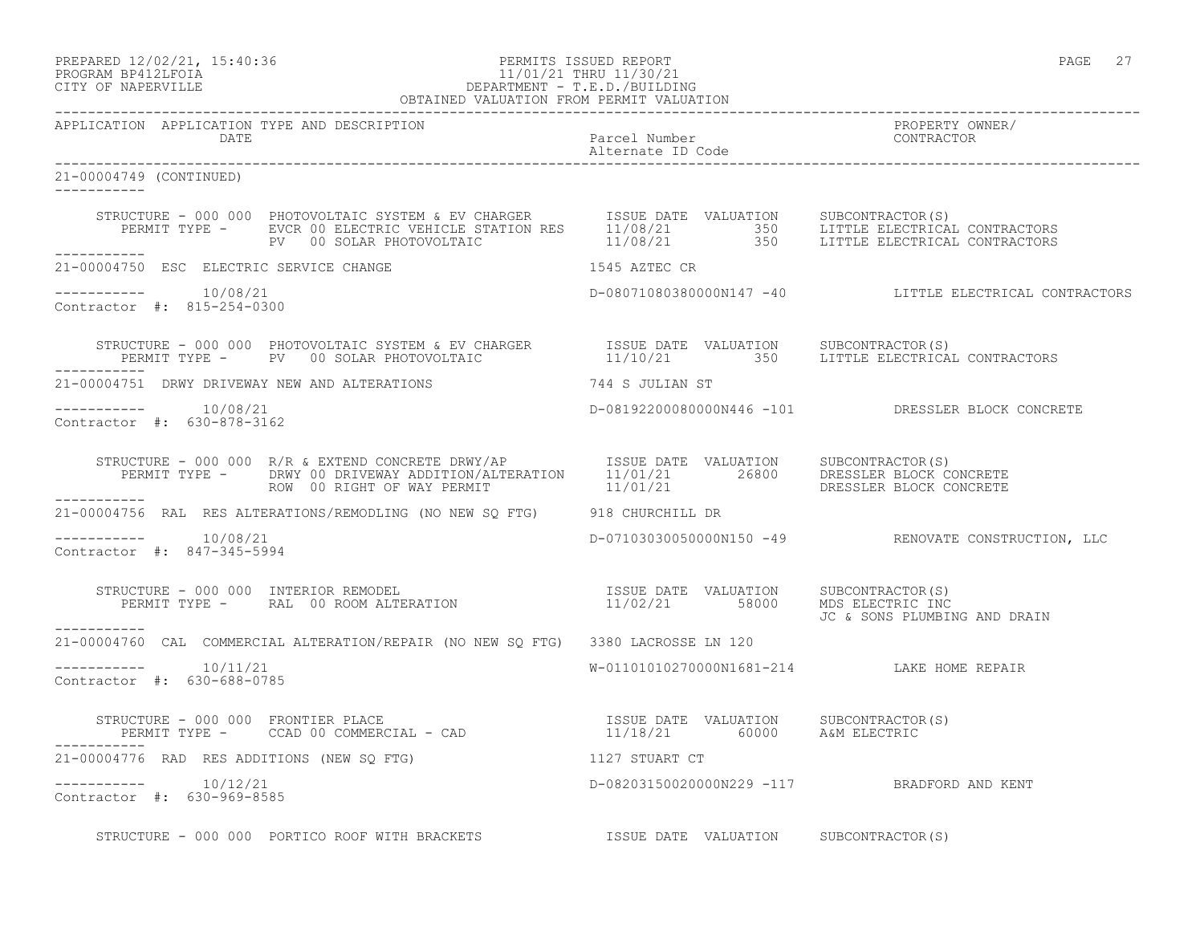PREPARED 12/02/21, 15:40:36
PROGRAM BP412LFOIA
CITY OF NAPERVILLE

PERMITS ISSUED REPORT
11/01/21 THRU 11/30/21
DEPARTMENT - T.E.D./BUILDING
OBTAINED VALUATION FROM PERMIT VALUATION

| APPLICATION | APPLICATION TYPE AND DESCRIPTION / DATE | Parcel Number / Alternate ID Code | PROPERTY OWNER/ CONTRACTOR |
|---|---|---|---|

**21-00004749 (CONTINUED)**

STRUCTURE - 000 000 PHOTOVOLTAIC SYSTEM & EV CHARGER

| PERMIT TYPE | ISSUE DATE | VALUATION | SUBCONTRACTOR(S) |
|---|---|---|---|
| EVCR 00 ELECTRIC VEHICLE STATION RES | 11/08/21 | 350 | LITTLE ELECTRICAL CONTRACTORS |
| PV 00 SOLAR PHOTOVOLTAIC | 11/08/21 | 350 | LITTLE ELECTRICAL CONTRACTORS |

**21-00004750** ESC ELECTRIC SERVICE CHANGE — 1545 AZTEC CR
10/08/21 — D-08071080380000N147 -40 — LITTLE ELECTRICAL CONTRACTORS
Contractor #: 815-254-0300

STRUCTURE - 000 000 PHOTOVOLTAIC SYSTEM & EV CHARGER

| PERMIT TYPE | ISSUE DATE | VALUATION | SUBCONTRACTOR(S) |
|---|---|---|---|
| PV 00 SOLAR PHOTOVOLTAIC | 11/10/21 | 350 | LITTLE ELECTRICAL CONTRACTORS |

**21-00004751** DRWY DRIVEWAY NEW AND ALTERATIONS — 744 S JULIAN ST
10/08/21 — D-08192200080000N446 -101 — DRESSLER BLOCK CONCRETE
Contractor #: 630-878-3162

STRUCTURE - 000 000 R/R & EXTEND CONCRETE DRWY/AP

| PERMIT TYPE | ISSUE DATE | VALUATION | SUBCONTRACTOR(S) |
|---|---|---|---|
| DRWY 00 DRIVEWAY ADDITION/ALTERATION | 11/01/21 | 26800 | DRESSLER BLOCK CONCRETE |
| ROW 00 RIGHT OF WAY PERMIT | 11/01/21 | | DRESSLER BLOCK CONCRETE |

**21-00004756** RAL RES ALTERATIONS/REMODLING (NO NEW SQ FTG) — 918 CHURCHILL DR
10/08/21 — D-07103030050000N150 -49 — RENOVATE CONSTRUCTION, LLC
Contractor #: 847-345-5994

STRUCTURE - 000 000 INTERIOR REMODEL

| PERMIT TYPE | ISSUE DATE | VALUATION | SUBCONTRACTOR(S) |
|---|---|---|---|
| RAL 00 ROOM ALTERATION | 11/02/21 | 58000 | MDS ELECTRIC INC |
| | | | JC & SONS PLUMBING AND DRAIN |

**21-00004760** CAL COMMERCIAL ALTERATION/REPAIR (NO NEW SQ FTG) — 3380 LACROSSE LN 120
10/11/21 — W-01101010270000N1681-214 — LAKE HOME REPAIR
Contractor #: 630-688-0785

STRUCTURE - 000 000 FRONTIER PLACE

| PERMIT TYPE | ISSUE DATE | VALUATION | SUBCONTRACTOR(S) |
|---|---|---|---|
| CCAD 00 COMMERCIAL - CAD | 11/18/21 | 60000 | A&M ELECTRIC |

**21-00004776** RAD RES ADDITIONS (NEW SQ FTG) — 1127 STUART CT
10/12/21 — D-08203150020000N229 -117 — BRADFORD AND KENT
Contractor #: 630-969-8585

STRUCTURE - 000 000 PORTICO ROOF WITH BRACKETS — ISSUE DATE VALUATION SUBCONTRACTOR(S)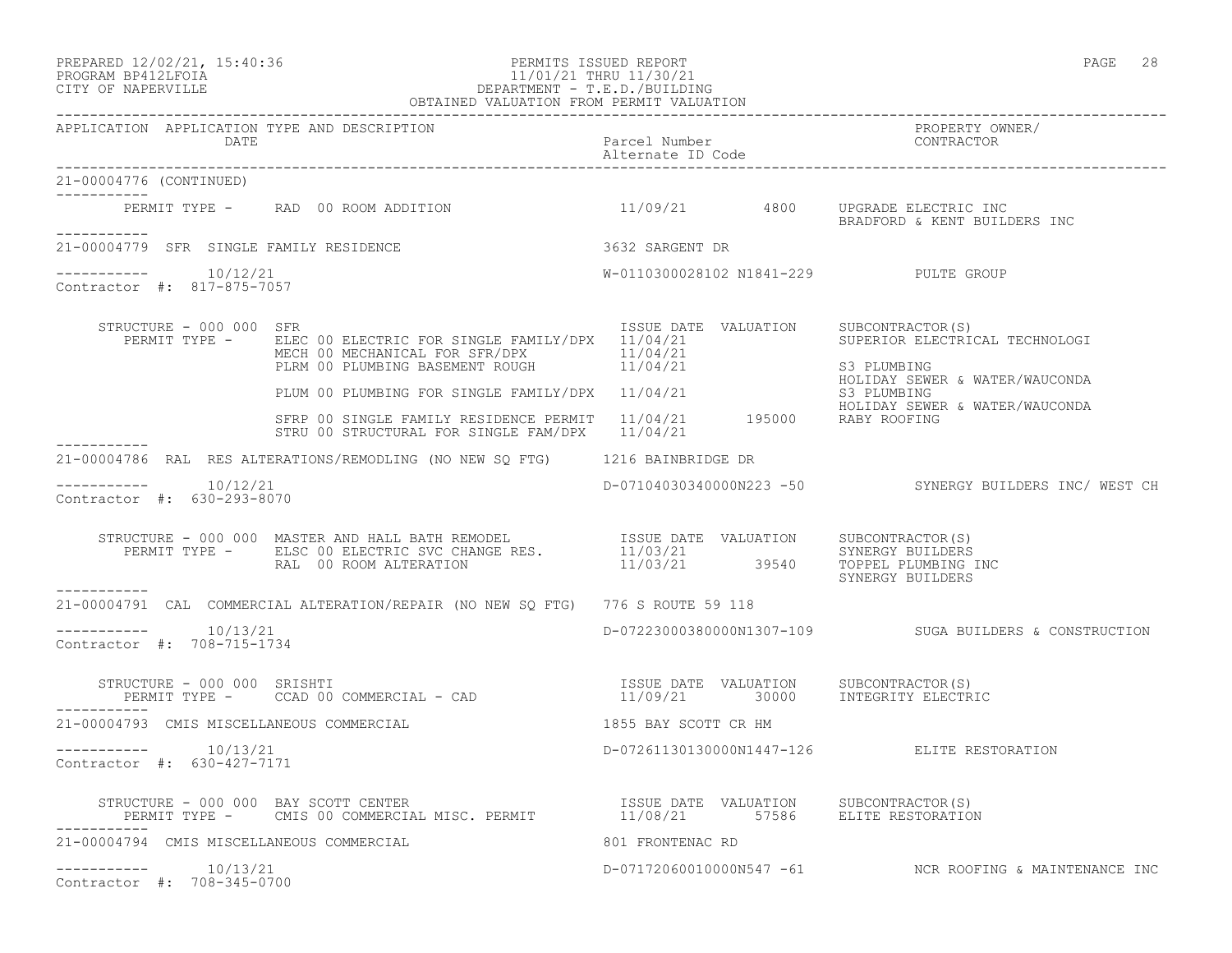PREPARED 12/02/21, 15:40:36
PROGRAM BP412LFOIA
CITY OF NAPERVILLE

PERMITS ISSUED REPORT
11/01/21 THRU 11/30/21
DEPARTMENT - T.E.D./BUILDING
OBTAINED VALUATION FROM PERMIT VALUATION

| APPLICATION | APPLICATION TYPE AND DESCRIPTION / DATE | Parcel Number / Alternate ID Code | PROPERTY OWNER/ CONTRACTOR |
|---|---|---|---|

21-00004776 (CONTINUED)

PERMIT TYPE - RAD 00 ROOM ADDITION | 11/09/21 | 4800 | UPGRADE ELECTRIC INC; BRADFORD & KENT BUILDERS INC

---

**21-00004779 SFR SINGLE FAMILY RESIDENCE** — 3632 SARGENT DR

10/12/21 — W-0110300028102 N1841-229 — PULTE GROUP

Contractor #: 817-875-7057

STRUCTURE - 000 000 SFR

| PERMIT TYPE | ISSUE DATE | VALUATION | SUBCONTRACTOR(S) |
|---|---|---|---|
| ELEC 00 ELECTRIC FOR SINGLE FAMILY/DPX | 11/04/21 | | SUPERIOR ELECTRICAL TECHNOLOGI |
| MECH 00 MECHANICAL FOR SFR/DPX | 11/04/21 | | |
| PLRM 00 PLUMBING BASEMENT ROUGH | 11/04/21 | | S3 PLUMBING; HOLIDAY SEWER & WATER/WAUCONDA |
| PLUM 00 PLUMBING FOR SINGLE FAMILY/DPX | 11/04/21 | | S3 PLUMBING; HOLIDAY SEWER & WATER/WAUCONDA |
| SFRP 00 SINGLE FAMILY RESIDENCE PERMIT | 11/04/21 | 195000 | RABY ROOFING |
| STRU 00 STRUCTURAL FOR SINGLE FAM/DPX | 11/04/21 | | |

---

**21-00004786 RAL RES ALTERATIONS/REMODLING (NO NEW SQ FTG)** — 1216 BAINBRIDGE DR

10/12/21 — D-07104030340000N223 -50 — SYNERGY BUILDERS INC/ WEST CH

Contractor #: 630-293-8070

STRUCTURE - 000 000 MASTER AND HALL BATH REMODEL

| PERMIT TYPE | ISSUE DATE | VALUATION | SUBCONTRACTOR(S) |
|---|---|---|---|
| ELSC 00 ELECTRIC SVC CHANGE RES. | 11/03/21 | | SYNERGY BUILDERS |
| RAL 00 ROOM ALTERATION | 11/03/21 | 39540 | TOPPEL PLUMBING INC; SYNERGY BUILDERS |

---

**21-00004791 CAL COMMERCIAL ALTERATION/REPAIR (NO NEW SQ FTG)** — 776 S ROUTE 59 118

10/13/21 — D-07223000380000N1307-109 — SUGA BUILDERS & CONSTRUCTION

Contractor #: 708-715-1734

STRUCTURE - 000 000 SRISHTI

| PERMIT TYPE | ISSUE DATE | VALUATION | SUBCONTRACTOR(S) |
|---|---|---|---|
| CCAD 00 COMMERCIAL - CAD | 11/09/21 | 30000 | INTEGRITY ELECTRIC |

---

**21-00004793 CMIS MISCELLANEOUS COMMERCIAL** — 1855 BAY SCOTT CR HM

10/13/21 — D-07261130130000N1447-126 — ELITE RESTORATION

Contractor #: 630-427-7171

STRUCTURE - 000 000 BAY SCOTT CENTER

| PERMIT TYPE | ISSUE DATE | VALUATION | SUBCONTRACTOR(S) |
|---|---|---|---|
| CMIS 00 COMMERCIAL MISC. PERMIT | 11/08/21 | 57586 | ELITE RESTORATION |

---

**21-00004794 CMIS MISCELLANEOUS COMMERCIAL** — 801 FRONTENAC RD

10/13/21 — D-07172060010000N547 -61 — NCR ROOFING & MAINTENANCE INC

Contractor #: 708-345-0700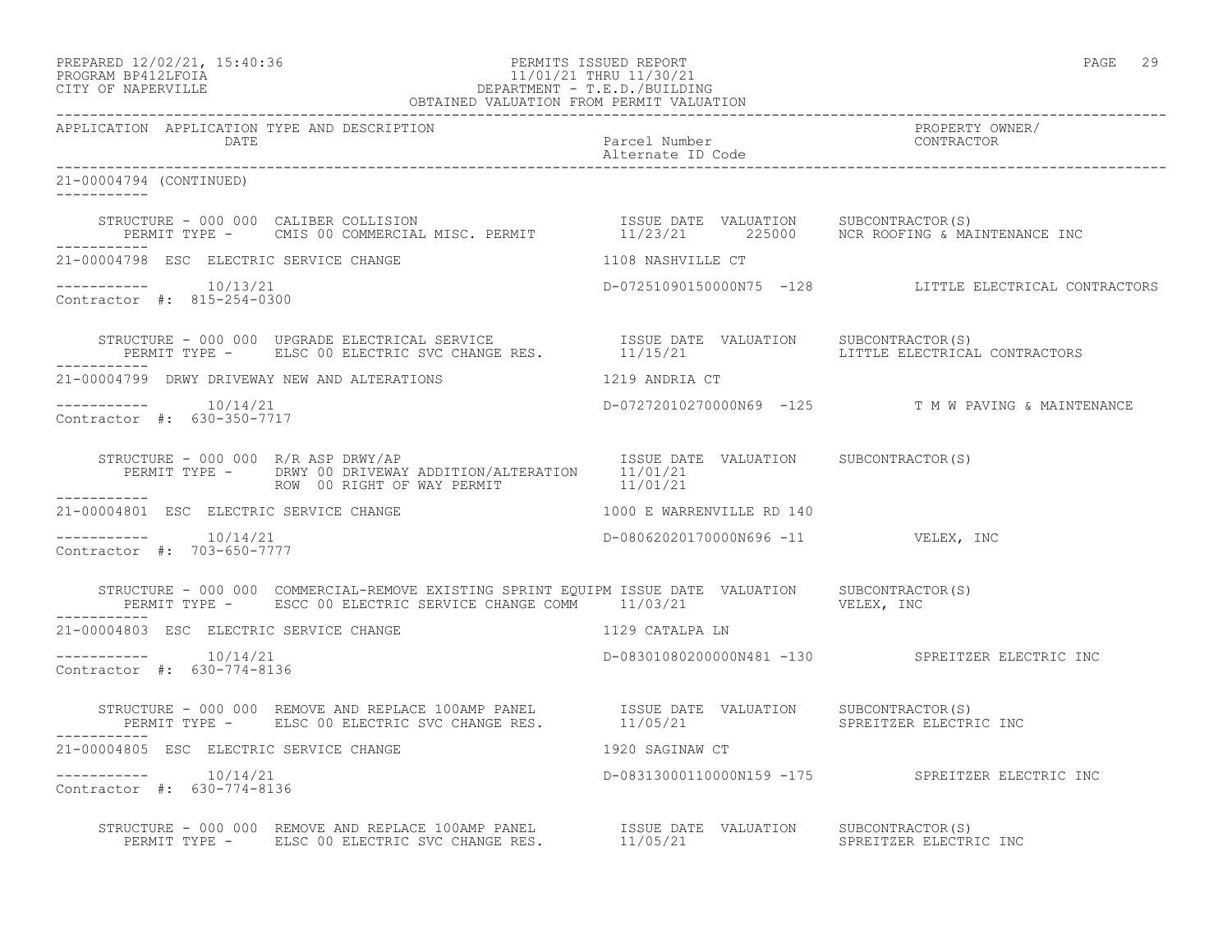PREPARED 12/02/21, 15:40:36 PERMITS ISSUED REPORT
PROGRAM BP412LFOIA 11/01/21 THRU 11/30/21
CITY OF NAPERVILLE DEPARTMENT - T.E.D./BUILDING
OBTAINED VALUATION FROM PERMIT VALUATION

| APPLICATION | APPLICATION TYPE AND DESCRIPTION DATE | Parcel Number Alternate ID Code | PROPERTY OWNER/ CONTRACTOR |
|---|---|---|---|

21-00004794 (CONTINUED)

STRUCTURE - 000 000 CALIBER COLLISION — ISSUE DATE VALUATION SUBCONTRACTOR(S)
PERMIT TYPE - CMIS 00 COMMERCIAL MISC. PERMIT — 11/23/21 225000 NCR ROOFING & MAINTENANCE INC

21-00004798 ESC ELECTRIC SERVICE CHANGE — 1108 NASHVILLE CT
10/13/21 — D-07251090150000N75 -128 — LITTLE ELECTRICAL CONTRACTORS
Contractor #: 815-254-0300

STRUCTURE - 000 000 UPGRADE ELECTRICAL SERVICE — ISSUE DATE VALUATION SUBCONTRACTOR(S)
PERMIT TYPE - ELSC 00 ELECTRIC SVC CHANGE RES. — 11/15/21 — LITTLE ELECTRICAL CONTRACTORS

21-00004799 DRWY DRIVEWAY NEW AND ALTERATIONS — 1219 ANDRIA CT
10/14/21 — D-07272010270000N69 -125 — T M W PAVING & MAINTENANCE
Contractor #: 630-350-7717

STRUCTURE - 000 000 R/R ASP DRWY/AP — ISSUE DATE VALUATION SUBCONTRACTOR(S)
PERMIT TYPE - DRWY 00 DRIVEWAY ADDITION/ALTERATION — 11/01/21
ROW 00 RIGHT OF WAY PERMIT — 11/01/21

21-00004801 ESC ELECTRIC SERVICE CHANGE — 1000 E WARRENVILLE RD 140
10/14/21 — D-08062020170000N696 -11 — VELEX, INC
Contractor #: 703-650-7777

STRUCTURE - 000 000 COMMERCIAL-REMOVE EXISTING SPRINT EQUIPM — ISSUE DATE VALUATION SUBCONTRACTOR(S)
PERMIT TYPE - ESCC 00 ELECTRIC SERVICE CHANGE COMM — 11/03/21 — VELEX, INC

21-00004803 ESC ELECTRIC SERVICE CHANGE — 1129 CATALPA LN
10/14/21 — D-08301080200000N481 -130 — SPREITZER ELECTRIC INC
Contractor #: 630-774-8136

STRUCTURE - 000 000 REMOVE AND REPLACE 100AMP PANEL — ISSUE DATE VALUATION SUBCONTRACTOR(S)
PERMIT TYPE - ELSC 00 ELECTRIC SVC CHANGE RES. — 11/05/21 — SPREITZER ELECTRIC INC

21-00004805 ESC ELECTRIC SERVICE CHANGE — 1920 SAGINAW CT
10/14/21 — D-08313000110000N159 -175 — SPREITZER ELECTRIC INC
Contractor #: 630-774-8136

STRUCTURE - 000 000 REMOVE AND REPLACE 100AMP PANEL — ISSUE DATE VALUATION SUBCONTRACTOR(S)
PERMIT TYPE - ELSC 00 ELECTRIC SVC CHANGE RES. — 11/05/21 — SPREITZER ELECTRIC INC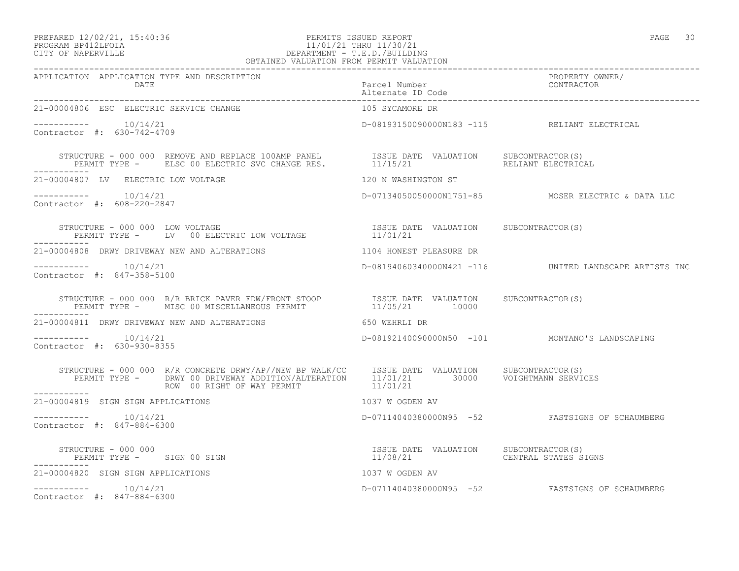PREPARED 12/02/21, 15:40:36
PROGRAM BP412LFOIA
CITY OF NAPERVILLE

PERMITS ISSUED REPORT
11/01/21 THRU 11/30/21
DEPARTMENT - T.E.D./BUILDING
OBTAINED VALUATION FROM PERMIT VALUATION

| APPLICATION | APPLICATION TYPE AND DESCRIPTION / DATE | Parcel Number / Alternate ID Code | PROPERTY OWNER/ CONTRACTOR |
|---|---|---|---|

---

**21-00004806** ESC ELECTRIC SERVICE CHANGE — 105 SYCAMORE DR

----------- 10/14/21 — D-08193150090000N183 -115 — RELIANT ELECTRICAL

Contractor #: 630-742-4709

STRUCTURE - 000 000 REMOVE AND REPLACE 100AMP PANEL
PERMIT TYPE - ELSC 00 ELECTRIC SVC CHANGE RES.

| ISSUE DATE | VALUATION | SUBCONTRACTOR(S) |
|---|---|---|
| 11/15/21 | | RELIANT ELECTRICAL |

---

**21-00004807** LV ELECTRIC LOW VOLTAGE — 120 N WASHINGTON ST

----------- 10/14/21 — D-07134050050000N1751-85 — MOSER ELECTRIC & DATA LLC

Contractor #: 608-220-2847

STRUCTURE - 000 000 LOW VOLTAGE
PERMIT TYPE - LV 00 ELECTRIC LOW VOLTAGE

| ISSUE DATE | VALUATION | SUBCONTRACTOR(S) |
|---|---|---|
| 11/01/21 | | |

---

**21-00004808** DRWY DRIVEWAY NEW AND ALTERATIONS — 1104 HONEST PLEASURE DR

----------- 10/14/21 — D-08194060340000N421 -116 — UNITED LANDSCAPE ARTISTS INC

Contractor #: 847-358-5100

STRUCTURE - 000 000 R/R BRICK PAVER FDW/FRONT STOOP
PERMIT TYPE - MISC 00 MISCELLANEOUS PERMIT

| ISSUE DATE | VALUATION | SUBCONTRACTOR(S) |
|---|---|---|
| 11/05/21 | 10000 | |

---

**21-00004811** DRWY DRIVEWAY NEW AND ALTERATIONS — 650 WEHRLI DR

----------- 10/14/21 — D-08192140090000N50 -101 — MONTANO'S LANDSCAPING

Contractor #: 630-930-8355

STRUCTURE - 000 000 R/R CONCRETE DRWY/AP//NEW BP WALK/CC
PERMIT TYPE - DRWY 00 DRIVEWAY ADDITION/ALTERATION
ROW 00 RIGHT OF WAY PERMIT

| ISSUE DATE | VALUATION | SUBCONTRACTOR(S) |
|---|---|---|
| 11/01/21 | 30000 | VOIGHTMANN SERVICES |
| 11/01/21 | | |

---

**21-00004819** SIGN SIGN APPLICATIONS — 1037 W OGDEN AV

----------- 10/14/21 — D-07114040380000N95 -52 — FASTSIGNS OF SCHAUMBERG

Contractor #: 847-884-6300

STRUCTURE - 000 000
PERMIT TYPE - SIGN 00 SIGN

| ISSUE DATE | VALUATION | SUBCONTRACTOR(S) |
|---|---|---|
| 11/08/21 | | CENTRAL STATES SIGNS |

---

**21-00004820** SIGN SIGN APPLICATIONS — 1037 W OGDEN AV

----------- 10/14/21 — D-07114040380000N95 -52 — FASTSIGNS OF SCHAUMBERG

Contractor #: 847-884-6300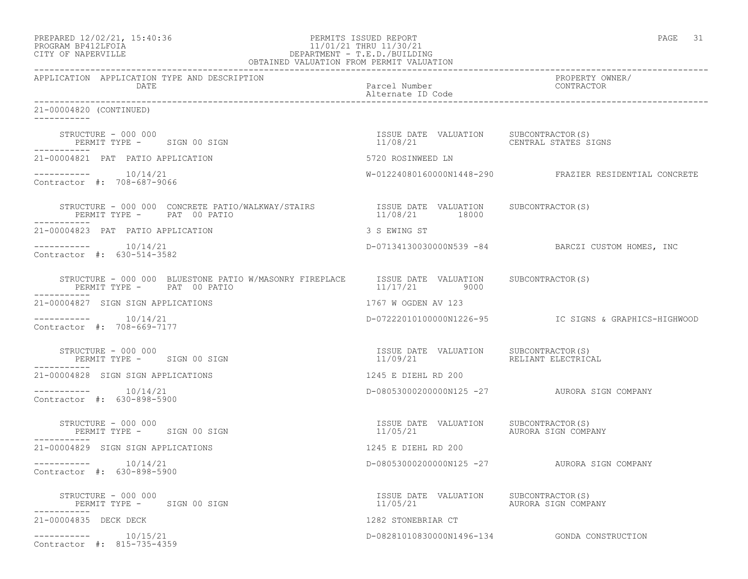PREPARED 12/02/21, 15:40:36
PROGRAM BP412LFOIA
CITY OF NAPERVILLE

PERMITS ISSUED REPORT
11/01/21 THRU 11/30/21
DEPARTMENT - T.E.D./BUILDING
OBTAINED VALUATION FROM PERMIT VALUATION

| APPLICATION | APPLICATION TYPE AND DESCRIPTION / DATE | Parcel Number / Alternate ID Code | PROPERTY OWNER/ CONTRACTOR |
|---|---|---|---|

**21-00004820 (CONTINUED)**

STRUCTURE - 000 000
PERMIT TYPE - SIGN 00 SIGN
ISSUE DATE 11/08/21 VALUATION
SUBCONTRACTOR(S): CENTRAL STATES SIGNS

---

**21-00004821 PAT PATIO APPLICATION** — 5720 ROSINWEED LN
10/14/21 — W-01224080160000N1448-290 — FRAZIER RESIDENTIAL CONCRETE
Contractor #: 708-687-9066

STRUCTURE - 000 000 CONCRETE PATIO/WALKWAY/STAIRS
PERMIT TYPE - PAT 00 PATIO
ISSUE DATE 11/08/21 VALUATION 18000
SUBCONTRACTOR(S)

---

**21-00004823 PAT PATIO APPLICATION** — 3 S EWING ST
10/14/21 — D-07134130030000N539 -84 — BARCZI CUSTOM HOMES, INC
Contractor #: 630-514-3582

STRUCTURE - 000 000 BLUESTONE PATIO W/MASONRY FIREPLACE
PERMIT TYPE - PAT 00 PATIO
ISSUE DATE 11/17/21 VALUATION 9000
SUBCONTRACTOR(S)

---

**21-00004827 SIGN SIGN APPLICATIONS** — 1767 W OGDEN AV 123
10/14/21 — D-07222010100000N1226-95 — IC SIGNS & GRAPHICS-HIGHWOOD
Contractor #: 708-669-7177

STRUCTURE - 000 000
PERMIT TYPE - SIGN 00 SIGN
ISSUE DATE 11/09/21 VALUATION
SUBCONTRACTOR(S): RELIANT ELECTRICAL

---

**21-00004828 SIGN SIGN APPLICATIONS** — 1245 E DIEHL RD 200
10/14/21 — D-08053000200000N125 -27 — AURORA SIGN COMPANY
Contractor #: 630-898-5900

STRUCTURE - 000 000
PERMIT TYPE - SIGN 00 SIGN
ISSUE DATE 11/05/21 VALUATION
SUBCONTRACTOR(S): AURORA SIGN COMPANY

---

**21-00004829 SIGN SIGN APPLICATIONS** — 1245 E DIEHL RD 200
10/14/21 — D-08053000200000N125 -27 — AURORA SIGN COMPANY
Contractor #: 630-898-5900

STRUCTURE - 000 000
PERMIT TYPE - SIGN 00 SIGN
ISSUE DATE 11/05/21 VALUATION
SUBCONTRACTOR(S): AURORA SIGN COMPANY

---

**21-00004835 DECK DECK** — 1282 STONEBRIAR CT
10/15/21 — D-08281010830000N1496-134 — GONDA CONSTRUCTION
Contractor #: 815-735-4359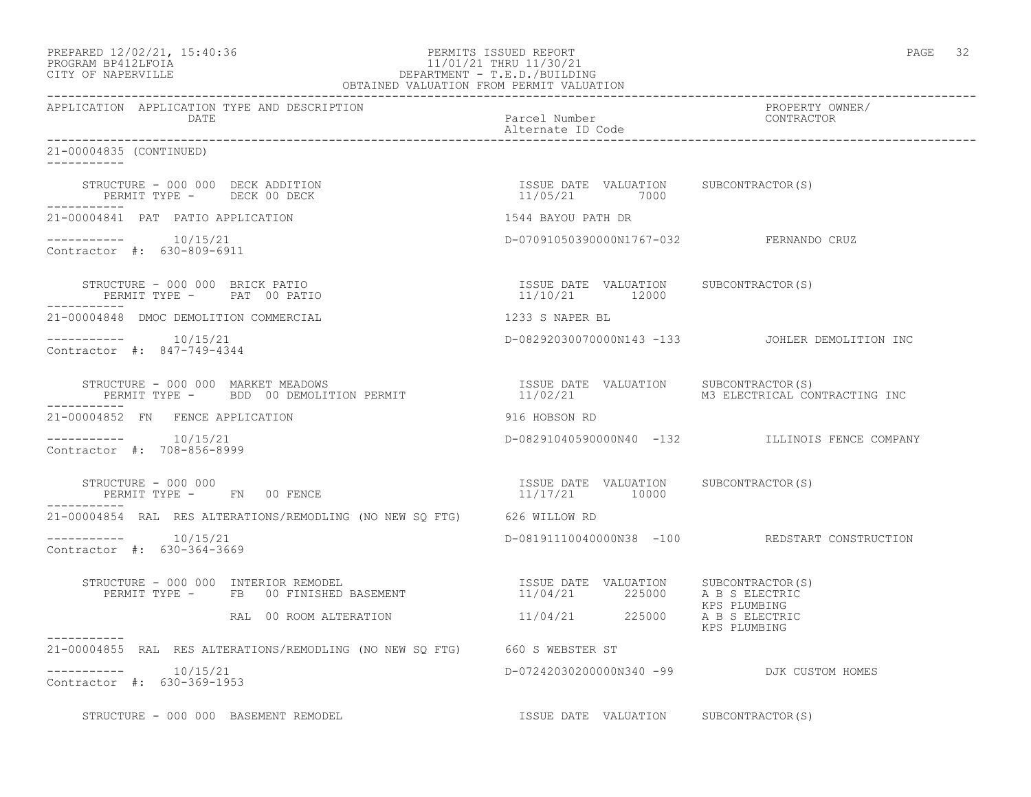PREPARED 12/02/21, 15:40:36
PROGRAM BP412LFOIA
CITY OF NAPERVILLE

PERMITS ISSUED REPORT
11/01/21 THRU 11/30/21
DEPARTMENT - T.E.D./BUILDING
OBTAINED VALUATION FROM PERMIT VALUATION

| APPLICATION | APPLICATION TYPE AND DESCRIPTION / DATE | Parcel Number / Alternate ID Code | PROPERTY OWNER/ CONTRACTOR |
|---|---|---|---|

21-00004835 (CONTINUED)

STRUCTURE - 000 000 DECK ADDITION — ISSUE DATE 11/05/21, VALUATION 7000, SUBCONTRACTOR(S):
PERMIT TYPE - DECK 00 DECK

---

21-00004841 PAT PATIO APPLICATION — 1544 BAYOU PATH DR
10/15/21 — D-07091050390000N1767-032 — FERNANDO CRUZ
Contractor #: 630-809-6911

STRUCTURE - 000 000 BRICK PATIO — ISSUE DATE 11/10/21, VALUATION 12000, SUBCONTRACTOR(S):
PERMIT TYPE - PAT 00 PATIO

---

21-00004848 DMOC DEMOLITION COMMERCIAL — 1233 S NAPER BL
10/15/21 — D-08292030070000N143 -133 — JOHLER DEMOLITION INC
Contractor #: 847-749-4344

STRUCTURE - 000 000 MARKET MEADOWS — ISSUE DATE 11/02/21, VALUATION —, SUBCONTRACTOR(S): M3 ELECTRICAL CONTRACTING INC
PERMIT TYPE - BDD 00 DEMOLITION PERMIT

---

21-00004852 FN FENCE APPLICATION — 916 HOBSON RD
10/15/21 — D-08291040590000N40 -132 — ILLINOIS FENCE COMPANY
Contractor #: 708-856-8999

STRUCTURE - 000 000 — ISSUE DATE 11/17/21, VALUATION 10000, SUBCONTRACTOR(S):
PERMIT TYPE - FN 00 FENCE

---

21-00004854 RAL RES ALTERATIONS/REMODLING (NO NEW SQ FTG) — 626 WILLOW RD
10/15/21 — D-08191110040000N38 -100 — REDSTART CONSTRUCTION
Contractor #: 630-364-3669

STRUCTURE - 000 000 INTERIOR REMODEL

| PERMIT TYPE | ISSUE DATE | VALUATION | SUBCONTRACTOR(S) |
|---|---|---|---|
| FB 00 FINISHED BASEMENT | 11/04/21 | 225000 | A B S ELECTRIC, KPS PLUMBING |
| RAL 00 ROOM ALTERATION | 11/04/21 | 225000 | A B S ELECTRIC, KPS PLUMBING |

---

21-00004855 RAL RES ALTERATIONS/REMODLING (NO NEW SQ FTG) — 660 S WEBSTER ST
10/15/21 — D-07242030200000N340 -99 — DJK CUSTOM HOMES
Contractor #: 630-369-1953

STRUCTURE - 000 000 BASEMENT REMODEL — ISSUE DATE, VALUATION, SUBCONTRACTOR(S)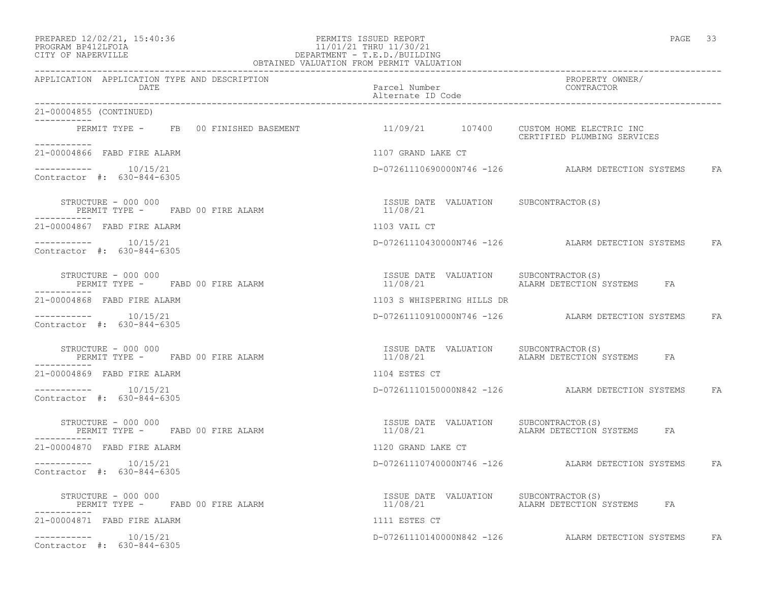APPLICATION APPLICATION TYPE AND DESCRIPTION DATE | Parcel Number / Alternate ID Code | PROPERTY OWNER/ CONTRACTOR

21-00004855 (CONTINUED)

PERMIT TYPE - FB 00 FINISHED BASEMENT 11/09/21 107400 CUSTOM HOME ELECTRIC INC
CERTIFIED PLUMBING SERVICES

21-00004866 FABD FIRE ALARM 1107 GRAND LAKE CT

10/15/21 D-07261110690000N746 -126 ALARM DETECTION SYSTEMS FA
Contractor #: 630-844-6305

STRUCTURE - 000 000 ISSUE DATE VALUATION SUBCONTRACTOR(S)
PERMIT TYPE - FABD 00 FIRE ALARM 11/08/21

21-00004867 FABD FIRE ALARM 1103 VAIL CT

10/15/21 D-07261110430000N746 -126 ALARM DETECTION SYSTEMS FA
Contractor #: 630-844-6305

STRUCTURE - 000 000 ISSUE DATE VALUATION SUBCONTRACTOR(S)
PERMIT TYPE - FABD 00 FIRE ALARM 11/08/21 ALARM DETECTION SYSTEMS FA

21-00004868 FABD FIRE ALARM 1103 S WHISPERING HILLS DR

10/15/21 D-07261110910000N746 -126 ALARM DETECTION SYSTEMS FA
Contractor #: 630-844-6305

STRUCTURE - 000 000 ISSUE DATE VALUATION SUBCONTRACTOR(S)
PERMIT TYPE - FABD 00 FIRE ALARM 11/08/21 ALARM DETECTION SYSTEMS FA

21-00004869 FABD FIRE ALARM 1104 ESTES CT

10/15/21 D-07261110150000N842 -126 ALARM DETECTION SYSTEMS FA
Contractor #: 630-844-6305

STRUCTURE - 000 000 ISSUE DATE VALUATION SUBCONTRACTOR(S)
PERMIT TYPE - FABD 00 FIRE ALARM 11/08/21 ALARM DETECTION SYSTEMS FA

21-00004870 FABD FIRE ALARM 1120 GRAND LAKE CT

10/15/21 D-07261110740000N746 -126 ALARM DETECTION SYSTEMS FA
Contractor #: 630-844-6305

STRUCTURE - 000 000 ISSUE DATE VALUATION SUBCONTRACTOR(S)
PERMIT TYPE - FABD 00 FIRE ALARM 11/08/21 ALARM DETECTION SYSTEMS FA

21-00004871 FABD FIRE ALARM 1111 ESTES CT

10/15/21 D-07261110140000N842 -126 ALARM DETECTION SYSTEMS FA
Contractor #: 630-844-6305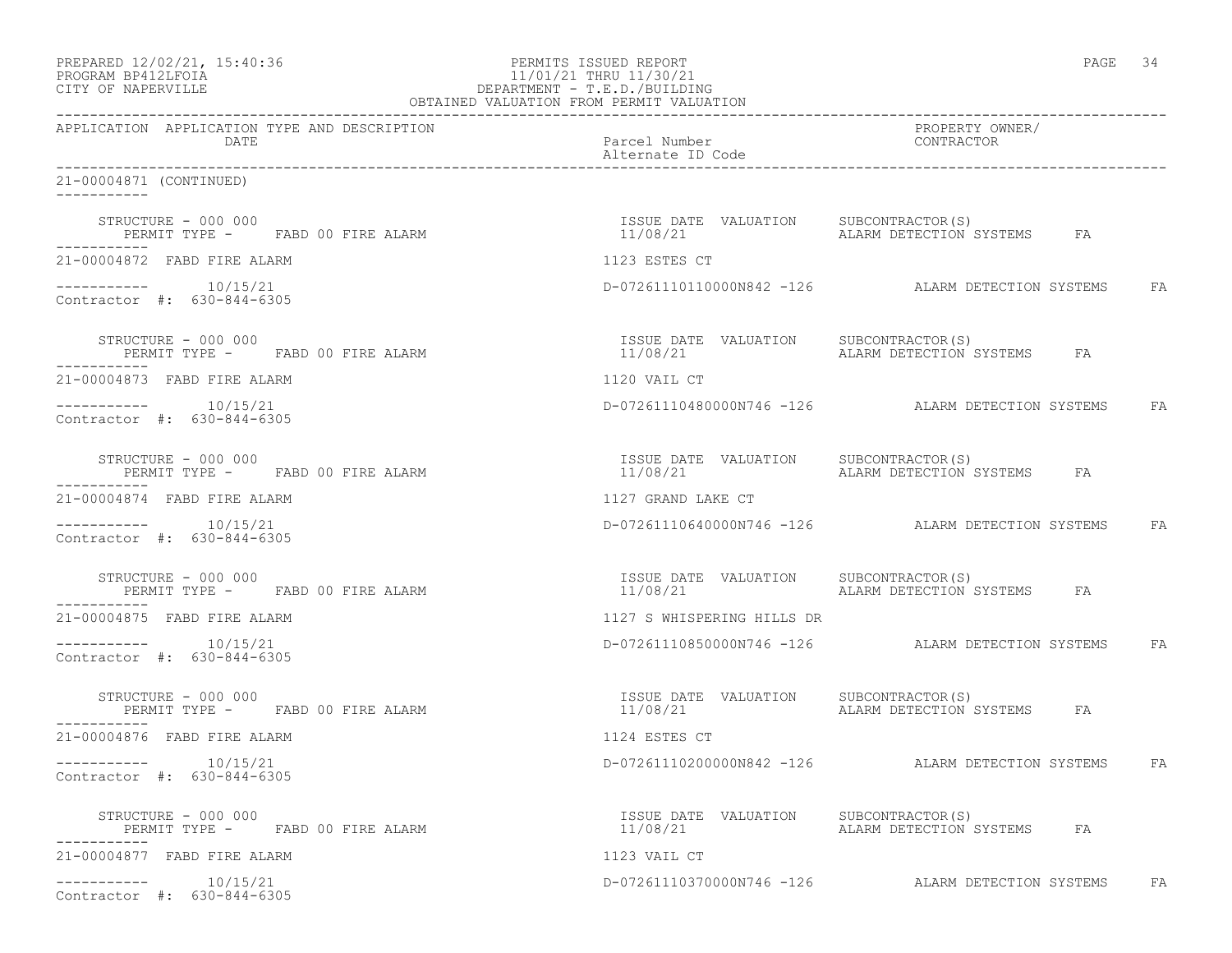PREPARED 12/02/21, 15:40:36
PROGRAM BP412LFOIA
CITY OF NAPERVILLE

PERMITS ISSUED REPORT
11/01/21 THRU 11/30/21
DEPARTMENT - T.E.D./BUILDING
OBTAINED VALUATION FROM PERMIT VALUATION

| APPLICATION | APPLICATION TYPE AND DESCRIPTION / DATE | Parcel Number / Alternate ID Code | PROPERTY OWNER/ CONTRACTOR |
|---|---|---|---|

21-00004871 (CONTINUED)

STRUCTURE - 000 000
PERMIT TYPE - FABD 00 FIRE ALARM
ISSUE DATE 11/08/21 VALUATION
SUBCONTRACTOR(S): ALARM DETECTION SYSTEMS FA

21-00004872 FABD FIRE ALARM — 1123 ESTES CT
10/15/21 — D-07261110110000N842 -126 — ALARM DETECTION SYSTEMS FA
Contractor #: 630-844-6305

STRUCTURE - 000 000
PERMIT TYPE - FABD 00 FIRE ALARM
ISSUE DATE 11/08/21 VALUATION
SUBCONTRACTOR(S): ALARM DETECTION SYSTEMS FA

21-00004873 FABD FIRE ALARM — 1120 VAIL CT
10/15/21 — D-07261110480000N746 -126 — ALARM DETECTION SYSTEMS FA
Contractor #: 630-844-6305

STRUCTURE - 000 000
PERMIT TYPE - FABD 00 FIRE ALARM
ISSUE DATE 11/08/21 VALUATION
SUBCONTRACTOR(S): ALARM DETECTION SYSTEMS FA

21-00004874 FABD FIRE ALARM — 1127 GRAND LAKE CT
10/15/21 — D-07261110640000N746 -126 — ALARM DETECTION SYSTEMS FA
Contractor #: 630-844-6305

STRUCTURE - 000 000
PERMIT TYPE - FABD 00 FIRE ALARM
ISSUE DATE 11/08/21 VALUATION
SUBCONTRACTOR(S): ALARM DETECTION SYSTEMS FA

21-00004875 FABD FIRE ALARM — 1127 S WHISPERING HILLS DR
10/15/21 — D-07261110850000N746 -126 — ALARM DETECTION SYSTEMS FA
Contractor #: 630-844-6305

STRUCTURE - 000 000
PERMIT TYPE - FABD 00 FIRE ALARM
ISSUE DATE 11/08/21 VALUATION
SUBCONTRACTOR(S): ALARM DETECTION SYSTEMS FA

21-00004876 FABD FIRE ALARM — 1124 ESTES CT
10/15/21 — D-07261110200000N842 -126 — ALARM DETECTION SYSTEMS FA
Contractor #: 630-844-6305

STRUCTURE - 000 000
PERMIT TYPE - FABD 00 FIRE ALARM
ISSUE DATE 11/08/21 VALUATION
SUBCONTRACTOR(S): ALARM DETECTION SYSTEMS FA

21-00004877 FABD FIRE ALARM — 1123 VAIL CT
10/15/21 — D-07261110370000N746 -126 — ALARM DETECTION SYSTEMS FA
Contractor #: 630-844-6305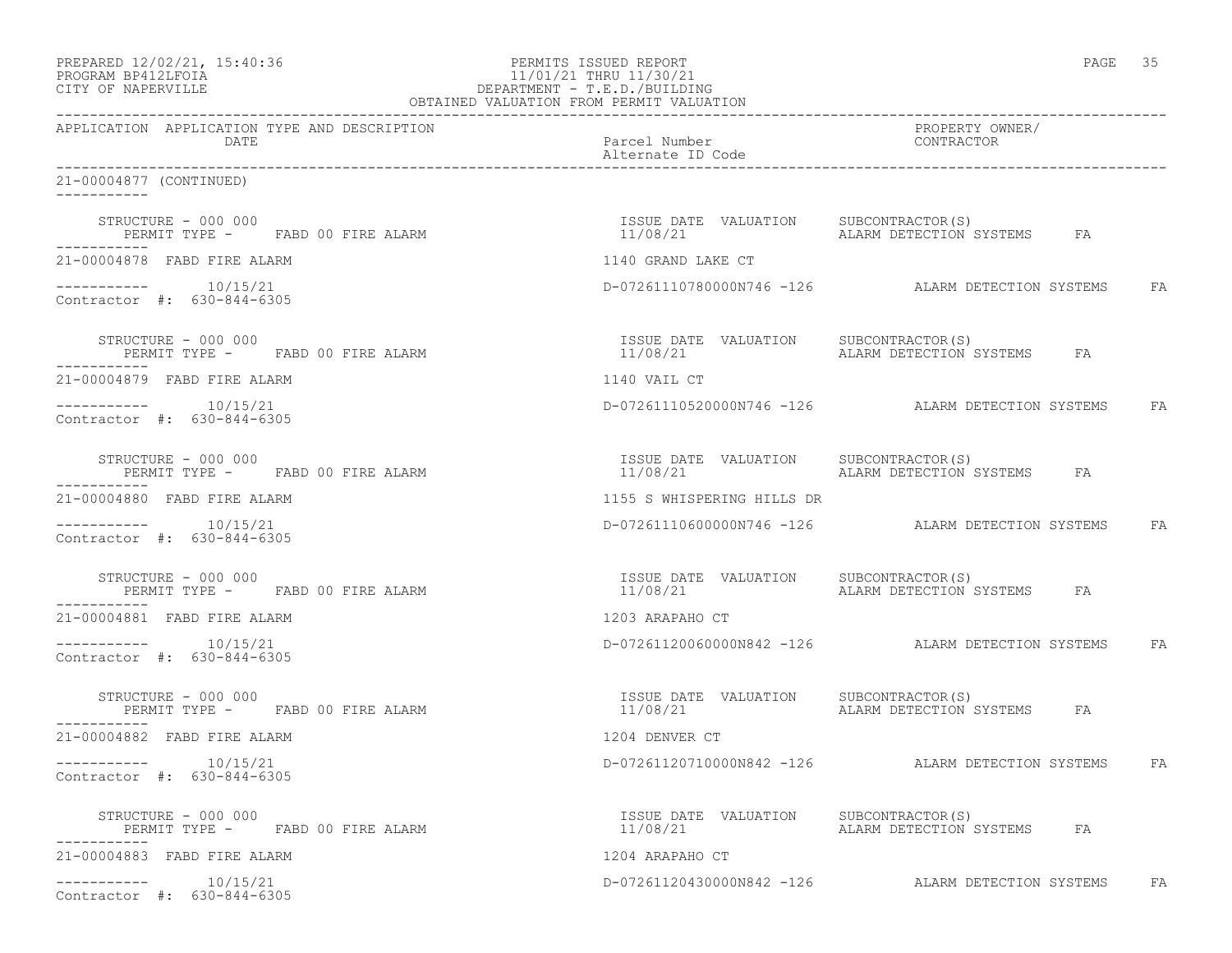PREPARED 12/02/21, 15:40:36
PROGRAM BP412LFOIA
CITY OF NAPERVILLE

PERMITS ISSUED REPORT
11/01/21 THRU 11/30/21
DEPARTMENT - T.E.D./BUILDING
OBTAINED VALUATION FROM PERMIT VALUATION

| APPLICATION | APPLICATION TYPE AND DESCRIPTION DATE | Parcel Number / Alternate ID Code | PROPERTY OWNER/ CONTRACTOR |
|---|---|---|---|

21-00004877 (CONTINUED)

STRUCTURE - 000 000
PERMIT TYPE - FABD 00 FIRE ALARM
ISSUE DATE 11/08/21 VALUATION
SUBCONTRACTOR(S) ALARM DETECTION SYSTEMS FA

21-00004878 FABD FIRE ALARM — 1140 GRAND LAKE CT
10/15/21 — D-07261110780000N746 -126 — ALARM DETECTION SYSTEMS FA
Contractor #: 630-844-6305

STRUCTURE - 000 000
PERMIT TYPE - FABD 00 FIRE ALARM
ISSUE DATE 11/08/21 VALUATION
SUBCONTRACTOR(S) ALARM DETECTION SYSTEMS FA

21-00004879 FABD FIRE ALARM — 1140 VAIL CT
10/15/21 — D-07261110520000N746 -126 — ALARM DETECTION SYSTEMS FA
Contractor #: 630-844-6305

STRUCTURE - 000 000
PERMIT TYPE - FABD 00 FIRE ALARM
ISSUE DATE 11/08/21 VALUATION
SUBCONTRACTOR(S) ALARM DETECTION SYSTEMS FA

21-00004880 FABD FIRE ALARM — 1155 S WHISPERING HILLS DR
10/15/21 — D-07261110600000N746 -126 — ALARM DETECTION SYSTEMS FA
Contractor #: 630-844-6305

STRUCTURE - 000 000
PERMIT TYPE - FABD 00 FIRE ALARM
ISSUE DATE 11/08/21 VALUATION
SUBCONTRACTOR(S) ALARM DETECTION SYSTEMS FA

21-00004881 FABD FIRE ALARM — 1203 ARAPAHO CT
10/15/21 — D-07261120060000N842 -126 — ALARM DETECTION SYSTEMS FA
Contractor #: 630-844-6305

STRUCTURE - 000 000
PERMIT TYPE - FABD 00 FIRE ALARM
ISSUE DATE 11/08/21 VALUATION
SUBCONTRACTOR(S) ALARM DETECTION SYSTEMS FA

21-00004882 FABD FIRE ALARM — 1204 DENVER CT
10/15/21 — D-07261120710000N842 -126 — ALARM DETECTION SYSTEMS FA
Contractor #: 630-844-6305

STRUCTURE - 000 000
PERMIT TYPE - FABD 00 FIRE ALARM
ISSUE DATE 11/08/21 VALUATION
SUBCONTRACTOR(S) ALARM DETECTION SYSTEMS FA

21-00004883 FABD FIRE ALARM — 1204 ARAPAHO CT
10/15/21 — D-07261120430000N842 -126 — ALARM DETECTION SYSTEMS FA
Contractor #: 630-844-6305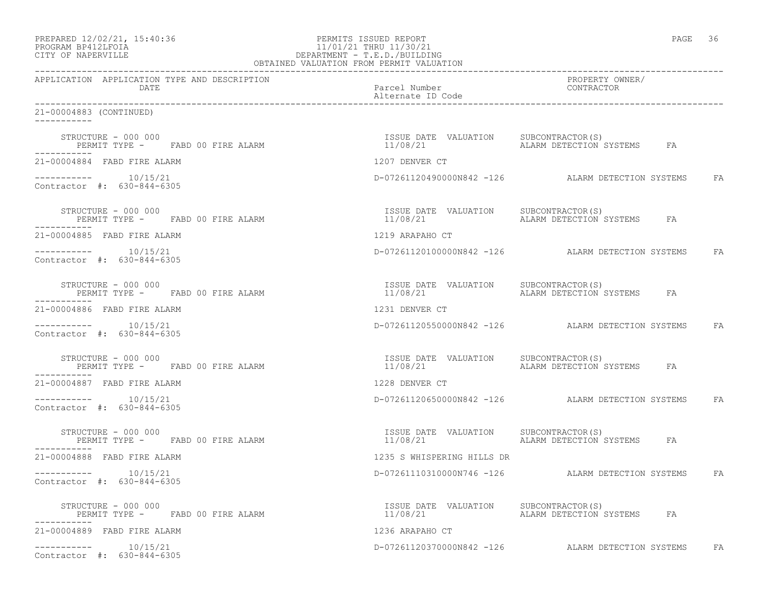PREPARED 12/02/21, 15:40:36
PROGRAM BP412LFOIA
CITY OF NAPERVILLE

PERMITS ISSUED REPORT
11/01/21 THRU 11/30/21
DEPARTMENT - T.E.D./BUILDING
OBTAINED VALUATION FROM PERMIT VALUATION

| APPLICATION | APPLICATION TYPE AND DESCRIPTION / DATE | Parcel Number / Alternate ID Code | PROPERTY OWNER/ CONTRACTOR |
|---|---|---|---|

21-00004883 (CONTINUED)

STRUCTURE - 000 000
PERMIT TYPE - FABD 00 FIRE ALARM
ISSUE DATE 11/08/21 VALUATION SUBCONTRACTOR(S) ALARM DETECTION SYSTEMS FA

21-00004884 FABD FIRE ALARM — 1207 DENVER CT
10/15/21 — D-07261120490000N842 -126 — ALARM DETECTION SYSTEMS FA
Contractor #: 630-844-6305

STRUCTURE - 000 000
PERMIT TYPE - FABD 00 FIRE ALARM
ISSUE DATE 11/08/21 VALUATION SUBCONTRACTOR(S) ALARM DETECTION SYSTEMS FA

21-00004885 FABD FIRE ALARM — 1219 ARAPAHO CT
10/15/21 — D-07261120100000N842 -126 — ALARM DETECTION SYSTEMS FA
Contractor #: 630-844-6305

STRUCTURE - 000 000
PERMIT TYPE - FABD 00 FIRE ALARM
ISSUE DATE 11/08/21 VALUATION SUBCONTRACTOR(S) ALARM DETECTION SYSTEMS FA

21-00004886 FABD FIRE ALARM — 1231 DENVER CT
10/15/21 — D-07261120550000N842 -126 — ALARM DETECTION SYSTEMS FA
Contractor #: 630-844-6305

STRUCTURE - 000 000
PERMIT TYPE - FABD 00 FIRE ALARM
ISSUE DATE 11/08/21 VALUATION SUBCONTRACTOR(S) ALARM DETECTION SYSTEMS FA

21-00004887 FABD FIRE ALARM — 1228 DENVER CT
10/15/21 — D-07261120650000N842 -126 — ALARM DETECTION SYSTEMS FA
Contractor #: 630-844-6305

STRUCTURE - 000 000
PERMIT TYPE - FABD 00 FIRE ALARM
ISSUE DATE 11/08/21 VALUATION SUBCONTRACTOR(S) ALARM DETECTION SYSTEMS FA

21-00004888 FABD FIRE ALARM — 1235 S WHISPERING HILLS DR
10/15/21 — D-07261110310000N746 -126 — ALARM DETECTION SYSTEMS FA
Contractor #: 630-844-6305

STRUCTURE - 000 000
PERMIT TYPE - FABD 00 FIRE ALARM
ISSUE DATE 11/08/21 VALUATION SUBCONTRACTOR(S) ALARM DETECTION SYSTEMS FA

21-00004889 FABD FIRE ALARM — 1236 ARAPAHO CT
10/15/21 — D-07261120370000N842 -126 — ALARM DETECTION SYSTEMS FA
Contractor #: 630-844-6305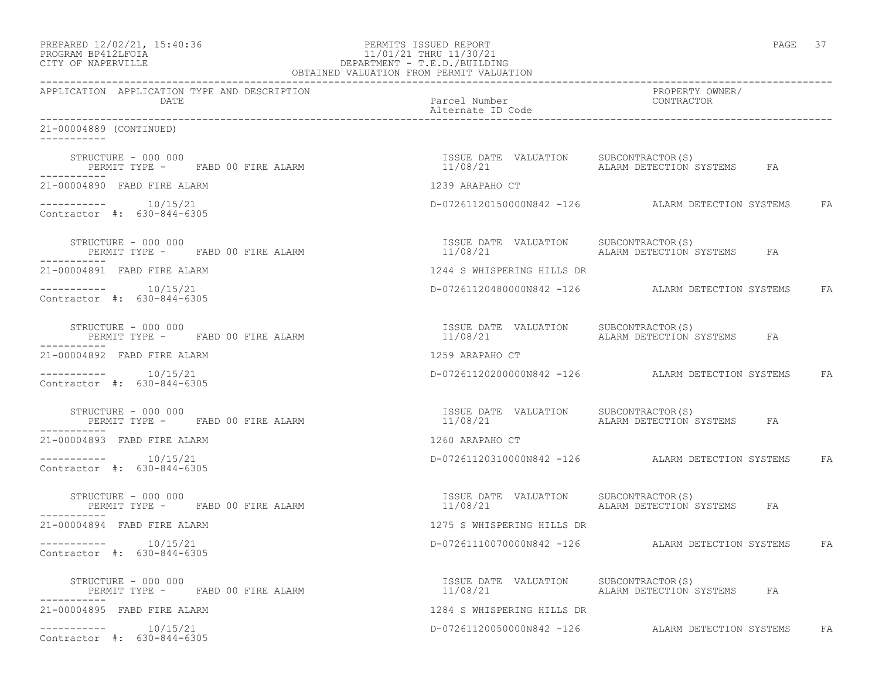APPLICATION APPLICATION TYPE AND DESCRIPTION DATE | Parcel Number / Alternate ID Code | PROPERTY OWNER/ CONTRACTOR

21-00004889 (CONTINUED)

STRUCTURE - 000 000
PERMIT TYPE - FABD 00 FIRE ALARM
ISSUE DATE 11/08/21 VALUATION
SUBCONTRACTOR(S) ALARM DETECTION SYSTEMS FA

21-00004890 FABD FIRE ALARM — 1239 ARAPAHO CT
10/15/21 — D-07261120150000N842 -126 — ALARM DETECTION SYSTEMS FA
Contractor #: 630-844-6305

STRUCTURE - 000 000
PERMIT TYPE - FABD 00 FIRE ALARM
ISSUE DATE 11/08/21 VALUATION
SUBCONTRACTOR(S) ALARM DETECTION SYSTEMS FA

21-00004891 FABD FIRE ALARM — 1244 S WHISPERING HILLS DR
10/15/21 — D-07261120480000N842 -126 — ALARM DETECTION SYSTEMS FA
Contractor #: 630-844-6305

STRUCTURE - 000 000
PERMIT TYPE - FABD 00 FIRE ALARM
ISSUE DATE 11/08/21 VALUATION
SUBCONTRACTOR(S) ALARM DETECTION SYSTEMS FA

21-00004892 FABD FIRE ALARM — 1259 ARAPAHO CT
10/15/21 — D-07261120200000N842 -126 — ALARM DETECTION SYSTEMS FA
Contractor #: 630-844-6305

STRUCTURE - 000 000
PERMIT TYPE - FABD 00 FIRE ALARM
ISSUE DATE 11/08/21 VALUATION
SUBCONTRACTOR(S) ALARM DETECTION SYSTEMS FA

21-00004893 FABD FIRE ALARM — 1260 ARAPAHO CT
10/15/21 — D-07261120310000N842 -126 — ALARM DETECTION SYSTEMS FA
Contractor #: 630-844-6305

STRUCTURE - 000 000
PERMIT TYPE - FABD 00 FIRE ALARM
ISSUE DATE 11/08/21 VALUATION
SUBCONTRACTOR(S) ALARM DETECTION SYSTEMS FA

21-00004894 FABD FIRE ALARM — 1275 S WHISPERING HILLS DR
10/15/21 — D-07261110070000N842 -126 — ALARM DETECTION SYSTEMS FA
Contractor #: 630-844-6305

STRUCTURE - 000 000
PERMIT TYPE - FABD 00 FIRE ALARM
ISSUE DATE 11/08/21 VALUATION
SUBCONTRACTOR(S) ALARM DETECTION SYSTEMS FA

21-00004895 FABD FIRE ALARM — 1284 S WHISPERING HILLS DR
10/15/21 — D-07261120050000N842 -126 — ALARM DETECTION SYSTEMS FA
Contractor #: 630-844-6305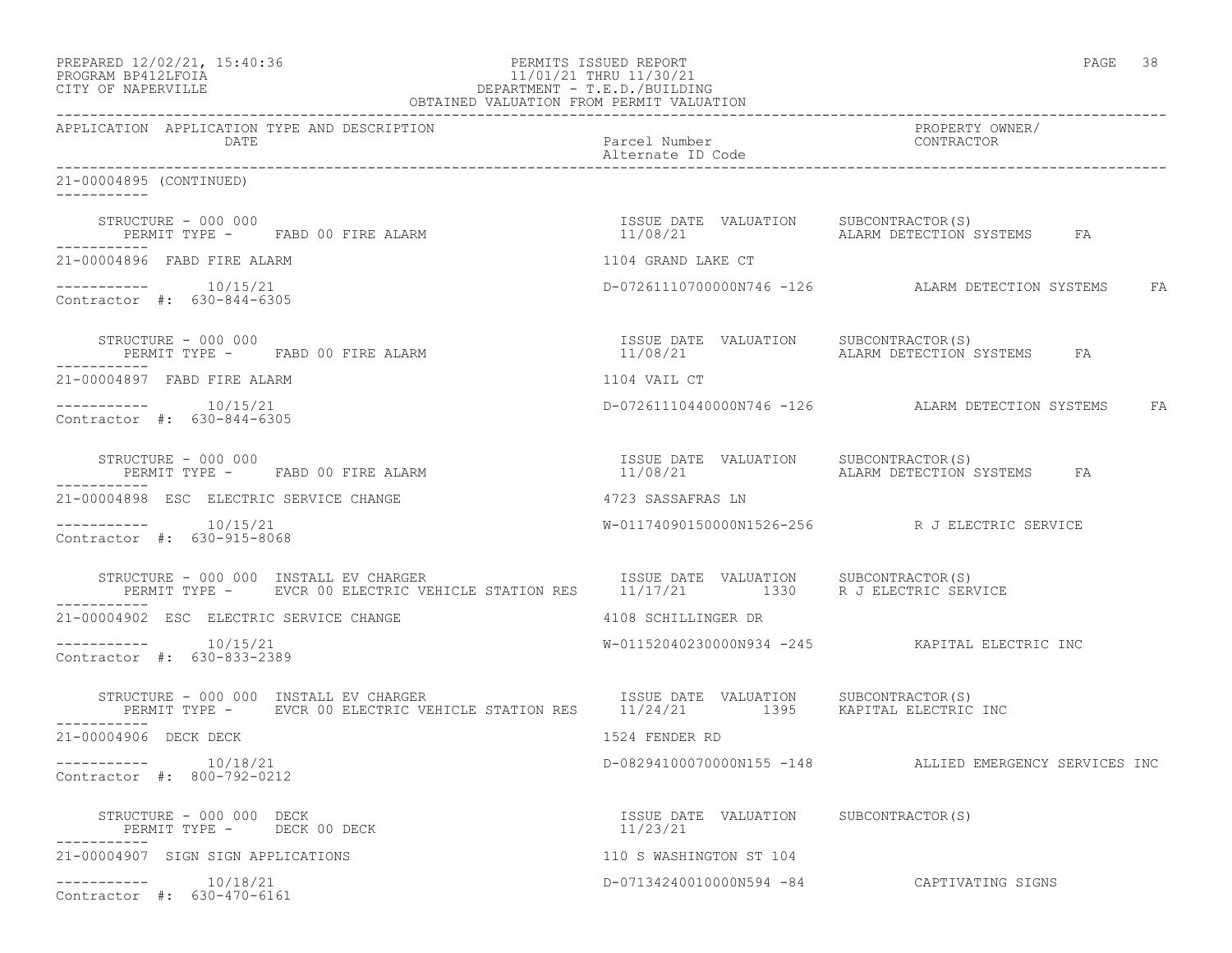PERMITS ISSUED REPORT
11/01/21 THRU 11/30/21
DEPARTMENT - T.E.D./BUILDING
OBTAINED VALUATION FROM PERMIT VALUATION

PREPARED 12/02/21, 15:40:36
PROGRAM BP412LFOIA
CITY OF NAPERVILLE

| APPLICATION | APPLICATION TYPE AND DESCRIPTION / DATE | Parcel Number / Alternate ID Code | PROPERTY OWNER/ CONTRACTOR |
|---|---|---|---|

21-00004895 (CONTINUED)

STRUCTURE - 000 000
PERMIT TYPE - FABD 00 FIRE ALARM
ISSUE DATE 11/08/21 VALUATION SUBCONTRACTOR(S) ALARM DETECTION SYSTEMS FA

21-00004896 FABD FIRE ALARM — 1104 GRAND LAKE CT
10/15/21 — D-07261110700000N746 -126 — ALARM DETECTION SYSTEMS FA
Contractor #: 630-844-6305

STRUCTURE - 000 000
PERMIT TYPE - FABD 00 FIRE ALARM
ISSUE DATE 11/08/21 VALUATION SUBCONTRACTOR(S) ALARM DETECTION SYSTEMS FA

21-00004897 FABD FIRE ALARM — 1104 VAIL CT
10/15/21 — D-07261110440000N746 -126 — ALARM DETECTION SYSTEMS FA
Contractor #: 630-844-6305

STRUCTURE - 000 000
PERMIT TYPE - FABD 00 FIRE ALARM
ISSUE DATE 11/08/21 VALUATION SUBCONTRACTOR(S) ALARM DETECTION SYSTEMS FA

21-00004898 ESC ELECTRIC SERVICE CHANGE — 4723 SASSAFRAS LN
10/15/21 — W-01174090150000N1526-256 — R J ELECTRIC SERVICE
Contractor #: 630-915-8068

STRUCTURE - 000 000 INSTALL EV CHARGER
PERMIT TYPE - EVCR 00 ELECTRIC VEHICLE STATION RES
ISSUE DATE 11/17/21 VALUATION 1330 SUBCONTRACTOR(S) R J ELECTRIC SERVICE

21-00004902 ESC ELECTRIC SERVICE CHANGE — 4108 SCHILLINGER DR
10/15/21 — W-01152040230000N934 -245 — KAPITAL ELECTRIC INC
Contractor #: 630-833-2389

STRUCTURE - 000 000 INSTALL EV CHARGER
PERMIT TYPE - EVCR 00 ELECTRIC VEHICLE STATION RES
ISSUE DATE 11/24/21 VALUATION 1395 SUBCONTRACTOR(S) KAPITAL ELECTRIC INC

21-00004906 DECK DECK — 1524 FENDER RD
10/18/21 — D-08294100070000N155 -148 — ALLIED EMERGENCY SERVICES INC
Contractor #: 800-792-0212

STRUCTURE - 000 000 DECK
PERMIT TYPE - DECK 00 DECK
ISSUE DATE 11/23/21 VALUATION SUBCONTRACTOR(S)

21-00004907 SIGN SIGN APPLICATIONS — 110 S WASHINGTON ST 104
10/18/21 — D-07134240010000N594 -84 — CAPTIVATING SIGNS
Contractor #: 630-470-6161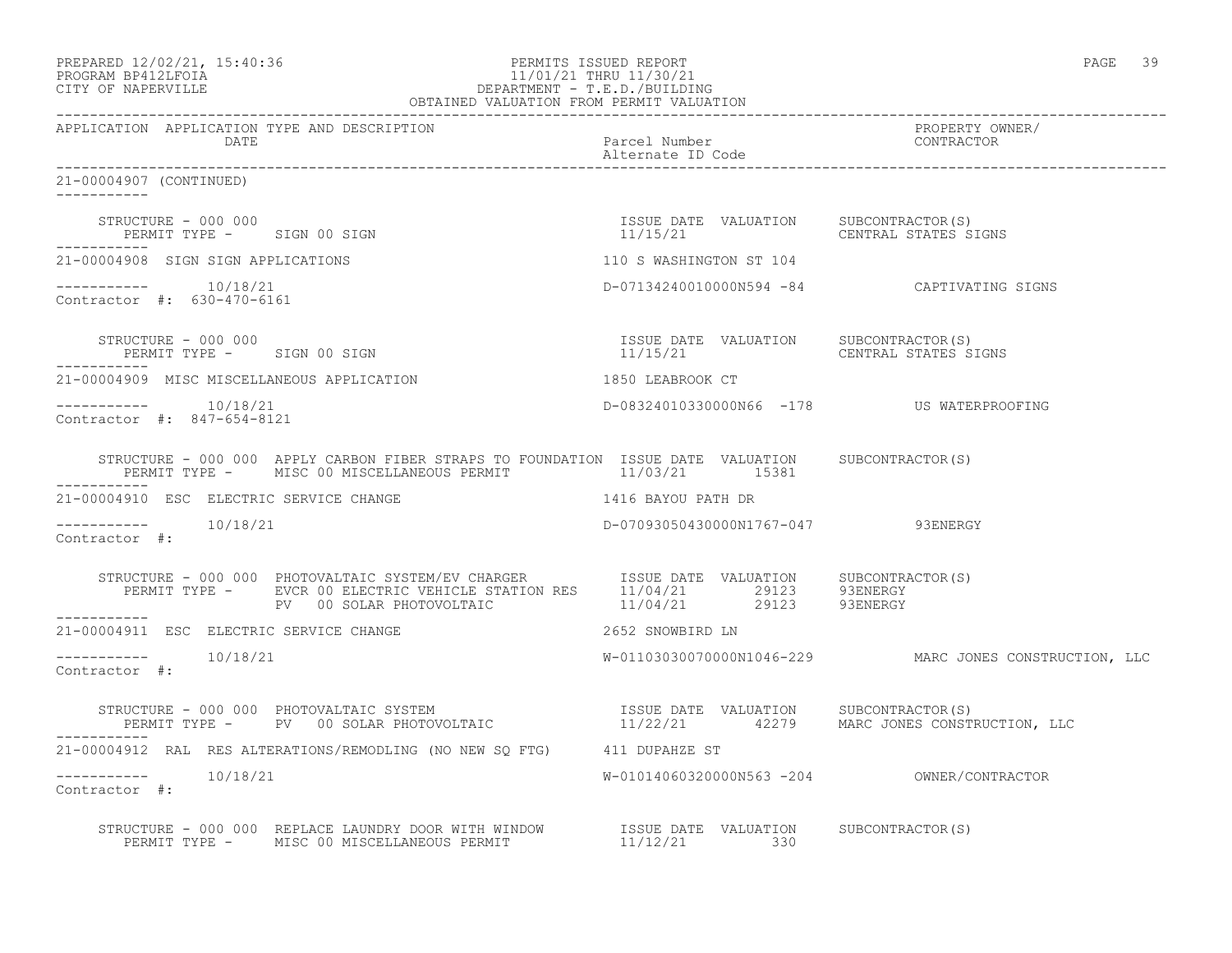PREPARED 12/02/21, 15:40:36
PROGRAM BP412LFOIA
CITY OF NAPERVILLE

PERMITS ISSUED REPORT
11/01/21 THRU 11/30/21
DEPARTMENT - T.E.D./BUILDING
OBTAINED VALUATION FROM PERMIT VALUATION

| APPLICATION | APPLICATION TYPE AND DESCRIPTION / DATE | Parcel Number / Alternate ID Code | PROPERTY OWNER/ CONTRACTOR |
|---|---|---|---|

21-00004907 (CONTINUED)

STRUCTURE - 000 000
PERMIT TYPE - SIGN 00 SIGN
ISSUE DATE 11/15/21 VALUATION
SUBCONTRACTOR(S) CENTRAL STATES SIGNS

21-00004908 SIGN SIGN APPLICATIONS — 110 S WASHINGTON ST 104
10/18/21 — D-07134240010000N594 -84 — CAPTIVATING SIGNS
Contractor #: 630-470-6161

STRUCTURE - 000 000
PERMIT TYPE - SIGN 00 SIGN
ISSUE DATE 11/15/21 VALUATION
SUBCONTRACTOR(S) CENTRAL STATES SIGNS

21-00004909 MISC MISCELLANEOUS APPLICATION — 1850 LEABROOK CT
10/18/21 — D-08324010330000N66 -178 — US WATERPROOFING
Contractor #: 847-654-8121

STRUCTURE - 000 000 APPLY CARBON FIBER STRAPS TO FOUNDATION
PERMIT TYPE - MISC 00 MISCELLANEOUS PERMIT
ISSUE DATE 11/03/21 VALUATION 15381
SUBCONTRACTOR(S)

21-00004910 ESC ELECTRIC SERVICE CHANGE — 1416 BAYOU PATH DR
10/18/21 — D-07093050430000N1767-047 — 93ENERGY
Contractor #:

STRUCTURE - 000 000 PHOTOVALTAIC SYSTEM/EV CHARGER

| PERMIT TYPE | ISSUE DATE | VALUATION | SUBCONTRACTOR(S) |
|---|---|---|---|
| EVCR 00 ELECTRIC VEHICLE STATION RES | 11/04/21 | 29123 | 93ENERGY |
| PV 00 SOLAR PHOTOVOLTAIC | 11/04/21 | 29123 | 93ENERGY |

21-00004911 ESC ELECTRIC SERVICE CHANGE — 2652 SNOWBIRD LN
10/18/21 — W-01103030070000N1046-229 — MARC JONES CONSTRUCTION, LLC
Contractor #:

STRUCTURE - 000 000 PHOTOVALTAIC SYSTEM
PERMIT TYPE - PV 00 SOLAR PHOTOVOLTAIC
ISSUE DATE 11/22/21 VALUATION 42279
SUBCONTRACTOR(S) MARC JONES CONSTRUCTION, LLC

21-00004912 RAL RES ALTERATIONS/REMODLING (NO NEW SQ FTG) — 411 DUPAHZE ST
10/18/21 — W-01014060320000N563 -204 — OWNER/CONTRACTOR
Contractor #:

STRUCTURE - 000 000 REPLACE LAUNDRY DOOR WITH WINDOW
PERMIT TYPE - MISC 00 MISCELLANEOUS PERMIT
ISSUE DATE 11/12/21 VALUATION 330
SUBCONTRACTOR(S)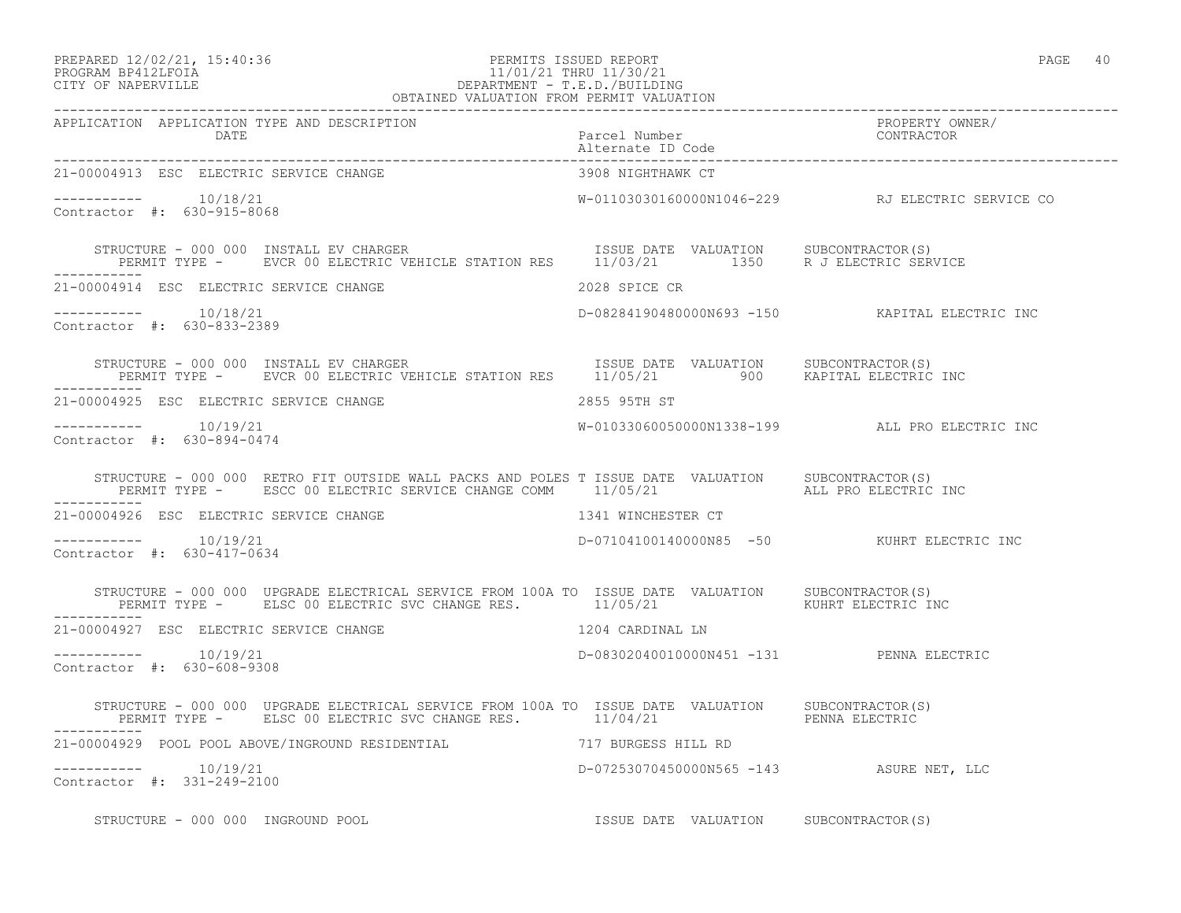PREPARED 12/02/21, 15:40:36
PROGRAM BP412LFOIA
CITY OF NAPERVILLE

PERMITS ISSUED REPORT
11/01/21 THRU 11/30/21
DEPARTMENT - T.E.D./BUILDING
OBTAINED VALUATION FROM PERMIT VALUATION

| APPLICATION | APPLICATION TYPE AND DESCRIPTION / DATE | Parcel Number / Alternate ID Code | PROPERTY OWNER/ CONTRACTOR |
|---|---|---|---|

```
21-00004913  ESC  ELECTRIC SERVICE CHANGE                          3908 NIGHTHAWK CT

-----------  10/18/21                                              W-01103030160000N1046-229        RJ ELECTRIC SERVICE CO
Contractor #:  630-915-8068

    STRUCTURE - 000 000  INSTALL EV CHARGER                        ISSUE DATE  VALUATION    SUBCONTRACTOR(S)
       PERMIT TYPE -     EVCR 00 ELECTRIC VEHICLE STATION RES      11/03/21         1350     R J ELECTRIC SERVICE
-----------
21-00004914  ESC  ELECTRIC SERVICE CHANGE                          2028 SPICE CR

-----------  10/18/21                                              D-08284190480000N693 -150        KAPITAL ELECTRIC INC
Contractor #:  630-833-2389

    STRUCTURE - 000 000  INSTALL EV CHARGER                        ISSUE DATE  VALUATION    SUBCONTRACTOR(S)
       PERMIT TYPE -     EVCR 00 ELECTRIC VEHICLE STATION RES      11/05/21          900     KAPITAL ELECTRIC INC
-----------
21-00004925  ESC  ELECTRIC SERVICE CHANGE                          2855 95TH ST

-----------  10/19/21                                              W-01033060050000N1338-199        ALL PRO ELECTRIC INC
Contractor #:  630-894-0474

    STRUCTURE - 000 000  RETRO FIT OUTSIDE WALL PACKS AND POLES T  ISSUE DATE  VALUATION    SUBCONTRACTOR(S)
       PERMIT TYPE -     ESCC 00 ELECTRIC SERVICE CHANGE COMM      11/05/21                  ALL PRO ELECTRIC INC
-----------
21-00004926  ESC  ELECTRIC SERVICE CHANGE                          1341 WINCHESTER CT

-----------  10/19/21                                              D-07104100140000N85  -50         KUHRT ELECTRIC INC
Contractor #:  630-417-0634

    STRUCTURE - 000 000  UPGRADE ELECTRICAL SERVICE FROM 100A TO   ISSUE DATE  VALUATION    SUBCONTRACTOR(S)
       PERMIT TYPE -     ELSC 00 ELECTRIC SVC CHANGE RES.          11/05/21                  KUHRT ELECTRIC INC
-----------
21-00004927  ESC  ELECTRIC SERVICE CHANGE                          1204 CARDINAL LN

-----------  10/19/21                                              D-08302040010000N451 -131        PENNA ELECTRIC
Contractor #:  630-608-9308

    STRUCTURE - 000 000  UPGRADE ELECTRICAL SERVICE FROM 100A TO   ISSUE DATE  VALUATION    SUBCONTRACTOR(S)
       PERMIT TYPE -     ELSC 00 ELECTRIC SVC CHANGE RES.          11/04/21                  PENNA ELECTRIC
-----------
21-00004929  POOL POOL ABOVE/INGROUND RESIDENTIAL                  717 BURGESS HILL RD

-----------  10/19/21                                              D-07253070450000N565 -143        ASURE NET, LLC
Contractor #:  331-249-2100

    STRUCTURE - 000 000  INGROUND POOL                             ISSUE DATE  VALUATION    SUBCONTRACTOR(S)
```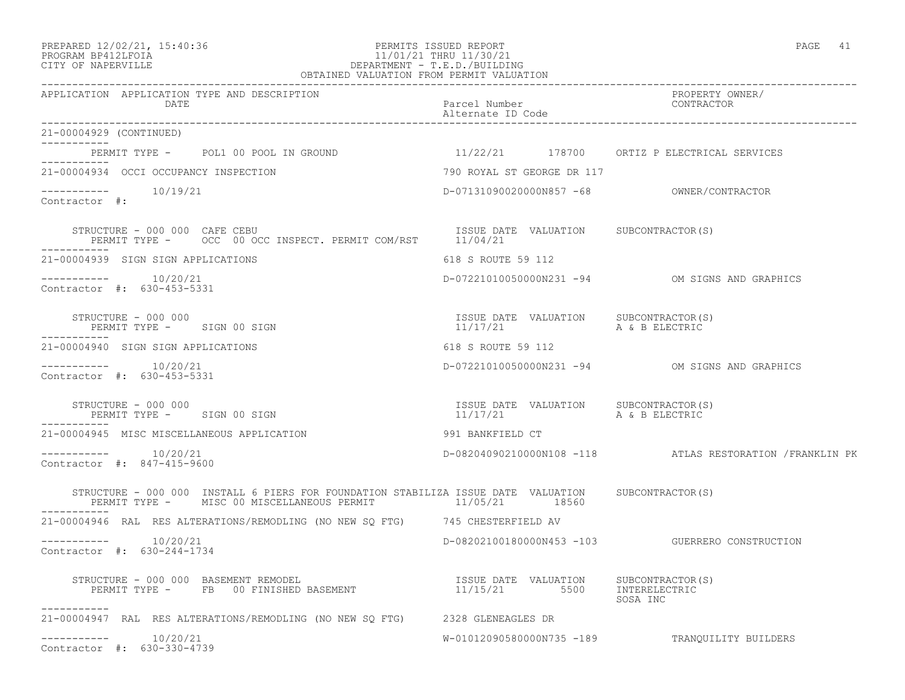PREPARED 12/02/21, 15:40:36 PERMITS ISSUED REPORT
PROGRAM BP412LFOIA 11/01/21 THRU 11/30/21
CITY OF NAPERVILLE DEPARTMENT - T.E.D./BUILDING
OBTAINED VALUATION FROM PERMIT VALUATION

| APPLICATION | APPLICATION TYPE AND DESCRIPTION DATE | Parcel Number Alternate ID Code | PROPERTY OWNER/ CONTRACTOR |
|---|---|---|---|

21-00004929 (CONTINUED)

PERMIT TYPE - POL1 00 POOL IN GROUND 11/22/21 178700 ORTIZ P ELECTRICAL SERVICES

---

21-00004934 OCCI OCCUPANCY INSPECTION — 790 ROYAL ST GEORGE DR 117

10/19/21 — D-07131090020000N857 -68 — OWNER/CONTRACTOR

Contractor #:

STRUCTURE - 000 000 CAFE CEBU — ISSUE DATE VALUATION SUBCONTRACTOR(S)
PERMIT TYPE - OCC 00 OCC INSPECT. PERMIT COM/RST — 11/04/21

---

21-00004939 SIGN SIGN APPLICATIONS — 618 S ROUTE 59 112

10/20/21 — D-07221010050000N231 -94 — OM SIGNS AND GRAPHICS

Contractor #: 630-453-5331

STRUCTURE - 000 000 — ISSUE DATE VALUATION SUBCONTRACTOR(S)
PERMIT TYPE - SIGN 00 SIGN — 11/17/21 — A & B ELECTRIC

---

21-00004940 SIGN SIGN APPLICATIONS — 618 S ROUTE 59 112

10/20/21 — D-07221010050000N231 -94 — OM SIGNS AND GRAPHICS

Contractor #: 630-453-5331

STRUCTURE - 000 000 — ISSUE DATE VALUATION SUBCONTRACTOR(S)
PERMIT TYPE - SIGN 00 SIGN — 11/17/21 — A & B ELECTRIC

---

21-00004945 MISC MISCELLANEOUS APPLICATION — 991 BANKFIELD CT

10/20/21 — D-08204090210000N108 -118 — ATLAS RESTORATION /FRANKLIN PK

Contractor #: 847-415-9600

STRUCTURE - 000 000 INSTALL 6 PIERS FOR FOUNDATION STABILIZA — ISSUE DATE VALUATION SUBCONTRACTOR(S)
PERMIT TYPE - MISC 00 MISCELLANEOUS PERMIT — 11/05/21 — 18560

---

21-00004946 RAL RES ALTERATIONS/REMODLING (NO NEW SQ FTG) — 745 CHESTERFIELD AV

10/20/21 — D-08202100180000N453 -103 — GUERRERO CONSTRUCTION

Contractor #: 630-244-1734

STRUCTURE - 000 000 BASEMENT REMODEL — ISSUE DATE VALUATION SUBCONTRACTOR(S)
PERMIT TYPE - FB 00 FINISHED BASEMENT — 11/15/21 — 5500 — INTERELECTRIC, SOSA INC

---

21-00004947 RAL RES ALTERATIONS/REMODLING (NO NEW SQ FTG) — 2328 GLENEAGLES DR

10/20/21 — W-01012090580000N735 -189 — TRANQUILITY BUILDERS

Contractor #: 630-330-4739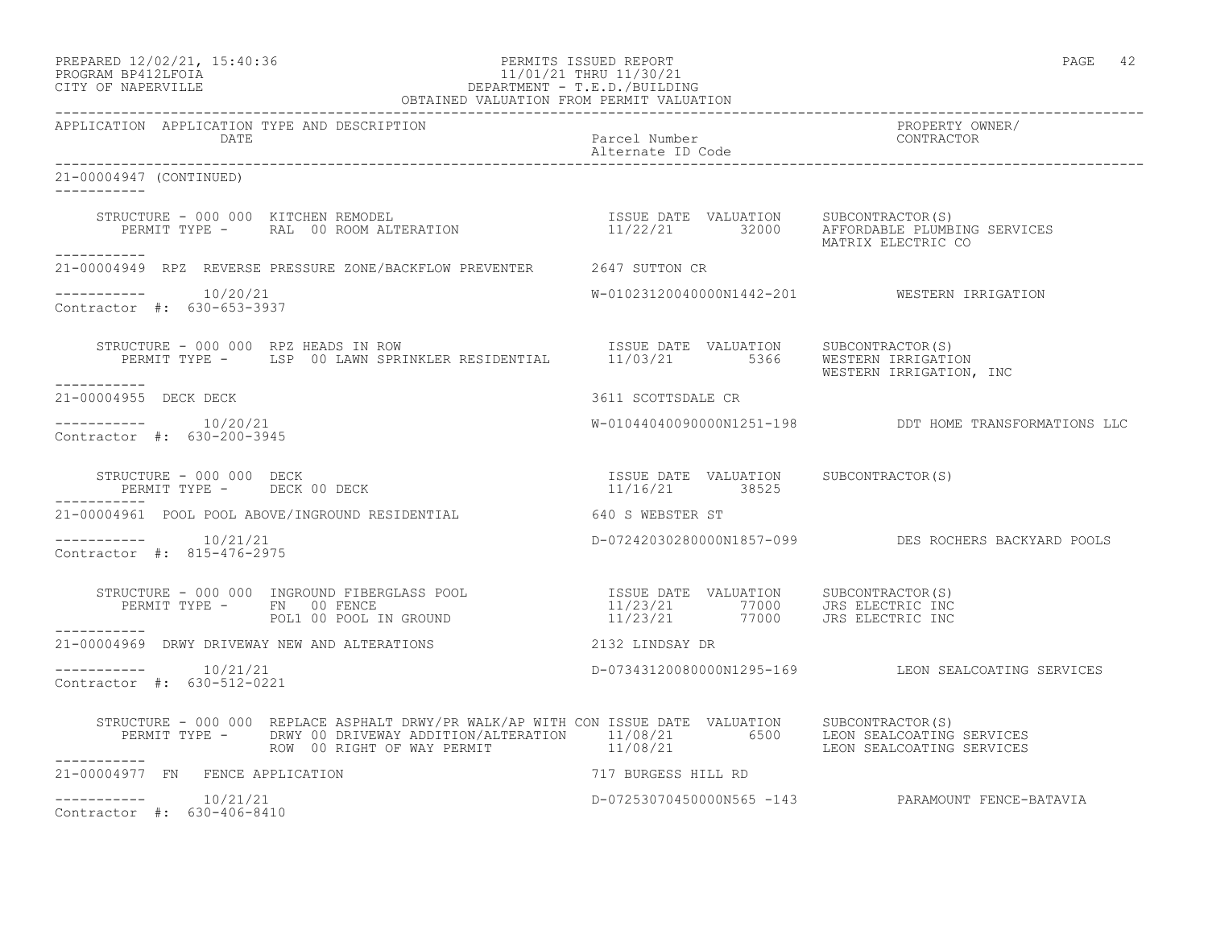PREPARED 12/02/21, 15:40:36 PERMITS ISSUED REPORT
PROGRAM BP412LFOIA 11/01/21 THRU 11/30/21
CITY OF NAPERVILLE DEPARTMENT - T.E.D./BUILDING
OBTAINED VALUATION FROM PERMIT VALUATION

| APPLICATION | APPLICATION TYPE AND DESCRIPTION DATE | Parcel Number Alternate ID Code | PROPERTY OWNER/ CONTRACTOR |
|---|---|---|---|

21-00004947 (CONTINUED)

STRUCTURE - 000 000 KITCHEN REMODEL
PERMIT TYPE - RAL 00 ROOM ALTERATION

| ISSUE DATE | VALUATION | SUBCONTRACTOR(S) |
|---|---|---|
| 11/22/21 | 32000 | AFFORDABLE PLUMBING SERVICES |
| | | MATRIX ELECTRIC CO |

---

21-00004949 RPZ REVERSE PRESSURE ZONE/BACKFLOW PREVENTER — 2647 SUTTON CR

10/20/21 — W-01023120040000N1442-201 — WESTERN IRRIGATION
Contractor #: 630-653-3937

STRUCTURE - 000 000 RPZ HEADS IN ROW
PERMIT TYPE - LSP 00 LAWN SPRINKLER RESIDENTIAL

| ISSUE DATE | VALUATION | SUBCONTRACTOR(S) |
|---|---|---|
| 11/03/21 | 5366 | WESTERN IRRIGATION |
| | | WESTERN IRRIGATION, INC |

---

21-00004955 DECK DECK — 3611 SCOTTSDALE CR

10/20/21 — W-01044040090000N1251-198 — DDT HOME TRANSFORMATIONS LLC
Contractor #: 630-200-3945

STRUCTURE - 000 000 DECK
PERMIT TYPE - DECK 00 DECK

| ISSUE DATE | VALUATION | SUBCONTRACTOR(S) |
|---|---|---|
| 11/16/21 | 38525 | |

---

21-00004961 POOL POOL ABOVE/INGROUND RESIDENTIAL — 640 S WEBSTER ST

10/21/21 — D-07242030280000N1857-099 — DES ROCHERS BACKYARD POOLS
Contractor #: 815-476-2975

STRUCTURE - 000 000 INGROUND FIBERGLASS POOL

| PERMIT TYPE | ISSUE DATE | VALUATION | SUBCONTRACTOR(S) |
|---|---|---|---|
| FN 00 FENCE | 11/23/21 | 77000 | JRS ELECTRIC INC |
| POL1 00 POOL IN GROUND | 11/23/21 | 77000 | JRS ELECTRIC INC |

---

21-00004969 DRWY DRIVEWAY NEW AND ALTERATIONS — 2132 LINDSAY DR

10/21/21 — D-07343120080000N1295-169 — LEON SEALCOATING SERVICES
Contractor #: 630-512-0221

STRUCTURE - 000 000 REPLACE ASPHALT DRWY/PR WALK/AP WITH CON

| PERMIT TYPE | ISSUE DATE | VALUATION | SUBCONTRACTOR(S) |
|---|---|---|---|
| DRWY 00 DRIVEWAY ADDITION/ALTERATION | 11/08/21 | 6500 | LEON SEALCOATING SERVICES |
| ROW 00 RIGHT OF WAY PERMIT | 11/08/21 | | LEON SEALCOATING SERVICES |

---

21-00004977 FN FENCE APPLICATION — 717 BURGESS HILL RD

10/21/21 — D-07253070450000N565 -143 — PARAMOUNT FENCE-BATAVIA
Contractor #: 630-406-8410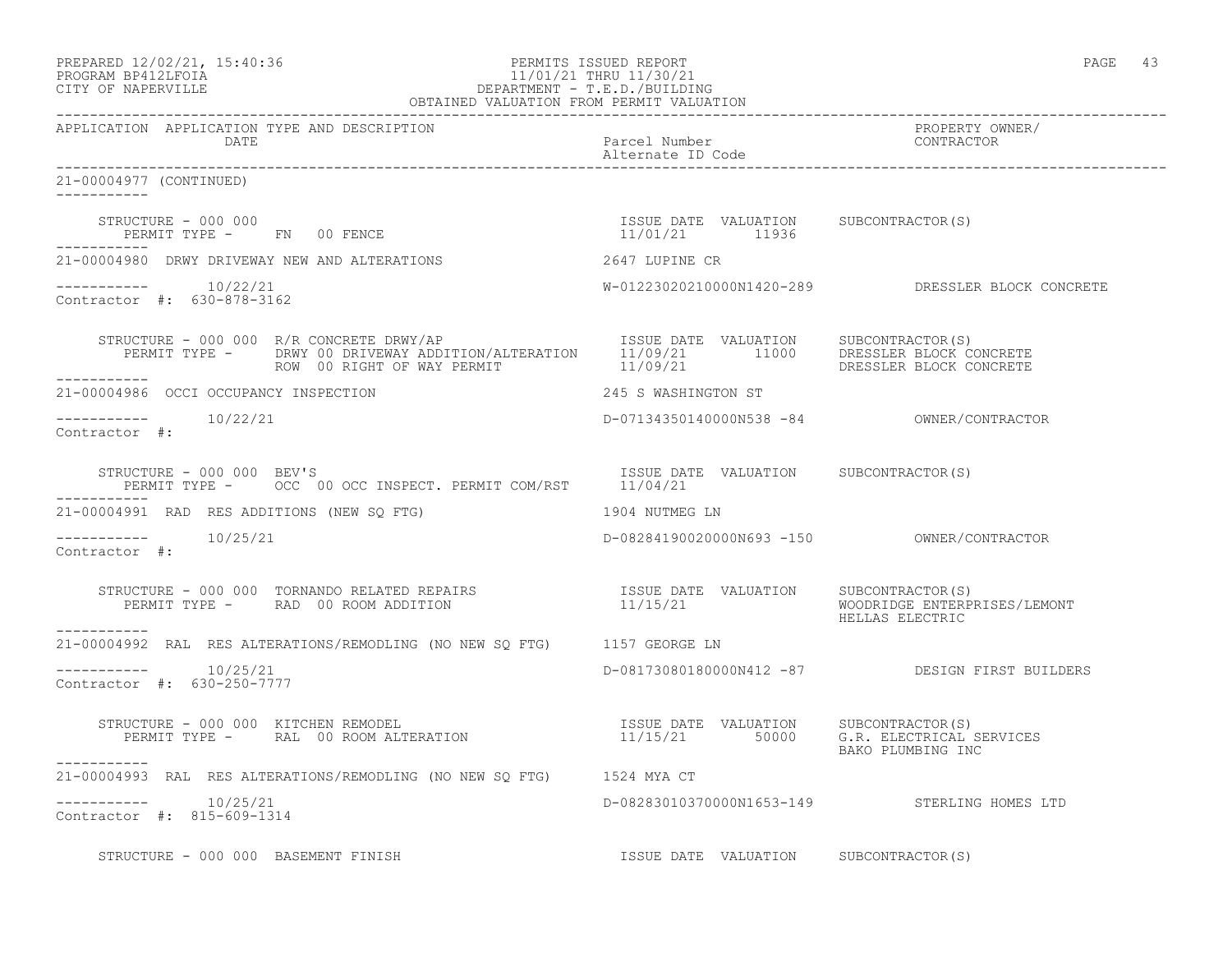PREPARED 12/02/21, 15:40:36 PERMITS ISSUED REPORT
PROGRAM BP412LFOIA 11/01/21 THRU 11/30/21
CITY OF NAPERVILLE DEPARTMENT - T.E.D./BUILDING
OBTAINED VALUATION FROM PERMIT VALUATION

| APPLICATION | APPLICATION TYPE AND DESCRIPTION / DATE | Parcel Number / Alternate ID Code | PROPERTY OWNER/ CONTRACTOR |
|---|---|---|---|

21-00004977 (CONTINUED)

STRUCTURE - 000 000
PERMIT TYPE - FN 00 FENCE — ISSUE DATE 11/01/21, VALUATION 11936, SUBCONTRACTOR(S):

---

21-00004980 DRWY DRIVEWAY NEW AND ALTERATIONS — 2647 LUPINE CR
10/22/21 — W-01223020210000N1420-289 — DRESSLER BLOCK CONCRETE
Contractor #: 630-878-3162

STRUCTURE - 000 000 R/R CONCRETE DRWY/AP

| PERMIT TYPE | ISSUE DATE | VALUATION | SUBCONTRACTOR(S) |
|---|---|---|---|
| DRWY 00 DRIVEWAY ADDITION/ALTERATION | 11/09/21 | 11000 | DRESSLER BLOCK CONCRETE |
| ROW 00 RIGHT OF WAY PERMIT | 11/09/21 | | DRESSLER BLOCK CONCRETE |

---

21-00004986 OCCI OCCUPANCY INSPECTION — 245 S WASHINGTON ST
10/22/21 — D-07134350140000N538 -84 — OWNER/CONTRACTOR
Contractor #:

STRUCTURE - 000 000 BEV'S

| PERMIT TYPE | ISSUE DATE | VALUATION | SUBCONTRACTOR(S) |
|---|---|---|---|
| OCC 00 OCC INSPECT. PERMIT COM/RST | 11/04/21 | | |

---

21-00004991 RAD RES ADDITIONS (NEW SQ FTG) — 1904 NUTMEG LN
10/25/21 — D-08284190020000N693 -150 — OWNER/CONTRACTOR
Contractor #:

STRUCTURE - 000 000 TORNANDO RELATED REPAIRS

| PERMIT TYPE | ISSUE DATE | VALUATION | SUBCONTRACTOR(S) |
|---|---|---|---|
| RAD 00 ROOM ADDITION | 11/15/21 | | WOODRIDGE ENTERPRISES/LEMONT<br>HELLAS ELECTRIC |

---

21-00004992 RAL RES ALTERATIONS/REMODLING (NO NEW SQ FTG) — 1157 GEORGE LN
10/25/21 — D-08173080180000N412 -87 — DESIGN FIRST BUILDERS
Contractor #: 630-250-7777

STRUCTURE - 000 000 KITCHEN REMODEL

| PERMIT TYPE | ISSUE DATE | VALUATION | SUBCONTRACTOR(S) |
|---|---|---|---|
| RAL 00 ROOM ALTERATION | 11/15/21 | 50000 | G.R. ELECTRICAL SERVICES<br>BAKO PLUMBING INC |

---

21-00004993 RAL RES ALTERATIONS/REMODLING (NO NEW SQ FTG) — 1524 MYA CT
10/25/21 — D-08283010370000N1653-149 — STERLING HOMES LTD
Contractor #: 815-609-1314

STRUCTURE - 000 000 BASEMENT FINISH — ISSUE DATE, VALUATION, SUBCONTRACTOR(S)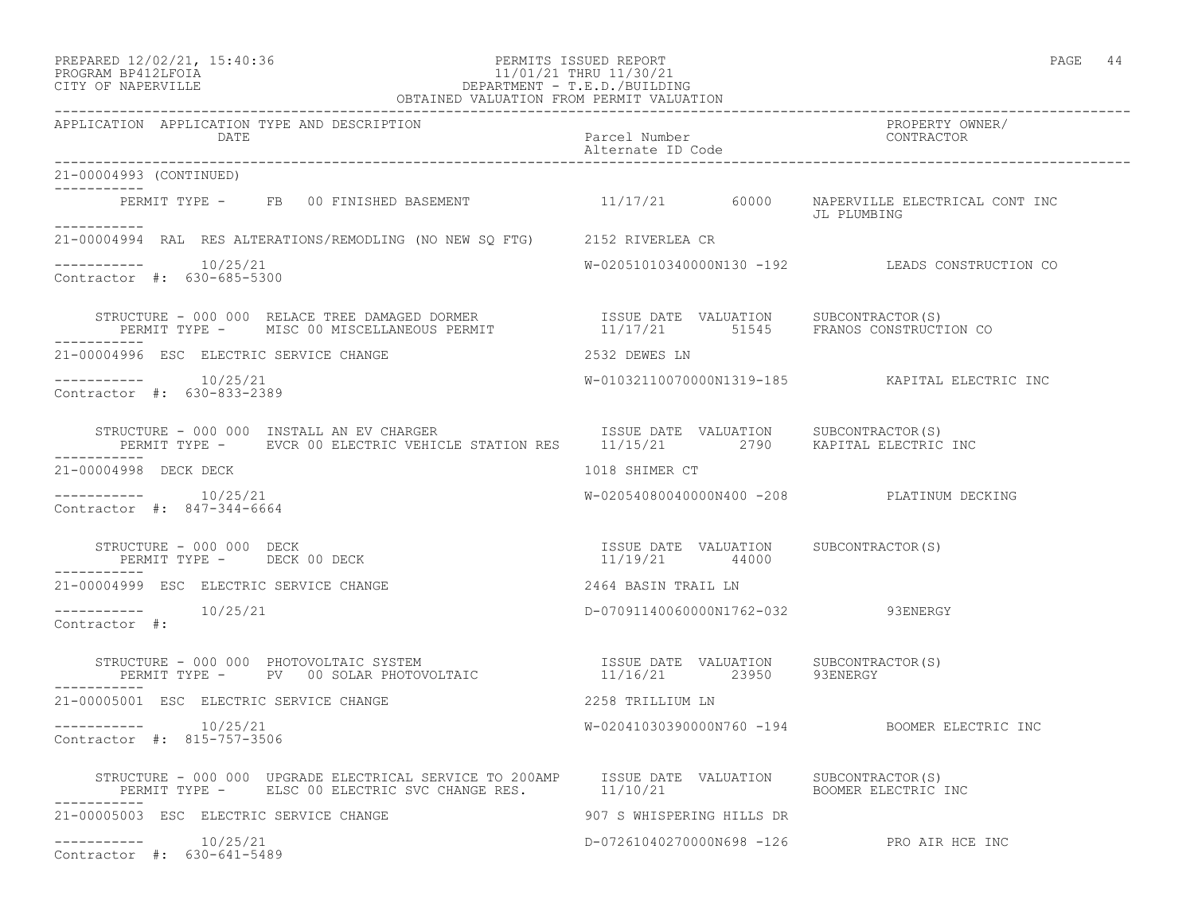PREPARED 12/02/21, 15:40:36
PROGRAM BP412LFOIA
CITY OF NAPERVILLE

PERMITS ISSUED REPORT
11/01/21 THRU 11/30/21
DEPARTMENT - T.E.D./BUILDING
OBTAINED VALUATION FROM PERMIT VALUATION

| APPLICATION | APPLICATION TYPE AND DESCRIPTION / DATE | Parcel Number / Alternate ID Code | PROPERTY OWNER/ CONTRACTOR |
|---|---|---|---|

21-00004993 (CONTINUED)

PERMIT TYPE - FB 00 FINISHED BASEMENT 11/17/21 60000 NAPERVILLE ELECTRICAL CONT INC
JL PLUMBING

21-00004994 RAL RES ALTERATIONS/REMODLING (NO NEW SQ FTG) 2152 RIVERLEA CR
10/25/21 W-02051010340000N130 -192 LEADS CONSTRUCTION CO
Contractor #: 630-685-5300

| STRUCTURE - 000 000 RELACE TREE DAMAGED DORMER | ISSUE DATE | VALUATION | SUBCONTRACTOR(S) |
|---|---|---|---|
| PERMIT TYPE - MISC 00 MISCELLANEOUS PERMIT | 11/17/21 | 51545 | FRANOS CONSTRUCTION CO |

21-00004996 ESC ELECTRIC SERVICE CHANGE 2532 DEWES LN
10/25/21 W-01032110070000N1319-185 KAPITAL ELECTRIC INC
Contractor #: 630-833-2389

| STRUCTURE - 000 000 INSTALL AN EV CHARGER | ISSUE DATE | VALUATION | SUBCONTRACTOR(S) |
|---|---|---|---|
| PERMIT TYPE - EVCR 00 ELECTRIC VEHICLE STATION RES | 11/15/21 | 2790 | KAPITAL ELECTRIC INC |

21-00004998 DECK DECK 1018 SHIMER CT
10/25/21 W-02054080040000N400 -208 PLATINUM DECKING
Contractor #: 847-344-6664

| STRUCTURE - 000 000 DECK | ISSUE DATE | VALUATION | SUBCONTRACTOR(S) |
|---|---|---|---|
| PERMIT TYPE - DECK 00 DECK | 11/19/21 | 44000 | |

21-00004999 ESC ELECTRIC SERVICE CHANGE 2464 BASIN TRAIL LN
10/25/21 D-07091140060000N1762-032 93ENERGY
Contractor #:

| STRUCTURE - 000 000 PHOTOVOLTAIC SYSTEM | ISSUE DATE | VALUATION | SUBCONTRACTOR(S) |
|---|---|---|---|
| PERMIT TYPE - PV 00 SOLAR PHOTOVOLTAIC | 11/16/21 | 23950 | 93ENERGY |

21-00005001 ESC ELECTRIC SERVICE CHANGE 2258 TRILLIUM LN
10/25/21 W-02041030390000N760 -194 BOOMER ELECTRIC INC
Contractor #: 815-757-3506

| STRUCTURE - 000 000 UPGRADE ELECTRICAL SERVICE TO 200AMP | ISSUE DATE | VALUATION | SUBCONTRACTOR(S) |
|---|---|---|---|
| PERMIT TYPE - ELSC 00 ELECTRIC SVC CHANGE RES. | 11/10/21 | | BOOMER ELECTRIC INC |

21-00005003 ESC ELECTRIC SERVICE CHANGE 907 S WHISPERING HILLS DR
10/25/21 D-07261040270000N698 -126 PRO AIR HCE INC
Contractor #: 630-641-5489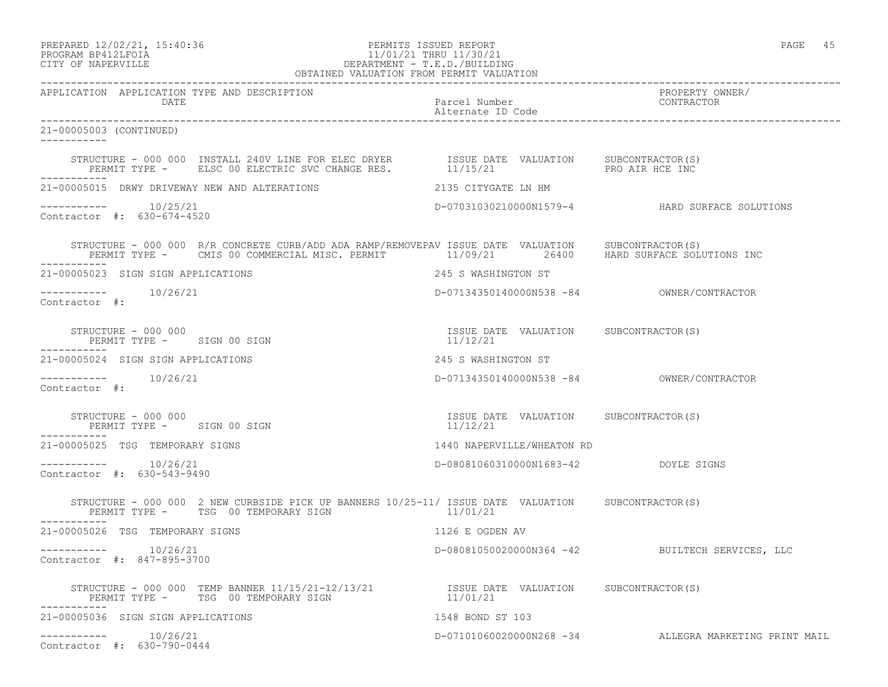PREPARED 12/02/21, 15:40:36
PROGRAM BP412LFOIA
CITY OF NAPERVILLE

PERMITS ISSUED REPORT
11/01/21 THRU 11/30/21
DEPARTMENT - T.E.D./BUILDING
OBTAINED VALUATION FROM PERMIT VALUATION

| APPLICATION | APPLICATION TYPE AND DESCRIPTION / DATE | Parcel Number / Alternate ID Code | PROPERTY OWNER/ CONTRACTOR |
|---|---|---|---|

21-00005003 (CONTINUED)

STRUCTURE - 000 000 INSTALL 240V LINE FOR ELEC DRYER — ISSUE DATE 11/15/21 — VALUATION — SUBCONTRACTOR(S): PRO AIR HCE INC
PERMIT TYPE - ELSC 00 ELECTRIC SVC CHANGE RES.

---

21-00005015 DRWY DRIVEWAY NEW AND ALTERATIONS — 2135 CITYGATE LN HM
10/25/21 — D-07031030210000N1579-4 — HARD SURFACE SOLUTIONS
Contractor #: 630-674-4520

STRUCTURE - 000 000 R/R CONCRETE CURB/ADD ADA RAMP/REMOVEPAV — ISSUE DATE 11/09/21 — VALUATION 26400 — SUBCONTRACTOR(S): HARD SURFACE SOLUTIONS INC
PERMIT TYPE - CMIS 00 COMMERCIAL MISC. PERMIT

---

21-00005023 SIGN SIGN APPLICATIONS — 245 S WASHINGTON ST
10/26/21 — D-07134350140000N538 -84 — OWNER/CONTRACTOR
Contractor #:

STRUCTURE - 000 000 — ISSUE DATE 11/12/21 — VALUATION — SUBCONTRACTOR(S)
PERMIT TYPE - SIGN 00 SIGN

---

21-00005024 SIGN SIGN APPLICATIONS — 245 S WASHINGTON ST
10/26/21 — D-07134350140000N538 -84 — OWNER/CONTRACTOR
Contractor #:

STRUCTURE - 000 000 — ISSUE DATE 11/12/21 — VALUATION — SUBCONTRACTOR(S)
PERMIT TYPE - SIGN 00 SIGN

---

21-00005025 TSG TEMPORARY SIGNS — 1440 NAPERVILLE/WHEATON RD
10/26/21 — D-08081060310000N1683-42 — DOYLE SIGNS
Contractor #: 630-543-9490

STRUCTURE - 000 000 2 NEW CURBSIDE PICK UP BANNERS 10/25-11/ — ISSUE DATE 11/01/21 — VALUATION — SUBCONTRACTOR(S)
PERMIT TYPE - TSG 00 TEMPORARY SIGN

---

21-00005026 TSG TEMPORARY SIGNS — 1126 E OGDEN AV
10/26/21 — D-08081050020000N364 -42 — BUILTECH SERVICES, LLC
Contractor #: 847-895-3700

STRUCTURE - 000 000 TEMP BANNER 11/15/21-12/13/21 — ISSUE DATE 11/01/21 — VALUATION — SUBCONTRACTOR(S)
PERMIT TYPE - TSG 00 TEMPORARY SIGN

---

21-00005036 SIGN SIGN APPLICATIONS — 1548 BOND ST 103
10/26/21 — D-07101060020000N268 -34 — ALLEGRA MARKETING PRINT MAIL
Contractor #: 630-790-0444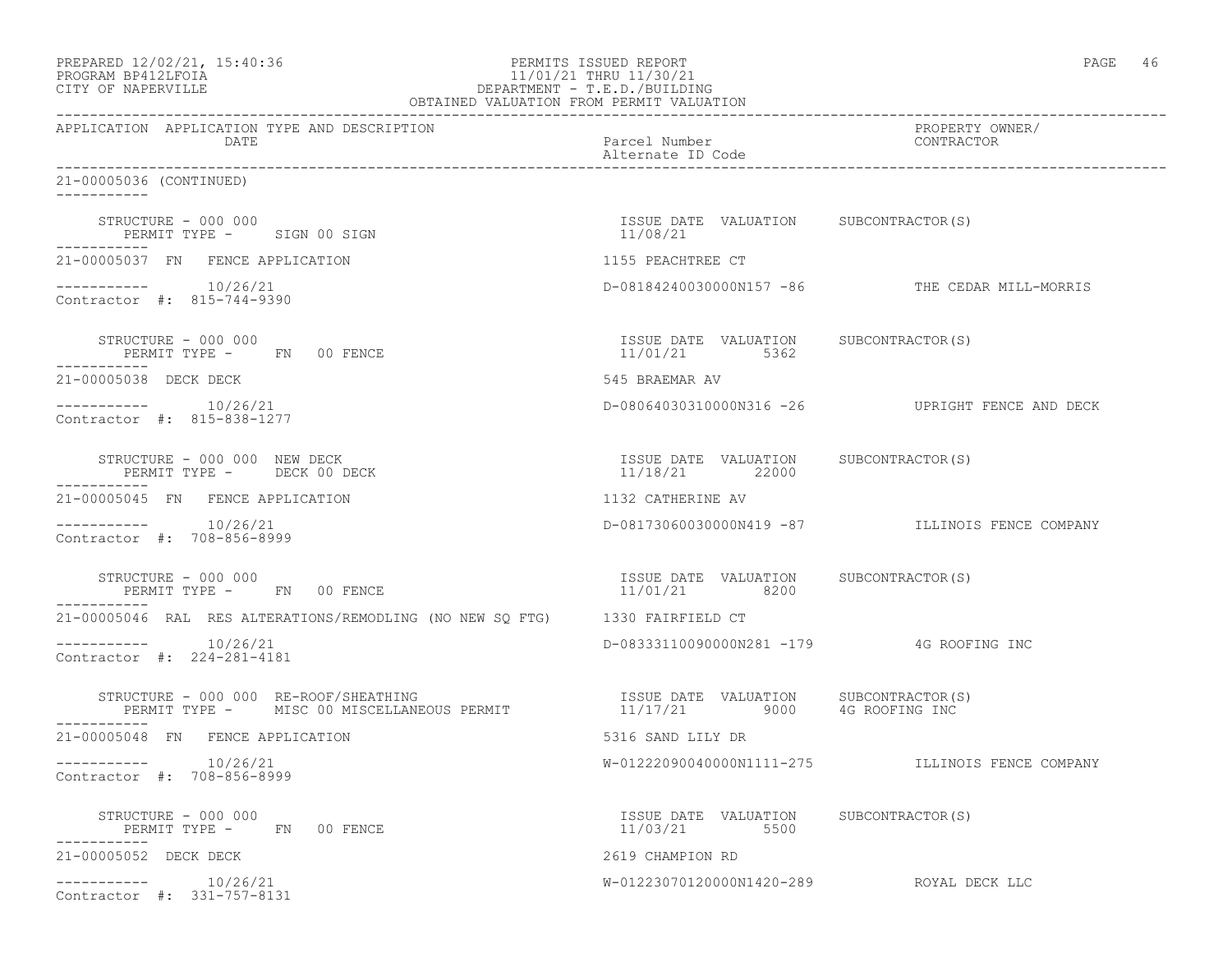PREPARED 12/02/21, 15:40:36
PROGRAM BP412LFOIA
CITY OF NAPERVILLE

PERMITS ISSUED REPORT
11/01/21 THRU 11/30/21
DEPARTMENT - T.E.D./BUILDING
OBTAINED VALUATION FROM PERMIT VALUATION

| APPLICATION | APPLICATION TYPE AND DESCRIPTION / DATE | Parcel Number / Alternate ID Code | PROPERTY OWNER/ CONTRACTOR |
|---|---|---|---|

21-00005036 (CONTINUED)

STRUCTURE - 000 000
PERMIT TYPE - SIGN 00 SIGN
ISSUE DATE 11/08/21 VALUATION SUBCONTRACTOR(S)

---

21-00005037 FN FENCE APPLICATION — 1155 PEACHTREE CT

10/26/21 — D-08184240030000N157 -86 — THE CEDAR MILL-MORRIS
Contractor #: 815-744-9390

STRUCTURE - 000 000
PERMIT TYPE - FN 00 FENCE
ISSUE DATE 11/01/21 VALUATION 5362 SUBCONTRACTOR(S)

---

21-00005038 DECK DECK — 545 BRAEMAR AV

10/26/21 — D-08064030310000N316 -26 — UPRIGHT FENCE AND DECK
Contractor #: 815-838-1277

STRUCTURE - 000 000 NEW DECK
PERMIT TYPE - DECK 00 DECK
ISSUE DATE 11/18/21 VALUATION 22000 SUBCONTRACTOR(S)

---

21-00005045 FN FENCE APPLICATION — 1132 CATHERINE AV

10/26/21 — D-08173060030000N419 -87 — ILLINOIS FENCE COMPANY
Contractor #: 708-856-8999

STRUCTURE - 000 000
PERMIT TYPE - FN 00 FENCE
ISSUE DATE 11/01/21 VALUATION 8200 SUBCONTRACTOR(S)

---

21-00005046 RAL RES ALTERATIONS/REMODLING (NO NEW SQ FTG) — 1330 FAIRFIELD CT

10/26/21 — D-08333110090000N281 -179 — 4G ROOFING INC
Contractor #: 224-281-4181

STRUCTURE - 000 000 RE-ROOF/SHEATHING
PERMIT TYPE - MISC 00 MISCELLANEOUS PERMIT
ISSUE DATE 11/17/21 VALUATION 9000 SUBCONTRACTOR(S) 4G ROOFING INC

---

21-00005048 FN FENCE APPLICATION — 5316 SAND LILY DR

10/26/21 — W-01222090040000N1111-275 — ILLINOIS FENCE COMPANY
Contractor #: 708-856-8999

STRUCTURE - 000 000
PERMIT TYPE - FN 00 FENCE
ISSUE DATE 11/03/21 VALUATION 5500 SUBCONTRACTOR(S)

---

21-00005052 DECK DECK — 2619 CHAMPION RD

10/26/21 — W-01223070120000N1420-289 — ROYAL DECK LLC
Contractor #: 331-757-8131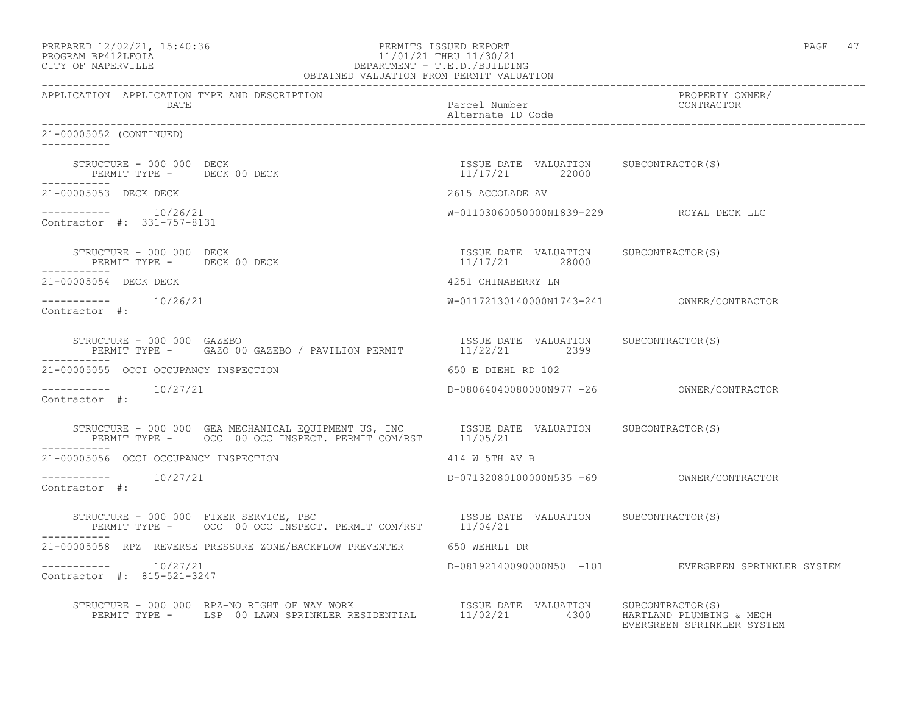PREPARED 12/02/21, 15:40:36
PROGRAM BP412LFOIA
CITY OF NAPERVILLE

PERMITS ISSUED REPORT
11/01/21 THRU 11/30/21
DEPARTMENT - T.E.D./BUILDING
OBTAINED VALUATION FROM PERMIT VALUATION

| APPLICATION APPLICATION TYPE AND DESCRIPTION DATE | Parcel Number Alternate ID Code | PROPERTY OWNER/ CONTRACTOR |
|---|---|---|

21-00005052 (CONTINUED)

STRUCTURE - 000 000 DECK
PERMIT TYPE - DECK 00 DECK
ISSUE DATE 11/17/21 VALUATION 22000 SUBCONTRACTOR(S)

21-00005053 DECK DECK — 2615 ACCOLADE AV
10/26/21 — W-01103060050000N1839-229 — ROYAL DECK LLC
Contractor #: 331-757-8131

STRUCTURE - 000 000 DECK
PERMIT TYPE - DECK 00 DECK
ISSUE DATE 11/17/21 VALUATION 28000 SUBCONTRACTOR(S)

21-00005054 DECK DECK — 4251 CHINABERRY LN
10/26/21 — W-01172130140000N1743-241 — OWNER/CONTRACTOR
Contractor #:

STRUCTURE - 000 000 GAZEBO
PERMIT TYPE - GAZO 00 GAZEBO / PAVILION PERMIT
ISSUE DATE 11/22/21 VALUATION 2399 SUBCONTRACTOR(S)

21-00005055 OCCI OCCUPANCY INSPECTION — 650 E DIEHL RD 102
10/27/21 — D-08064040080000N977 -26 — OWNER/CONTRACTOR
Contractor #:

STRUCTURE - 000 000 GEA MECHANICAL EQUIPMENT US, INC
PERMIT TYPE - OCC 00 OCC INSPECT. PERMIT COM/RST
ISSUE DATE 11/05/21 VALUATION SUBCONTRACTOR(S)

21-00005056 OCCI OCCUPANCY INSPECTION — 414 W 5TH AV B
10/27/21 — D-07132080100000N535 -69 — OWNER/CONTRACTOR
Contractor #:

STRUCTURE - 000 000 FIXER SERVICE, PBC
PERMIT TYPE - OCC 00 OCC INSPECT. PERMIT COM/RST
ISSUE DATE 11/04/21 VALUATION SUBCONTRACTOR(S)

21-00005058 RPZ REVERSE PRESSURE ZONE/BACKFLOW PREVENTER — 650 WEHRLI DR
10/27/21 — D-08192140090000N50 -101 — EVERGREEN SPRINKLER SYSTEM
Contractor #: 815-521-3247

STRUCTURE - 000 000 RPZ-NO RIGHT OF WAY WORK
PERMIT TYPE - LSP 00 LAWN SPRINKLER RESIDENTIAL
ISSUE DATE 11/02/21 VALUATION 4300 SUBCONTRACTOR(S)
HARTLAND PLUMBING & MECH
EVERGREEN SPRINKLER SYSTEM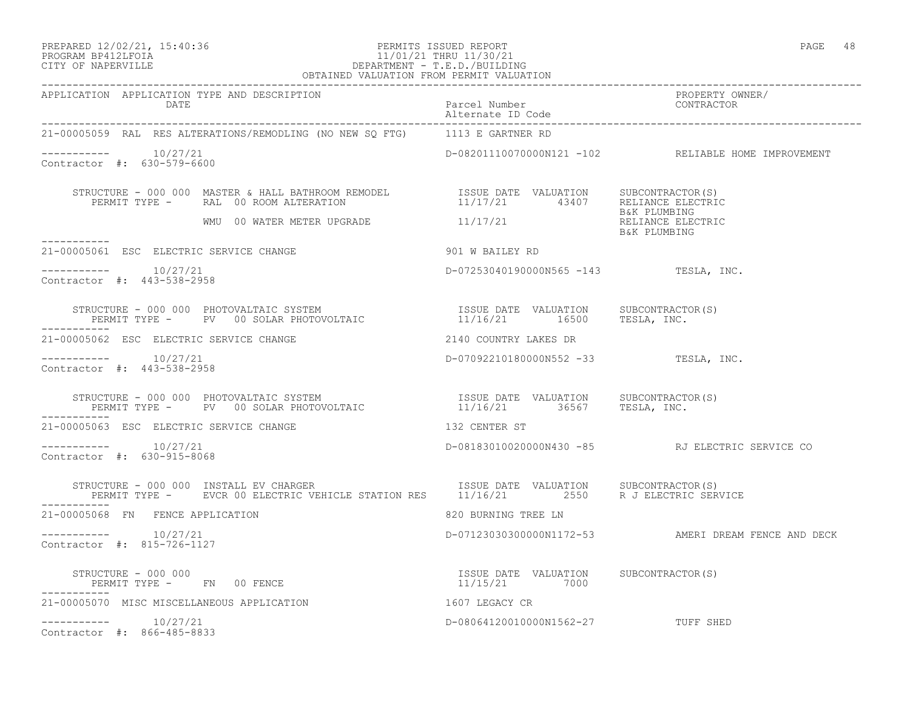PREPARED 12/02/21, 15:40:36
PROGRAM BP412LFOIA
CITY OF NAPERVILLE

PERMITS ISSUED REPORT
11/01/21 THRU 11/30/21
DEPARTMENT - T.E.D./BUILDING
OBTAINED VALUATION FROM PERMIT VALUATION

| APPLICATION | APPLICATION TYPE AND DESCRIPTION / DATE | Parcel Number / Alternate ID Code | PROPERTY OWNER/ CONTRACTOR |
|---|---|---|---|

---

**21-00005059 RAL RES ALTERATIONS/REMODLING (NO NEW SQ FTG)** — 1113 E GARTNER RD

----------- 10/27/21 — D-08201110070000N121 -102 — RELIABLE HOME IMPROVEMENT
Contractor #: 630-579-6600

| STRUCTURE - 000 000 MASTER & HALL BATHROOM REMODEL | ISSUE DATE | VALUATION | SUBCONTRACTOR(S) |
|---|---|---|---|
| PERMIT TYPE - RAL 00 ROOM ALTERATION | 11/17/21 | 43407 | RELIANCE ELECTRIC, B&K PLUMBING |
| WMU 00 WATER METER UPGRADE | 11/17/21 | | RELIANCE ELECTRIC, B&K PLUMBING |

---

**21-00005061 ESC ELECTRIC SERVICE CHANGE** — 901 W BAILEY RD

----------- 10/27/21 — D-07253040190000N565 -143 — TESLA, INC.
Contractor #: 443-538-2958

| STRUCTURE - 000 000 PHOTOVALTAIC SYSTEM | ISSUE DATE | VALUATION | SUBCONTRACTOR(S) |
|---|---|---|---|
| PERMIT TYPE - PV 00 SOLAR PHOTOVOLTAIC | 11/16/21 | 16500 | TESLA, INC. |

---

**21-00005062 ESC ELECTRIC SERVICE CHANGE** — 2140 COUNTRY LAKES DR

----------- 10/27/21 — D-07092210180000N552 -33 — TESLA, INC.
Contractor #: 443-538-2958

| STRUCTURE - 000 000 PHOTOVALTAIC SYSTEM | ISSUE DATE | VALUATION | SUBCONTRACTOR(S) |
|---|---|---|---|
| PERMIT TYPE - PV 00 SOLAR PHOTOVOLTAIC | 11/16/21 | 36567 | TESLA, INC. |

---

**21-00005063 ESC ELECTRIC SERVICE CHANGE** — 132 CENTER ST

----------- 10/27/21 — D-08183010020000N430 -85 — RJ ELECTRIC SERVICE CO
Contractor #: 630-915-8068

| STRUCTURE - 000 000 INSTALL EV CHARGER | ISSUE DATE | VALUATION | SUBCONTRACTOR(S) |
|---|---|---|---|
| PERMIT TYPE - EVCR 00 ELECTRIC VEHICLE STATION RES | 11/16/21 | 2550 | R J ELECTRIC SERVICE |

---

**21-00005068 FN FENCE APPLICATION** — 820 BURNING TREE LN

----------- 10/27/21 — D-07123030300000N1172-53 — AMERI DREAM FENCE AND DECK
Contractor #: 815-726-1127

| STRUCTURE - 000 000 | ISSUE DATE | VALUATION | SUBCONTRACTOR(S) |
|---|---|---|---|
| PERMIT TYPE - FN 00 FENCE | 11/15/21 | 7000 | |

---

**21-00005070 MISC MISCELLANEOUS APPLICATION** — 1607 LEGACY CR

----------- 10/27/21 — D-08064120010000N1562-27 — TUFF SHED
Contractor #: 866-485-8833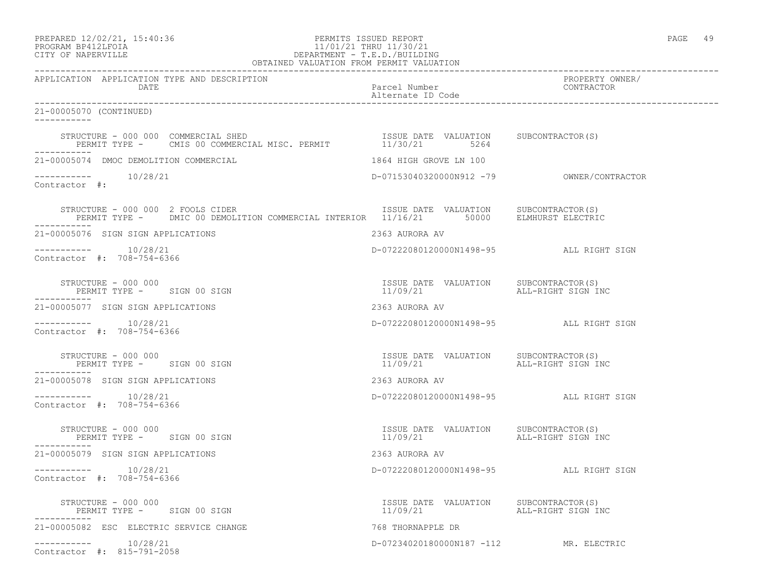APPLICATION APPLICATION TYPE AND DESCRIPTION DATE | Parcel Number Alternate ID Code | PROPERTY OWNER/ CONTRACTOR

21-00005070 (CONTINUED)

STRUCTURE - 000 000 COMMERCIAL SHED
PERMIT TYPE - CMIS 00 COMMERCIAL MISC. PERMIT
ISSUE DATE 11/30/21 VALUATION 5264 SUBCONTRACTOR(S)

21-00005074 DMOC DEMOLITION COMMERCIAL — 1864 HIGH GROVE LN 100
10/28/21 — D-07153040320000N912 -79 — OWNER/CONTRACTOR
Contractor #:

STRUCTURE - 000 000 2 FOOLS CIDER
PERMIT TYPE - DMIC 00 DEMOLITION COMMERCIAL INTERIOR
ISSUE DATE 11/16/21 VALUATION 50000 SUBCONTRACTOR(S) ELMHURST ELECTRIC

21-00005076 SIGN SIGN APPLICATIONS — 2363 AURORA AV
10/28/21 — D-07222080120000N1498-95 — ALL RIGHT SIGN
Contractor #: 708-754-6366

STRUCTURE - 000 000
PERMIT TYPE - SIGN 00 SIGN
ISSUE DATE 11/09/21 VALUATION SUBCONTRACTOR(S) ALL-RIGHT SIGN INC

21-00005077 SIGN SIGN APPLICATIONS — 2363 AURORA AV
10/28/21 — D-07222080120000N1498-95 — ALL RIGHT SIGN
Contractor #: 708-754-6366

STRUCTURE - 000 000
PERMIT TYPE - SIGN 00 SIGN
ISSUE DATE 11/09/21 VALUATION SUBCONTRACTOR(S) ALL-RIGHT SIGN INC

21-00005078 SIGN SIGN APPLICATIONS — 2363 AURORA AV
10/28/21 — D-07222080120000N1498-95 — ALL RIGHT SIGN
Contractor #: 708-754-6366

STRUCTURE - 000 000
PERMIT TYPE - SIGN 00 SIGN
ISSUE DATE 11/09/21 VALUATION SUBCONTRACTOR(S) ALL-RIGHT SIGN INC

21-00005079 SIGN SIGN APPLICATIONS — 2363 AURORA AV
10/28/21 — D-07222080120000N1498-95 — ALL RIGHT SIGN
Contractor #: 708-754-6366

STRUCTURE - 000 000
PERMIT TYPE - SIGN 00 SIGN
ISSUE DATE 11/09/21 VALUATION SUBCONTRACTOR(S) ALL-RIGHT SIGN INC

21-00005082 ESC ELECTRIC SERVICE CHANGE — 768 THORNAPPLE DR
10/28/21 — D-07234020180000N187 -112 — MR. ELECTRIC
Contractor #: 815-791-2058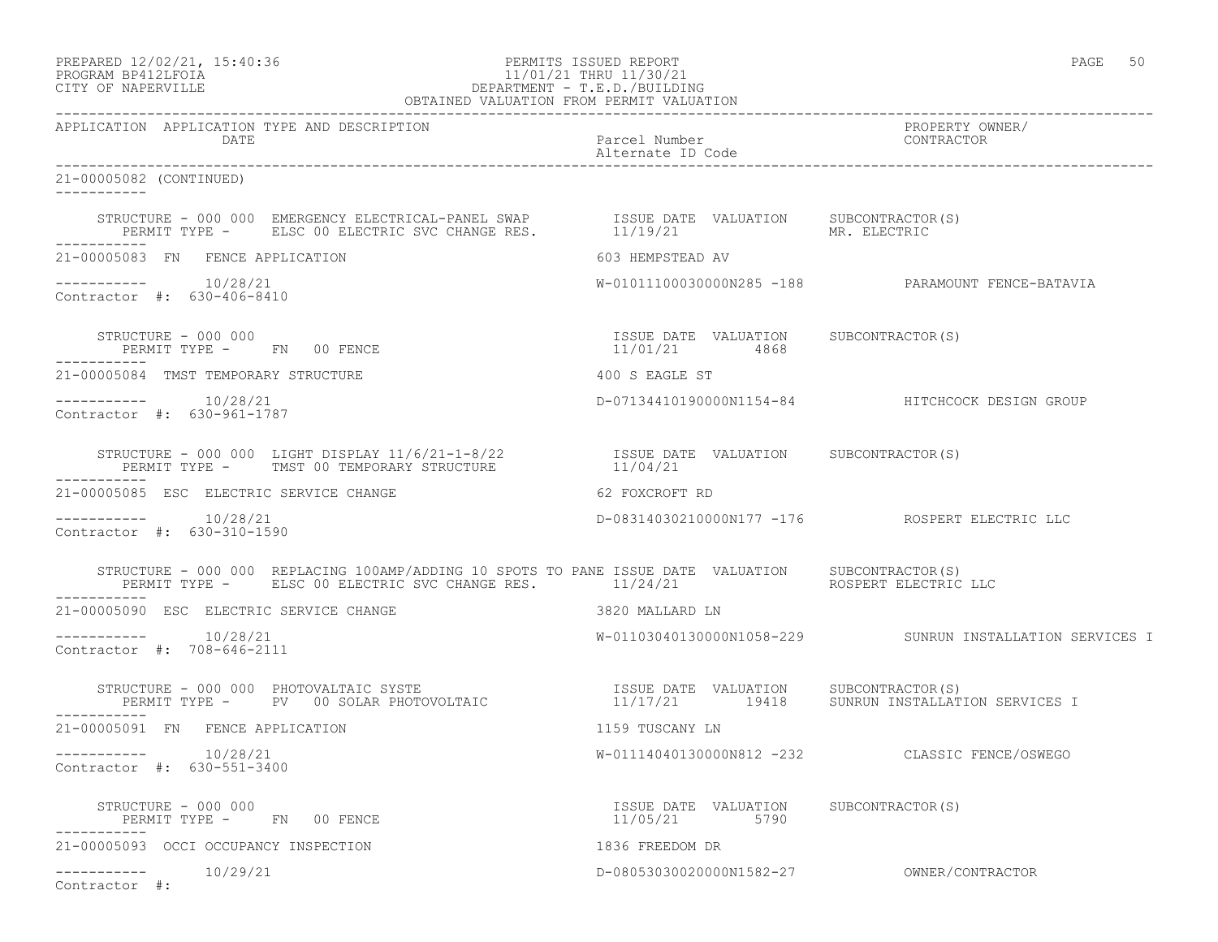PREPARED 12/02/21, 15:40:36
PROGRAM BP412LFOIA
CITY OF NAPERVILLE

PERMITS ISSUED REPORT
11/01/21 THRU 11/30/21
DEPARTMENT - T.E.D./BUILDING
OBTAINED VALUATION FROM PERMIT VALUATION

| APPLICATION | APPLICATION TYPE AND DESCRIPTION / DATE | Parcel Number / Alternate ID Code | PROPERTY OWNER/ CONTRACTOR |
|---|---|---|---|

21-00005082 (CONTINUED)

STRUCTURE - 000 000 EMERGENCY ELECTRICAL-PANEL SWAP — ISSUE DATE 11/19/21 — VALUATION — SUBCONTRACTOR(S): MR. ELECTRIC
PERMIT TYPE - ELSC 00 ELECTRIC SVC CHANGE RES.

---

21-00005083 FN FENCE APPLICATION — 603 HEMPSTEAD AV
10/28/21 — W-01011100030000N285 -188 — PARAMOUNT FENCE-BATAVIA
Contractor #: 630-406-8410

STRUCTURE - 000 000 — ISSUE DATE 11/01/21 — VALUATION 4868 — SUBCONTRACTOR(S)
PERMIT TYPE - FN 00 FENCE

---

21-00005084 TMST TEMPORARY STRUCTURE — 400 S EAGLE ST
10/28/21 — D-07134410190000N1154-84 — HITCHCOCK DESIGN GROUP
Contractor #: 630-961-1787

STRUCTURE - 000 000 LIGHT DISPLAY 11/6/21-1-8/22 — ISSUE DATE 11/04/21 — VALUATION — SUBCONTRACTOR(S)
PERMIT TYPE - TMST 00 TEMPORARY STRUCTURE

---

21-00005085 ESC ELECTRIC SERVICE CHANGE — 62 FOXCROFT RD
10/28/21 — D-08314030210000N177 -176 — ROSPERT ELECTRIC LLC
Contractor #: 630-310-1590

STRUCTURE - 000 000 REPLACING 100AMP/ADDING 10 SPOTS TO PANE — ISSUE DATE 11/24/21 — VALUATION — SUBCONTRACTOR(S): ROSPERT ELECTRIC LLC
PERMIT TYPE - ELSC 00 ELECTRIC SVC CHANGE RES.

---

21-00005090 ESC ELECTRIC SERVICE CHANGE — 3820 MALLARD LN
10/28/21 — W-01103040130000N1058-229 — SUNRUN INSTALLATION SERVICES I
Contractor #: 708-646-2111

STRUCTURE - 000 000 PHOTOVALTAIC SYSTE — ISSUE DATE 11/17/21 — VALUATION 19418 — SUBCONTRACTOR(S): SUNRUN INSTALLATION SERVICES I
PERMIT TYPE - PV 00 SOLAR PHOTOVOLTAIC

---

21-00005091 FN FENCE APPLICATION — 1159 TUSCANY LN
10/28/21 — W-01114040130000N812 -232 — CLASSIC FENCE/OSWEGO
Contractor #: 630-551-3400

STRUCTURE - 000 000 — ISSUE DATE 11/05/21 — VALUATION 5790 — SUBCONTRACTOR(S)
PERMIT TYPE - FN 00 FENCE

---

21-00005093 OCCI OCCUPANCY INSPECTION — 1836 FREEDOM DR
10/29/21 — D-08053030020000N1582-27 — OWNER/CONTRACTOR
Contractor #: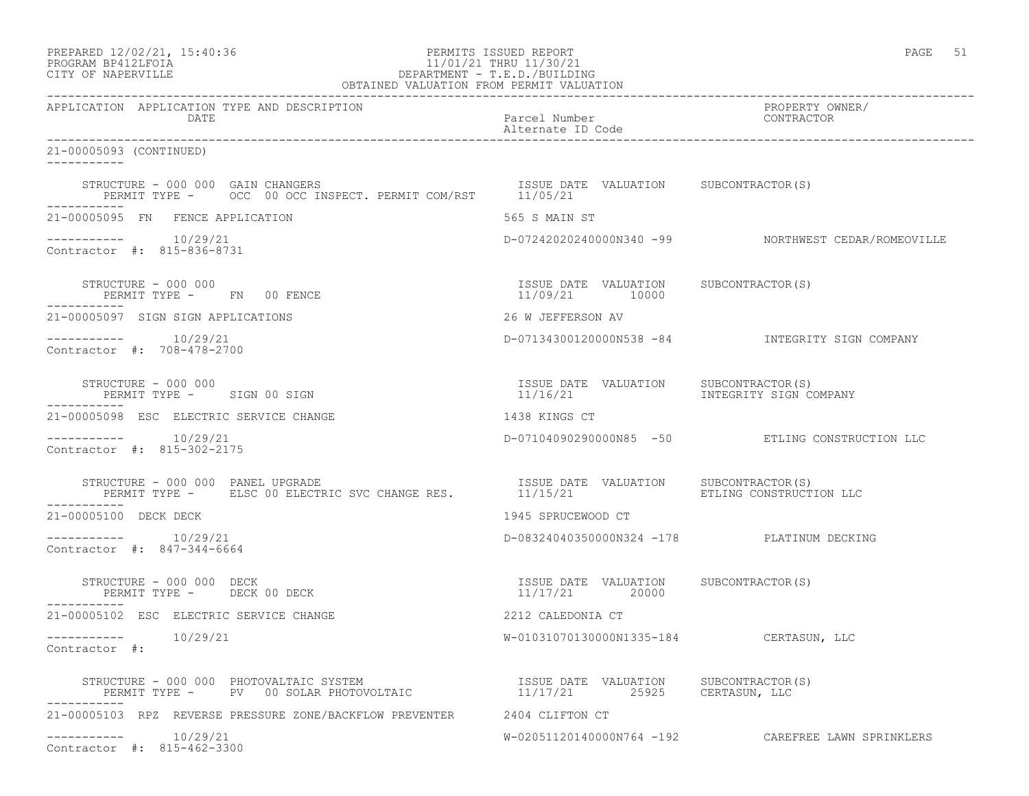PREPARED 12/02/21, 15:40:36
PROGRAM BP412LFOIA
CITY OF NAPERVILLE

PERMITS ISSUED REPORT
11/01/21 THRU 11/30/21
DEPARTMENT - T.E.D./BUILDING
OBTAINED VALUATION FROM PERMIT VALUATION

| APPLICATION | APPLICATION TYPE AND DESCRIPTION / DATE | Parcel Number / Alternate ID Code | PROPERTY OWNER/ CONTRACTOR |
|---|---|---|---|

**21-00005093 (CONTINUED)**

STRUCTURE - 000 000 GAIN CHANGERS
PERMIT TYPE - OCC 00 OCC INSPECT. PERMIT COM/RST — ISSUE DATE 11/05/21 — VALUATION — SUBCONTRACTOR(S)

---

**21-00005095 FN FENCE APPLICATION** — 565 S MAIN ST
10/29/21 — D-07242020240000N340 -99 — NORTHWEST CEDAR/ROMEOVILLE
Contractor #: 815-836-8731

STRUCTURE - 000 000
PERMIT TYPE - FN 00 FENCE — ISSUE DATE 11/09/21 — VALUATION 10000 — SUBCONTRACTOR(S)

---

**21-00005097 SIGN SIGN APPLICATIONS** — 26 W JEFFERSON AV
10/29/21 — D-07134300120000N538 -84 — INTEGRITY SIGN COMPANY
Contractor #: 708-478-2700

STRUCTURE - 000 000
PERMIT TYPE - SIGN 00 SIGN — ISSUE DATE 11/16/21 — VALUATION — SUBCONTRACTOR(S) INTEGRITY SIGN COMPANY

---

**21-00005098 ESC ELECTRIC SERVICE CHANGE** — 1438 KINGS CT
10/29/21 — D-07104090290000N85 -50 — ETLING CONSTRUCTION LLC
Contractor #: 815-302-2175

STRUCTURE - 000 000 PANEL UPGRADE
PERMIT TYPE - ELSC 00 ELECTRIC SVC CHANGE RES. — ISSUE DATE 11/15/21 — VALUATION — SUBCONTRACTOR(S) ETLING CONSTRUCTION LLC

---

**21-00005100 DECK DECK** — 1945 SPRUCEWOOD CT
10/29/21 — D-08324040350000N324 -178 — PLATINUM DECKING
Contractor #: 847-344-6664

STRUCTURE - 000 000 DECK
PERMIT TYPE - DECK 00 DECK — ISSUE DATE 11/17/21 — VALUATION 20000 — SUBCONTRACTOR(S)

---

**21-00005102 ESC ELECTRIC SERVICE CHANGE** — 2212 CALEDONIA CT
10/29/21 — W-01031070130000N1335-184 — CERTASUN, LLC
Contractor #:

STRUCTURE - 000 000 PHOTOVALTAIC SYSTEM
PERMIT TYPE - PV 00 SOLAR PHOTOVOLTAIC — ISSUE DATE 11/17/21 — VALUATION 25925 — SUBCONTRACTOR(S) CERTASUN, LLC

---

**21-00005103 RPZ REVERSE PRESSURE ZONE/BACKFLOW PREVENTER** — 2404 CLIFTON CT
10/29/21 — W-02051120140000N764 -192 — CAREFREE LAWN SPRINKLERS
Contractor #: 815-462-3300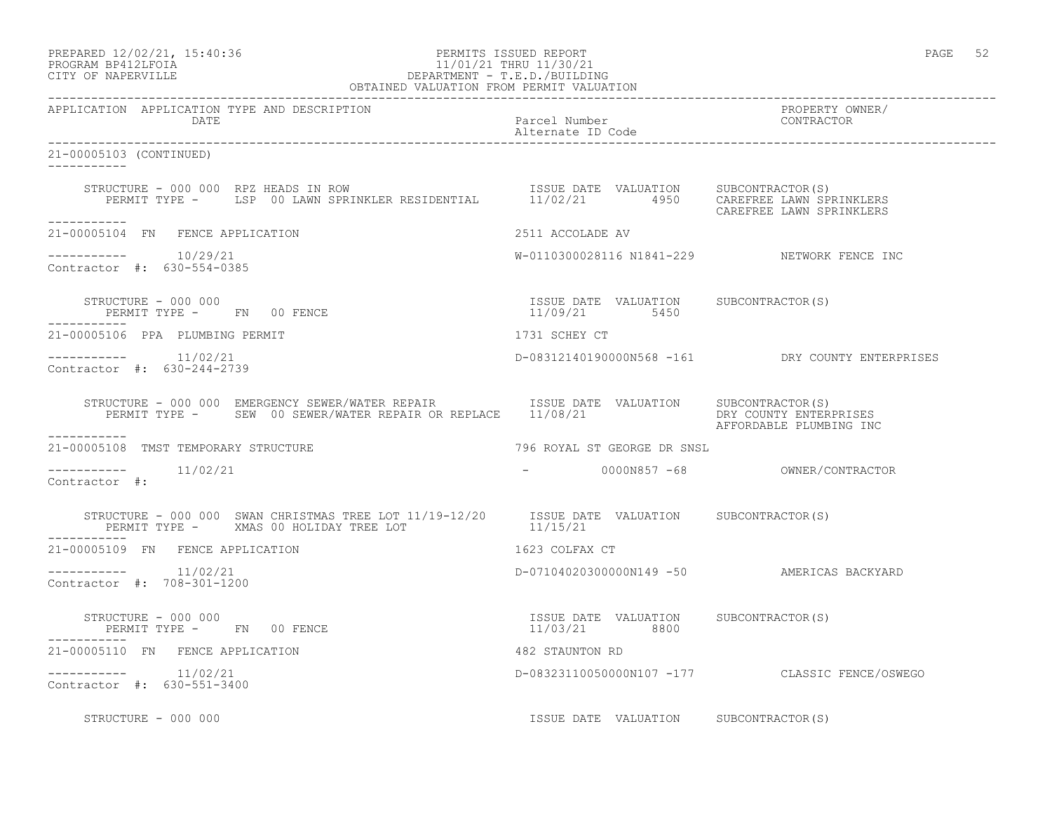APPLICATION APPLICATION TYPE AND DESCRIPTION DATE | Parcel Number / Alternate ID Code | PROPERTY OWNER/ CONTRACTOR

21-00005103 (CONTINUED)

STRUCTURE - 000 000 RPZ HEADS IN ROW
PERMIT TYPE - LSP 00 LAWN SPRINKLER RESIDENTIAL
ISSUE DATE 11/02/21 VALUATION 4950
SUBCONTRACTOR(S): CAREFREE LAWN SPRINKLERS, CAREFREE LAWN SPRINKLERS

21-00005104 FN FENCE APPLICATION — 2511 ACCOLADE AV
10/29/21 — W-0110300028116 N1841-229 — NETWORK FENCE INC
Contractor #: 630-554-0385

STRUCTURE - 000 000
PERMIT TYPE - FN 00 FENCE
ISSUE DATE 11/09/21 VALUATION 5450
SUBCONTRACTOR(S)

21-00005106 PPA PLUMBING PERMIT — 1731 SCHEY CT
11/02/21 — D-08312140190000N568 -161 — DRY COUNTY ENTERPRISES
Contractor #: 630-244-2739

STRUCTURE - 000 000 EMERGENCY SEWER/WATER REPAIR
PERMIT TYPE - SEW 00 SEWER/WATER REPAIR OR REPLACE
ISSUE DATE 11/08/21 VALUATION
SUBCONTRACTOR(S): DRY COUNTY ENTERPRISES, AFFORDABLE PLUMBING INC

21-00005108 TMST TEMPORARY STRUCTURE — 796 ROYAL ST GEORGE DR SNSL
11/02/21 — - 0000N857 -68 — OWNER/CONTRACTOR
Contractor #:

STRUCTURE - 000 000 SWAN CHRISTMAS TREE LOT 11/19-12/20
PERMIT TYPE - XMAS 00 HOLIDAY TREE LOT
ISSUE DATE 11/15/21 VALUATION
SUBCONTRACTOR(S)

21-00005109 FN FENCE APPLICATION — 1623 COLFAX CT
11/02/21 — D-07104020300000N149 -50 — AMERICAS BACKYARD
Contractor #: 708-301-1200

STRUCTURE - 000 000
PERMIT TYPE - FN 00 FENCE
ISSUE DATE 11/03/21 VALUATION 8800
SUBCONTRACTOR(S)

21-00005110 FN FENCE APPLICATION — 482 STAUNTON RD
11/02/21 — D-08323110050000N107 -177 — CLASSIC FENCE/OSWEGO
Contractor #: 630-551-3400

STRUCTURE - 000 000
ISSUE DATE VALUATION SUBCONTRACTOR(S)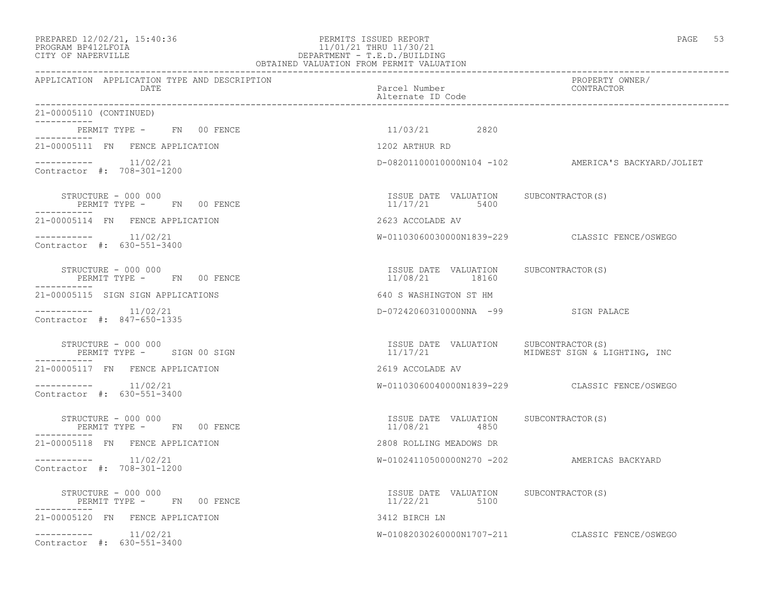PREPARED 12/02/21, 15:40:36
PROGRAM BP412LFOIA
CITY OF NAPERVILLE

PERMITS ISSUED REPORT
11/01/21 THRU 11/30/21
DEPARTMENT - T.E.D./BUILDING
OBTAINED VALUATION FROM PERMIT VALUATION

| APPLICATION | APPLICATION TYPE AND DESCRIPTION / DATE | Parcel Number / Alternate ID Code | PROPERTY OWNER/ CONTRACTOR |
|---|---|---|---|

21-00005110 (CONTINUED)

PERMIT TYPE - FN 00 FENCE — 11/03/21 — 2820

---

**21-00005111 FN FENCE APPLICATION** — 1202 ARTHUR RD

11/02/21 — D-08201100010000N104 -102 — AMERICA'S BACKYARD/JOLIET

Contractor #: 708-301-1200

STRUCTURE - 000 000
PERMIT TYPE - FN 00 FENCE

| ISSUE DATE | VALUATION | SUBCONTRACTOR(S) |
|---|---|---|
| 11/17/21 | 5400 | |

---

**21-00005114 FN FENCE APPLICATION** — 2623 ACCOLADE AV

11/02/21 — W-01103060030000N1839-229 — CLASSIC FENCE/OSWEGO

Contractor #: 630-551-3400

STRUCTURE - 000 000
PERMIT TYPE - FN 00 FENCE

| ISSUE DATE | VALUATION | SUBCONTRACTOR(S) |
|---|---|---|
| 11/08/21 | 18160 | |

---

**21-00005115 SIGN SIGN APPLICATIONS** — 640 S WASHINGTON ST HM

11/02/21 — D-07242060310000NNA -99 — SIGN PALACE

Contractor #: 847-650-1335

STRUCTURE - 000 000
PERMIT TYPE - SIGN 00 SIGN

| ISSUE DATE | VALUATION | SUBCONTRACTOR(S) |
|---|---|---|
| 11/17/21 | | MIDWEST SIGN & LIGHTING, INC |

---

**21-00005117 FN FENCE APPLICATION** — 2619 ACCOLADE AV

11/02/21 — W-01103060040000N1839-229 — CLASSIC FENCE/OSWEGO

Contractor #: 630-551-3400

STRUCTURE - 000 000
PERMIT TYPE - FN 00 FENCE

| ISSUE DATE | VALUATION | SUBCONTRACTOR(S) |
|---|---|---|
| 11/08/21 | 4850 | |

---

**21-00005118 FN FENCE APPLICATION** — 2808 ROLLING MEADOWS DR

11/02/21 — W-01024110500000N270 -202 — AMERICAS BACKYARD

Contractor #: 708-301-1200

STRUCTURE - 000 000
PERMIT TYPE - FN 00 FENCE

| ISSUE DATE | VALUATION | SUBCONTRACTOR(S) |
|---|---|---|
| 11/22/21 | 5100 | |

---

**21-00005120 FN FENCE APPLICATION** — 3412 BIRCH LN

11/02/21 — W-01082030260000N1707-211 — CLASSIC FENCE/OSWEGO

Contractor #: 630-551-3400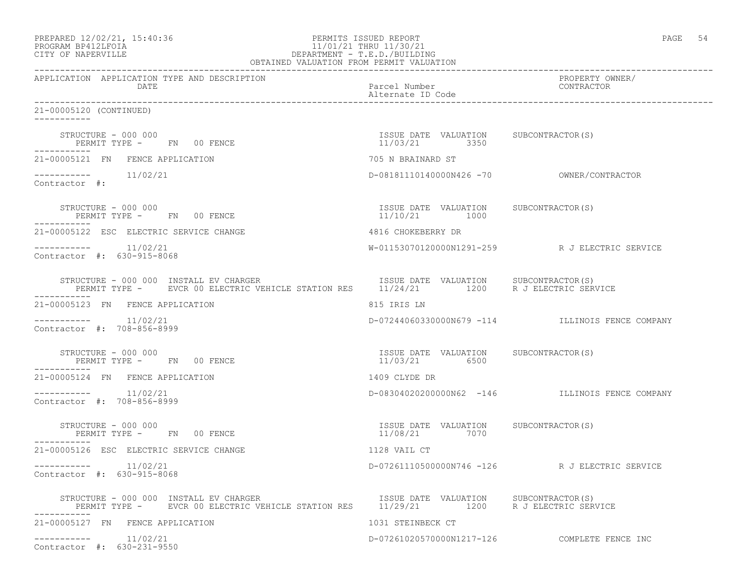PREPARED 12/02/21, 15:40:36
PROGRAM BP412LFOIA
CITY OF NAPERVILLE

PERMITS ISSUED REPORT
11/01/21 THRU 11/30/21
DEPARTMENT - T.E.D./BUILDING
OBTAINED VALUATION FROM PERMIT VALUATION

| APPLICATION | APPLICATION TYPE AND DESCRIPTION DATE | Parcel Number / Alternate ID Code | PROPERTY OWNER/ CONTRACTOR |
|---|---|---|---|

21-00005120 (CONTINUED)

STRUCTURE - 000 000
PERMIT TYPE - FN 00 FENCE
ISSUE DATE 11/03/21 VALUATION 3350 SUBCONTRACTOR(S)

21-00005121 FN FENCE APPLICATION — 705 N BRAINARD ST
11/02/21 — D-08181110140000N426 -70 — OWNER/CONTRACTOR
Contractor #:

STRUCTURE - 000 000
PERMIT TYPE - FN 00 FENCE
ISSUE DATE 11/10/21 VALUATION 1000 SUBCONTRACTOR(S)

21-00005122 ESC ELECTRIC SERVICE CHANGE — 4816 CHOKEBERRY DR
11/02/21 — W-01153070120000N1291-259 — R J ELECTRIC SERVICE
Contractor #: 630-915-8068

STRUCTURE - 000 000 INSTALL EV CHARGER
PERMIT TYPE - EVCR 00 ELECTRIC VEHICLE STATION RES
ISSUE DATE 11/24/21 VALUATION 1200 SUBCONTRACTOR(S) R J ELECTRIC SERVICE

21-00005123 FN FENCE APPLICATION — 815 IRIS LN
11/02/21 — D-07244060330000N679 -114 — ILLINOIS FENCE COMPANY
Contractor #: 708-856-8999

STRUCTURE - 000 000
PERMIT TYPE - FN 00 FENCE
ISSUE DATE 11/03/21 VALUATION 6500 SUBCONTRACTOR(S)

21-00005124 FN FENCE APPLICATION — 1409 CLYDE DR
11/02/21 — D-08304020200000N62 -146 — ILLINOIS FENCE COMPANY
Contractor #: 708-856-8999

STRUCTURE - 000 000
PERMIT TYPE - FN 00 FENCE
ISSUE DATE 11/08/21 VALUATION 7070 SUBCONTRACTOR(S)

21-00005126 ESC ELECTRIC SERVICE CHANGE — 1128 VAIL CT
11/02/21 — D-07261110500000N746 -126 — R J ELECTRIC SERVICE
Contractor #: 630-915-8068

STRUCTURE - 000 000 INSTALL EV CHARGER
PERMIT TYPE - EVCR 00 ELECTRIC VEHICLE STATION RES
ISSUE DATE 11/29/21 VALUATION 1200 SUBCONTRACTOR(S) R J ELECTRIC SERVICE

21-00005127 FN FENCE APPLICATION — 1031 STEINBECK CT
11/02/21 — D-07261020570000N1217-126 — COMPLETE FENCE INC
Contractor #: 630-231-9550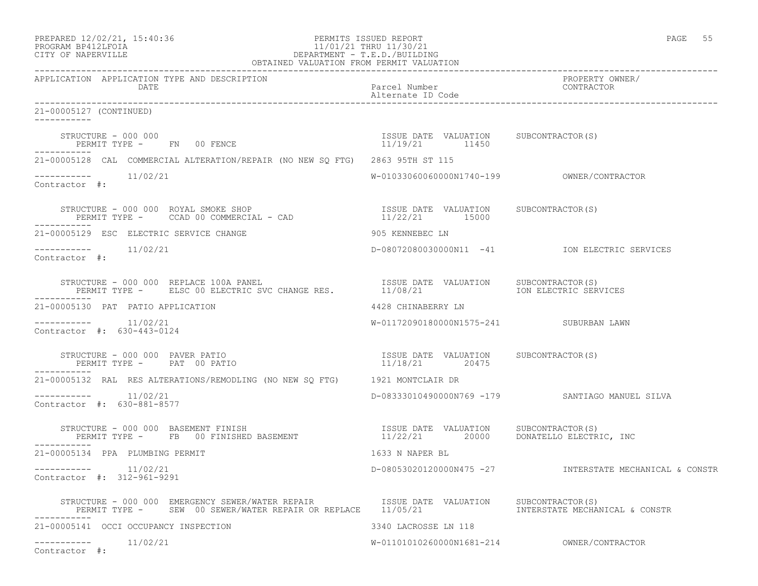PREPARED 12/02/21, 15:40:36 PERMITS ISSUED REPORT
PROGRAM BP412LFOIA 11/01/21 THRU 11/30/21
CITY OF NAPERVILLE DEPARTMENT - T.E.D./BUILDING
OBTAINED VALUATION FROM PERMIT VALUATION

| APPLICATION | APPLICATION TYPE AND DESCRIPTION / DATE | Parcel Number / Alternate ID Code | PROPERTY OWNER/ CONTRACTOR |
|---|---|---|---|

21-00005127 (CONTINUED)

STRUCTURE - 000 000
PERMIT TYPE - FN 00 FENCE
ISSUE DATE 11/19/21 VALUATION 11450 SUBCONTRACTOR(S)

---

21-00005128 CAL COMMERCIAL ALTERATION/REPAIR (NO NEW SQ FTG) 2863 95TH ST 115
11/02/21 W-01033060060000N1740-199 OWNER/CONTRACTOR
Contractor #:

STRUCTURE - 000 000 ROYAL SMOKE SHOP
PERMIT TYPE - CCAD 00 COMMERCIAL - CAD
ISSUE DATE 11/22/21 VALUATION 15000 SUBCONTRACTOR(S)

---

21-00005129 ESC ELECTRIC SERVICE CHANGE 905 KENNEBEC LN
11/02/21 D-08072080030000N11 -41 ION ELECTRIC SERVICES
Contractor #:

STRUCTURE - 000 000 REPLACE 100A PANEL
PERMIT TYPE - ELSC 00 ELECTRIC SVC CHANGE RES.
ISSUE DATE 11/08/21 VALUATION SUBCONTRACTOR(S) ION ELECTRIC SERVICES

---

21-00005130 PAT PATIO APPLICATION 4428 CHINABERRY LN
11/02/21 W-01172090180000N1575-241 SUBURBAN LAWN
Contractor #: 630-443-0124

STRUCTURE - 000 000 PAVER PATIO
PERMIT TYPE - PAT 00 PATIO
ISSUE DATE 11/18/21 VALUATION 20475 SUBCONTRACTOR(S)

---

21-00005132 RAL RES ALTERATIONS/REMODLING (NO NEW SQ FTG) 1921 MONTCLAIR DR
11/02/21 D-08333010490000N769 -179 SANTIAGO MANUEL SILVA
Contractor #: 630-881-8577

STRUCTURE - 000 000 BASEMENT FINISH
PERMIT TYPE - FB 00 FINISHED BASEMENT
ISSUE DATE 11/22/21 VALUATION 20000 SUBCONTRACTOR(S) DONATELLO ELECTRIC, INC

---

21-00005134 PPA PLUMBING PERMIT 1633 N NAPER BL
11/02/21 D-08053020120000N475 -27 INTERSTATE MECHANICAL & CONSTR
Contractor #: 312-961-9291

STRUCTURE - 000 000 EMERGENCY SEWER/WATER REPAIR
PERMIT TYPE - SEW 00 SEWER/WATER REPAIR OR REPLACE
ISSUE DATE 11/05/21 VALUATION SUBCONTRACTOR(S) INTERSTATE MECHANICAL & CONSTR

---

21-00005141 OCCI OCCUPANCY INSPECTION 3340 LACROSSE LN 118
11/02/21 W-01101010260000N1681-214 OWNER/CONTRACTOR
Contractor #: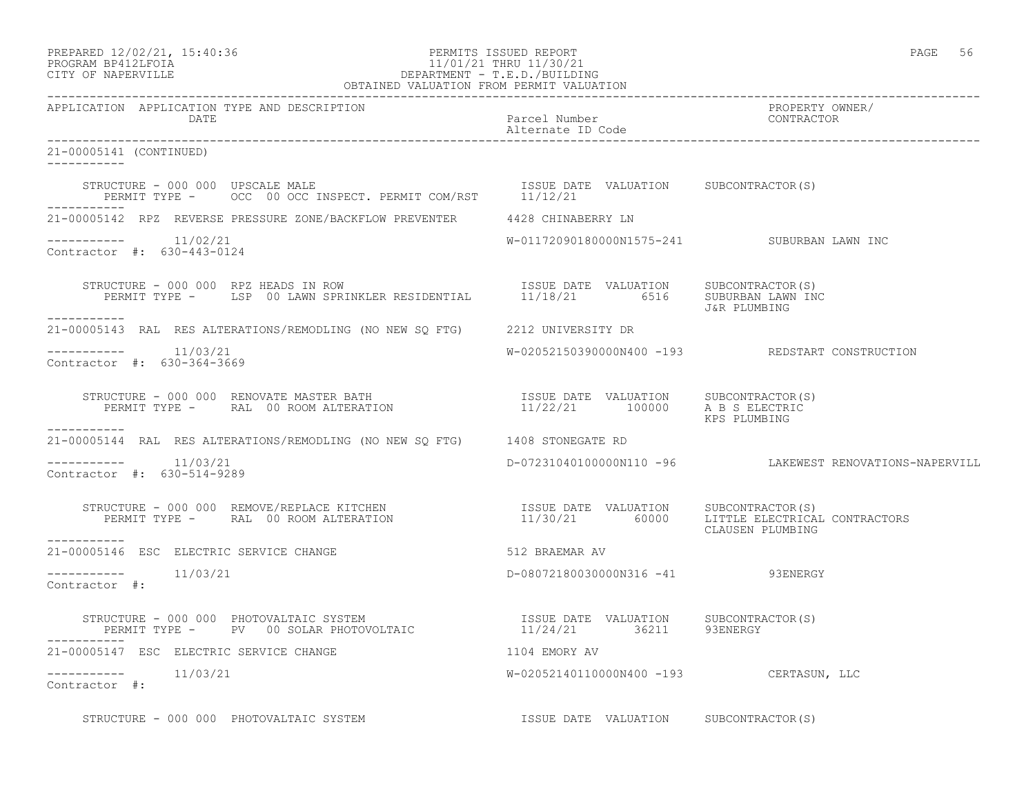PREPARED 12/02/21, 15:40:36
PROGRAM BP412LFOIA
CITY OF NAPERVILLE

PERMITS ISSUED REPORT
11/01/21 THRU 11/30/21
DEPARTMENT - T.E.D./BUILDING
OBTAINED VALUATION FROM PERMIT VALUATION

| APPLICATION | APPLICATION TYPE AND DESCRIPTION / DATE | Parcel Number / Alternate ID Code | PROPERTY OWNER/ CONTRACTOR |
|---|---|---|---|

21-00005141 (CONTINUED)

STRUCTURE - 000 000 UPSCALE MALE
PERMIT TYPE - OCC 00 OCC INSPECT. PERMIT COM/RST — ISSUE DATE 11/12/21 — VALUATION — SUBCONTRACTOR(S)

---

21-00005142 RPZ REVERSE PRESSURE ZONE/BACKFLOW PREVENTER — 4428 CHINABERRY LN

11/02/21 — W-01172090180000N1575-241 — SUBURBAN LAWN INC
Contractor #: 630-443-0124

STRUCTURE - 000 000 RPZ HEADS IN ROW
PERMIT TYPE - LSP 00 LAWN SPRINKLER RESIDENTIAL — ISSUE DATE 11/18/21 — VALUATION 6516 — SUBCONTRACTOR(S) SUBURBAN LAWN INC, J&R PLUMBING

---

21-00005143 RAL RES ALTERATIONS/REMODLING (NO NEW SQ FTG) — 2212 UNIVERSITY DR

11/03/21 — W-02052150390000N400 -193 — REDSTART CONSTRUCTION
Contractor #: 630-364-3669

STRUCTURE - 000 000 RENOVATE MASTER BATH
PERMIT TYPE - RAL 00 ROOM ALTERATION — ISSUE DATE 11/22/21 — VALUATION 100000 — SUBCONTRACTOR(S) A B S ELECTRIC, KPS PLUMBING

---

21-00005144 RAL RES ALTERATIONS/REMODLING (NO NEW SQ FTG) — 1408 STONEGATE RD

11/03/21 — D-07231040100000N110 -96 — LAKEWEST RENOVATIONS-NAPERVILL
Contractor #: 630-514-9289

STRUCTURE - 000 000 REMOVE/REPLACE KITCHEN
PERMIT TYPE - RAL 00 ROOM ALTERATION — ISSUE DATE 11/30/21 — VALUATION 60000 — SUBCONTRACTOR(S) LITTLE ELECTRICAL CONTRACTORS, CLAUSEN PLUMBING

---

21-00005146 ESC ELECTRIC SERVICE CHANGE — 512 BRAEMAR AV

11/03/21 — D-08072180030000N316 -41 — 93ENERGY
Contractor #:

STRUCTURE - 000 000 PHOTOVALTAIC SYSTEM
PERMIT TYPE - PV 00 SOLAR PHOTOVOLTAIC — ISSUE DATE 11/24/21 — VALUATION 36211 — SUBCONTRACTOR(S) 93ENERGY

---

21-00005147 ESC ELECTRIC SERVICE CHANGE — 1104 EMORY AV

11/03/21 — W-02052140110000N400 -193 — CERTASUN, LLC
Contractor #:

STRUCTURE - 000 000 PHOTOVALTAIC SYSTEM — ISSUE DATE — VALUATION — SUBCONTRACTOR(S)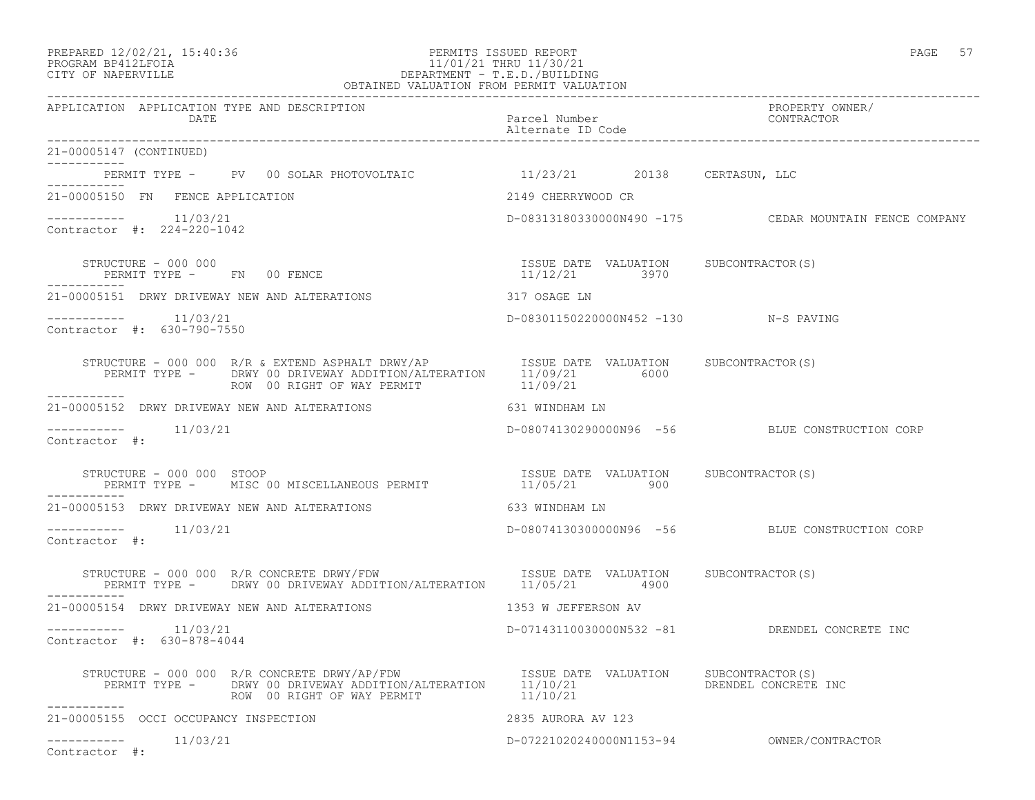PREPARED 12/02/21, 15:40:36
PROGRAM BP412LFOIA
CITY OF NAPERVILLE

PERMITS ISSUED REPORT
11/01/21 THRU 11/30/21
DEPARTMENT - T.E.D./BUILDING
OBTAINED VALUATION FROM PERMIT VALUATION

| APPLICATION | APPLICATION TYPE AND DESCRIPTION / DATE | Parcel Number / Alternate ID Code | PROPERTY OWNER/ CONTRACTOR |
|---|---|---|---|

**21-00005147 (CONTINUED)**

PERMIT TYPE - PV 00 SOLAR PHOTOVOLTAIC — 11/23/21 — 20138 — CERTASUN, LLC

---

**21-00005150 FN FENCE APPLICATION** — 2149 CHERRYWOOD CR

11/03/21 — D-08313180330000N490 -175 — CEDAR MOUNTAIN FENCE COMPANY
Contractor #: 224-220-1042

| STRUCTURE - 000 000 | ISSUE DATE | VALUATION | SUBCONTRACTOR(S) |
|---|---|---|---|
| PERMIT TYPE - FN 00 FENCE | 11/12/21 | 3970 | |

---

**21-00005151 DRWY DRIVEWAY NEW AND ALTERATIONS** — 317 OSAGE LN

11/03/21 — D-08301150220000N452 -130 — N-S PAVING
Contractor #: 630-790-7550

| STRUCTURE - 000 000 R/R & EXTEND ASPHALT DRWY/AP | ISSUE DATE | VALUATION | SUBCONTRACTOR(S) |
|---|---|---|---|
| PERMIT TYPE - DRWY 00 DRIVEWAY ADDITION/ALTERATION | 11/09/21 | 6000 | |
| ROW 00 RIGHT OF WAY PERMIT | 11/09/21 | | |

---

**21-00005152 DRWY DRIVEWAY NEW AND ALTERATIONS** — 631 WINDHAM LN

11/03/21 — D-08074130290000N96 -56 — BLUE CONSTRUCTION CORP
Contractor #:

| STRUCTURE - 000 000 STOOP | ISSUE DATE | VALUATION | SUBCONTRACTOR(S) |
|---|---|---|---|
| PERMIT TYPE - MISC 00 MISCELLANEOUS PERMIT | 11/05/21 | 900 | |

---

**21-00005153 DRWY DRIVEWAY NEW AND ALTERATIONS** — 633 WINDHAM LN

11/03/21 — D-08074130300000N96 -56 — BLUE CONSTRUCTION CORP
Contractor #:

| STRUCTURE - 000 000 R/R CONCRETE DRWY/FDW | ISSUE DATE | VALUATION | SUBCONTRACTOR(S) |
|---|---|---|---|
| PERMIT TYPE - DRWY 00 DRIVEWAY ADDITION/ALTERATION | 11/05/21 | 4900 | |

---

**21-00005154 DRWY DRIVEWAY NEW AND ALTERATIONS** — 1353 W JEFFERSON AV

11/03/21 — D-07143110030000N532 -81 — DRENDEL CONCRETE INC
Contractor #: 630-878-4044

| STRUCTURE - 000 000 R/R CONCRETE DRWY/AP/FDW | ISSUE DATE | VALUATION | SUBCONTRACTOR(S) |
|---|---|---|---|
| PERMIT TYPE - DRWY 00 DRIVEWAY ADDITION/ALTERATION | 11/10/21 | | DRENDEL CONCRETE INC |
| ROW 00 RIGHT OF WAY PERMIT | 11/10/21 | | |

---

**21-00005155 OCCI OCCUPANCY INSPECTION** — 2835 AURORA AV 123

11/03/21 — D-07221020240000N1153-94 — OWNER/CONTRACTOR
Contractor #: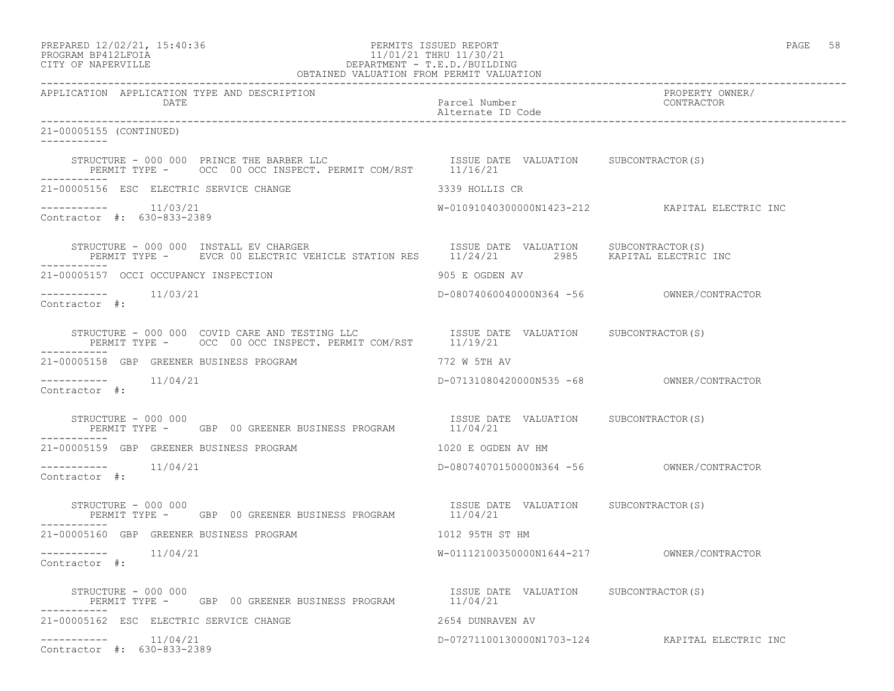PREPARED 12/02/21, 15:40:36 PERMITS ISSUED REPORT
PROGRAM BP412LFOIA 11/01/21 THRU 11/30/21
CITY OF NAPERVILLE DEPARTMENT - T.E.D./BUILDING
OBTAINED VALUATION FROM PERMIT VALUATION

| APPLICATION | APPLICATION TYPE AND DESCRIPTION / DATE | Parcel Number / Alternate ID Code | PROPERTY OWNER/ CONTRACTOR |
|---|---|---|---|

21-00005155 (CONTINUED)

STRUCTURE - 000 000 PRINCE THE BARBER LLC — ISSUE DATE 11/16/21 — VALUATION — SUBCONTRACTOR(S)
PERMIT TYPE - OCC 00 OCC INSPECT. PERMIT COM/RST

21-00005156 ESC ELECTRIC SERVICE CHANGE — 3339 HOLLIS CR
11/03/21 — W-01091040300000N1423-212 — KAPITAL ELECTRIC INC
Contractor #: 630-833-2389

STRUCTURE - 000 000 INSTALL EV CHARGER — ISSUE DATE 11/24/21 — VALUATION 2985 — SUBCONTRACTOR(S) KAPITAL ELECTRIC INC
PERMIT TYPE - EVCR 00 ELECTRIC VEHICLE STATION RES

21-00005157 OCCI OCCUPANCY INSPECTION — 905 E OGDEN AV
11/03/21 — D-08074060040000N364 -56 — OWNER/CONTRACTOR
Contractor #:

STRUCTURE - 000 000 COVID CARE AND TESTING LLC — ISSUE DATE 11/19/21 — VALUATION — SUBCONTRACTOR(S)
PERMIT TYPE - OCC 00 OCC INSPECT. PERMIT COM/RST

21-00005158 GBP GREENER BUSINESS PROGRAM — 772 W 5TH AV
11/04/21 — D-07131080420000N535 -68 — OWNER/CONTRACTOR
Contractor #:

STRUCTURE - 000 000 — ISSUE DATE 11/04/21 — VALUATION — SUBCONTRACTOR(S)
PERMIT TYPE - GBP 00 GREENER BUSINESS PROGRAM

21-00005159 GBP GREENER BUSINESS PROGRAM — 1020 E OGDEN AV HM
11/04/21 — D-08074070150000N364 -56 — OWNER/CONTRACTOR
Contractor #:

STRUCTURE - 000 000 — ISSUE DATE 11/04/21 — VALUATION — SUBCONTRACTOR(S)
PERMIT TYPE - GBP 00 GREENER BUSINESS PROGRAM

21-00005160 GBP GREENER BUSINESS PROGRAM — 1012 95TH ST HM
11/04/21 — W-01112100350000N1644-217 — OWNER/CONTRACTOR
Contractor #:

STRUCTURE - 000 000 — ISSUE DATE 11/04/21 — VALUATION — SUBCONTRACTOR(S)
PERMIT TYPE - GBP 00 GREENER BUSINESS PROGRAM

21-00005162 ESC ELECTRIC SERVICE CHANGE — 2654 DUNRAVEN AV
11/04/21 — D-07271100130000N1703-124 — KAPITAL ELECTRIC INC
Contractor #: 630-833-2389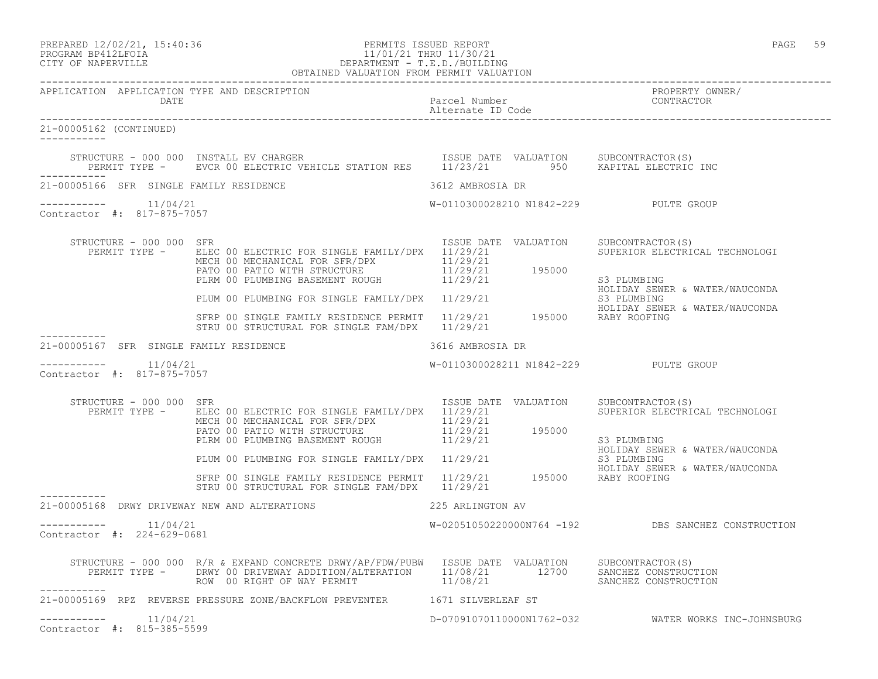PREPARED 12/02/21, 15:40:36
PROGRAM BP412LFOIA
CITY OF NAPERVILLE

PERMITS ISSUED REPORT
11/01/21 THRU 11/30/21
DEPARTMENT - T.E.D./BUILDING
OBTAINED VALUATION FROM PERMIT VALUATION

| APPLICATION | APPLICATION TYPE AND DESCRIPTION / DATE | Parcel Number / Alternate ID Code | PROPERTY OWNER/ CONTRACTOR |
|---|---|---|---|

21-00005162 (CONTINUED)

```
STRUCTURE - 000 000  INSTALL EV CHARGER                          ISSUE DATE  VALUATION    SUBCONTRACTOR(S)
   PERMIT TYPE -     EVCR 00 ELECTRIC VEHICLE STATION RES    11/23/21         950     KAPITAL ELECTRIC INC
```

21-00005166  SFR  SINGLE FAMILY RESIDENCE — 3612 AMBROSIA DR

11/04/21 — W-0110300028210 N1842-229 — PULTE GROUP
Contractor #: 817-875-7057

```
STRUCTURE - 000 000  SFR                                          ISSUE DATE  VALUATION    SUBCONTRACTOR(S)
   PERMIT TYPE -     ELEC 00 ELECTRIC FOR SINGLE FAMILY/DPX   11/29/21                  SUPERIOR ELECTRICAL TECHNOLOGI
                     MECH 00 MECHANICAL FOR SFR/DPX           11/29/21
                     PATO 00 PATIO WITH STRUCTURE             11/29/21     195000
                     PLRM 00 PLUMBING BASEMENT ROUGH          11/29/21                  S3 PLUMBING
                                                                                        HOLIDAY SEWER & WATER/WAUCONDA
                     PLUM 00 PLUMBING FOR SINGLE FAMILY/DPX   11/29/21                  S3 PLUMBING
                                                                                        HOLIDAY SEWER & WATER/WAUCONDA
                     SFRP 00 SINGLE FAMILY RESIDENCE PERMIT   11/29/21     195000       RABY ROOFING
                     STRU 00 STRUCTURAL FOR SINGLE FAM/DPX    11/29/21
```

21-00005167  SFR  SINGLE FAMILY RESIDENCE — 3616 AMBROSIA DR

11/04/21 — W-0110300028211 N1842-229 — PULTE GROUP
Contractor #: 817-875-7057

```
STRUCTURE - 000 000  SFR                                          ISSUE DATE  VALUATION    SUBCONTRACTOR(S)
   PERMIT TYPE -     ELEC 00 ELECTRIC FOR SINGLE FAMILY/DPX   11/29/21                  SUPERIOR ELECTRICAL TECHNOLOGI
                     MECH 00 MECHANICAL FOR SFR/DPX           11/29/21
                     PATO 00 PATIO WITH STRUCTURE             11/29/21     195000
                     PLRM 00 PLUMBING BASEMENT ROUGH          11/29/21                  S3 PLUMBING
                                                                                        HOLIDAY SEWER & WATER/WAUCONDA
                     PLUM 00 PLUMBING FOR SINGLE FAMILY/DPX   11/29/21                  S3 PLUMBING
                                                                                        HOLIDAY SEWER & WATER/WAUCONDA
                     SFRP 00 SINGLE FAMILY RESIDENCE PERMIT   11/29/21     195000       RABY ROOFING
                     STRU 00 STRUCTURAL FOR SINGLE FAM/DPX    11/29/21
```

21-00005168  DRWY DRIVEWAY NEW AND ALTERATIONS — 225 ARLINGTON AV

11/04/21 — W-02051050220000N764 -192 — DBS SANCHEZ CONSTRUCTION
Contractor #: 224-629-0681

```
STRUCTURE - 000 000  R/R & EXPAND CONCRETE DRWY/AP/FDW/PUBW   ISSUE DATE  VALUATION    SUBCONTRACTOR(S)
   PERMIT TYPE -     DRWY 00 DRIVEWAY ADDITION/ALTERATION     11/08/21      12700      SANCHEZ CONSTRUCTION
                     ROW  00 RIGHT OF WAY PERMIT              11/08/21                 SANCHEZ CONSTRUCTION
```

21-00005169  RPZ  REVERSE PRESSURE ZONE/BACKFLOW PREVENTER — 1671 SILVERLEAF ST

11/04/21 — D-07091070110000N1762-032 — WATER WORKS INC-JOHNSBURG
Contractor #: 815-385-5599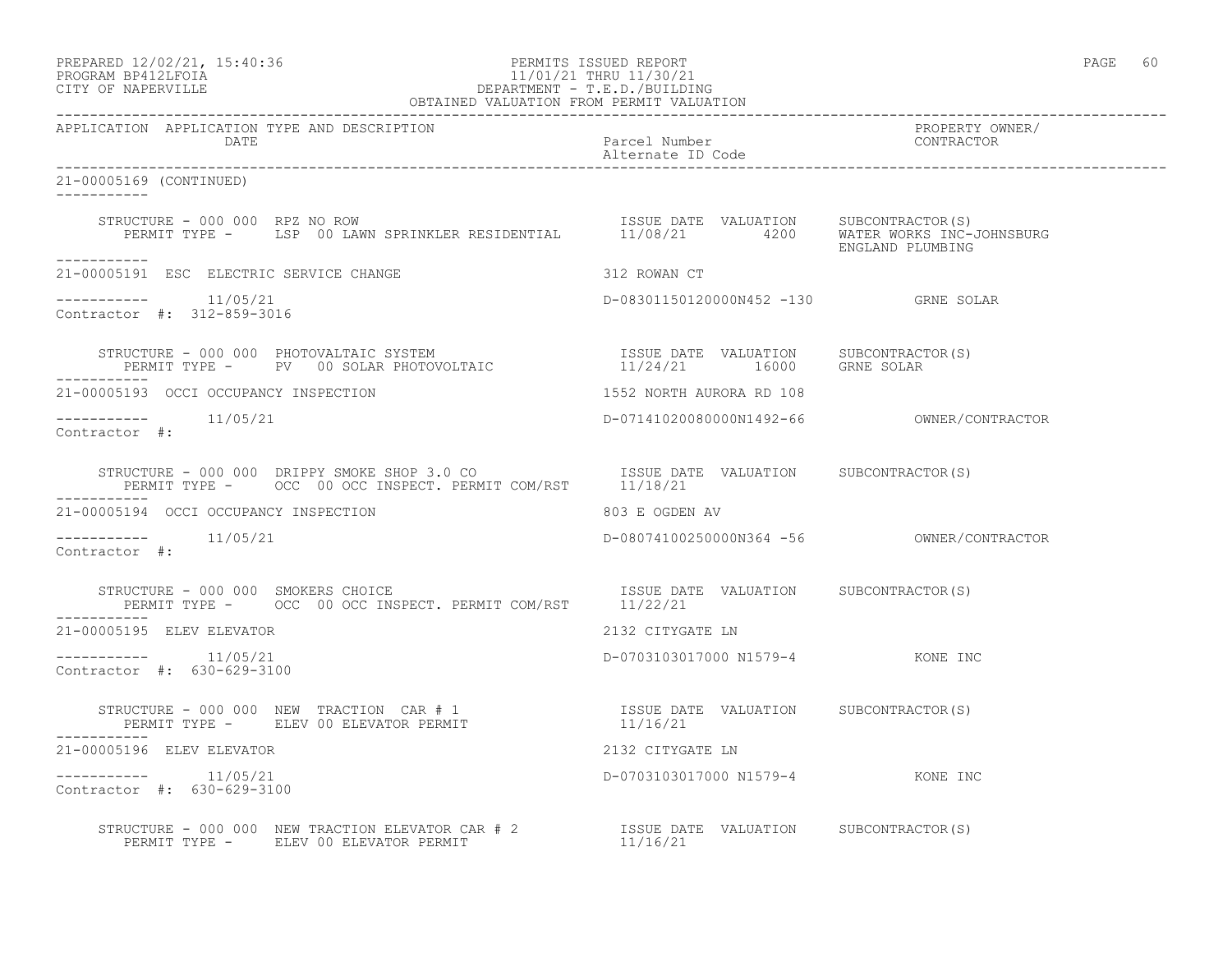OBTAINED VALUATION FROM PERMIT VALUATION

| APPLICATION | APPLICATION TYPE AND DESCRIPTION / DATE | Parcel Number / Alternate ID Code | PROPERTY OWNER/ CONTRACTOR |
|---|---|---|---|

21-00005169 (CONTINUED)

STRUCTURE - 000 000 RPZ NO ROW
PERMIT TYPE - LSP 00 LAWN SPRINKLER RESIDENTIAL
ISSUE DATE 11/08/21 VALUATION 4200
SUBCONTRACTOR(S) WATER WORKS INC-JOHNSBURG, ENGLAND PLUMBING

---

21-00005191 ESC ELECTRIC SERVICE CHANGE — 312 ROWAN CT
11/05/21 — D-08301150120000N452 -130 — GRNE SOLAR
Contractor #: 312-859-3016

STRUCTURE - 000 000 PHOTOVALTAIC SYSTEM
PERMIT TYPE - PV 00 SOLAR PHOTOVOLTAIC
ISSUE DATE 11/24/21 VALUATION 16000
SUBCONTRACTOR(S) GRNE SOLAR

---

21-00005193 OCCI OCCUPANCY INSPECTION — 1552 NORTH AURORA RD 108
11/05/21 — D-07141020080000N1492-66 — OWNER/CONTRACTOR
Contractor #:

STRUCTURE - 000 000 DRIPPY SMOKE SHOP 3.0 CO
PERMIT TYPE - OCC 00 OCC INSPECT. PERMIT COM/RST
ISSUE DATE 11/18/21 VALUATION
SUBCONTRACTOR(S)

---

21-00005194 OCCI OCCUPANCY INSPECTION — 803 E OGDEN AV
11/05/21 — D-08074100250000N364 -56 — OWNER/CONTRACTOR
Contractor #:

STRUCTURE - 000 000 SMOKERS CHOICE
PERMIT TYPE - OCC 00 OCC INSPECT. PERMIT COM/RST
ISSUE DATE 11/22/21 VALUATION
SUBCONTRACTOR(S)

---

21-00005195 ELEV ELEVATOR — 2132 CITYGATE LN
11/05/21 — D-0703103017000 N1579-4 — KONE INC
Contractor #: 630-629-3100

STRUCTURE - 000 000 NEW TRACTION CAR # 1
PERMIT TYPE - ELEV 00 ELEVATOR PERMIT
ISSUE DATE 11/16/21 VALUATION
SUBCONTRACTOR(S)

---

21-00005196 ELEV ELEVATOR — 2132 CITYGATE LN
11/05/21 — D-0703103017000 N1579-4 — KONE INC
Contractor #: 630-629-3100

STRUCTURE - 000 000 NEW TRACTION ELEVATOR CAR # 2
PERMIT TYPE - ELEV 00 ELEVATOR PERMIT
ISSUE DATE 11/16/21 VALUATION
SUBCONTRACTOR(S)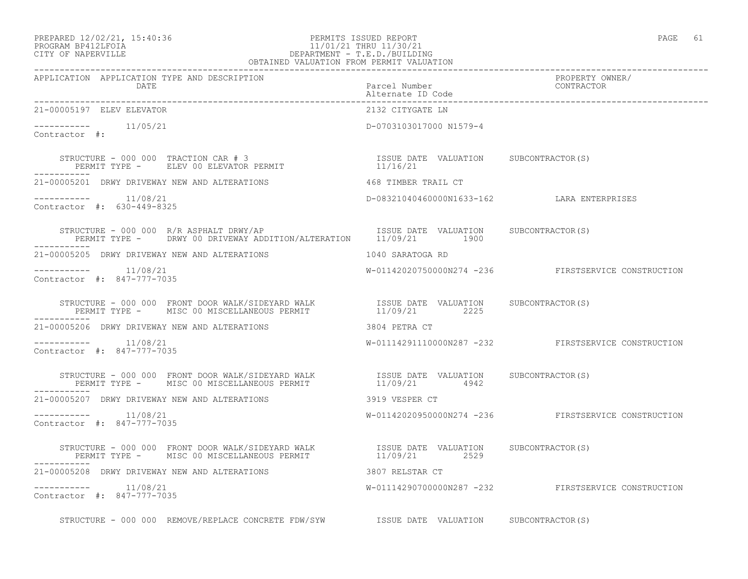PREPARED 12/02/21, 15:40:36
PROGRAM BP412LFOIA
CITY OF NAPERVILLE

PERMITS ISSUED REPORT
11/01/21 THRU 11/30/21
DEPARTMENT - T.E.D./BUILDING
OBTAINED VALUATION FROM PERMIT VALUATION

| APPLICATION | APPLICATION TYPE AND DESCRIPTION / DATE | Parcel Number / Alternate ID Code | PROPERTY OWNER/ CONTRACTOR |
|---|---|---|---|
| 21-00005197 | ELEV ELEVATOR | 2132 CITYGATE LN | |
| ----------- | 11/05/21 | D-0703103017000 N1579-4 | |
| Contractor #: | | | |
| | STRUCTURE - 000 000 TRACTION CAR # 3 / PERMIT TYPE - ELEV 00 ELEVATOR PERMIT | ISSUE DATE 11/16/21 VALUATION | SUBCONTRACTOR(S) |
| 21-00005201 | DRWY DRIVEWAY NEW AND ALTERATIONS | 468 TIMBER TRAIL CT | |
| ----------- | 11/08/21 | D-08321040460000N1633-162 | LARA ENTERPRISES |
| Contractor #: 630-449-8325 | | | |
| | STRUCTURE - 000 000 R/R ASPHALT DRWY/AP / PERMIT TYPE - DRWY 00 DRIVEWAY ADDITION/ALTERATION | ISSUE DATE 11/09/21 VALUATION 1900 | SUBCONTRACTOR(S) |
| 21-00005205 | DRWY DRIVEWAY NEW AND ALTERATIONS | 1040 SARATOGA RD | |
| ----------- | 11/08/21 | W-01142020750000N274 -236 | FIRSTSERVICE CONSTRUCTION |
| Contractor #: 847-777-7035 | | | |
| | STRUCTURE - 000 000 FRONT DOOR WALK/SIDEYARD WALK / PERMIT TYPE - MISC 00 MISCELLANEOUS PERMIT | ISSUE DATE 11/09/21 VALUATION 2225 | SUBCONTRACTOR(S) |
| 21-00005206 | DRWY DRIVEWAY NEW AND ALTERATIONS | 3804 PETRA CT | |
| ----------- | 11/08/21 | W-01114291110000N287 -232 | FIRSTSERVICE CONSTRUCTION |
| Contractor #: 847-777-7035 | | | |
| | STRUCTURE - 000 000 FRONT DOOR WALK/SIDEYARD WALK / PERMIT TYPE - MISC 00 MISCELLANEOUS PERMIT | ISSUE DATE 11/09/21 VALUATION 4942 | SUBCONTRACTOR(S) |
| 21-00005207 | DRWY DRIVEWAY NEW AND ALTERATIONS | 3919 VESPER CT | |
| ----------- | 11/08/21 | W-01142020950000N274 -236 | FIRSTSERVICE CONSTRUCTION |
| Contractor #: 847-777-7035 | | | |
| | STRUCTURE - 000 000 FRONT DOOR WALK/SIDEYARD WALK / PERMIT TYPE - MISC 00 MISCELLANEOUS PERMIT | ISSUE DATE 11/09/21 VALUATION 2529 | SUBCONTRACTOR(S) |
| 21-00005208 | DRWY DRIVEWAY NEW AND ALTERATIONS | 3807 RELSTAR CT | |
| ----------- | 11/08/21 | W-01114290700000N287 -232 | FIRSTSERVICE CONSTRUCTION |
| Contractor #: 847-777-7035 | | | |
| | STRUCTURE - 000 000 REMOVE/REPLACE CONCRETE FDW/SYW | ISSUE DATE VALUATION | SUBCONTRACTOR(S) |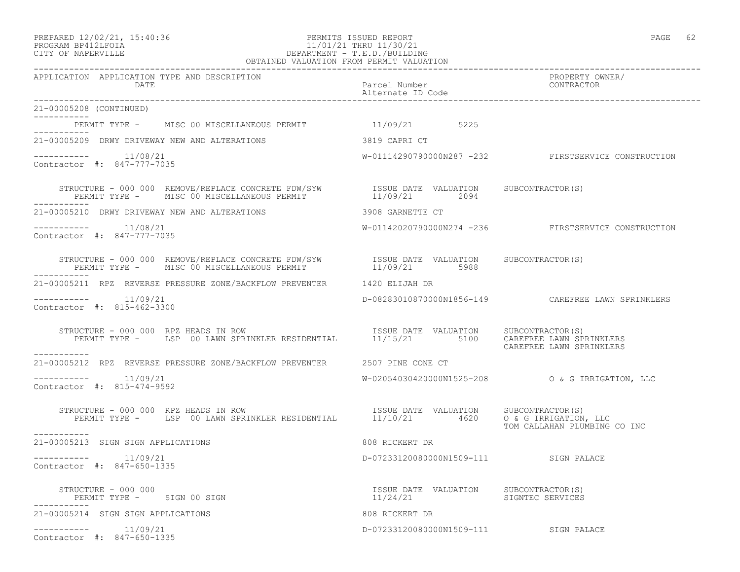PERMITS ISSUED REPORT
11/01/21 THRU 11/30/21
DEPARTMENT - T.E.D./BUILDING
OBTAINED VALUATION FROM PERMIT VALUATION

PREPARED 12/02/21, 15:40:36
PROGRAM BP412LFOIA
CITY OF NAPERVILLE

| APPLICATION | APPLICATION TYPE AND DESCRIPTION / DATE | Parcel Number / Alternate ID Code | PROPERTY OWNER/ CONTRACTOR |
|---|---|---|---|

21-00005208 (CONTINUED)

PERMIT TYPE - MISC 00 MISCELLANEOUS PERMIT 11/09/21 5225

---

21-00005209 DRWY DRIVEWAY NEW AND ALTERATIONS — 3819 CAPRI CT

11/08/21 — W-01114290790000N287 -232 — FIRSTSERVICE CONSTRUCTION
Contractor #: 847-777-7035

STRUCTURE - 000 000 REMOVE/REPLACE CONCRETE FDW/SYW — ISSUE DATE 11/09/21 — VALUATION 2094 — SUBCONTRACTOR(S)
PERMIT TYPE - MISC 00 MISCELLANEOUS PERMIT

---

21-00005210 DRWY DRIVEWAY NEW AND ALTERATIONS — 3908 GARNETTE CT

11/08/21 — W-01142020790000N274 -236 — FIRSTSERVICE CONSTRUCTION
Contractor #: 847-777-7035

STRUCTURE - 000 000 REMOVE/REPLACE CONCRETE FDW/SYW — ISSUE DATE 11/09/21 — VALUATION 5988 — SUBCONTRACTOR(S)
PERMIT TYPE - MISC 00 MISCELLANEOUS PERMIT

---

21-00005211 RPZ REVERSE PRESSURE ZONE/BACKFLOW PREVENTER — 1420 ELIJAH DR

11/09/21 — D-08283010870000N1856-149 — CAREFREE LAWN SPRINKLERS
Contractor #: 815-462-3300

STRUCTURE - 000 000 RPZ HEADS IN ROW — ISSUE DATE 11/15/21 — VALUATION 5100 — SUBCONTRACTOR(S) CAREFREE LAWN SPRINKLERS, CAREFREE LAWN SPRINKLERS
PERMIT TYPE - LSP 00 LAWN SPRINKLER RESIDENTIAL

---

21-00005212 RPZ REVERSE PRESSURE ZONE/BACKFLOW PREVENTER — 2507 PINE CONE CT

11/09/21 — W-02054030420000N1525-208 — O & G IRRIGATION, LLC
Contractor #: 815-474-9592

STRUCTURE - 000 000 RPZ HEADS IN ROW — ISSUE DATE 11/10/21 — VALUATION 4620 — SUBCONTRACTOR(S) O & G IRRIGATION, LLC, TOM CALLAHAN PLUMBING CO INC
PERMIT TYPE - LSP 00 LAWN SPRINKLER RESIDENTIAL

---

21-00005213 SIGN SIGN APPLICATIONS — 808 RICKERT DR

11/09/21 — D-07233120080000N1509-111 — SIGN PALACE
Contractor #: 847-650-1335

STRUCTURE - 000 000 — ISSUE DATE 11/24/21 — VALUATION — SUBCONTRACTOR(S) SIGNTEC SERVICES
PERMIT TYPE - SIGN 00 SIGN

---

21-00005214 SIGN SIGN APPLICATIONS — 808 RICKERT DR

11/09/21 — D-07233120080000N1509-111 — SIGN PALACE
Contractor #: 847-650-1335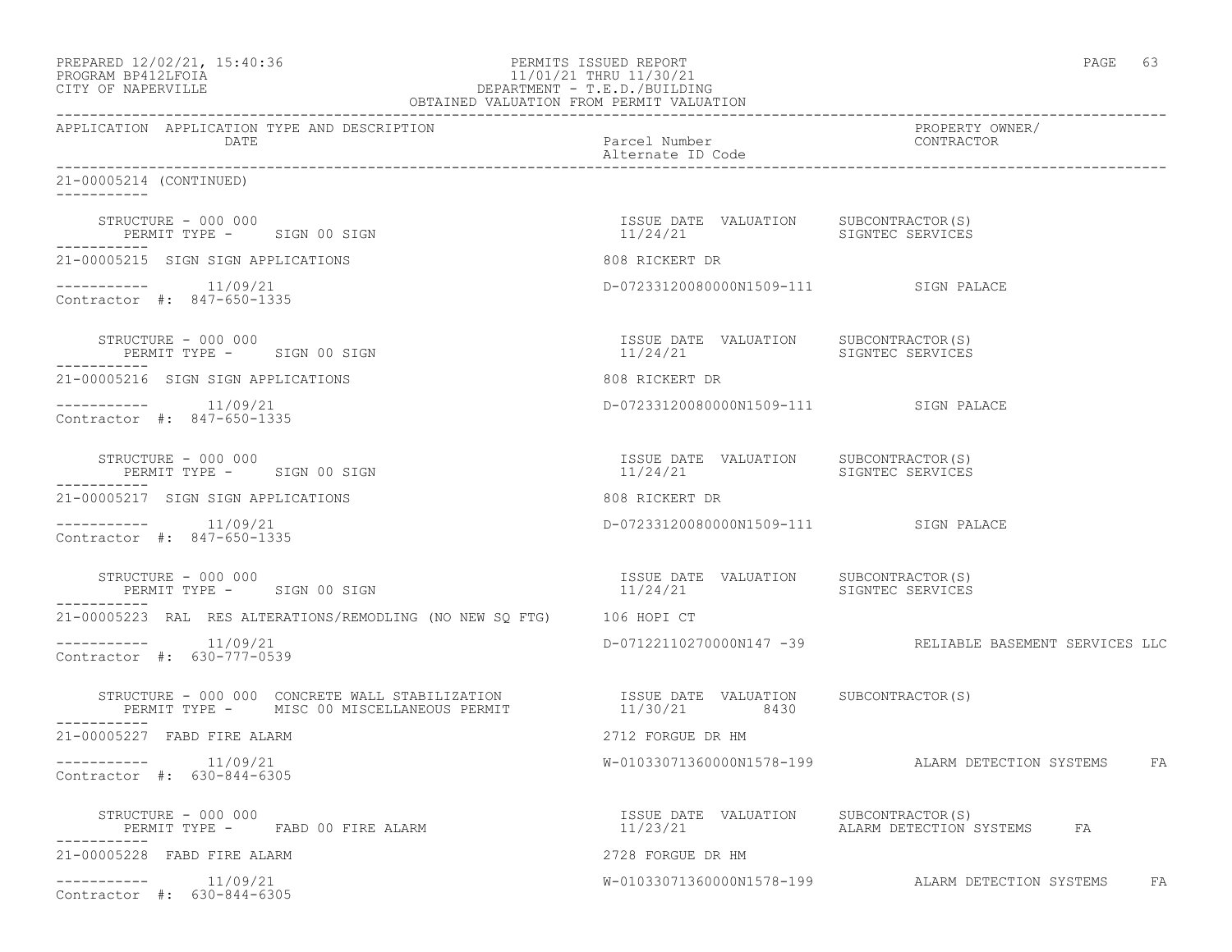PREPARED 12/02/21, 15:40:36 PERMITS ISSUED REPORT
PROGRAM BP412LFOIA 11/01/21 THRU 11/30/21
CITY OF NAPERVILLE DEPARTMENT - T.E.D./BUILDING
OBTAINED VALUATION FROM PERMIT VALUATION

| APPLICATION | APPLICATION TYPE AND DESCRIPTION / DATE | Parcel Number / Alternate ID Code | PROPERTY OWNER/ CONTRACTOR |
|---|---|---|---|

21-00005214 (CONTINUED)

STRUCTURE - 000 000
PERMIT TYPE - SIGN 00 SIGN
ISSUE DATE 11/24/21 VALUATION SUBCONTRACTOR(S) SIGNTEC SERVICES

21-00005215 SIGN SIGN APPLICATIONS — 808 RICKERT DR
11/09/21 — D-07233120080000N1509-111 — SIGN PALACE
Contractor #: 847-650-1335

STRUCTURE - 000 000
PERMIT TYPE - SIGN 00 SIGN
ISSUE DATE 11/24/21 VALUATION SUBCONTRACTOR(S) SIGNTEC SERVICES

21-00005216 SIGN SIGN APPLICATIONS — 808 RICKERT DR
11/09/21 — D-07233120080000N1509-111 — SIGN PALACE
Contractor #: 847-650-1335

STRUCTURE - 000 000
PERMIT TYPE - SIGN 00 SIGN
ISSUE DATE 11/24/21 VALUATION SUBCONTRACTOR(S) SIGNTEC SERVICES

21-00005217 SIGN SIGN APPLICATIONS — 808 RICKERT DR
11/09/21 — D-07233120080000N1509-111 — SIGN PALACE
Contractor #: 847-650-1335

STRUCTURE - 000 000
PERMIT TYPE - SIGN 00 SIGN
ISSUE DATE 11/24/21 VALUATION SUBCONTRACTOR(S) SIGNTEC SERVICES

21-00005223 RAL RES ALTERATIONS/REMODLING (NO NEW SQ FTG) — 106 HOPI CT
11/09/21 — D-07122110270000N147 -39 — RELIABLE BASEMENT SERVICES LLC
Contractor #: 630-777-0539

STRUCTURE - 000 000 CONCRETE WALL STABILIZATION
PERMIT TYPE - MISC 00 MISCELLANEOUS PERMIT
ISSUE DATE 11/30/21 VALUATION 8430 SUBCONTRACTOR(S)

21-00005227 FABD FIRE ALARM — 2712 FORGUE DR HM
11/09/21 — W-01033071360000N1578-199 — ALARM DETECTION SYSTEMS FA
Contractor #: 630-844-6305

STRUCTURE - 000 000
PERMIT TYPE - FABD 00 FIRE ALARM
ISSUE DATE 11/23/21 VALUATION SUBCONTRACTOR(S) ALARM DETECTION SYSTEMS FA

21-00005228 FABD FIRE ALARM — 2728 FORGUE DR HM
11/09/21 — W-01033071360000N1578-199 — ALARM DETECTION SYSTEMS FA
Contractor #: 630-844-6305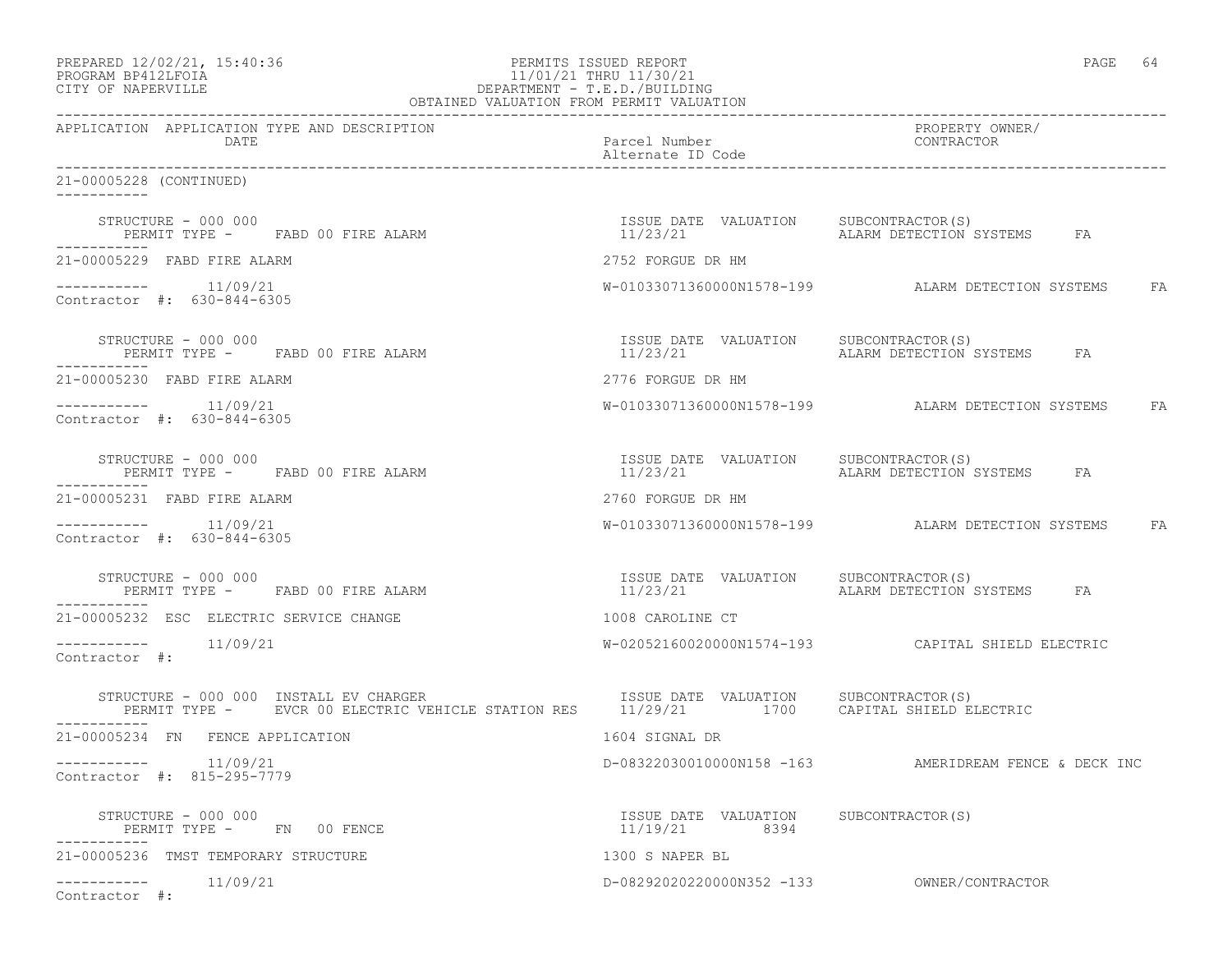PREPARED 12/02/21, 15:40:36
PROGRAM BP412LFOIA
CITY OF NAPERVILLE

PERMITS ISSUED REPORT
11/01/21 THRU 11/30/21
DEPARTMENT - T.E.D./BUILDING
OBTAINED VALUATION FROM PERMIT VALUATION

| APPLICATION | APPLICATION TYPE AND DESCRIPTION / DATE | Parcel Number / Alternate ID Code | PROPERTY OWNER/ CONTRACTOR |
|---|---|---|---|

21-00005228 (CONTINUED)

STRUCTURE - 000 000
PERMIT TYPE - FABD 00 FIRE ALARM
ISSUE DATE 11/23/21 VALUATION SUBCONTRACTOR(S) ALARM DETECTION SYSTEMS FA

21-00005229 FABD FIRE ALARM — 2752 FORGUE DR HM
11/09/21 — W-01033071360000N1578-199 — ALARM DETECTION SYSTEMS FA
Contractor #: 630-844-6305

STRUCTURE - 000 000
PERMIT TYPE - FABD 00 FIRE ALARM
ISSUE DATE 11/23/21 VALUATION SUBCONTRACTOR(S) ALARM DETECTION SYSTEMS FA

21-00005230 FABD FIRE ALARM — 2776 FORGUE DR HM
11/09/21 — W-01033071360000N1578-199 — ALARM DETECTION SYSTEMS FA
Contractor #: 630-844-6305

STRUCTURE - 000 000
PERMIT TYPE - FABD 00 FIRE ALARM
ISSUE DATE 11/23/21 VALUATION SUBCONTRACTOR(S) ALARM DETECTION SYSTEMS FA

21-00005231 FABD FIRE ALARM — 2760 FORGUE DR HM
11/09/21 — W-01033071360000N1578-199 — ALARM DETECTION SYSTEMS FA
Contractor #: 630-844-6305

STRUCTURE - 000 000
PERMIT TYPE - FABD 00 FIRE ALARM
ISSUE DATE 11/23/21 VALUATION SUBCONTRACTOR(S) ALARM DETECTION SYSTEMS FA

21-00005232 ESC ELECTRIC SERVICE CHANGE — 1008 CAROLINE CT
11/09/21 — W-02052160020000N1574-193 — CAPITAL SHIELD ELECTRIC
Contractor #:

STRUCTURE - 000 000 INSTALL EV CHARGER
PERMIT TYPE - EVCR 00 ELECTRIC VEHICLE STATION RES
ISSUE DATE 11/29/21 VALUATION 1700 SUBCONTRACTOR(S) CAPITAL SHIELD ELECTRIC

21-00005234 FN FENCE APPLICATION — 1604 SIGNAL DR
11/09/21 — D-08322030010000N158 -163 — AMERIDREAM FENCE & DECK INC
Contractor #: 815-295-7779

STRUCTURE - 000 000
PERMIT TYPE - FN 00 FENCE
ISSUE DATE 11/19/21 VALUATION 8394 SUBCONTRACTOR(S)

21-00005236 TMST TEMPORARY STRUCTURE — 1300 S NAPER BL
11/09/21 — D-08292020220000N352 -133 — OWNER/CONTRACTOR
Contractor #: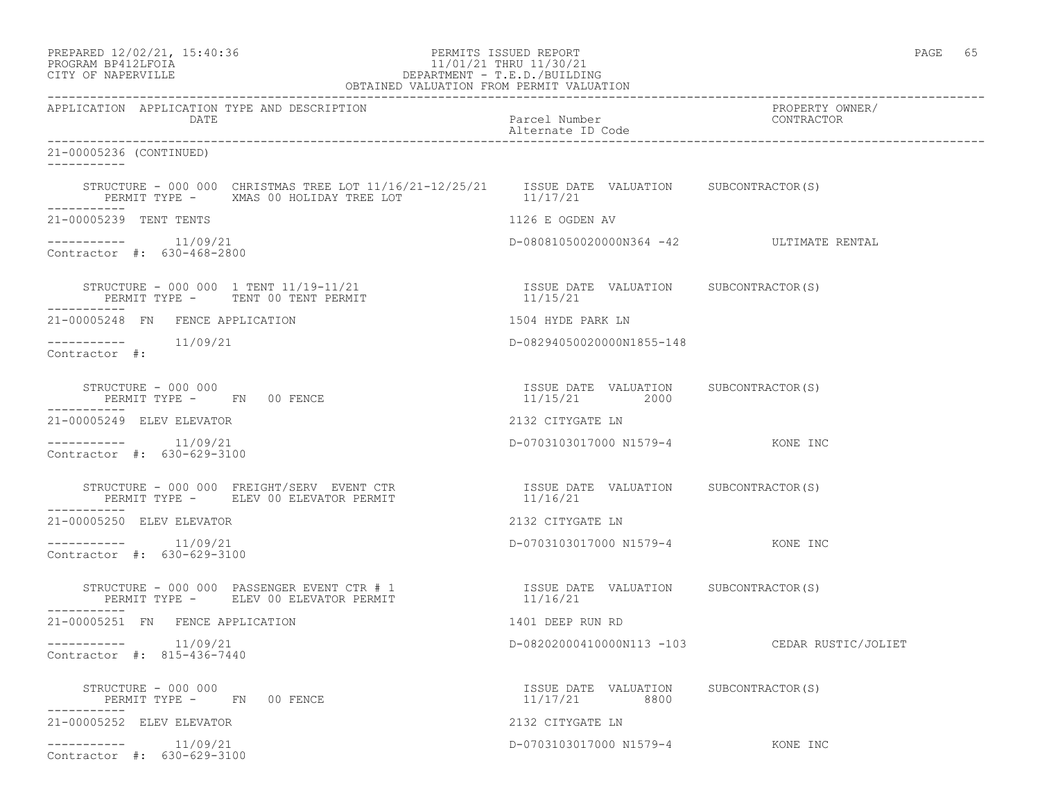PREPARED 12/02/21, 15:40:36
PROGRAM BP412LFOIA
CITY OF NAPERVILLE

PERMITS ISSUED REPORT
11/01/21 THRU 11/30/21
DEPARTMENT - T.E.D./BUILDING
OBTAINED VALUATION FROM PERMIT VALUATION

| APPLICATION | APPLICATION TYPE AND DESCRIPTION / DATE | Parcel Number / Alternate ID Code | PROPERTY OWNER/ CONTRACTOR |
|---|---|---|---|

21-00005236 (CONTINUED)

STRUCTURE - 000 000 CHRISTMAS TREE LOT 11/16/21-12/25/21 — ISSUE DATE 11/17/21 — VALUATION — SUBCONTRACTOR(S)
PERMIT TYPE - XMAS 00 HOLIDAY TREE LOT

---

21-00005239 TENT TENTS — 1126 E OGDEN AV
11/09/21 — D-08081050020000N364 -42 — ULTIMATE RENTAL
Contractor #: 630-468-2800

STRUCTURE - 000 000 1 TENT 11/19-11/21 — ISSUE DATE 11/15/21 — VALUATION — SUBCONTRACTOR(S)
PERMIT TYPE - TENT 00 TENT PERMIT

---

21-00005248 FN FENCE APPLICATION — 1504 HYDE PARK LN
11/09/21 — D-08294050020000N1855-148
Contractor #:

STRUCTURE - 000 000 — ISSUE DATE 11/15/21 — VALUATION 2000 — SUBCONTRACTOR(S)
PERMIT TYPE - FN 00 FENCE

---

21-00005249 ELEV ELEVATOR — 2132 CITYGATE LN
11/09/21 — D-0703103017000 N1579-4 — KONE INC
Contractor #: 630-629-3100

STRUCTURE - 000 000 FREIGHT/SERV EVENT CTR — ISSUE DATE 11/16/21 — VALUATION — SUBCONTRACTOR(S)
PERMIT TYPE - ELEV 00 ELEVATOR PERMIT

---

21-00005250 ELEV ELEVATOR — 2132 CITYGATE LN
11/09/21 — D-0703103017000 N1579-4 — KONE INC
Contractor #: 630-629-3100

STRUCTURE - 000 000 PASSENGER EVENT CTR # 1 — ISSUE DATE 11/16/21 — VALUATION — SUBCONTRACTOR(S)
PERMIT TYPE - ELEV 00 ELEVATOR PERMIT

---

21-00005251 FN FENCE APPLICATION — 1401 DEEP RUN RD
11/09/21 — D-08202000410000N113 -103 — CEDAR RUSTIC/JOLIET
Contractor #: 815-436-7440

STRUCTURE - 000 000 — ISSUE DATE 11/17/21 — VALUATION 8800 — SUBCONTRACTOR(S)
PERMIT TYPE - FN 00 FENCE

---

21-00005252 ELEV ELEVATOR — 2132 CITYGATE LN
11/09/21 — D-0703103017000 N1579-4 — KONE INC
Contractor #: 630-629-3100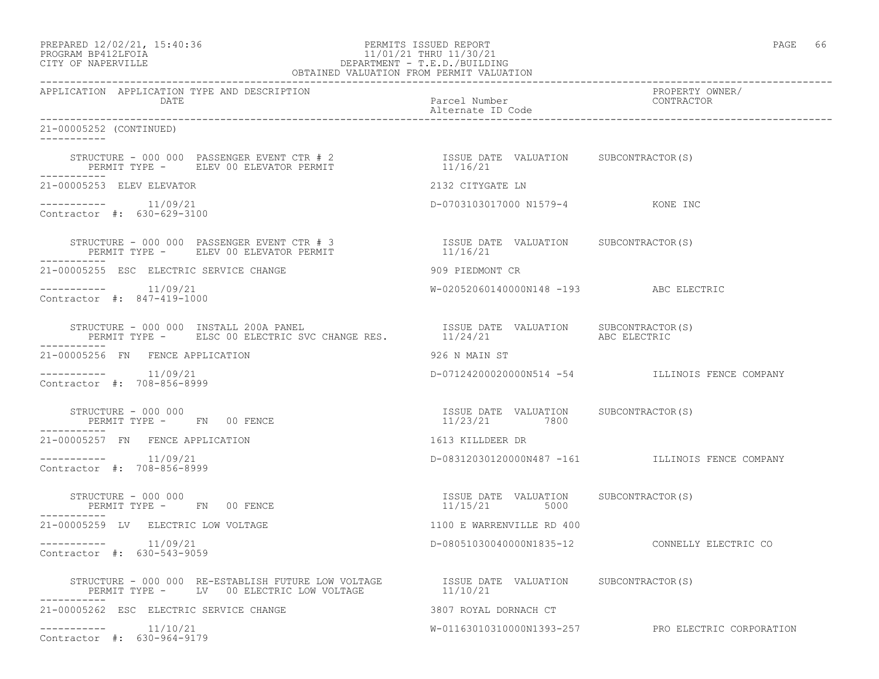PREPARED 12/02/21, 15:40:36
PROGRAM BP412LFOIA
CITY OF NAPERVILLE

PERMITS ISSUED REPORT
11/01/21 THRU 11/30/21
DEPARTMENT - T.E.D./BUILDING
OBTAINED VALUATION FROM PERMIT VALUATION

| APPLICATION | APPLICATION TYPE AND DESCRIPTION / DATE | Parcel Number / Alternate ID Code | PROPERTY OWNER/ CONTRACTOR |
|---|---|---|---|

21-00005252 (CONTINUED)

STRUCTURE - 000 000 PASSENGER EVENT CTR # 2 — ISSUE DATE 11/16/21 — VALUATION — SUBCONTRACTOR(S)
PERMIT TYPE - ELEV 00 ELEVATOR PERMIT

21-00005253 ELEV ELEVATOR — 2132 CITYGATE LN
11/09/21 — D-0703103017000 N1579-4 — KONE INC
Contractor #: 630-629-3100

STRUCTURE - 000 000 PASSENGER EVENT CTR # 3 — ISSUE DATE 11/16/21 — VALUATION — SUBCONTRACTOR(S)
PERMIT TYPE - ELEV 00 ELEVATOR PERMIT

21-00005255 ESC ELECTRIC SERVICE CHANGE — 909 PIEDMONT CR
11/09/21 — W-02052060140000N148 -193 — ABC ELECTRIC
Contractor #: 847-419-1000

STRUCTURE - 000 000 INSTALL 200A PANEL — ISSUE DATE 11/24/21 — VALUATION — SUBCONTRACTOR(S) ABC ELECTRIC
PERMIT TYPE - ELSC 00 ELECTRIC SVC CHANGE RES.

21-00005256 FN FENCE APPLICATION — 926 N MAIN ST
11/09/21 — D-07124200020000N514 -54 — ILLINOIS FENCE COMPANY
Contractor #: 708-856-8999

STRUCTURE - 000 000 — ISSUE DATE 11/23/21 — VALUATION 7800 — SUBCONTRACTOR(S)
PERMIT TYPE - FN 00 FENCE

21-00005257 FN FENCE APPLICATION — 1613 KILLDEER DR
11/09/21 — D-08312030120000N487 -161 — ILLINOIS FENCE COMPANY
Contractor #: 708-856-8999

STRUCTURE - 000 000 — ISSUE DATE 11/15/21 — VALUATION 5000 — SUBCONTRACTOR(S)
PERMIT TYPE - FN 00 FENCE

21-00005259 LV ELECTRIC LOW VOLTAGE — 1100 E WARRENVILLE RD 400
11/09/21 — D-08051030040000N1835-12 — CONNELLY ELECTRIC CO
Contractor #: 630-543-9059

STRUCTURE - 000 000 RE-ESTABLISH FUTURE LOW VOLTAGE — ISSUE DATE 11/10/21 — VALUATION — SUBCONTRACTOR(S)
PERMIT TYPE - LV 00 ELECTRIC LOW VOLTAGE

21-00005262 ESC ELECTRIC SERVICE CHANGE — 3807 ROYAL DORNACH CT
11/10/21 — W-01163010310000N1393-257 — PRO ELECTRIC CORPORATION
Contractor #: 630-964-9179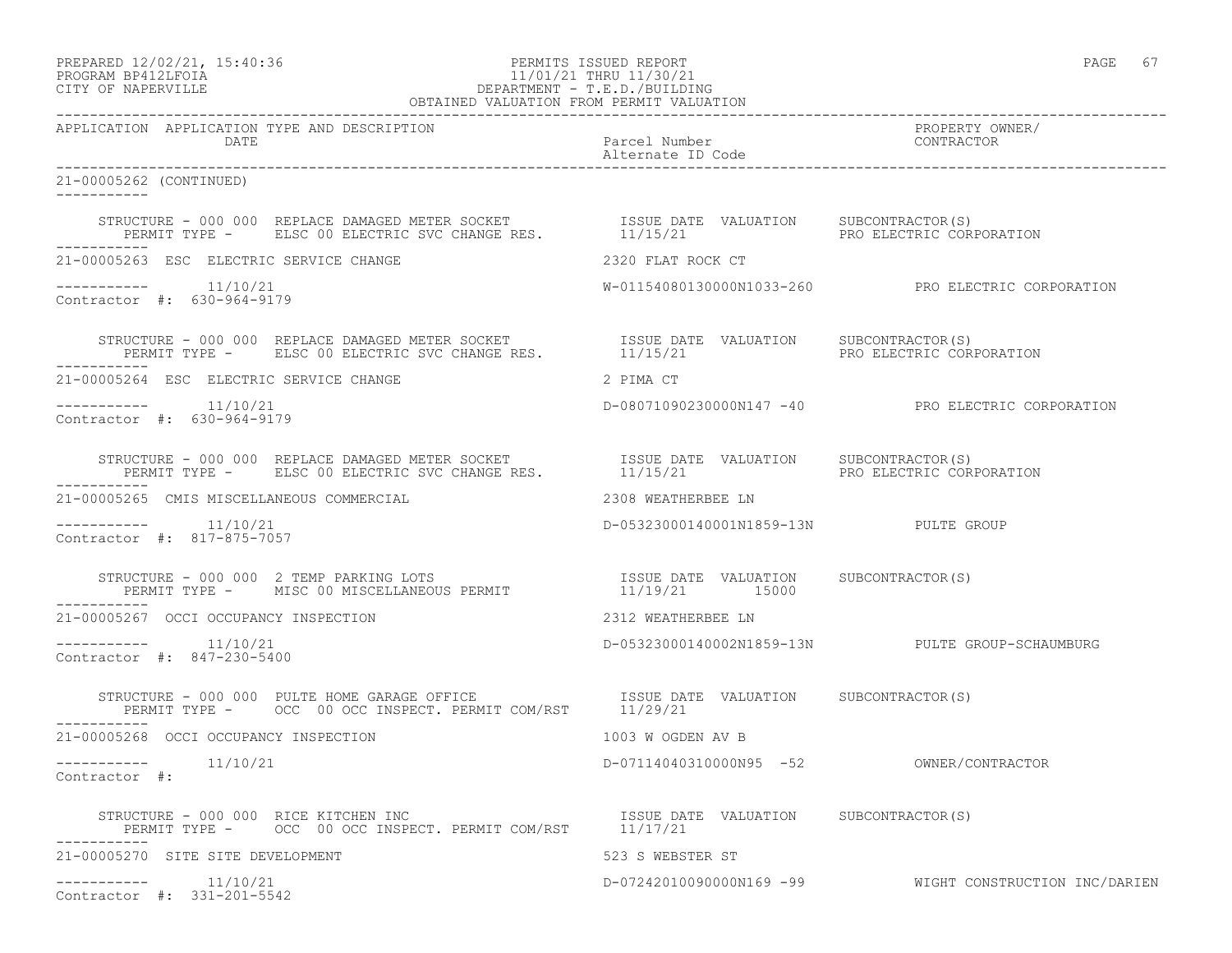PREPARED 12/02/21, 15:40:36 PERMITS ISSUED REPORT
PROGRAM BP412LFOIA 11/01/21 THRU 11/30/21
CITY OF NAPERVILLE DEPARTMENT - T.E.D./BUILDING
OBTAINED VALUATION FROM PERMIT VALUATION

| APPLICATION | APPLICATION TYPE AND DESCRIPTION / DATE | Parcel Number / Alternate ID Code | PROPERTY OWNER/ CONTRACTOR |
|---|---|---|---|

21-00005262 (CONTINUED)

STRUCTURE - 000 000 REPLACE DAMAGED METER SOCKET — ISSUE DATE 11/15/21 — VALUATION — SUBCONTRACTOR(S): PRO ELECTRIC CORPORATION
PERMIT TYPE - ELSC 00 ELECTRIC SVC CHANGE RES.

---

21-00005263 ESC ELECTRIC SERVICE CHANGE — 2320 FLAT ROCK CT
11/10/21 — W-01154080130000N1033-260 — PRO ELECTRIC CORPORATION
Contractor #: 630-964-9179

STRUCTURE - 000 000 REPLACE DAMAGED METER SOCKET — ISSUE DATE 11/15/21 — VALUATION — SUBCONTRACTOR(S): PRO ELECTRIC CORPORATION
PERMIT TYPE - ELSC 00 ELECTRIC SVC CHANGE RES.

---

21-00005264 ESC ELECTRIC SERVICE CHANGE — 2 PIMA CT
11/10/21 — D-08071090230000N147 -40 — PRO ELECTRIC CORPORATION
Contractor #: 630-964-9179

STRUCTURE - 000 000 REPLACE DAMAGED METER SOCKET — ISSUE DATE 11/15/21 — VALUATION — SUBCONTRACTOR(S): PRO ELECTRIC CORPORATION
PERMIT TYPE - ELSC 00 ELECTRIC SVC CHANGE RES.

---

21-00005265 CMIS MISCELLANEOUS COMMERCIAL — 2308 WEATHERBEE LN
11/10/21 — D-05323000140001N1859-13N — PULTE GROUP
Contractor #: 817-875-7057

STRUCTURE - 000 000 2 TEMP PARKING LOTS — ISSUE DATE 11/19/21 — VALUATION 15000 — SUBCONTRACTOR(S)
PERMIT TYPE - MISC 00 MISCELLANEOUS PERMIT

---

21-00005267 OCCI OCCUPANCY INSPECTION — 2312 WEATHERBEE LN
11/10/21 — D-05323000140002N1859-13N — PULTE GROUP-SCHAUMBURG
Contractor #: 847-230-5400

STRUCTURE - 000 000 PULTE HOME GARAGE OFFICE — ISSUE DATE 11/29/21 — VALUATION — SUBCONTRACTOR(S)
PERMIT TYPE - OCC 00 OCC INSPECT. PERMIT COM/RST

---

21-00005268 OCCI OCCUPANCY INSPECTION — 1003 W OGDEN AV B
11/10/21 — D-07114040310000N95 -52 — OWNER/CONTRACTOR
Contractor #:

STRUCTURE - 000 000 RICE KITCHEN INC — ISSUE DATE 11/17/21 — VALUATION — SUBCONTRACTOR(S)
PERMIT TYPE - OCC 00 OCC INSPECT. PERMIT COM/RST

---

21-00005270 SITE SITE DEVELOPMENT — 523 S WEBSTER ST
11/10/21 — D-07242010090000N169 -99 — WIGHT CONSTRUCTION INC/DARIEN
Contractor #: 331-201-5542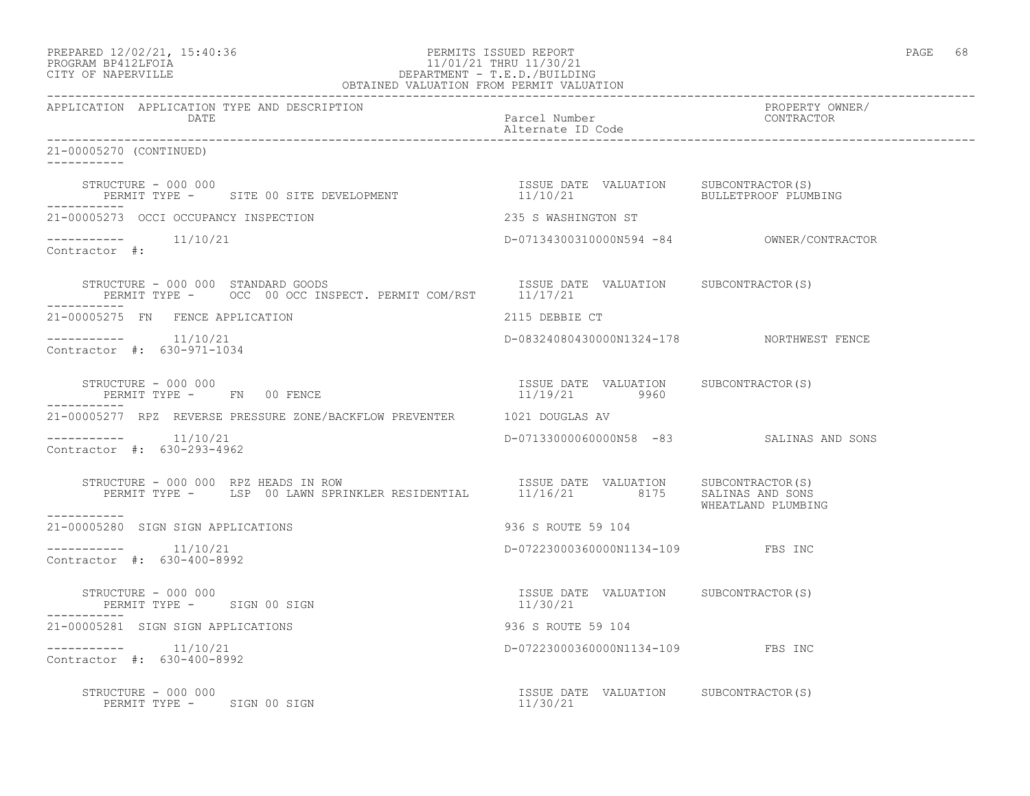| APPLICATION | APPLICATION TYPE AND DESCRIPTION DATE | Parcel Number Alternate ID Code | PROPERTY OWNER/ CONTRACTOR |
|---|---|---|---|

21-00005270 (CONTINUED)

```
    STRUCTURE - 000 000                                           ISSUE DATE  VALUATION     SUBCONTRACTOR(S)
       PERMIT TYPE -     SITE 00 SITE DEVELOPMENT                 11/10/21                  BULLETPROOF PLUMBING
-----------
21-00005273  OCCI OCCUPANCY INSPECTION                            235 S WASHINGTON ST

-----------       11/10/21                                        D-07134300310000N594 -84            OWNER/CONTRACTOR
Contractor  #:

    STRUCTURE - 000 000  STANDARD GOODS                           ISSUE DATE  VALUATION     SUBCONTRACTOR(S)
       PERMIT TYPE -     OCC  00 OCC INSPECT. PERMIT COM/RST      11/17/21
-----------
21-00005275  FN   FENCE APPLICATION                               2115 DEBBIE CT

-----------       11/10/21                                        D-08324080430000N1324-178           NORTHWEST FENCE
Contractor  #:  630-971-1034

    STRUCTURE - 000 000                                           ISSUE DATE  VALUATION     SUBCONTRACTOR(S)
       PERMIT TYPE -     FN   00 FENCE                            11/19/21         9960
-----------
21-00005277  RPZ  REVERSE PRESSURE ZONE/BACKFLOW PREVENTER        1021 DOUGLAS AV

-----------       11/10/21                                        D-07133000060000N58  -83            SALINAS AND SONS
Contractor  #:  630-293-4962

    STRUCTURE - 000 000  RPZ HEADS IN ROW                         ISSUE DATE  VALUATION     SUBCONTRACTOR(S)
       PERMIT TYPE -     LSP  00 LAWN SPRINKLER RESIDENTIAL       11/16/21         8175     SALINAS AND SONS
                                                                                            WHEATLAND PLUMBING
-----------
21-00005280  SIGN SIGN APPLICATIONS                               936 S ROUTE 59 104

-----------       11/10/21                                        D-07223000360000N1134-109           FBS INC
Contractor  #:  630-400-8992

    STRUCTURE - 000 000                                           ISSUE DATE  VALUATION     SUBCONTRACTOR(S)
       PERMIT TYPE -     SIGN 00 SIGN                             11/30/21
-----------
21-00005281  SIGN SIGN APPLICATIONS                               936 S ROUTE 59 104

-----------       11/10/21                                        D-07223000360000N1134-109           FBS INC
Contractor  #:  630-400-8992

    STRUCTURE - 000 000                                           ISSUE DATE  VALUATION     SUBCONTRACTOR(S)
       PERMIT TYPE -     SIGN 00 SIGN                             11/30/21
```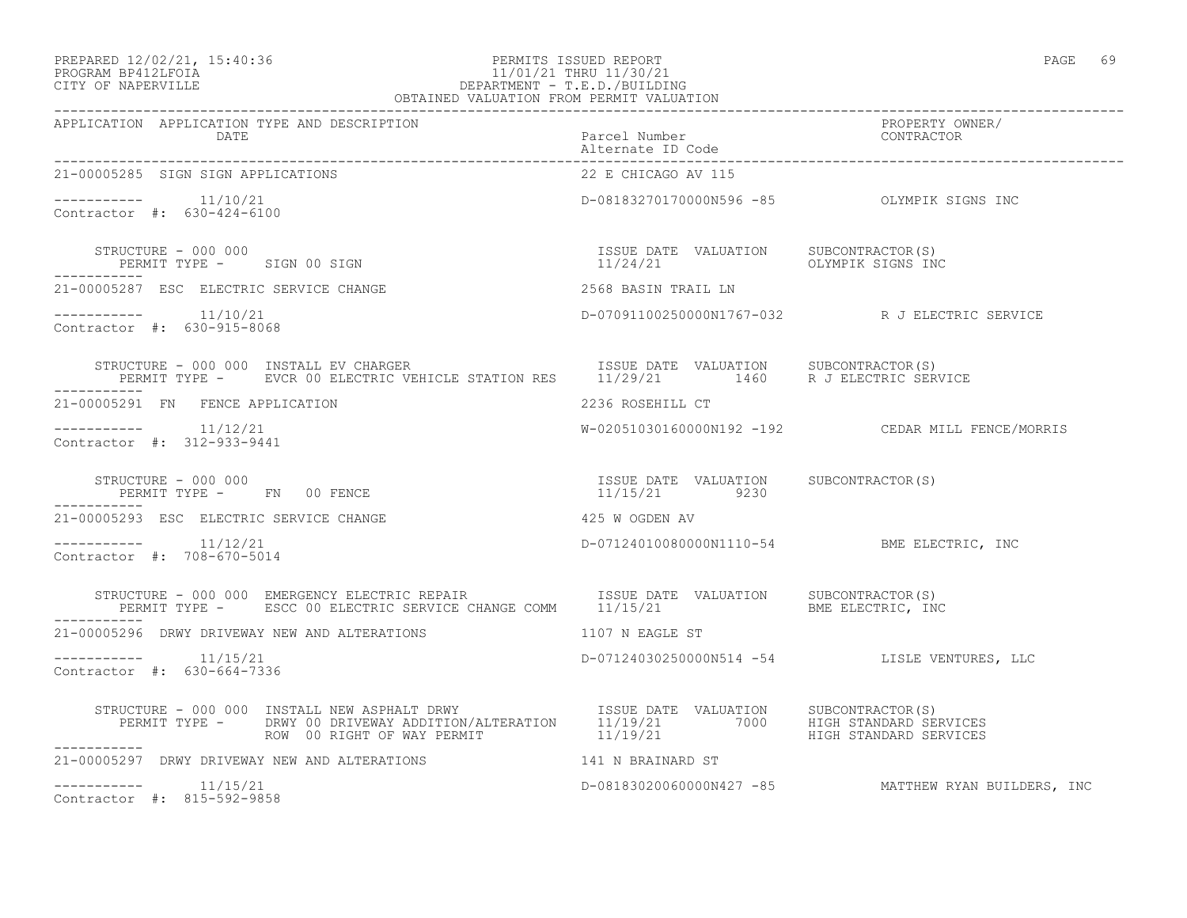PREPARED 12/02/21, 15:40:36 PERMITS ISSUED REPORT
PROGRAM BP412LFOIA 11/01/21 THRU 11/30/21
CITY OF NAPERVILLE DEPARTMENT - T.E.D./BUILDING
OBTAINED VALUATION FROM PERMIT VALUATION

| APPLICATION | APPLICATION TYPE AND DESCRIPTION / DATE | Parcel Number / Alternate ID Code | PROPERTY OWNER/ CONTRACTOR |
|---|---|---|---|
| 21-00005285 | SIGN SIGN APPLICATIONS | 22 E CHICAGO AV 115 | |
| ----------- | 11/10/21 | D-08183270170000N596 -85 | OLYMPIK SIGNS INC |
| Contractor #: 630-424-6100 | | | |
| | STRUCTURE - 000 000 / PERMIT TYPE - SIGN 00 SIGN | ISSUE DATE 11/24/21 VALUATION | SUBCONTRACTOR(S) OLYMPIK SIGNS INC |
| 21-00005287 | ESC ELECTRIC SERVICE CHANGE | 2568 BASIN TRAIL LN | |
| ----------- | 11/10/21 | D-07091100250000N1767-032 | R J ELECTRIC SERVICE |
| Contractor #: 630-915-8068 | | | |
| | STRUCTURE - 000 000 INSTALL EV CHARGER / PERMIT TYPE - EVCR 00 ELECTRIC VEHICLE STATION RES | ISSUE DATE 11/29/21 VALUATION 1460 | SUBCONTRACTOR(S) R J ELECTRIC SERVICE |
| 21-00005291 | FN FENCE APPLICATION | 2236 ROSEHILL CT | |
| ----------- | 11/12/21 | W-02051030160000N192 -192 | CEDAR MILL FENCE/MORRIS |
| Contractor #: 312-933-9441 | | | |
| | STRUCTURE - 000 000 / PERMIT TYPE - FN 00 FENCE | ISSUE DATE 11/15/21 VALUATION 9230 | SUBCONTRACTOR(S) |
| 21-00005293 | ESC ELECTRIC SERVICE CHANGE | 425 W OGDEN AV | |
| ----------- | 11/12/21 | D-07124010080000N1110-54 | BME ELECTRIC, INC |
| Contractor #: 708-670-5014 | | | |
| | STRUCTURE - 000 000 EMERGENCY ELECTRIC REPAIR / PERMIT TYPE - ESCC 00 ELECTRIC SERVICE CHANGE COMM | ISSUE DATE 11/15/21 VALUATION | SUBCONTRACTOR(S) BME ELECTRIC, INC |
| 21-00005296 | DRWY DRIVEWAY NEW AND ALTERATIONS | 1107 N EAGLE ST | |
| ----------- | 11/15/21 | D-07124030250000N514 -54 | LISLE VENTURES, LLC |
| Contractor #: 630-664-7336 | | | |
| | STRUCTURE - 000 000 INSTALL NEW ASPHALT DRWY / PERMIT TYPE - DRWY 00 DRIVEWAY ADDITION/ALTERATION | ISSUE DATE 11/19/21 VALUATION 7000 | SUBCONTRACTOR(S) HIGH STANDARD SERVICES |
| | ROW 00 RIGHT OF WAY PERMIT | 11/19/21 | HIGH STANDARD SERVICES |
| 21-00005297 | DRWY DRIVEWAY NEW AND ALTERATIONS | 141 N BRAINARD ST | |
| ----------- | 11/15/21 | D-08183020060000N427 -85 | MATTHEW RYAN BUILDERS, INC |
| Contractor #: 815-592-9858 | | | |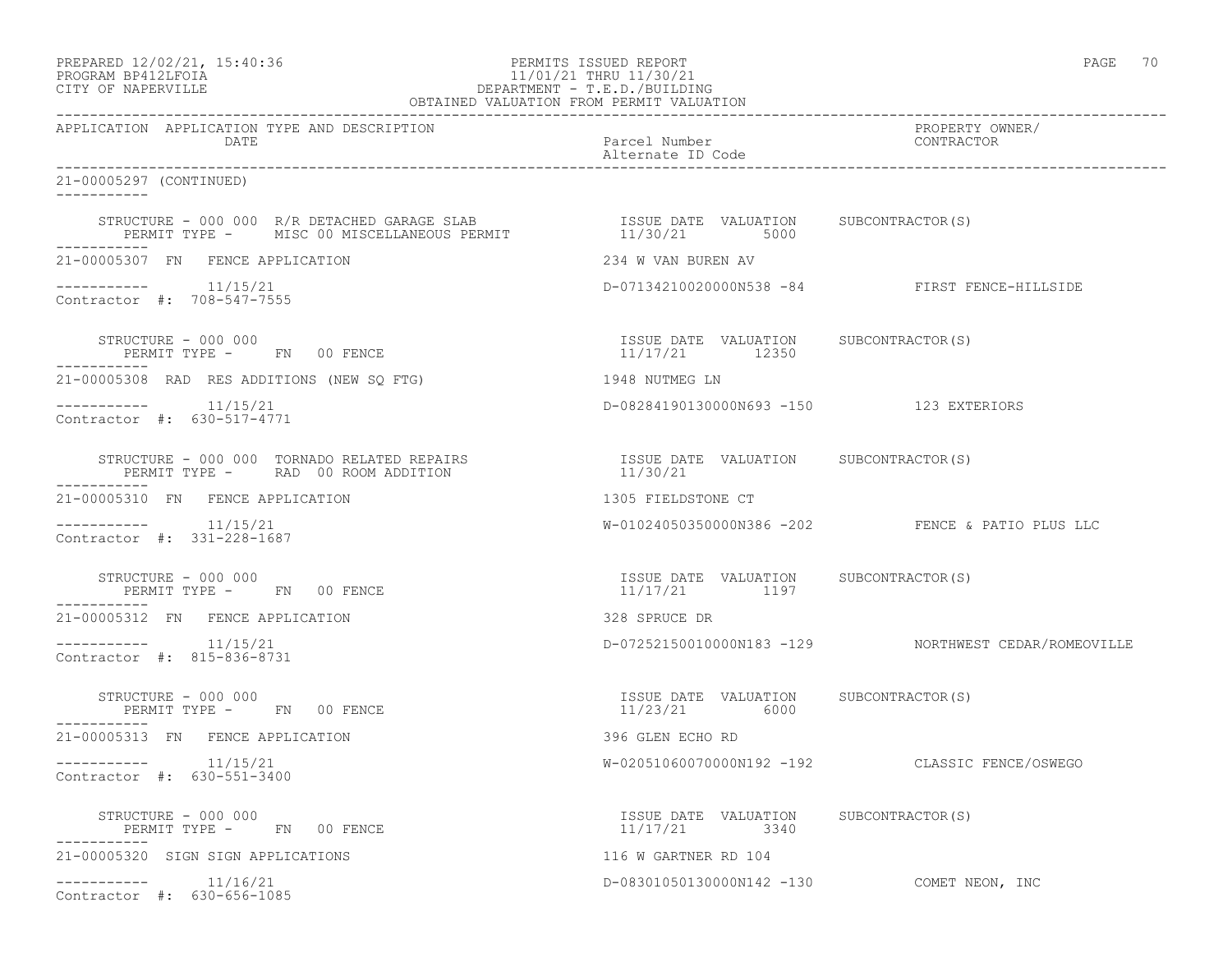PREPARED 12/02/21, 15:40:36
PROGRAM BP412LFOIA
CITY OF NAPERVILLE

PERMITS ISSUED REPORT
11/01/21 THRU 11/30/21
DEPARTMENT - T.E.D./BUILDING
OBTAINED VALUATION FROM PERMIT VALUATION

| APPLICATION | APPLICATION TYPE AND DESCRIPTION / DATE | Parcel Number / Alternate ID Code | PROPERTY OWNER/ CONTRACTOR |
|---|---|---|---|

21-00005297 (CONTINUED)

STRUCTURE - 000 000 R/R DETACHED GARAGE SLAB — ISSUE DATE 11/30/21 — VALUATION 5000 — SUBCONTRACTOR(S)
PERMIT TYPE - MISC 00 MISCELLANEOUS PERMIT

---

21-00005307 FN FENCE APPLICATION — 234 W VAN BUREN AV
11/15/21 — D-07134210020000N538 -84 — FIRST FENCE-HILLSIDE
Contractor #: 708-547-7555

STRUCTURE - 000 000 — ISSUE DATE 11/17/21 — VALUATION 12350 — SUBCONTRACTOR(S)
PERMIT TYPE - FN 00 FENCE

---

21-00005308 RAD RES ADDITIONS (NEW SQ FTG) — 1948 NUTMEG LN
11/15/21 — D-08284190130000N693 -150 — 123 EXTERIORS
Contractor #: 630-517-4771

STRUCTURE - 000 000 TORNADO RELATED REPAIRS — ISSUE DATE 11/30/21 — VALUATION — SUBCONTRACTOR(S)
PERMIT TYPE - RAD 00 ROOM ADDITION

---

21-00005310 FN FENCE APPLICATION — 1305 FIELDSTONE CT
11/15/21 — W-01024050350000N386 -202 — FENCE & PATIO PLUS LLC
Contractor #: 331-228-1687

STRUCTURE - 000 000 — ISSUE DATE 11/17/21 — VALUATION 1197 — SUBCONTRACTOR(S)
PERMIT TYPE - FN 00 FENCE

---

21-00005312 FN FENCE APPLICATION — 328 SPRUCE DR
11/15/21 — D-07252150010000N183 -129 — NORTHWEST CEDAR/ROMEOVILLE
Contractor #: 815-836-8731

STRUCTURE - 000 000 — ISSUE DATE 11/23/21 — VALUATION 6000 — SUBCONTRACTOR(S)
PERMIT TYPE - FN 00 FENCE

---

21-00005313 FN FENCE APPLICATION — 396 GLEN ECHO RD
11/15/21 — W-02051060070000N192 -192 — CLASSIC FENCE/OSWEGO
Contractor #: 630-551-3400

STRUCTURE - 000 000 — ISSUE DATE 11/17/21 — VALUATION 3340 — SUBCONTRACTOR(S)
PERMIT TYPE - FN 00 FENCE

---

21-00005320 SIGN SIGN APPLICATIONS — 116 W GARTNER RD 104
11/16/21 — D-08301050130000N142 -130 — COMET NEON, INC
Contractor #: 630-656-1085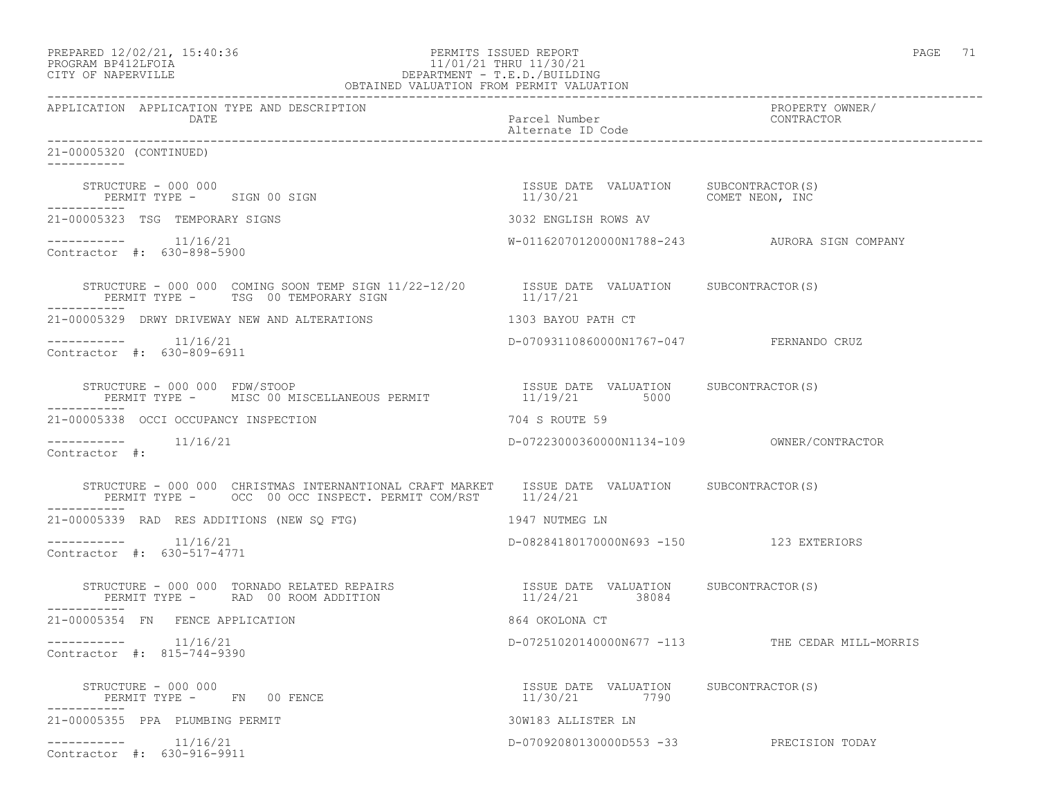PREPARED 12/02/21, 15:40:36
PROGRAM BP412LFOIA
CITY OF NAPERVILLE

PERMITS ISSUED REPORT
11/01/21 THRU 11/30/21
DEPARTMENT - T.E.D./BUILDING
OBTAINED VALUATION FROM PERMIT VALUATION

| APPLICATION | APPLICATION TYPE AND DESCRIPTION / DATE | Parcel Number / Alternate ID Code | PROPERTY OWNER/ CONTRACTOR |
|---|---|---|---|

21-00005320 (CONTINUED)

STRUCTURE - 000 000
PERMIT TYPE - SIGN 00 SIGN
ISSUE DATE 11/30/21 VALUATION SUBCONTRACTOR(S) COMET NEON, INC

21-00005323 TSG TEMPORARY SIGNS — 3032 ENGLISH ROWS AV
11/16/21 — W-01162070120000N1788-243 — AURORA SIGN COMPANY
Contractor #: 630-898-5900

STRUCTURE - 000 000 COMING SOON TEMP SIGN 11/22-12/20
PERMIT TYPE - TSG 00 TEMPORARY SIGN
ISSUE DATE 11/17/21 VALUATION SUBCONTRACTOR(S)

21-00005329 DRWY DRIVEWAY NEW AND ALTERATIONS — 1303 BAYOU PATH CT
11/16/21 — D-07093110860000N1767-047 — FERNANDO CRUZ
Contractor #: 630-809-6911

STRUCTURE - 000 000 FDW/STOOP
PERMIT TYPE - MISC 00 MISCELLANEOUS PERMIT
ISSUE DATE 11/19/21 VALUATION 5000 SUBCONTRACTOR(S)

21-00005338 OCCI OCCUPANCY INSPECTION — 704 S ROUTE 59
11/16/21 — D-07223000360000N1134-109 — OWNER/CONTRACTOR
Contractor #:

STRUCTURE - 000 000 CHRISTMAS INTERNANTIONAL CRAFT MARKET
PERMIT TYPE - OCC 00 OCC INSPECT. PERMIT COM/RST
ISSUE DATE 11/24/21 VALUATION SUBCONTRACTOR(S)

21-00005339 RAD RES ADDITIONS (NEW SQ FTG) — 1947 NUTMEG LN
11/16/21 — D-08284180170000N693 -150 — 123 EXTERIORS
Contractor #: 630-517-4771

STRUCTURE - 000 000 TORNADO RELATED REPAIRS
PERMIT TYPE - RAD 00 ROOM ADDITION
ISSUE DATE 11/24/21 VALUATION 38084 SUBCONTRACTOR(S)

21-00005354 FN FENCE APPLICATION — 864 OKOLONA CT
11/16/21 — D-07251020140000N677 -113 — THE CEDAR MILL-MORRIS
Contractor #: 815-744-9390

STRUCTURE - 000 000
PERMIT TYPE - FN 00 FENCE
ISSUE DATE 11/30/21 VALUATION 7790 SUBCONTRACTOR(S)

21-00005355 PPA PLUMBING PERMIT — 30W183 ALLISTER LN
11/16/21 — D-07092080130000D553 -33 — PRECISION TODAY
Contractor #: 630-916-9911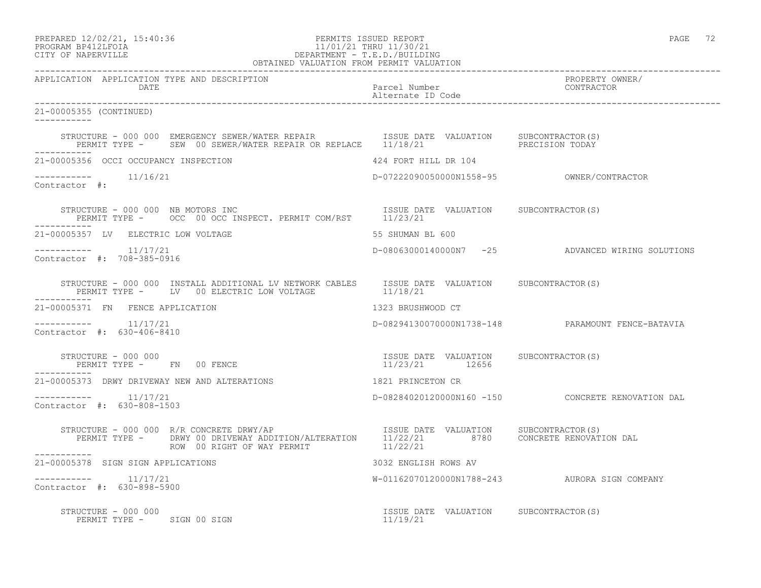PREPARED 12/02/21, 15:40:36
PROGRAM BP412LFOIA
CITY OF NAPERVILLE

PERMITS ISSUED REPORT
11/01/21 THRU 11/30/21
DEPARTMENT - T.E.D./BUILDING
OBTAINED VALUATION FROM PERMIT VALUATION

| APPLICATION | APPLICATION TYPE AND DESCRIPTION / DATE | Parcel Number / Alternate ID Code | PROPERTY OWNER/ CONTRACTOR |
|---|---|---|---|

**21-00005355 (CONTINUED)**

STRUCTURE - 000 000 EMERGENCY SEWER/WATER REPAIR — ISSUE DATE / VALUATION / SUBCONTRACTOR(S)
PERMIT TYPE - SEW 00 SEWER/WATER REPAIR OR REPLACE — 11/18/21 — PRECISION TODAY

---

**21-00005356 OCCI OCCUPANCY INSPECTION** — 424 FORT HILL DR 104
11/16/21 — D-07222090050000N1558-95 — OWNER/CONTRACTOR
Contractor #:

STRUCTURE - 000 000 NB MOTORS INC — ISSUE DATE / VALUATION / SUBCONTRACTOR(S)
PERMIT TYPE - OCC 00 OCC INSPECT. PERMIT COM/RST — 11/23/21

---

**21-00005357 LV ELECTRIC LOW VOLTAGE** — 55 SHUMAN BL 600
11/17/21 — D-08063000140000N7 -25 — ADVANCED WIRING SOLUTIONS
Contractor #: 708-385-0916

STRUCTURE - 000 000 INSTALL ADDITIONAL LV NETWORK CABLES — ISSUE DATE / VALUATION / SUBCONTRACTOR(S)
PERMIT TYPE - LV 00 ELECTRIC LOW VOLTAGE — 11/18/21

---

**21-00005371 FN FENCE APPLICATION** — 1323 BRUSHWOOD CT
11/17/21 — D-08294130070000N1738-148 — PARAMOUNT FENCE-BATAVIA
Contractor #: 630-406-8410

STRUCTURE - 000 000 — ISSUE DATE / VALUATION / SUBCONTRACTOR(S)
PERMIT TYPE - FN 00 FENCE — 11/23/21 — 12656

---

**21-00005373 DRWY DRIVEWAY NEW AND ALTERATIONS** — 1821 PRINCETON CR
11/17/21 — D-08284020120000N160 -150 — CONCRETE RENOVATION DAL
Contractor #: 630-808-1503

STRUCTURE - 000 000 R/R CONCRETE DRWY/AP — ISSUE DATE / VALUATION / SUBCONTRACTOR(S)
PERMIT TYPE - DRWY 00 DRIVEWAY ADDITION/ALTERATION — 11/22/21 — 8780 — CONCRETE RENOVATION DAL
ROW 00 RIGHT OF WAY PERMIT — 11/22/21

---

**21-00005378 SIGN SIGN APPLICATIONS** — 3032 ENGLISH ROWS AV
11/17/21 — W-01162070120000N1788-243 — AURORA SIGN COMPANY
Contractor #: 630-898-5900

STRUCTURE - 000 000 — ISSUE DATE / VALUATION / SUBCONTRACTOR(S)
PERMIT TYPE - SIGN 00 SIGN — 11/19/21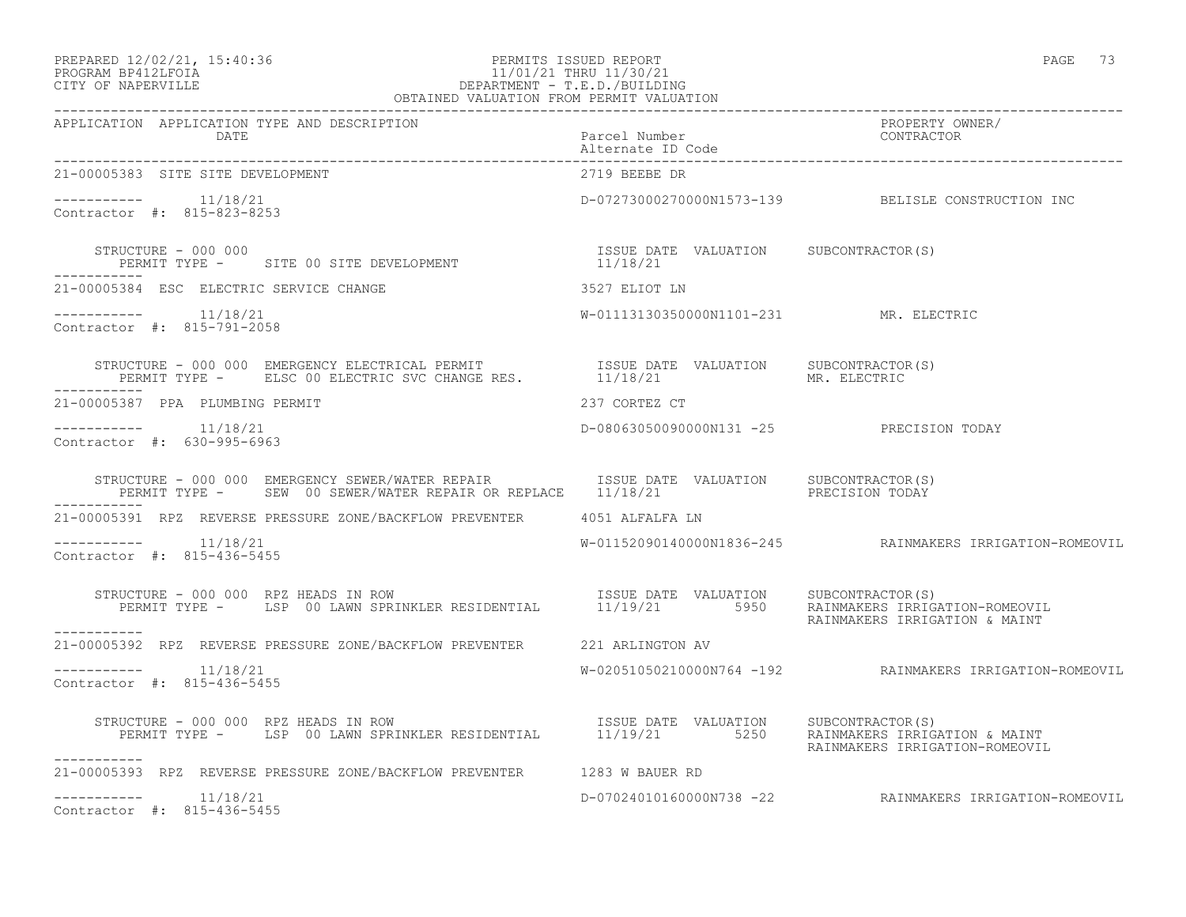OBTAINED VALUATION FROM PERMIT VALUATION

| APPLICATION | APPLICATION TYPE AND DESCRIPTION / DATE | Parcel Number / Alternate ID Code | PROPERTY OWNER/ CONTRACTOR |
|---|---|---|---|
| 21-00005383 | SITE SITE DEVELOPMENT | 2719 BEEBE DR | |
| ----------- | 11/18/21 | D-07273000270000N1573-139 | BELISLE CONSTRUCTION INC |
| Contractor #: 815-823-8253 | | | |
| | STRUCTURE - 000 000<br>PERMIT TYPE - SITE 00 SITE DEVELOPMENT | ISSUE DATE 11/18/21 VALUATION | SUBCONTRACTOR(S) |
| 21-00005384 | ESC ELECTRIC SERVICE CHANGE | 3527 ELIOT LN | |
| ----------- | 11/18/21 | W-01113130350000N1101-231 | MR. ELECTRIC |
| Contractor #: 815-791-2058 | | | |
| | STRUCTURE - 000 000 EMERGENCY ELECTRICAL PERMIT<br>PERMIT TYPE - ELSC 00 ELECTRIC SVC CHANGE RES. | ISSUE DATE 11/18/21 VALUATION | SUBCONTRACTOR(S)<br>MR. ELECTRIC |
| 21-00005387 | PPA PLUMBING PERMIT | 237 CORTEZ CT | |
| ----------- | 11/18/21 | D-08063050090000N131 -25 | PRECISION TODAY |
| Contractor #: 630-995-6963 | | | |
| | STRUCTURE - 000 000 EMERGENCY SEWER/WATER REPAIR<br>PERMIT TYPE - SEW 00 SEWER/WATER REPAIR OR REPLACE | ISSUE DATE 11/18/21 VALUATION | SUBCONTRACTOR(S)<br>PRECISION TODAY |
| 21-00005391 | RPZ REVERSE PRESSURE ZONE/BACKFLOW PREVENTER | 4051 ALFALFA LN | |
| ----------- | 11/18/21 | W-01152090140000N1836-245 | RAINMAKERS IRRIGATION-ROMEOVIL |
| Contractor #: 815-436-5455 | | | |
| | STRUCTURE - 000 000 RPZ HEADS IN ROW<br>PERMIT TYPE - LSP 00 LAWN SPRINKLER RESIDENTIAL | ISSUE DATE 11/19/21 VALUATION 5950 | SUBCONTRACTOR(S)<br>RAINMAKERS IRRIGATION-ROMEOVIL<br>RAINMAKERS IRRIGATION & MAINT |
| 21-00005392 | RPZ REVERSE PRESSURE ZONE/BACKFLOW PREVENTER | 221 ARLINGTON AV | |
| ----------- | 11/18/21 | W-02051050210000N764 -192 | RAINMAKERS IRRIGATION-ROMEOVIL |
| Contractor #: 815-436-5455 | | | |
| | STRUCTURE - 000 000 RPZ HEADS IN ROW<br>PERMIT TYPE - LSP 00 LAWN SPRINKLER RESIDENTIAL | ISSUE DATE 11/19/21 VALUATION 5250 | SUBCONTRACTOR(S)<br>RAINMAKERS IRRIGATION & MAINT<br>RAINMAKERS IRRIGATION-ROMEOVIL |
| 21-00005393 | RPZ REVERSE PRESSURE ZONE/BACKFLOW PREVENTER | 1283 W BAUER RD | |
| ----------- | 11/18/21 | D-07024010160000N738 -22 | RAINMAKERS IRRIGATION-ROMEOVIL |
| Contractor #: 815-436-5455 | | | |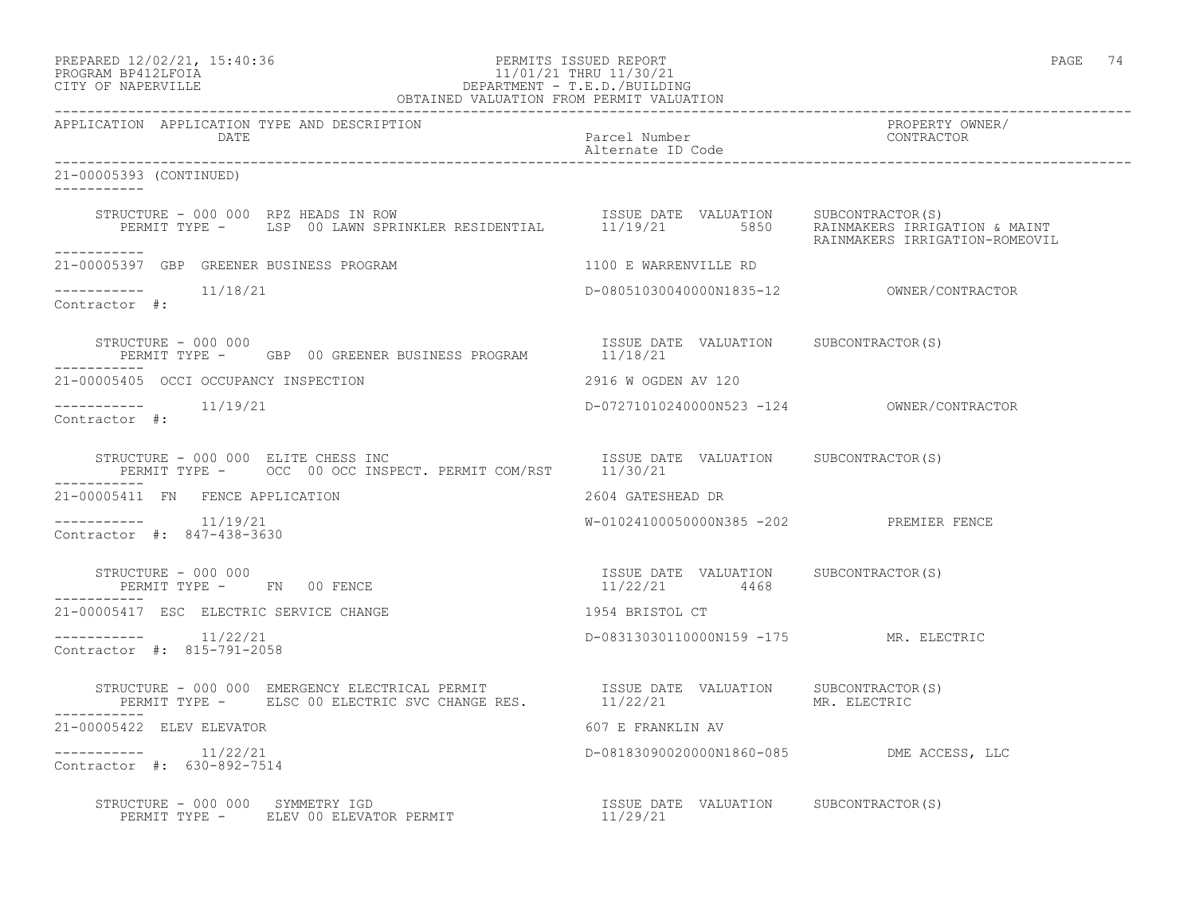PERMITS ISSUED REPORT
11/01/21 THRU 11/30/21
DEPARTMENT - T.E.D./BUILDING
OBTAINED VALUATION FROM PERMIT VALUATION

PREPARED 12/02/21, 15:40:36
PROGRAM BP412LFOIA
CITY OF NAPERVILLE

| APPLICATION | APPLICATION TYPE AND DESCRIPTION / DATE | Parcel Number / Alternate ID Code | PROPERTY OWNER/ CONTRACTOR |
|---|---|---|---|

**21-00005393 (CONTINUED)**

STRUCTURE - 000 000 RPZ HEADS IN ROW
PERMIT TYPE - LSP 00 LAWN SPRINKLER RESIDENTIAL
ISSUE DATE 11/19/21 VALUATION 5850
SUBCONTRACTOR(S): RAINMAKERS IRRIGATION & MAINT; RAINMAKERS IRRIGATION-ROMEOVIL

---

**21-00005397 GBP GREENER BUSINESS PROGRAM** — 1100 E WARRENVILLE RD
Date: 11/18/21 — D-08051030040000N1835-12 — OWNER/CONTRACTOR
Contractor #:

STRUCTURE - 000 000
PERMIT TYPE - GBP 00 GREENER BUSINESS PROGRAM
ISSUE DATE 11/18/21 VALUATION
SUBCONTRACTOR(S)

---

**21-00005405 OCCI OCCUPANCY INSPECTION** — 2916 W OGDEN AV 120
Date: 11/19/21 — D-07271010240000N523 -124 — OWNER/CONTRACTOR
Contractor #:

STRUCTURE - 000 000 ELITE CHESS INC
PERMIT TYPE - OCC 00 OCC INSPECT. PERMIT COM/RST
ISSUE DATE 11/30/21 VALUATION
SUBCONTRACTOR(S)

---

**21-00005411 FN FENCE APPLICATION** — 2604 GATESHEAD DR
Date: 11/19/21 — W-01024100050000N385 -202 — PREMIER FENCE
Contractor #: 847-438-3630

STRUCTURE - 000 000
PERMIT TYPE - FN 00 FENCE
ISSUE DATE 11/22/21 VALUATION 4468
SUBCONTRACTOR(S)

---

**21-00005417 ESC ELECTRIC SERVICE CHANGE** — 1954 BRISTOL CT
Date: 11/22/21 — D-08313030110000N159 -175 — MR. ELECTRIC
Contractor #: 815-791-2058

STRUCTURE - 000 000 EMERGENCY ELECTRICAL PERMIT
PERMIT TYPE - ELSC 00 ELECTRIC SVC CHANGE RES.
ISSUE DATE 11/22/21 VALUATION
SUBCONTRACTOR(S): MR. ELECTRIC

---

**21-00005422 ELEV ELEVATOR** — 607 E FRANKLIN AV
Date: 11/22/21 — D-08183090020000N1860-085 — DME ACCESS, LLC
Contractor #: 630-892-7514

STRUCTURE - 000 000 SYMMETRY IGD
PERMIT TYPE - ELEV 00 ELEVATOR PERMIT
ISSUE DATE 11/29/21 VALUATION
SUBCONTRACTOR(S)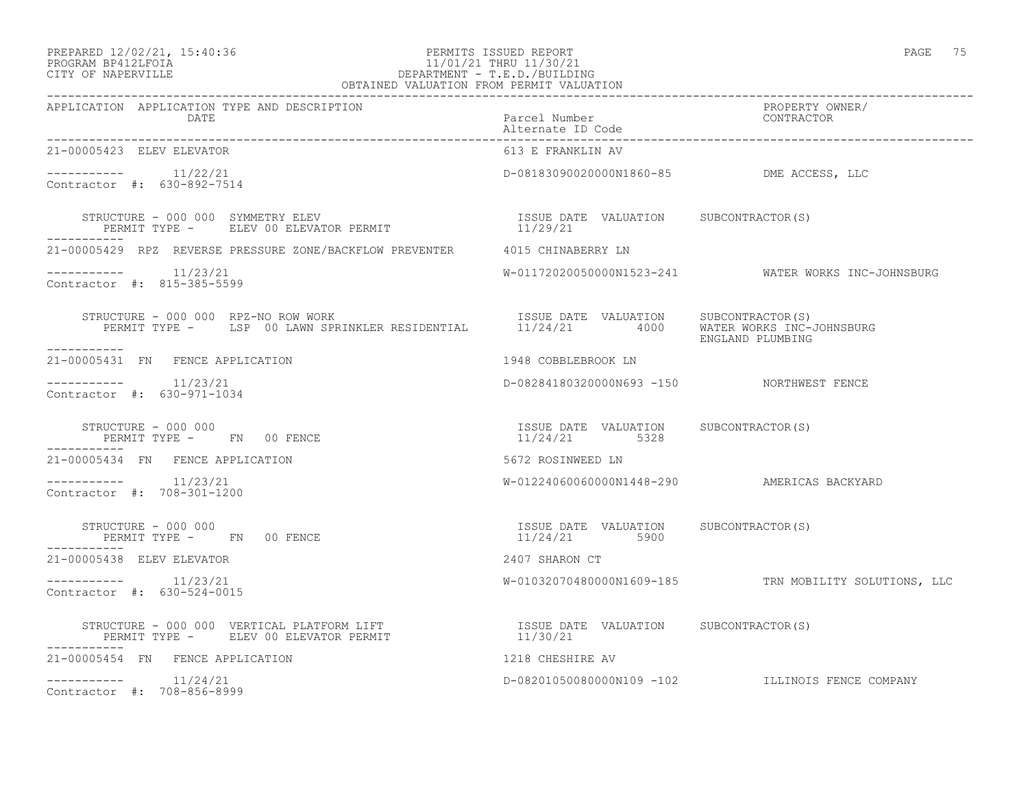OBTAINED VALUATION FROM PERMIT VALUATION

| APPLICATION | APPLICATION TYPE AND DESCRIPTION / DATE | Parcel Number / Alternate ID Code | PROPERTY OWNER/ CONTRACTOR |
|---|---|---|---|
| 21-00005423 | ELEV ELEVATOR | 613 E FRANKLIN AV | |
| ----------- | 11/22/21 | D-08183090020000N1860-85 | DME ACCESS, LLC |
| Contractor #: 630-892-7514 | | | |
| | STRUCTURE - 000 000 SYMMETRY ELEV<br>PERMIT TYPE - ELEV 00 ELEVATOR PERMIT | ISSUE DATE 11/29/21 VALUATION | SUBCONTRACTOR(S) |
| 21-00005429 | RPZ REVERSE PRESSURE ZONE/BACKFLOW PREVENTER | 4015 CHINABERRY LN | |
| ----------- | 11/23/21 | W-01172020050000N1523-241 | WATER WORKS INC-JOHNSBURG |
| Contractor #: 815-385-5599 | | | |
| | STRUCTURE - 000 000 RPZ-NO ROW WORK<br>PERMIT TYPE - LSP 00 LAWN SPRINKLER RESIDENTIAL | ISSUE DATE 11/24/21 VALUATION 4000 | SUBCONTRACTOR(S)<br>WATER WORKS INC-JOHNSBURG<br>ENGLAND PLUMBING |
| 21-00005431 | FN FENCE APPLICATION | 1948 COBBLEBROOK LN | |
| ----------- | 11/23/21 | D-08284180320000N693 -150 | NORTHWEST FENCE |
| Contractor #: 630-971-1034 | | | |
| | STRUCTURE - 000 000<br>PERMIT TYPE - FN 00 FENCE | ISSUE DATE 11/24/21 VALUATION 5328 | SUBCONTRACTOR(S) |
| 21-00005434 | FN FENCE APPLICATION | 5672 ROSINWEED LN | |
| ----------- | 11/23/21 | W-01224060060000N1448-290 | AMERICAS BACKYARD |
| Contractor #: 708-301-1200 | | | |
| | STRUCTURE - 000 000<br>PERMIT TYPE - FN 00 FENCE | ISSUE DATE 11/24/21 VALUATION 5900 | SUBCONTRACTOR(S) |
| 21-00005438 | ELEV ELEVATOR | 2407 SHARON CT | |
| ----------- | 11/23/21 | W-01032070480000N1609-185 | TRN MOBILITY SOLUTIONS, LLC |
| Contractor #: 630-524-0015 | | | |
| | STRUCTURE - 000 000 VERTICAL PLATFORM LIFT<br>PERMIT TYPE - ELEV 00 ELEVATOR PERMIT | ISSUE DATE 11/30/21 VALUATION | SUBCONTRACTOR(S) |
| 21-00005454 | FN FENCE APPLICATION | 1218 CHESHIRE AV | |
| ----------- | 11/24/21 | D-08201050080000N109 -102 | ILLINOIS FENCE COMPANY |
| Contractor #: 708-856-8999 | | | |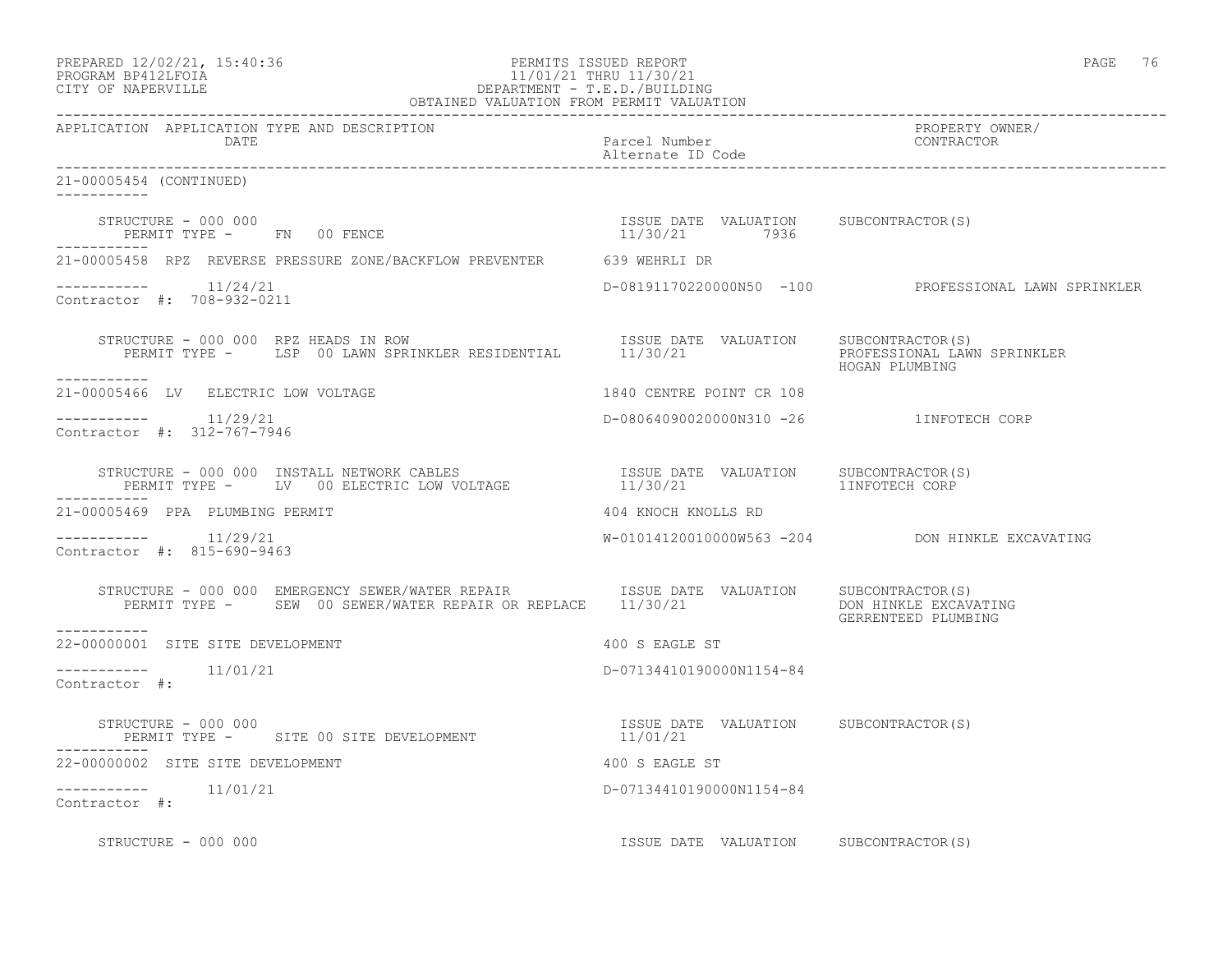PREPARED 12/02/21, 15:40:36 PERMITS ISSUED REPORT
PROGRAM BP412LFOIA 11/01/21 THRU 11/30/21
CITY OF NAPERVILLE DEPARTMENT - T.E.D./BUILDING
OBTAINED VALUATION FROM PERMIT VALUATION

| APPLICATION APPLICATION TYPE AND DESCRIPTION DATE | Parcel Number Alternate ID Code | PROPERTY OWNER/ CONTRACTOR |
|---|---|---|

21-00005454 (CONTINUED)

STRUCTURE - 000 000 — ISSUE DATE 11/30/21 — VALUATION 7936 — SUBCONTRACTOR(S)
PERMIT TYPE - FN 00 FENCE

21-00005458 RPZ REVERSE PRESSURE ZONE/BACKFLOW PREVENTER — 639 WEHRLI DR
11/24/21 — D-08191170220000N50 -100 — PROFESSIONAL LAWN SPRINKLER
Contractor #: 708-932-0211

STRUCTURE - 000 000 RPZ HEADS IN ROW — ISSUE DATE 11/30/21 — VALUATION — SUBCONTRACTOR(S): PROFESSIONAL LAWN SPRINKLER, HOGAN PLUMBING
PERMIT TYPE - LSP 00 LAWN SPRINKLER RESIDENTIAL

21-00005466 LV ELECTRIC LOW VOLTAGE — 1840 CENTRE POINT CR 108
11/29/21 — D-08064090020000N310 -26 — 1INFOTECH CORP
Contractor #: 312-767-7946

STRUCTURE - 000 000 INSTALL NETWORK CABLES — ISSUE DATE 11/30/21 — VALUATION — SUBCONTRACTOR(S): 1INFOTECH CORP
PERMIT TYPE - LV 00 ELECTRIC LOW VOLTAGE

21-00005469 PPA PLUMBING PERMIT — 404 KNOCH KNOLLS RD
11/29/21 — W-01014120010000W563 -204 — DON HINKLE EXCAVATING
Contractor #: 815-690-9463

STRUCTURE - 000 000 EMERGENCY SEWER/WATER REPAIR — ISSUE DATE 11/30/21 — VALUATION — SUBCONTRACTOR(S): DON HINKLE EXCAVATING, GERRENTEED PLUMBING
PERMIT TYPE - SEW 00 SEWER/WATER REPAIR OR REPLACE

22-00000001 SITE SITE DEVELOPMENT — 400 S EAGLE ST
11/01/21 — D-07134410190000N1154-84
Contractor #:

STRUCTURE - 000 000 — ISSUE DATE 11/01/21 — VALUATION — SUBCONTRACTOR(S)
PERMIT TYPE - SITE 00 SITE DEVELOPMENT

22-00000002 SITE SITE DEVELOPMENT — 400 S EAGLE ST
11/01/21 — D-07134410190000N1154-84
Contractor #:

STRUCTURE - 000 000 — ISSUE DATE — VALUATION — SUBCONTRACTOR(S)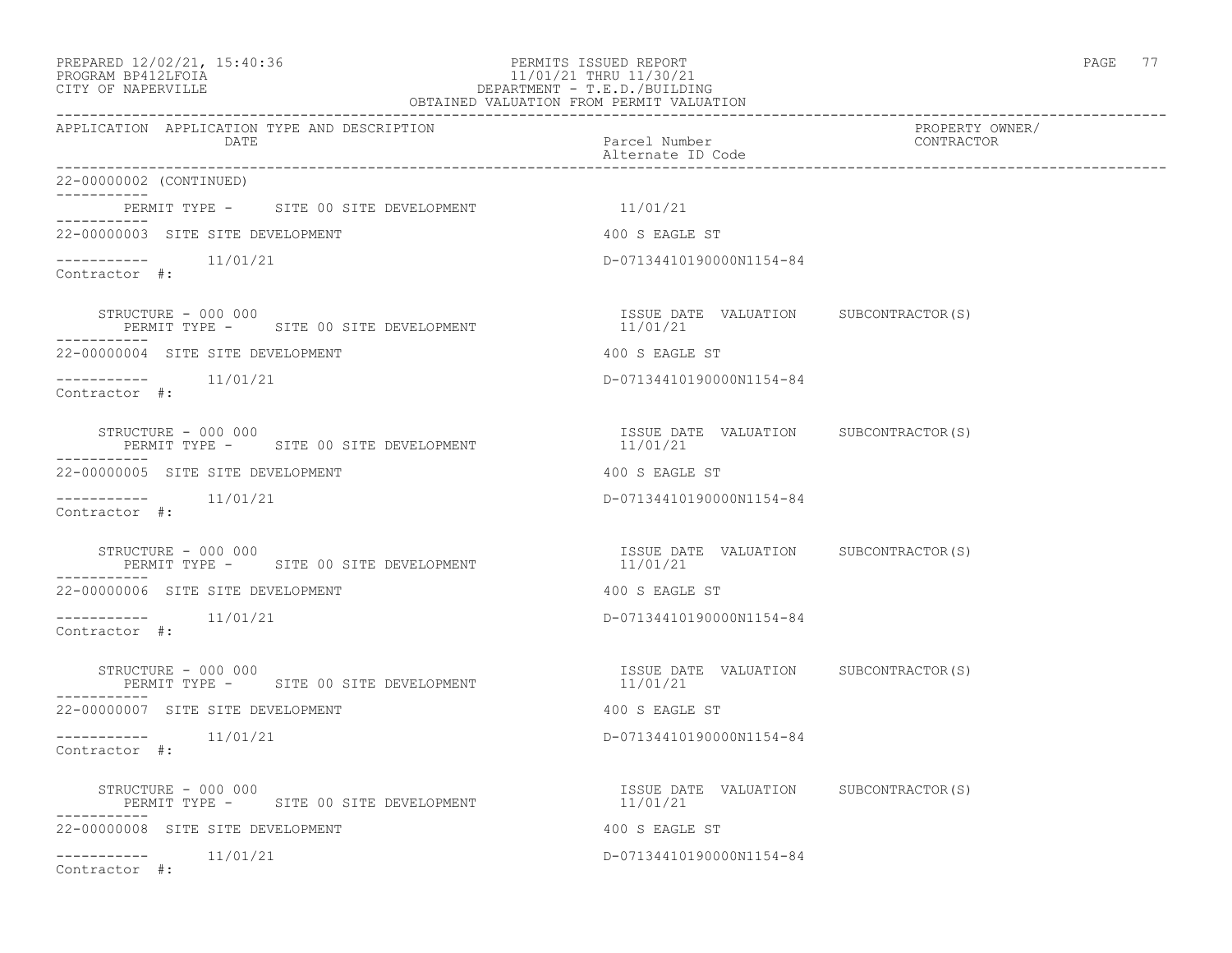PERMITS ISSUED REPORT
11/01/21 THRU 11/30/21
DEPARTMENT - T.E.D./BUILDING
OBTAINED VALUATION FROM PERMIT VALUATION

PREPARED 12/02/21, 15:40:36
PROGRAM BP412LFOIA
CITY OF NAPERVILLE

| APPLICATION | APPLICATION TYPE AND DESCRIPTION DATE | Parcel Number Alternate ID Code | PROPERTY OWNER/ CONTRACTOR |
|---|---|---|---|

22-00000002 (CONTINUED)

PERMIT TYPE - SITE 00 SITE DEVELOPMENT 11/01/21

22-00000003 SITE SITE DEVELOPMENT 400 S EAGLE ST
11/01/21 D-07134410190000N1154-84
Contractor #:

STRUCTURE - 000 000 ISSUE DATE VALUATION SUBCONTRACTOR(S)
PERMIT TYPE - SITE 00 SITE DEVELOPMENT 11/01/21

22-00000004 SITE SITE DEVELOPMENT 400 S EAGLE ST
11/01/21 D-07134410190000N1154-84
Contractor #:

STRUCTURE - 000 000 ISSUE DATE VALUATION SUBCONTRACTOR(S)
PERMIT TYPE - SITE 00 SITE DEVELOPMENT 11/01/21

22-00000005 SITE SITE DEVELOPMENT 400 S EAGLE ST
11/01/21 D-07134410190000N1154-84
Contractor #:

STRUCTURE - 000 000 ISSUE DATE VALUATION SUBCONTRACTOR(S)
PERMIT TYPE - SITE 00 SITE DEVELOPMENT 11/01/21

22-00000006 SITE SITE DEVELOPMENT 400 S EAGLE ST
11/01/21 D-07134410190000N1154-84
Contractor #:

STRUCTURE - 000 000 ISSUE DATE VALUATION SUBCONTRACTOR(S)
PERMIT TYPE - SITE 00 SITE DEVELOPMENT 11/01/21

22-00000007 SITE SITE DEVELOPMENT 400 S EAGLE ST
11/01/21 D-07134410190000N1154-84
Contractor #:

STRUCTURE - 000 000 ISSUE DATE VALUATION SUBCONTRACTOR(S)
PERMIT TYPE - SITE 00 SITE DEVELOPMENT 11/01/21

22-00000008 SITE SITE DEVELOPMENT 400 S EAGLE ST
11/01/21 D-07134410190000N1154-84
Contractor #: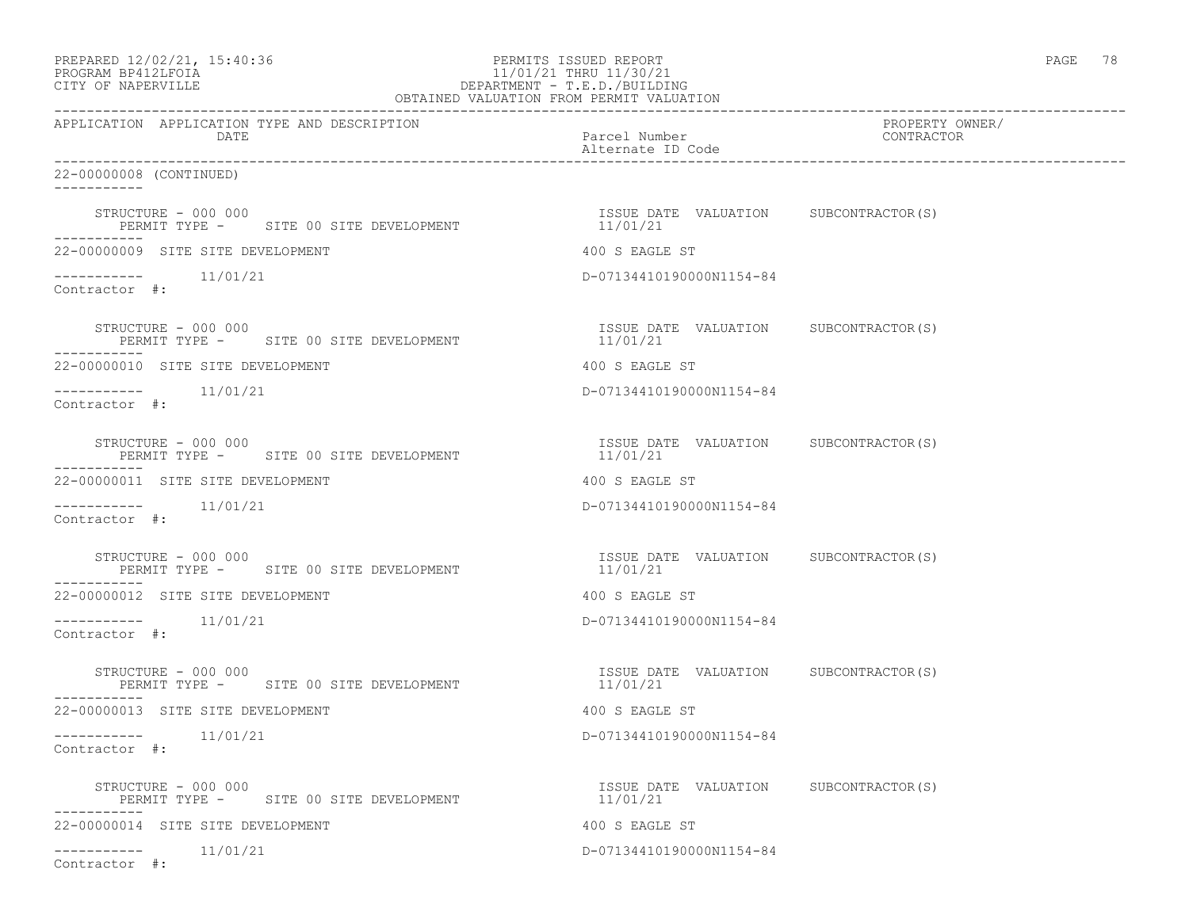22-00000008 (CONTINUED)

STRUCTURE - 000 000
PERMIT TYPE - SITE 00 SITE DEVELOPMENT

ISSUE DATE 11/01/21 VALUATION SUBCONTRACTOR(S)

22-00000009 SITE SITE DEVELOPMENT — 400 S EAGLE ST

11/01/21 — D-07134410190000N1154-84

Contractor #:

STRUCTURE - 000 000
PERMIT TYPE - SITE 00 SITE DEVELOPMENT

ISSUE DATE 11/01/21 VALUATION SUBCONTRACTOR(S)

22-00000010 SITE SITE DEVELOPMENT — 400 S EAGLE ST

11/01/21 — D-07134410190000N1154-84

Contractor #:

STRUCTURE - 000 000
PERMIT TYPE - SITE 00 SITE DEVELOPMENT

ISSUE DATE 11/01/21 VALUATION SUBCONTRACTOR(S)

22-00000011 SITE SITE DEVELOPMENT — 400 S EAGLE ST

11/01/21 — D-07134410190000N1154-84

Contractor #:

STRUCTURE - 000 000
PERMIT TYPE - SITE 00 SITE DEVELOPMENT

ISSUE DATE 11/01/21 VALUATION SUBCONTRACTOR(S)

22-00000012 SITE SITE DEVELOPMENT — 400 S EAGLE ST

11/01/21 — D-07134410190000N1154-84

Contractor #:

STRUCTURE - 000 000
PERMIT TYPE - SITE 00 SITE DEVELOPMENT

ISSUE DATE 11/01/21 VALUATION SUBCONTRACTOR(S)

22-00000013 SITE SITE DEVELOPMENT — 400 S EAGLE ST

11/01/21 — D-07134410190000N1154-84

Contractor #:

STRUCTURE - 000 000
PERMIT TYPE - SITE 00 SITE DEVELOPMENT

ISSUE DATE 11/01/21 VALUATION SUBCONTRACTOR(S)

22-00000014 SITE SITE DEVELOPMENT — 400 S EAGLE ST

11/01/21 — D-07134410190000N1154-84

Contractor #: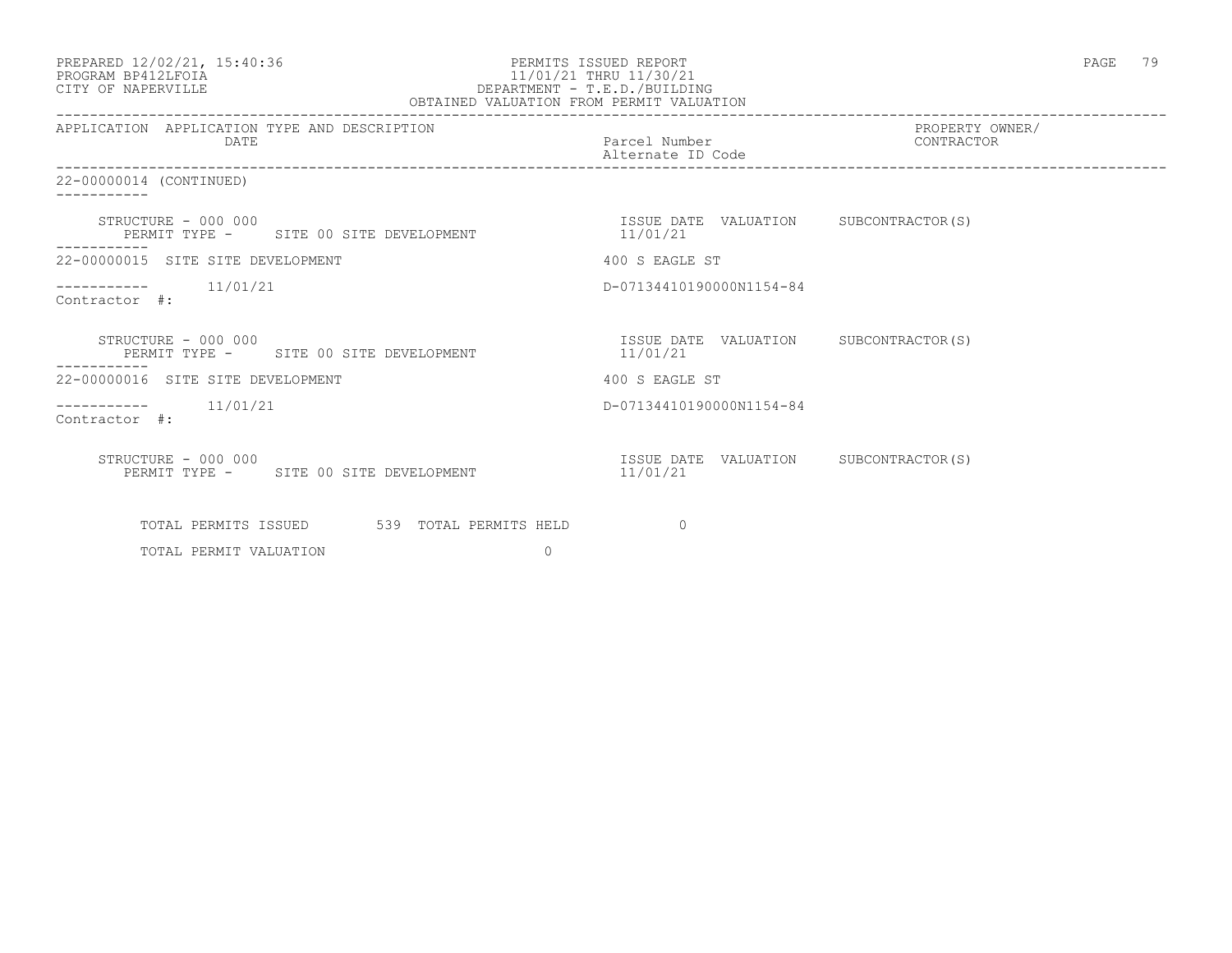| APPLICATION | APPLICATION TYPE AND DESCRIPTION DATE | Parcel Number Alternate ID Code | PROPERTY OWNER/ CONTRACTOR |
|---|---|---|---|

22-00000014 (CONTINUED)

STRUCTURE - 000 000
PERMIT TYPE - SITE 00 SITE DEVELOPMENT

| ISSUE DATE | VALUATION | SUBCONTRACTOR(S) |
|---|---|---|
| 11/01/21 | | |

22-00000015 SITE SITE DEVELOPMENT — 400 S EAGLE ST

11/01/21 — D-07134410190000N1154-84

Contractor #:

STRUCTURE - 000 000
PERMIT TYPE - SITE 00 SITE DEVELOPMENT

| ISSUE DATE | VALUATION | SUBCONTRACTOR(S) |
|---|---|---|
| 11/01/21 | | |

22-00000016 SITE SITE DEVELOPMENT — 400 S EAGLE ST

11/01/21 — D-07134410190000N1154-84

Contractor #:

STRUCTURE - 000 000
PERMIT TYPE - SITE 00 SITE DEVELOPMENT

| ISSUE DATE | VALUATION | SUBCONTRACTOR(S) |
|---|---|---|
| 11/01/21 | | |

TOTAL PERMITS ISSUED 539 TOTAL PERMITS HELD 0

TOTAL PERMIT VALUATION 0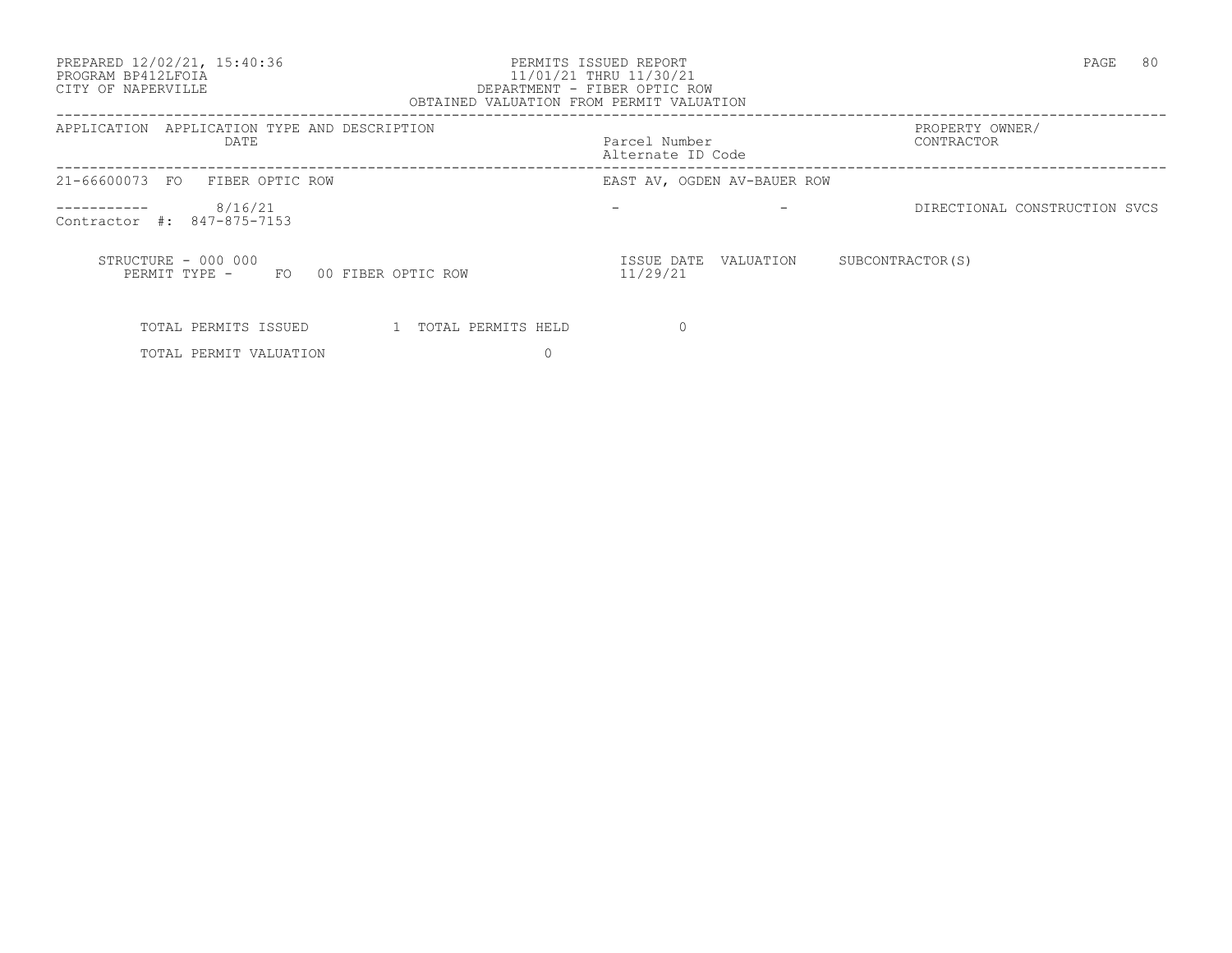PREPARED 12/02/21, 15:40:36
PROGRAM BP412LFOIA
CITY OF NAPERVILLE

PERMITS ISSUED REPORT
11/01/21 THRU 11/30/21
DEPARTMENT - FIBER OPTIC ROW
OBTAINED VALUATION FROM PERMIT VALUATION

| APPLICATION | APPLICATION TYPE AND DESCRIPTION DATE | Parcel Number Alternate ID Code | | PROPERTY OWNER/ CONTRACTOR |
|---|---|---|---|---|
| 21-66600073 | FO FIBER OPTIC ROW | EAST AV, OGDEN AV-BAUER ROW | | |
| ----------- | 8/16/21 | - | - | DIRECTIONAL CONSTRUCTION SVCS |
| Contractor #: 847-875-7153 | | | | |

STRUCTURE - 000 000
PERMIT TYPE - FO 00 FIBER OPTIC ROW

| ISSUE DATE | VALUATION | SUBCONTRACTOR(S) |
|---|---|---|
| 11/29/21 | | |

| | | | |
|---|---|---|---|
| TOTAL PERMITS ISSUED | 1 | TOTAL PERMITS HELD | 0 |
| TOTAL PERMIT VALUATION | 0 | | |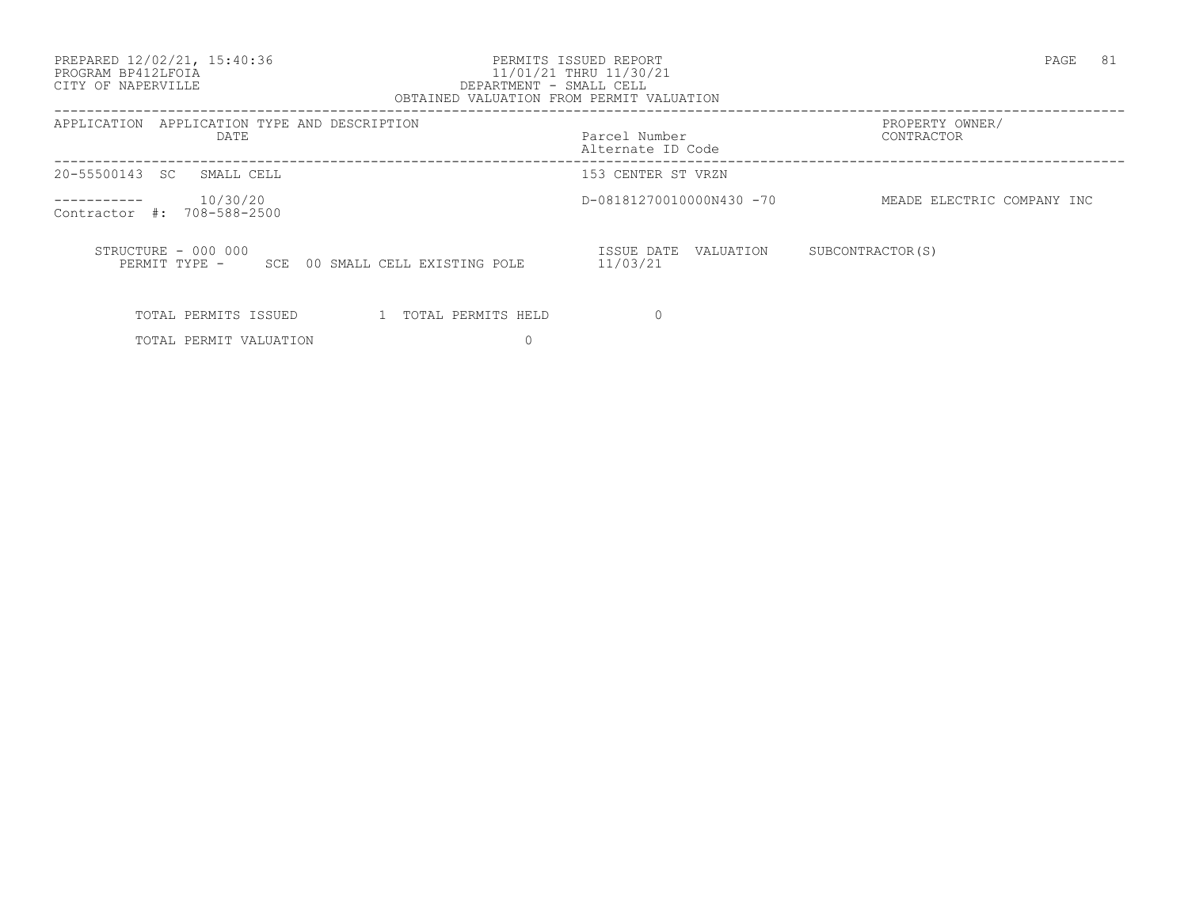PREPARED 12/02/21, 15:40:36
PROGRAM BP412LFOIA
CITY OF NAPERVILLE

PERMITS ISSUED REPORT
11/01/21 THRU 11/30/21
DEPARTMENT - SMALL CELL
OBTAINED VALUATION FROM PERMIT VALUATION

| APPLICATION | APPLICATION TYPE AND DESCRIPTION DATE | Parcel Number Alternate ID Code | PROPERTY OWNER/ CONTRACTOR |
|---|---|---|---|
| 20-55500143 | SC SMALL CELL | 153 CENTER ST VRZN | |
| ----------- | 10/30/20 | D-08181270010000N430 -70 | MEADE ELECTRIC COMPANY INC |
| Contractor #: 708-588-2500 | | | |

STRUCTURE - 000 000
PERMIT TYPE - SCE 00 SMALL CELL EXISTING POLE

| ISSUE DATE | VALUATION | SUBCONTRACTOR(S) |
|---|---|---|
| 11/03/21 | | |

| | | | |
|---|---|---|---|
| TOTAL PERMITS ISSUED | 1 | TOTAL PERMITS HELD | 0 |
| TOTAL PERMIT VALUATION | 0 | | |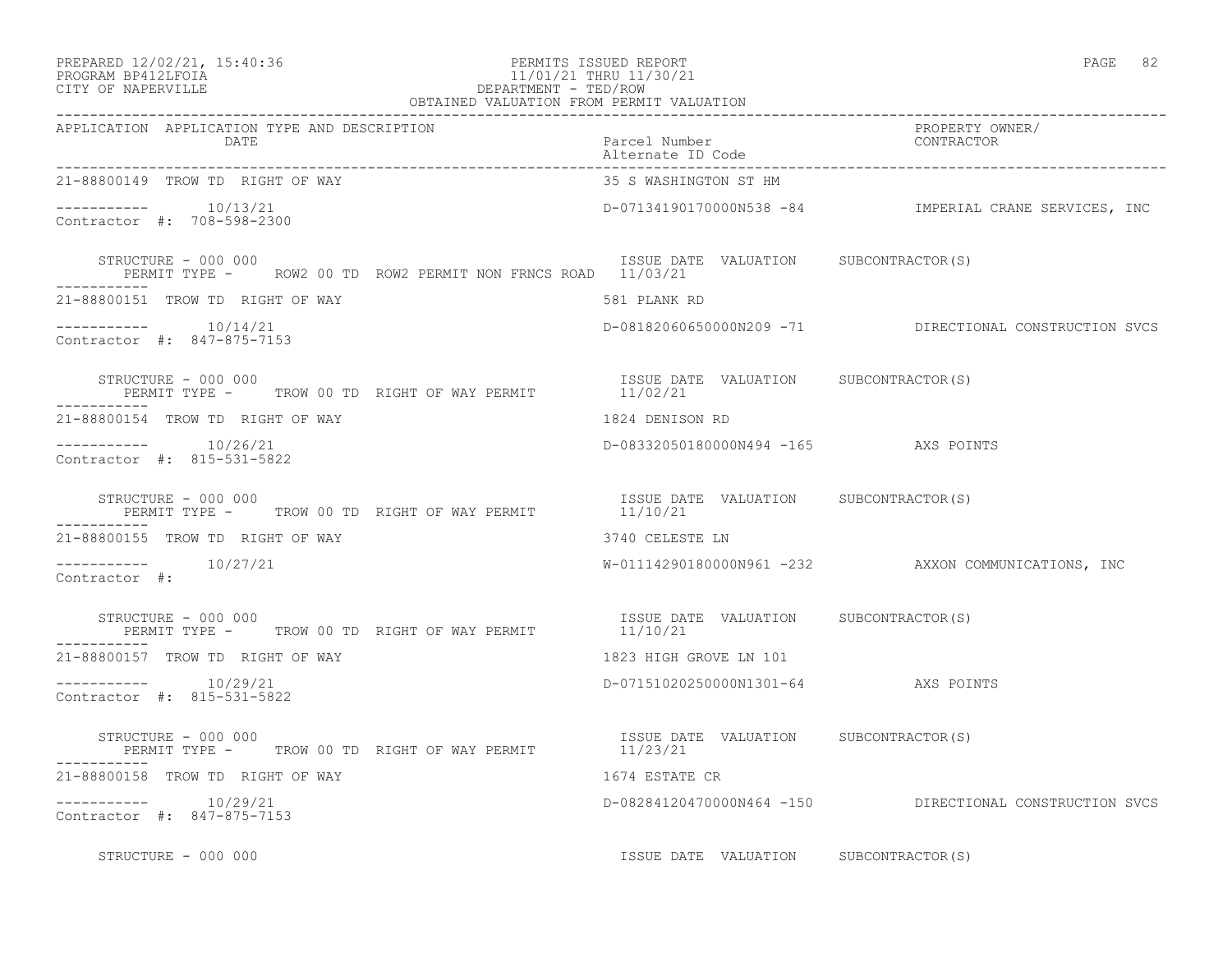PERMITS ISSUED REPORT
11/01/21 THRU 11/30/21
DEPARTMENT - TED/ROW
OBTAINED VALUATION FROM PERMIT VALUATION

PREPARED 12/02/21, 15:40:36
PROGRAM BP412LFOIA
CITY OF NAPERVILLE

| APPLICATION | APPLICATION TYPE AND DESCRIPTION / DATE | Parcel Number / Alternate ID Code | PROPERTY OWNER/ CONTRACTOR |
|---|---|---|---|
| 21-88800149 | TROW TD RIGHT OF WAY | 35 S WASHINGTON ST HM | |
| ----------- | 10/13/21 | D-07134190170000N538 -84 | IMPERIAL CRANE SERVICES, INC |
| Contractor #: 708-598-2300 | | | |
| STRUCTURE - 000 000 | PERMIT TYPE - ROW2 00 TD ROW2 PERMIT NON FRNCS ROAD | ISSUE DATE 11/03/21 VALUATION | SUBCONTRACTOR(S) |
| 21-88800151 | TROW TD RIGHT OF WAY | 581 PLANK RD | |
| ----------- | 10/14/21 | D-08182060650000N209 -71 | DIRECTIONAL CONSTRUCTION SVCS |
| Contractor #: 847-875-7153 | | | |
| STRUCTURE - 000 000 | PERMIT TYPE - TROW 00 TD RIGHT OF WAY PERMIT | ISSUE DATE 11/02/21 VALUATION | SUBCONTRACTOR(S) |
| 21-88800154 | TROW TD RIGHT OF WAY | 1824 DENISON RD | |
| ----------- | 10/26/21 | D-08332050180000N494 -165 | AXS POINTS |
| Contractor #: 815-531-5822 | | | |
| STRUCTURE - 000 000 | PERMIT TYPE - TROW 00 TD RIGHT OF WAY PERMIT | ISSUE DATE 11/10/21 VALUATION | SUBCONTRACTOR(S) |
| 21-88800155 | TROW TD RIGHT OF WAY | 3740 CELESTE LN | |
| ----------- | 10/27/21 | W-01114290180000N961 -232 | AXXON COMMUNICATIONS, INC |
| Contractor #: | | | |
| STRUCTURE - 000 000 | PERMIT TYPE - TROW 00 TD RIGHT OF WAY PERMIT | ISSUE DATE 11/10/21 VALUATION | SUBCONTRACTOR(S) |
| 21-88800157 | TROW TD RIGHT OF WAY | 1823 HIGH GROVE LN 101 | |
| ----------- | 10/29/21 | D-07151020250000N1301-64 | AXS POINTS |
| Contractor #: 815-531-5822 | | | |
| STRUCTURE - 000 000 | PERMIT TYPE - TROW 00 TD RIGHT OF WAY PERMIT | ISSUE DATE 11/23/21 VALUATION | SUBCONTRACTOR(S) |
| 21-88800158 | TROW TD RIGHT OF WAY | 1674 ESTATE CR | |
| ----------- | 10/29/21 | D-08284120470000N464 -150 | DIRECTIONAL CONSTRUCTION SVCS |
| Contractor #: 847-875-7153 | | | |
| STRUCTURE - 000 000 | | ISSUE DATE VALUATION | SUBCONTRACTOR(S) |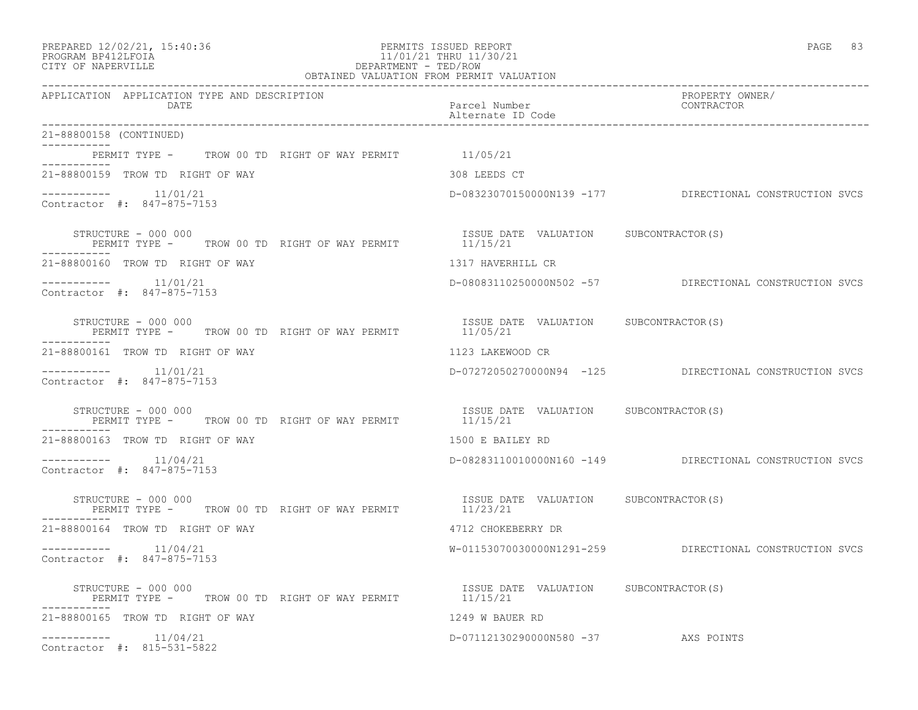21-88800158 (CONTINUED)

PERMIT TYPE - TROW 00 TD RIGHT OF WAY PERMIT 11/05/21

| APPLICATION | APPLICATION TYPE AND DESCRIPTION / DATE | Parcel Number / Alternate ID Code | PROPERTY OWNER/ CONTRACTOR |
|---|---|---|---|
| 21-88800159 | TROW TD RIGHT OF WAY | 308 LEEDS CT | |
| | 11/01/21 | D-08323070150000N139 -177 | DIRECTIONAL CONSTRUCTION SVCS |
| | Contractor #: 847-875-7153 | | |
| | STRUCTURE - 000 000 / PERMIT TYPE - TROW 00 TD RIGHT OF WAY PERMIT | ISSUE DATE VALUATION 11/15/21 | SUBCONTRACTOR(S) |
| 21-88800160 | TROW TD RIGHT OF WAY | 1317 HAVERHILL CR | |
| | 11/01/21 | D-08083110250000N502 -57 | DIRECTIONAL CONSTRUCTION SVCS |
| | Contractor #: 847-875-7153 | | |
| | STRUCTURE - 000 000 / PERMIT TYPE - TROW 00 TD RIGHT OF WAY PERMIT | ISSUE DATE VALUATION 11/05/21 | SUBCONTRACTOR(S) |
| 21-88800161 | TROW TD RIGHT OF WAY | 1123 LAKEWOOD CR | |
| | 11/01/21 | D-07272050270000N94 -125 | DIRECTIONAL CONSTRUCTION SVCS |
| | Contractor #: 847-875-7153 | | |
| | STRUCTURE - 000 000 / PERMIT TYPE - TROW 00 TD RIGHT OF WAY PERMIT | ISSUE DATE VALUATION 11/15/21 | SUBCONTRACTOR(S) |
| 21-88800163 | TROW TD RIGHT OF WAY | 1500 E BAILEY RD | |
| | 11/04/21 | D-08283110010000N160 -149 | DIRECTIONAL CONSTRUCTION SVCS |
| | Contractor #: 847-875-7153 | | |
| | STRUCTURE - 000 000 / PERMIT TYPE - TROW 00 TD RIGHT OF WAY PERMIT | ISSUE DATE VALUATION 11/23/21 | SUBCONTRACTOR(S) |
| 21-88800164 | TROW TD RIGHT OF WAY | 4712 CHOKEBERRY DR | |
| | 11/04/21 | W-01153070030000N1291-259 | DIRECTIONAL CONSTRUCTION SVCS |
| | Contractor #: 847-875-7153 | | |
| | STRUCTURE - 000 000 / PERMIT TYPE - TROW 00 TD RIGHT OF WAY PERMIT | ISSUE DATE VALUATION 11/15/21 | SUBCONTRACTOR(S) |
| 21-88800165 | TROW TD RIGHT OF WAY | 1249 W BAUER RD | |
| | 11/04/21 | D-07112130290000N580 -37 | AXS POINTS |
| | Contractor #: 815-531-5822 | | |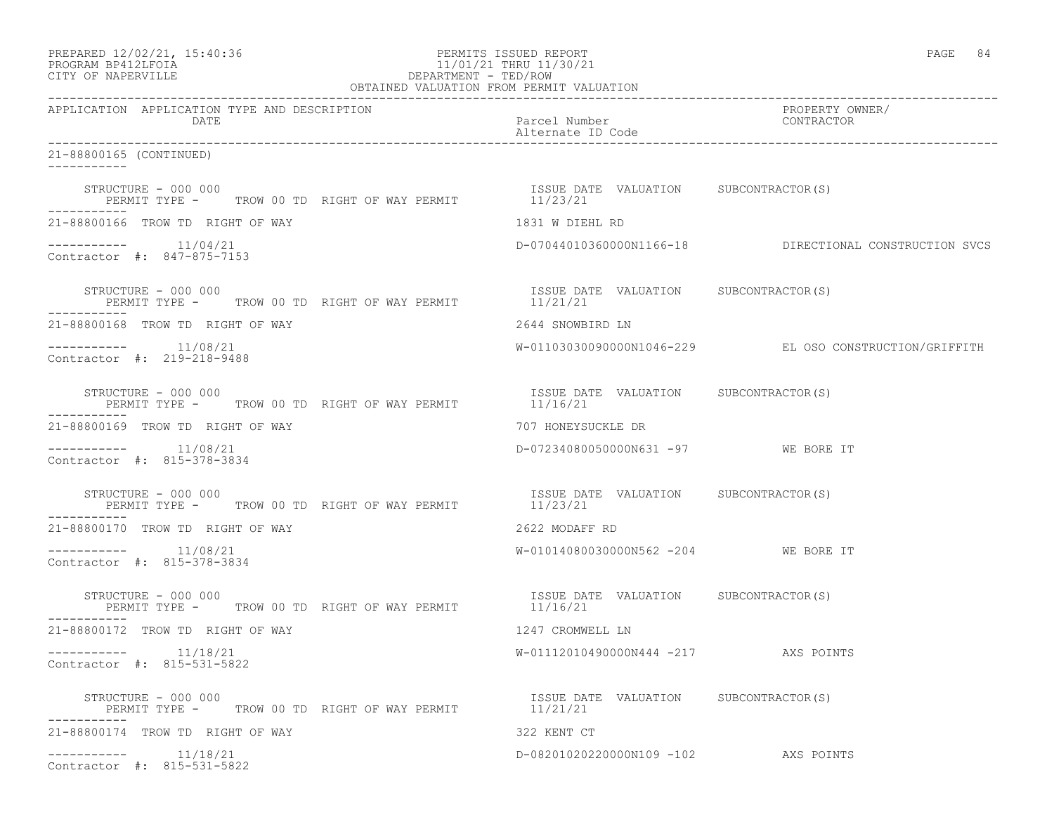OBTAINED VALUATION FROM PERMIT VALUATION

| APPLICATION | APPLICATION TYPE AND DESCRIPTION DATE | Parcel Number Alternate ID Code | PROPERTY OWNER/ CONTRACTOR |
|---|---|---|---|

21-88800165 (CONTINUED)

STRUCTURE - 000 000
PERMIT TYPE - TROW 00 TD RIGHT OF WAY PERMIT — ISSUE DATE 11/23/21 — VALUATION — SUBCONTRACTOR(S)

21-88800166 TROW TD RIGHT OF WAY — 1831 W DIEHL RD
11/04/21 — D-07044010360000N1166-18 — DIRECTIONAL CONSTRUCTION SVCS
Contractor #: 847-875-7153

STRUCTURE - 000 000
PERMIT TYPE - TROW 00 TD RIGHT OF WAY PERMIT — ISSUE DATE 11/21/21 — VALUATION — SUBCONTRACTOR(S)

21-88800168 TROW TD RIGHT OF WAY — 2644 SNOWBIRD LN
11/08/21 — W-01103030090000N1046-229 — EL OSO CONSTRUCTION/GRIFFITH
Contractor #: 219-218-9488

STRUCTURE - 000 000
PERMIT TYPE - TROW 00 TD RIGHT OF WAY PERMIT — ISSUE DATE 11/16/21 — VALUATION — SUBCONTRACTOR(S)

21-88800169 TROW TD RIGHT OF WAY — 707 HONEYSUCKLE DR
11/08/21 — D-07234080050000N631 -97 — WE BORE IT
Contractor #: 815-378-3834

STRUCTURE - 000 000
PERMIT TYPE - TROW 00 TD RIGHT OF WAY PERMIT — ISSUE DATE 11/23/21 — VALUATION — SUBCONTRACTOR(S)

21-88800170 TROW TD RIGHT OF WAY — 2622 MODAFF RD
11/08/21 — W-01014080030000N562 -204 — WE BORE IT
Contractor #: 815-378-3834

STRUCTURE - 000 000
PERMIT TYPE - TROW 00 TD RIGHT OF WAY PERMIT — ISSUE DATE 11/16/21 — VALUATION — SUBCONTRACTOR(S)

21-88800172 TROW TD RIGHT OF WAY — 1247 CROMWELL LN
11/18/21 — W-01112010490000N444 -217 — AXS POINTS
Contractor #: 815-531-5822

STRUCTURE - 000 000
PERMIT TYPE - TROW 00 TD RIGHT OF WAY PERMIT — ISSUE DATE 11/21/21 — VALUATION — SUBCONTRACTOR(S)

21-88800174 TROW TD RIGHT OF WAY — 322 KENT CT
11/18/21 — D-08201020220000N109 -102 — AXS POINTS
Contractor #: 815-531-5822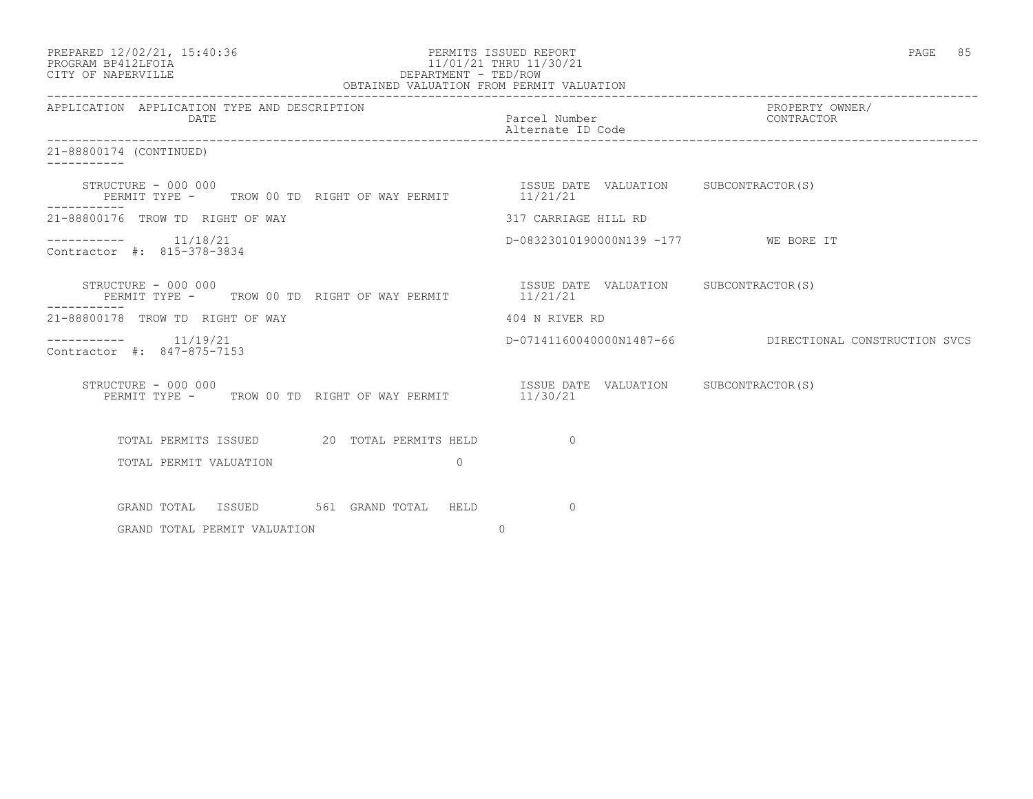PREPARED 12/02/21, 15:40:36
PROGRAM BP412LFOIA
CITY OF NAPERVILLE

PERMITS ISSUED REPORT
11/01/21 THRU 11/30/21
DEPARTMENT - TED/ROW
OBTAINED VALUATION FROM PERMIT VALUATION

```
APPLICATION  APPLICATION TYPE AND DESCRIPTION                                                        PROPERTY OWNER/
             DATE                                             Parcel Number                          CONTRACTOR
                                                              Alternate ID Code

21-88800174 (CONTINUED)
-----------

    STRUCTURE - 000 000                                       ISSUE DATE  VALUATION     SUBCONTRACTOR(S)
       PERMIT TYPE -     TROW 00 TD  RIGHT OF WAY PERMIT       11/21/21
-----------
21-88800176  TROW TD  RIGHT OF WAY                            317 CARRIAGE HILL RD

-----------      11/18/21                                     D-08323010190000N139 -177          WE BORE IT
Contractor  #:  815-378-3834

    STRUCTURE - 000 000                                       ISSUE DATE  VALUATION     SUBCONTRACTOR(S)
       PERMIT TYPE -     TROW 00 TD  RIGHT OF WAY PERMIT       11/21/21
-----------
21-88800178  TROW TD  RIGHT OF WAY                            404 N RIVER RD

-----------      11/19/21                                     D-07141160040000N1487-66           DIRECTIONAL CONSTRUCTION SVCS
Contractor  #:  847-875-7153

    STRUCTURE - 000 000                                       ISSUE DATE  VALUATION     SUBCONTRACTOR(S)
       PERMIT TYPE -     TROW 00 TD  RIGHT OF WAY PERMIT       11/30/21


        TOTAL PERMITS ISSUED         20  TOTAL PERMITS HELD            0

        TOTAL PERMIT VALUATION                          0


        GRAND TOTAL   ISSUED        561  GRAND TOTAL   HELD            0

        GRAND TOTAL PERMIT VALUATION                        0
```